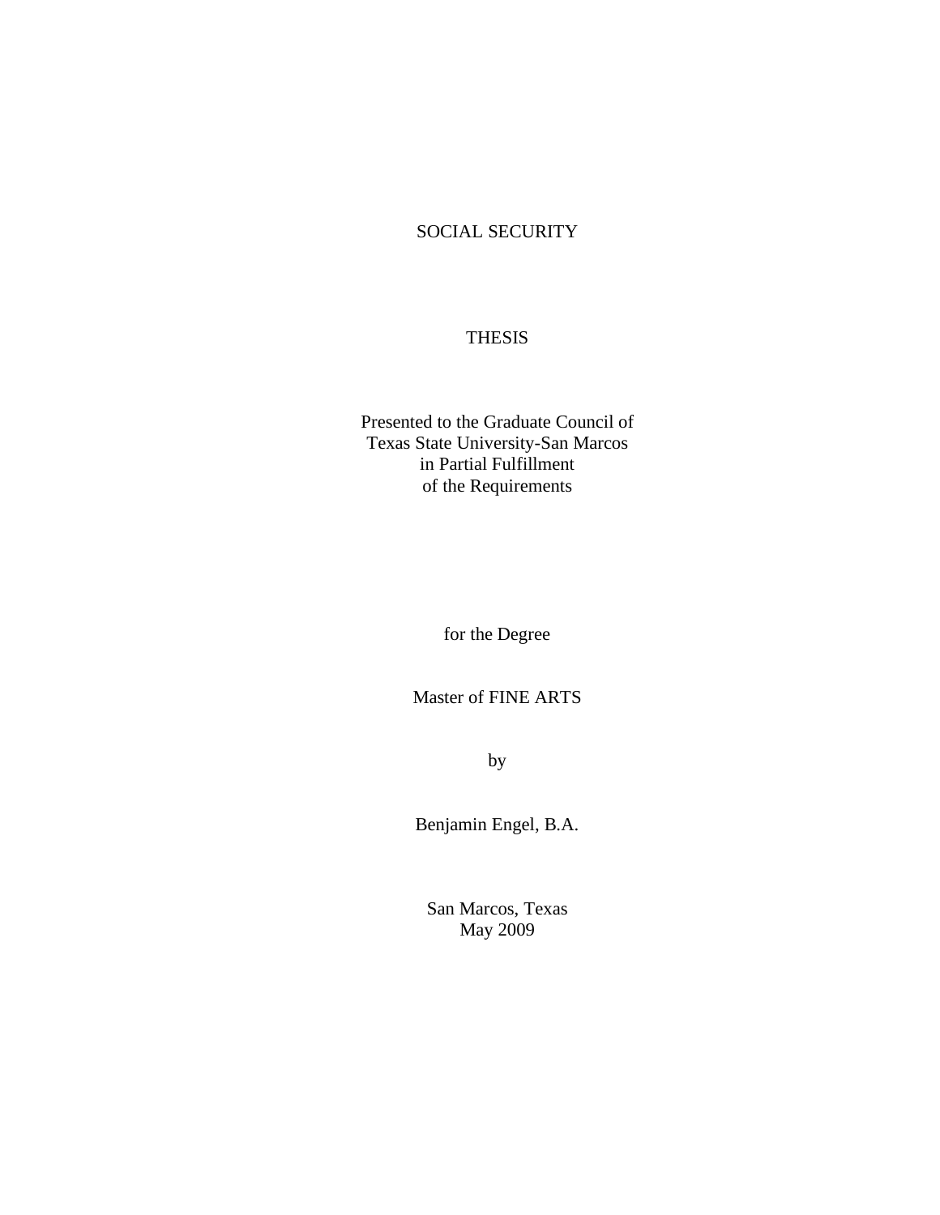# SOCIAL SECURITY

THESIS

Presented to the Graduate Council of
Texas State University-San Marcos
in Partial Fulfillment
of the Requirements

for the Degree

Master of FINE ARTS

by

Benjamin Engel, B.A.

San Marcos, Texas
May 2009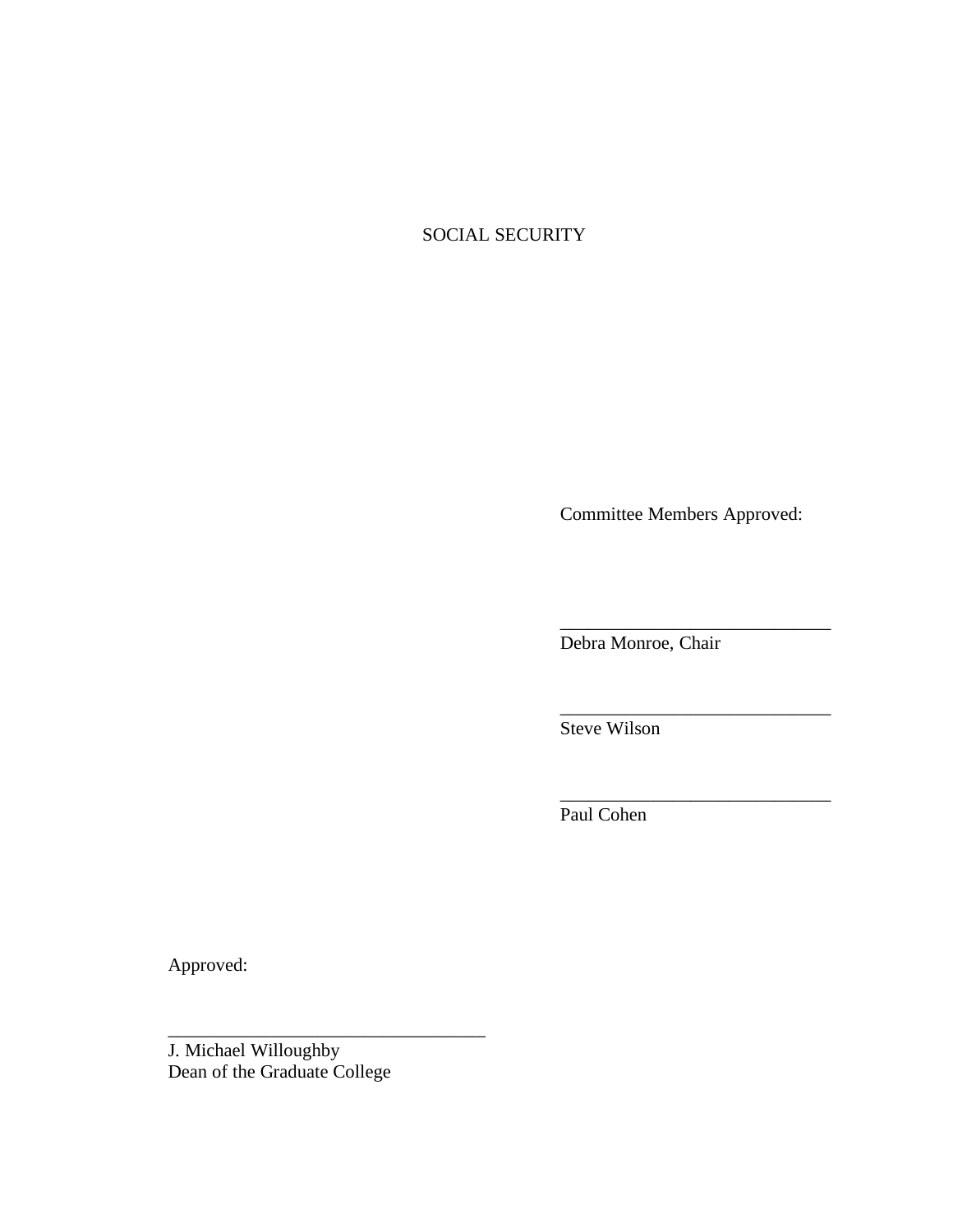SOCIAL SECURITY

Committee Members Approved:

______________________________
Debra Monroe, Chair

______________________________
Steve Wilson

______________________________
Paul Cohen

Approved:

___________________________________
J. Michael Willoughby
Dean of the Graduate College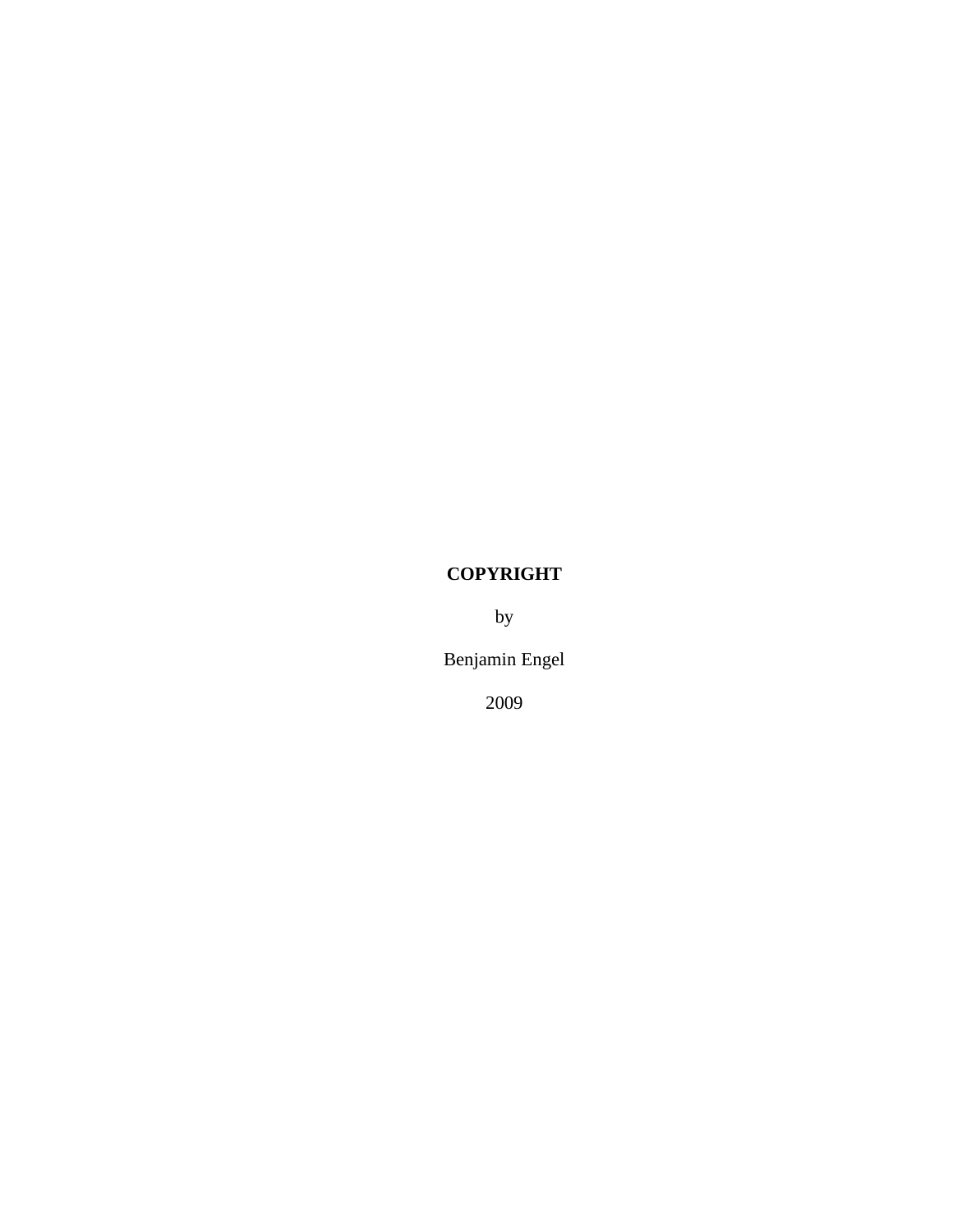**COPYRIGHT**

by

Benjamin Engel

2009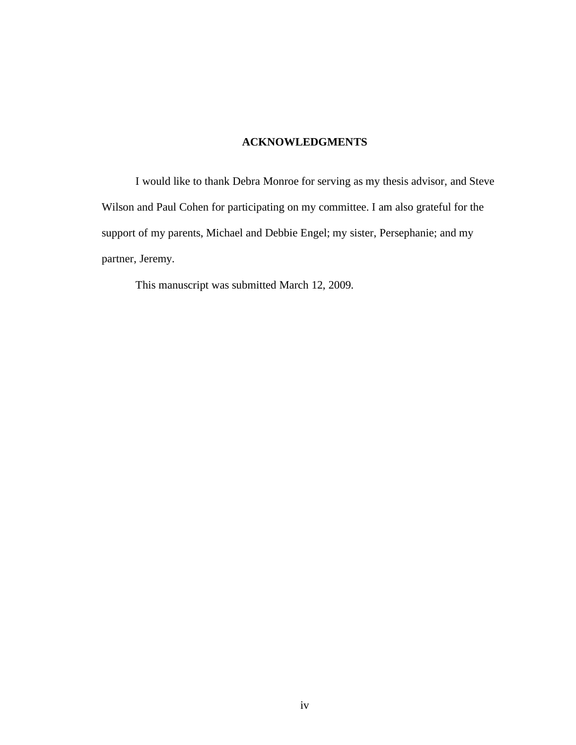# ACKNOWLEDGMENTS

I would like to thank Debra Monroe for serving as my thesis advisor, and Steve Wilson and Paul Cohen for participating on my committee. I am also grateful for the support of my parents, Michael and Debbie Engel; my sister, Persephanie; and my partner, Jeremy.

This manuscript was submitted March 12, 2009.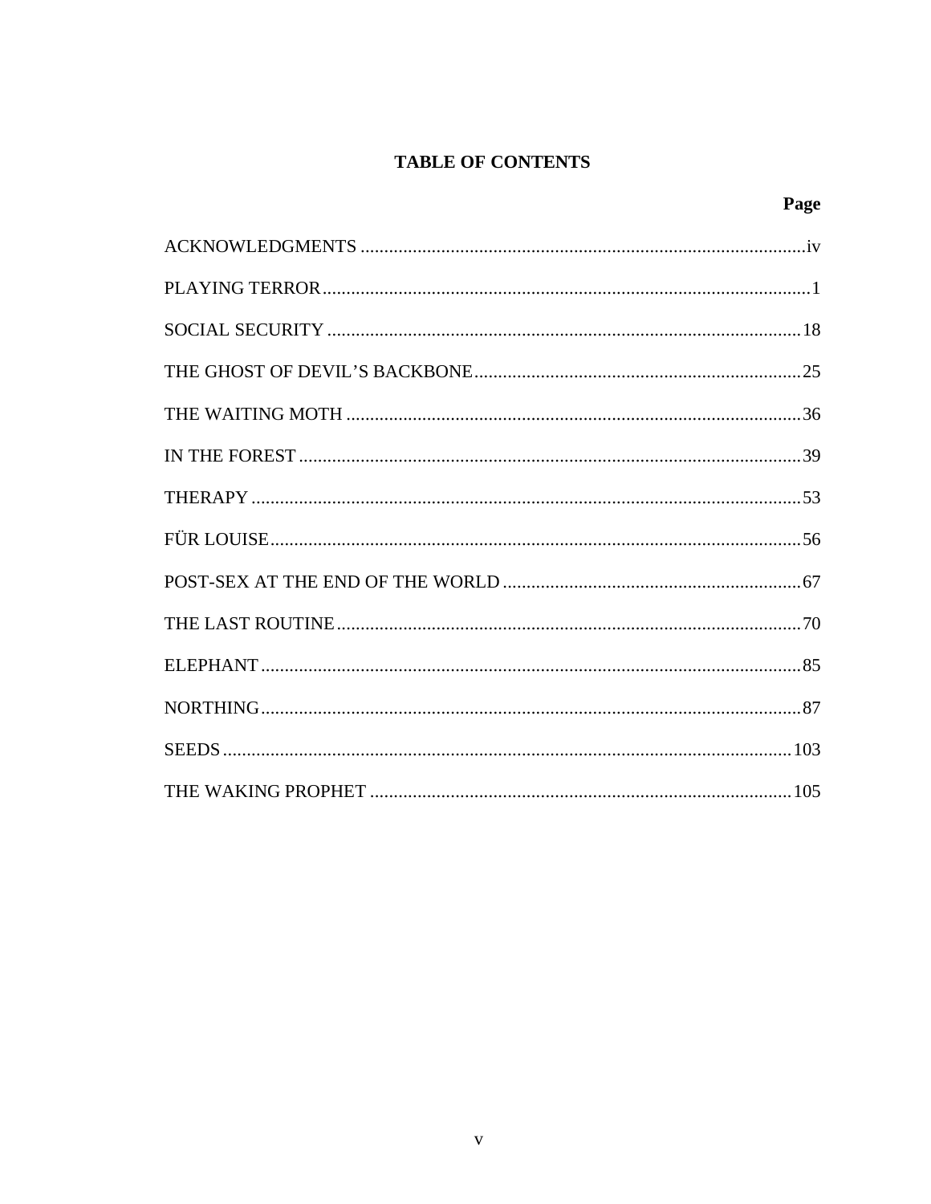# TABLE OF CONTENTS

| | Page |
|---|---|
| ACKNOWLEDGMENTS | iv |
| PLAYING TERROR | 1 |
| SOCIAL SECURITY | 18 |
| THE GHOST OF DEVIL'S BACKBONE | 25 |
| THE WAITING MOTH | 36 |
| IN THE FOREST | 39 |
| THERAPY | 53 |
| FÜR LOUISE | 56 |
| POST-SEX AT THE END OF THE WORLD | 67 |
| THE LAST ROUTINE | 70 |
| ELEPHANT | 85 |
| NORTHING | 87 |
| SEEDS | 103 |
| THE WAKING PROPHET | 105 |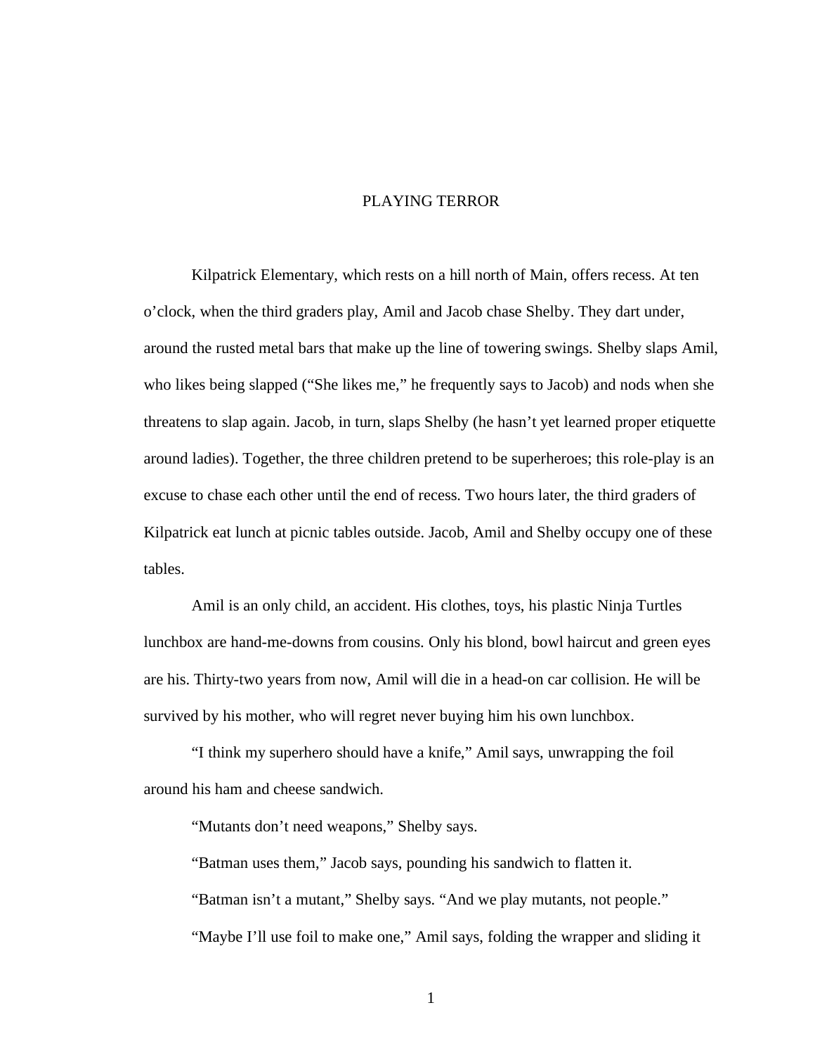# PLAYING TERROR

Kilpatrick Elementary, which rests on a hill north of Main, offers recess. At ten o'clock, when the third graders play, Amil and Jacob chase Shelby. They dart under, around the rusted metal bars that make up the line of towering swings. Shelby slaps Amil, who likes being slapped ("She likes me," he frequently says to Jacob) and nods when she threatens to slap again. Jacob, in turn, slaps Shelby (he hasn't yet learned proper etiquette around ladies). Together, the three children pretend to be superheroes; this role-play is an excuse to chase each other until the end of recess. Two hours later, the third graders of Kilpatrick eat lunch at picnic tables outside. Jacob, Amil and Shelby occupy one of these tables.

Amil is an only child, an accident. His clothes, toys, his plastic Ninja Turtles lunchbox are hand-me-downs from cousins. Only his blond, bowl haircut and green eyes are his. Thirty-two years from now, Amil will die in a head-on car collision. He will be survived by his mother, who will regret never buying him his own lunchbox.

"I think my superhero should have a knife," Amil says, unwrapping the foil around his ham and cheese sandwich.

"Mutants don't need weapons," Shelby says.

"Batman uses them," Jacob says, pounding his sandwich to flatten it.

"Batman isn't a mutant," Shelby says. "And we play mutants, not people."

"Maybe I'll use foil to make one," Amil says, folding the wrapper and sliding it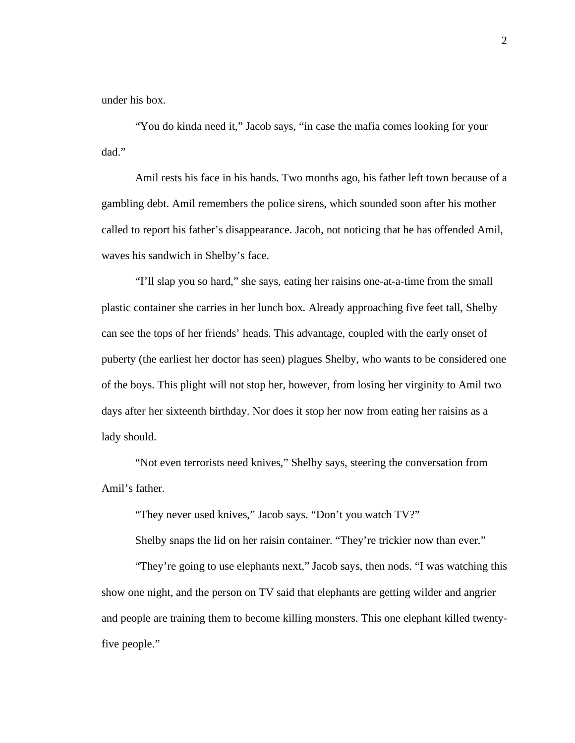under his box.

"You do kinda need it," Jacob says, "in case the mafia comes looking for your dad."

Amil rests his face in his hands. Two months ago, his father left town because of a gambling debt. Amil remembers the police sirens, which sounded soon after his mother called to report his father's disappearance. Jacob, not noticing that he has offended Amil, waves his sandwich in Shelby's face.

"I'll slap you so hard," she says, eating her raisins one-at-a-time from the small plastic container she carries in her lunch box. Already approaching five feet tall, Shelby can see the tops of her friends' heads. This advantage, coupled with the early onset of puberty (the earliest her doctor has seen) plagues Shelby, who wants to be considered one of the boys. This plight will not stop her, however, from losing her virginity to Amil two days after her sixteenth birthday. Nor does it stop her now from eating her raisins as a lady should.

"Not even terrorists need knives," Shelby says, steering the conversation from Amil's father.

"They never used knives," Jacob says. "Don't you watch TV?"

Shelby snaps the lid on her raisin container. "They're trickier now than ever."

"They're going to use elephants next," Jacob says, then nods. "I was watching this show one night, and the person on TV said that elephants are getting wilder and angrier and people are training them to become killing monsters. This one elephant killed twenty-five people."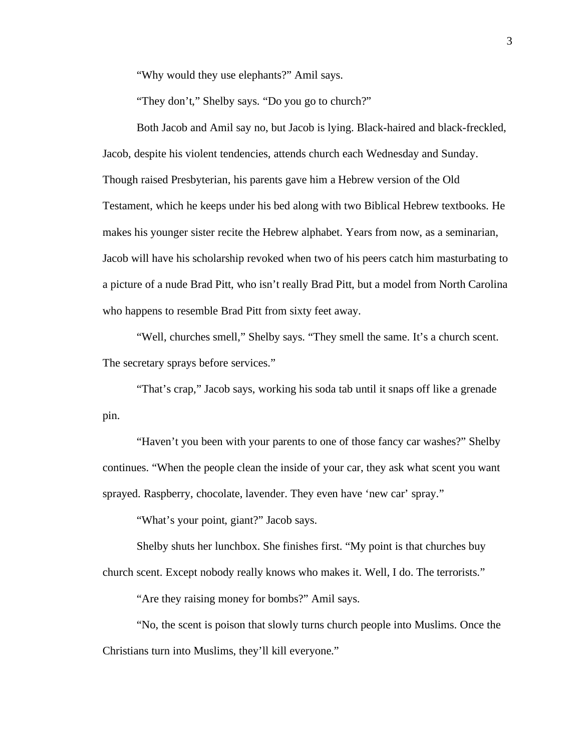"Why would they use elephants?" Amil says.

"They don't," Shelby says. "Do you go to church?"

Both Jacob and Amil say no, but Jacob is lying. Black-haired and black-freckled, Jacob, despite his violent tendencies, attends church each Wednesday and Sunday. Though raised Presbyterian, his parents gave him a Hebrew version of the Old Testament, which he keeps under his bed along with two Biblical Hebrew textbooks. He makes his younger sister recite the Hebrew alphabet. Years from now, as a seminarian, Jacob will have his scholarship revoked when two of his peers catch him masturbating to a picture of a nude Brad Pitt, who isn't really Brad Pitt, but a model from North Carolina who happens to resemble Brad Pitt from sixty feet away.

"Well, churches smell," Shelby says. "They smell the same. It's a church scent. The secretary sprays before services."

"That's crap," Jacob says, working his soda tab until it snaps off like a grenade pin.

"Haven't you been with your parents to one of those fancy car washes?" Shelby continues. "When the people clean the inside of your car, they ask what scent you want sprayed. Raspberry, chocolate, lavender. They even have 'new car' spray."

"What's your point, giant?" Jacob says.

Shelby shuts her lunchbox. She finishes first. "My point is that churches buy church scent. Except nobody really knows who makes it. Well, I do. The terrorists."

"Are they raising money for bombs?" Amil says.

"No, the scent is poison that slowly turns church people into Muslims. Once the Christians turn into Muslims, they'll kill everyone."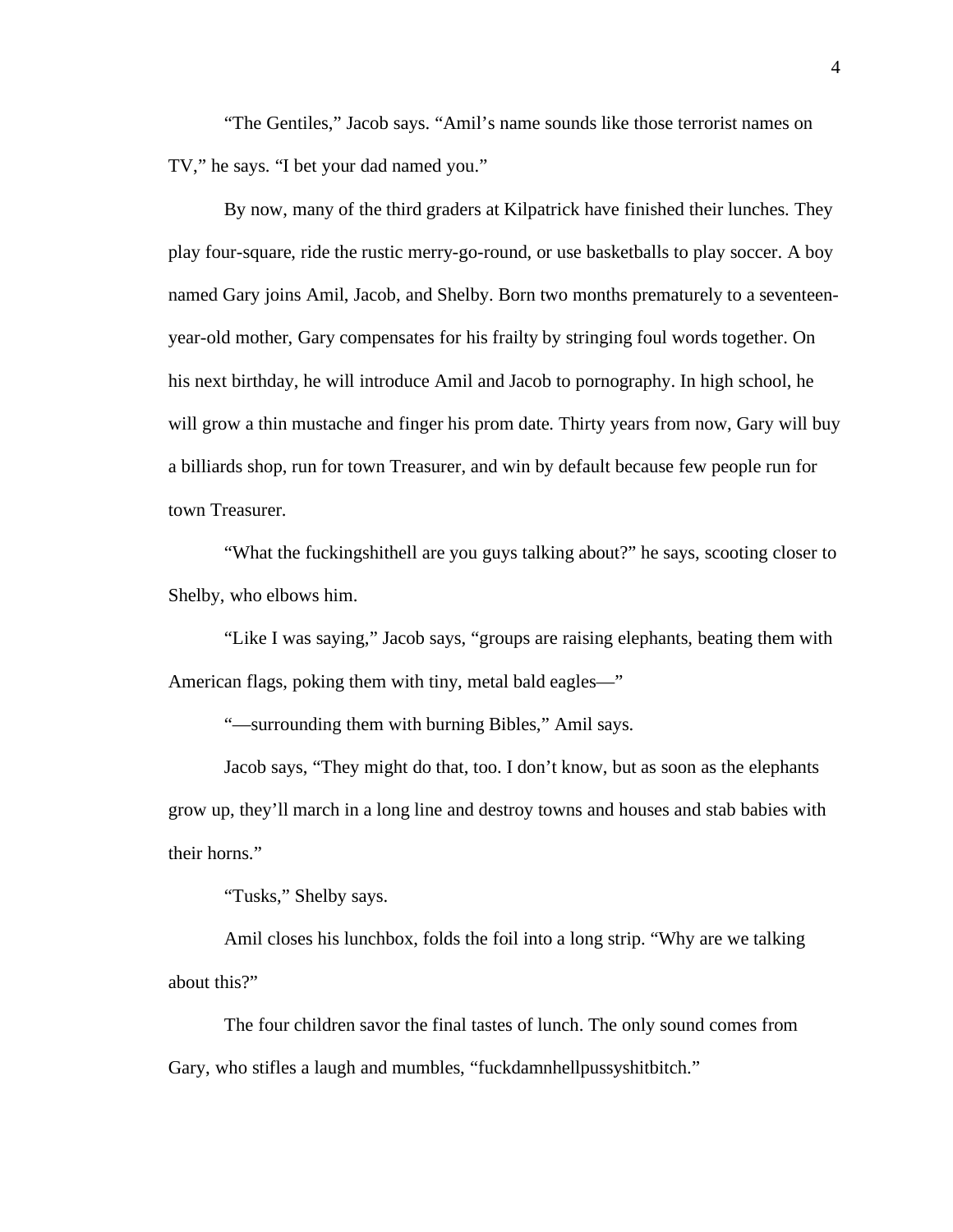"The Gentiles," Jacob says. "Amil's name sounds like those terrorist names on TV," he says. "I bet your dad named you."

By now, many of the third graders at Kilpatrick have finished their lunches. They play four-square, ride the rustic merry-go-round, or use basketballs to play soccer. A boy named Gary joins Amil, Jacob, and Shelby. Born two months prematurely to a seventeen-year-old mother, Gary compensates for his frailty by stringing foul words together. On his next birthday, he will introduce Amil and Jacob to pornography. In high school, he will grow a thin mustache and finger his prom date. Thirty years from now, Gary will buy a billiards shop, run for town Treasurer, and win by default because few people run for town Treasurer.

"What the fuckingshithell are you guys talking about?" he says, scooting closer to Shelby, who elbows him.

"Like I was saying," Jacob says, "groups are raising elephants, beating them with American flags, poking them with tiny, metal bald eagles—"

"—surrounding them with burning Bibles," Amil says.

Jacob says, "They might do that, too. I don't know, but as soon as the elephants grow up, they'll march in a long line and destroy towns and houses and stab babies with their horns."

"Tusks," Shelby says.

Amil closes his lunchbox, folds the foil into a long strip. "Why are we talking about this?"

The four children savor the final tastes of lunch. The only sound comes from Gary, who stifles a laugh and mumbles, "fuckdamnhellpussyshitbitch."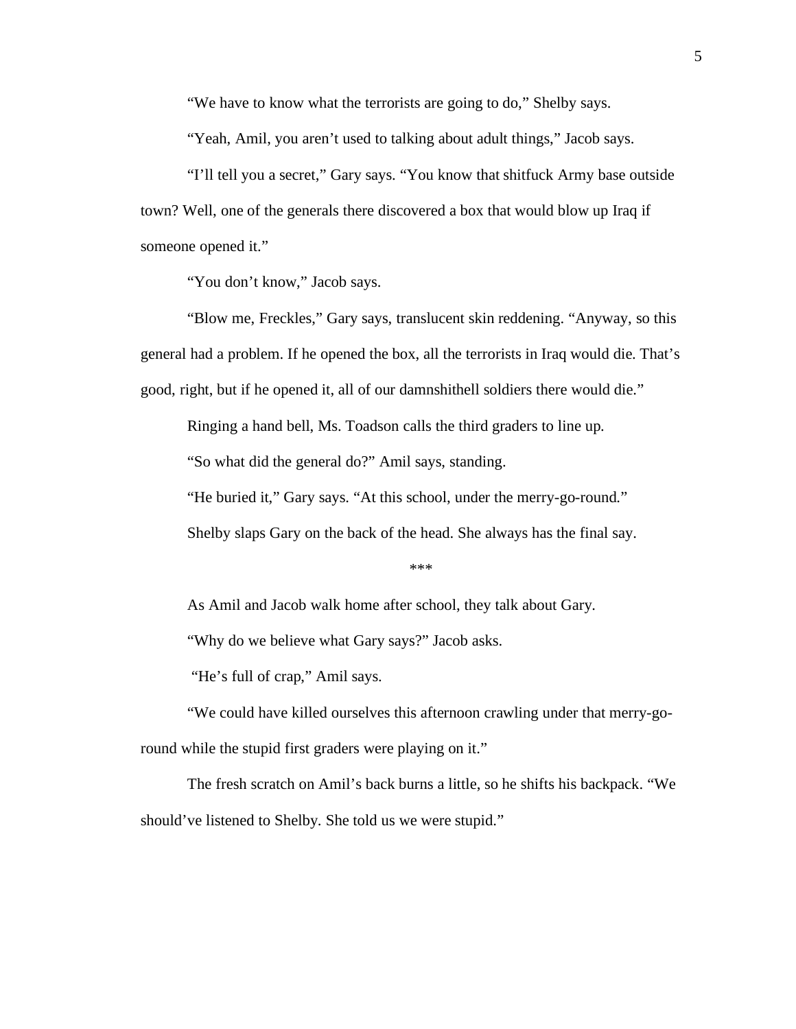"We have to know what the terrorists are going to do," Shelby says.

"Yeah, Amil, you aren't used to talking about adult things," Jacob says.

"I'll tell you a secret," Gary says. "You know that shitfuck Army base outside town? Well, one of the generals there discovered a box that would blow up Iraq if someone opened it."

"You don't know," Jacob says.

"Blow me, Freckles," Gary says, translucent skin reddening. "Anyway, so this general had a problem. If he opened the box, all the terrorists in Iraq would die. That's good, right, but if he opened it, all of our damnshithell soldiers there would die."

Ringing a hand bell, Ms. Toadson calls the third graders to line up.

"So what did the general do?" Amil says, standing.

"He buried it," Gary says. "At this school, under the merry-go-round."

Shelby slaps Gary on the back of the head. She always has the final say.

***

As Amil and Jacob walk home after school, they talk about Gary.

"Why do we believe what Gary says?" Jacob asks.

"He's full of crap," Amil says.

"We could have killed ourselves this afternoon crawling under that merry-go-round while the stupid first graders were playing on it."

The fresh scratch on Amil's back burns a little, so he shifts his backpack. "We should've listened to Shelby. She told us we were stupid."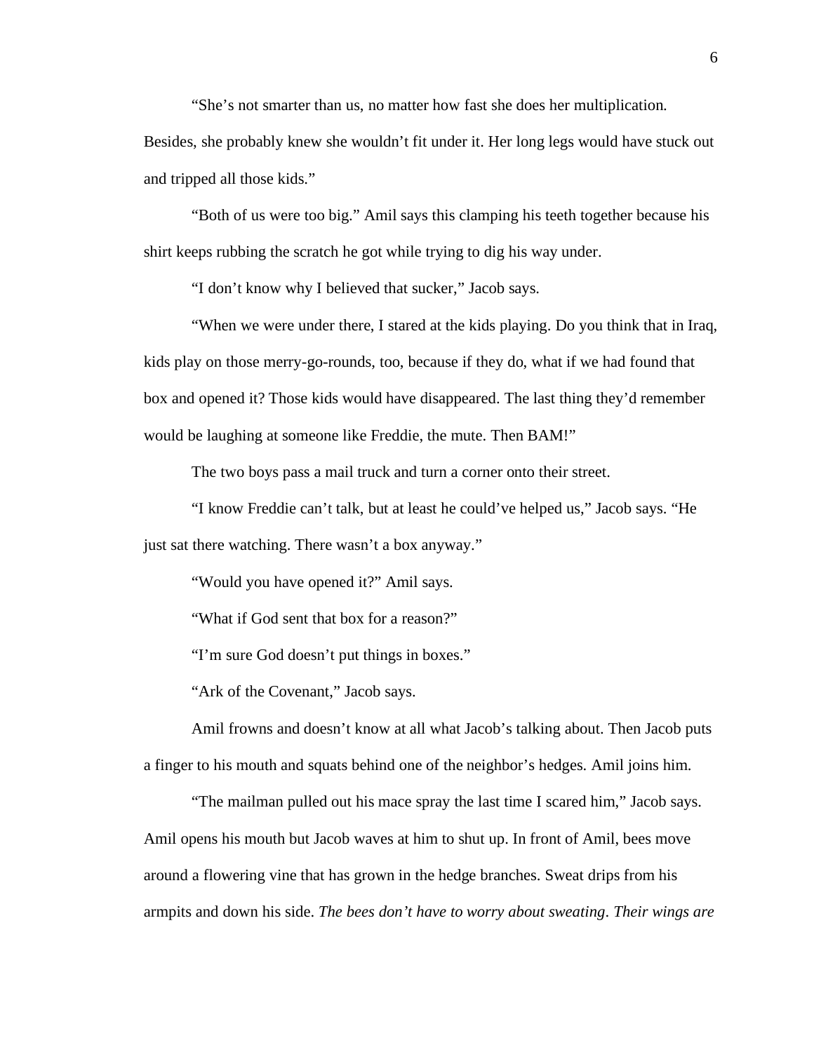"She's not smarter than us, no matter how fast she does her multiplication. Besides, she probably knew she wouldn't fit under it. Her long legs would have stuck out and tripped all those kids."

"Both of us were too big." Amil says this clamping his teeth together because his shirt keeps rubbing the scratch he got while trying to dig his way under.

"I don't know why I believed that sucker," Jacob says.

"When we were under there, I stared at the kids playing. Do you think that in Iraq, kids play on those merry-go-rounds, too, because if they do, what if we had found that box and opened it? Those kids would have disappeared. The last thing they'd remember would be laughing at someone like Freddie, the mute. Then BAM!"

The two boys pass a mail truck and turn a corner onto their street.

"I know Freddie can't talk, but at least he could've helped us," Jacob says. "He just sat there watching. There wasn't a box anyway."

"Would you have opened it?" Amil says.

"What if God sent that box for a reason?"

"I'm sure God doesn't put things in boxes."

"Ark of the Covenant," Jacob says.

Amil frowns and doesn't know at all what Jacob's talking about. Then Jacob puts a finger to his mouth and squats behind one of the neighbor's hedges. Amil joins him.

"The mailman pulled out his mace spray the last time I scared him," Jacob says. Amil opens his mouth but Jacob waves at him to shut up. In front of Amil, bees move around a flowering vine that has grown in the hedge branches. Sweat drips from his armpits and down his side. *The bees don't have to worry about sweating*. *Their wings are*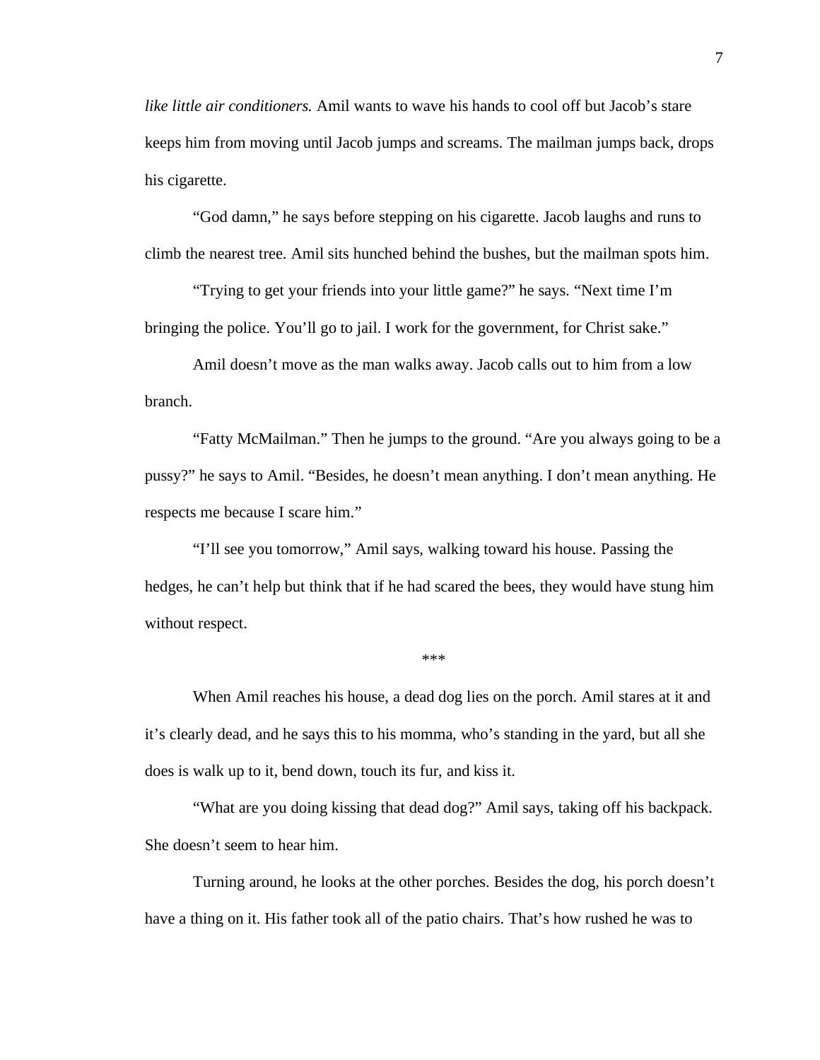*like little air conditioners.* Amil wants to wave his hands to cool off but Jacob's stare keeps him from moving until Jacob jumps and screams. The mailman jumps back, drops his cigarette.

"God damn," he says before stepping on his cigarette. Jacob laughs and runs to climb the nearest tree. Amil sits hunched behind the bushes, but the mailman spots him.

"Trying to get your friends into your little game?" he says. "Next time I'm bringing the police. You'll go to jail. I work for the government, for Christ sake."

Amil doesn't move as the man walks away. Jacob calls out to him from a low branch.

"Fatty McMailman." Then he jumps to the ground. "Are you always going to be a pussy?" he says to Amil. "Besides, he doesn't mean anything. I don't mean anything. He respects me because I scare him."

"I'll see you tomorrow," Amil says, walking toward his house. Passing the hedges, he can't help but think that if he had scared the bees, they would have stung him without respect.

***

When Amil reaches his house, a dead dog lies on the porch. Amil stares at it and it's clearly dead, and he says this to his momma, who's standing in the yard, but all she does is walk up to it, bend down, touch its fur, and kiss it.

"What are you doing kissing that dead dog?" Amil says, taking off his backpack. She doesn't seem to hear him.

Turning around, he looks at the other porches. Besides the dog, his porch doesn't have a thing on it. His father took all of the patio chairs. That's how rushed he was to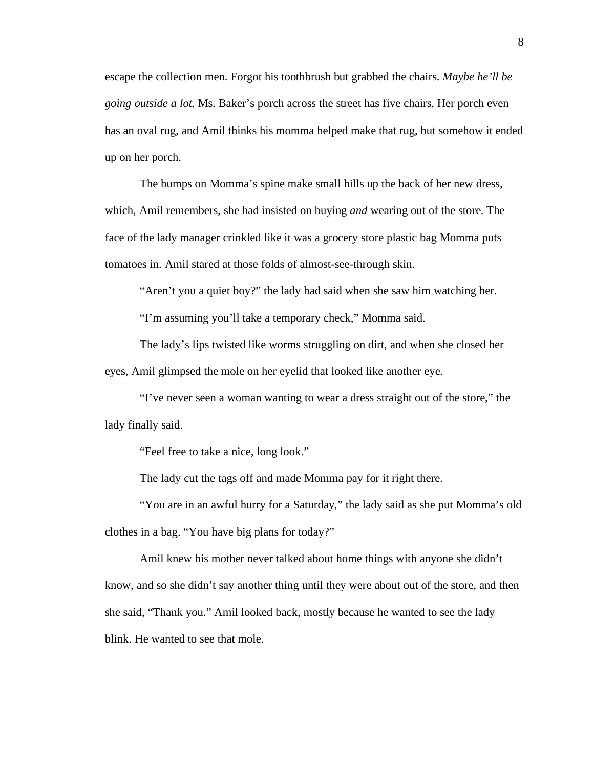escape the collection men. Forgot his toothbrush but grabbed the chairs. *Maybe he'll be going outside a lot.* Ms. Baker's porch across the street has five chairs. Her porch even has an oval rug, and Amil thinks his momma helped make that rug, but somehow it ended up on her porch.

The bumps on Momma's spine make small hills up the back of her new dress, which, Amil remembers, she had insisted on buying *and* wearing out of the store. The face of the lady manager crinkled like it was a grocery store plastic bag Momma puts tomatoes in. Amil stared at those folds of almost-see-through skin.

"Aren't you a quiet boy?" the lady had said when she saw him watching her.

"I'm assuming you'll take a temporary check," Momma said.

The lady's lips twisted like worms struggling on dirt, and when she closed her eyes, Amil glimpsed the mole on her eyelid that looked like another eye.

"I've never seen a woman wanting to wear a dress straight out of the store," the lady finally said.

"Feel free to take a nice, long look."

The lady cut the tags off and made Momma pay for it right there.

"You are in an awful hurry for a Saturday," the lady said as she put Momma's old clothes in a bag. "You have big plans for today?"

Amil knew his mother never talked about home things with anyone she didn't know, and so she didn't say another thing until they were about out of the store, and then she said, "Thank you." Amil looked back, mostly because he wanted to see the lady blink. He wanted to see that mole.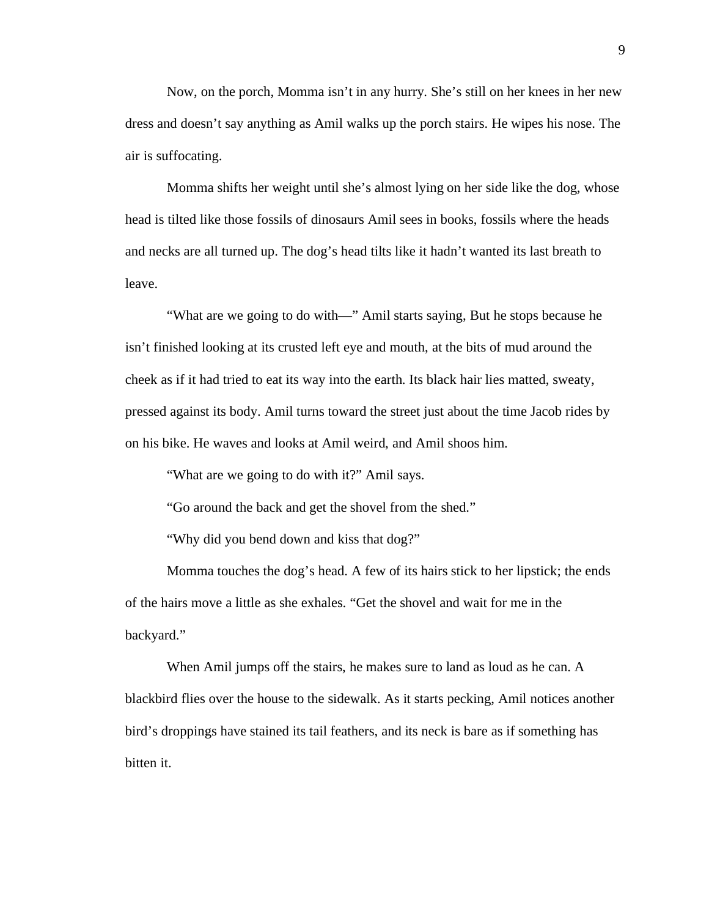Now, on the porch, Momma isn't in any hurry. She's still on her knees in her new dress and doesn't say anything as Amil walks up the porch stairs. He wipes his nose. The air is suffocating.

Momma shifts her weight until she's almost lying on her side like the dog, whose head is tilted like those fossils of dinosaurs Amil sees in books, fossils where the heads and necks are all turned up. The dog's head tilts like it hadn't wanted its last breath to leave.

"What are we going to do with—" Amil starts saying, But he stops because he isn't finished looking at its crusted left eye and mouth, at the bits of mud around the cheek as if it had tried to eat its way into the earth. Its black hair lies matted, sweaty, pressed against its body. Amil turns toward the street just about the time Jacob rides by on his bike. He waves and looks at Amil weird, and Amil shoos him.

"What are we going to do with it?" Amil says.

"Go around the back and get the shovel from the shed."

"Why did you bend down and kiss that dog?"

Momma touches the dog's head. A few of its hairs stick to her lipstick; the ends of the hairs move a little as she exhales. "Get the shovel and wait for me in the backyard."

When Amil jumps off the stairs, he makes sure to land as loud as he can. A blackbird flies over the house to the sidewalk. As it starts pecking, Amil notices another bird's droppings have stained its tail feathers, and its neck is bare as if something has bitten it.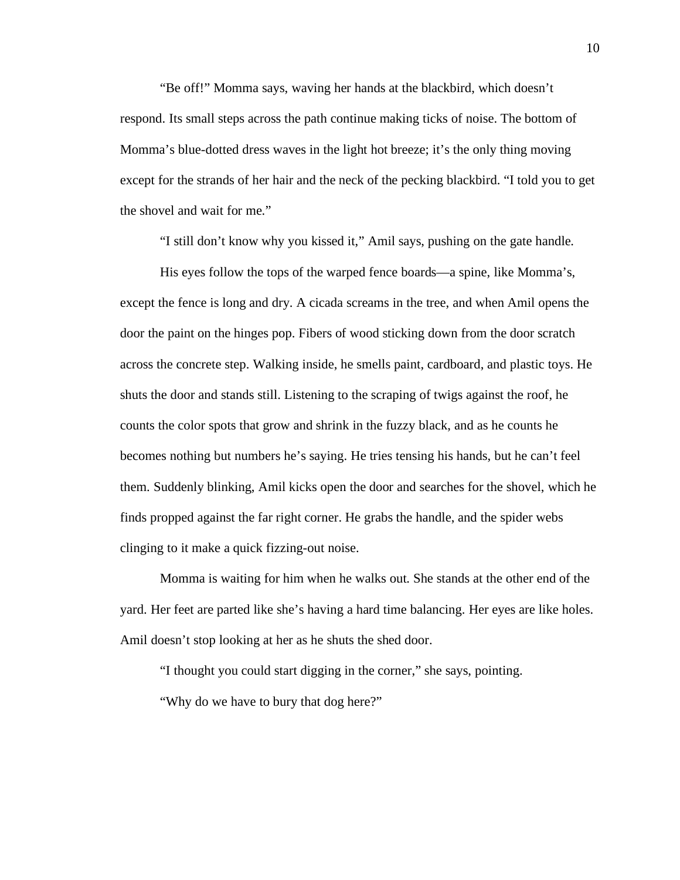"Be off!" Momma says, waving her hands at the blackbird, which doesn't respond. Its small steps across the path continue making ticks of noise. The bottom of Momma's blue-dotted dress waves in the light hot breeze; it's the only thing moving except for the strands of her hair and the neck of the pecking blackbird. "I told you to get the shovel and wait for me."

"I still don't know why you kissed it," Amil says, pushing on the gate handle.

His eyes follow the tops of the warped fence boards—a spine, like Momma's, except the fence is long and dry. A cicada screams in the tree, and when Amil opens the door the paint on the hinges pop. Fibers of wood sticking down from the door scratch across the concrete step. Walking inside, he smells paint, cardboard, and plastic toys. He shuts the door and stands still. Listening to the scraping of twigs against the roof, he counts the color spots that grow and shrink in the fuzzy black, and as he counts he becomes nothing but numbers he's saying. He tries tensing his hands, but he can't feel them. Suddenly blinking, Amil kicks open the door and searches for the shovel, which he finds propped against the far right corner. He grabs the handle, and the spider webs clinging to it make a quick fizzing-out noise.

Momma is waiting for him when he walks out. She stands at the other end of the yard. Her feet are parted like she's having a hard time balancing. Her eyes are like holes. Amil doesn't stop looking at her as he shuts the shed door.

"I thought you could start digging in the corner," she says, pointing.

"Why do we have to bury that dog here?"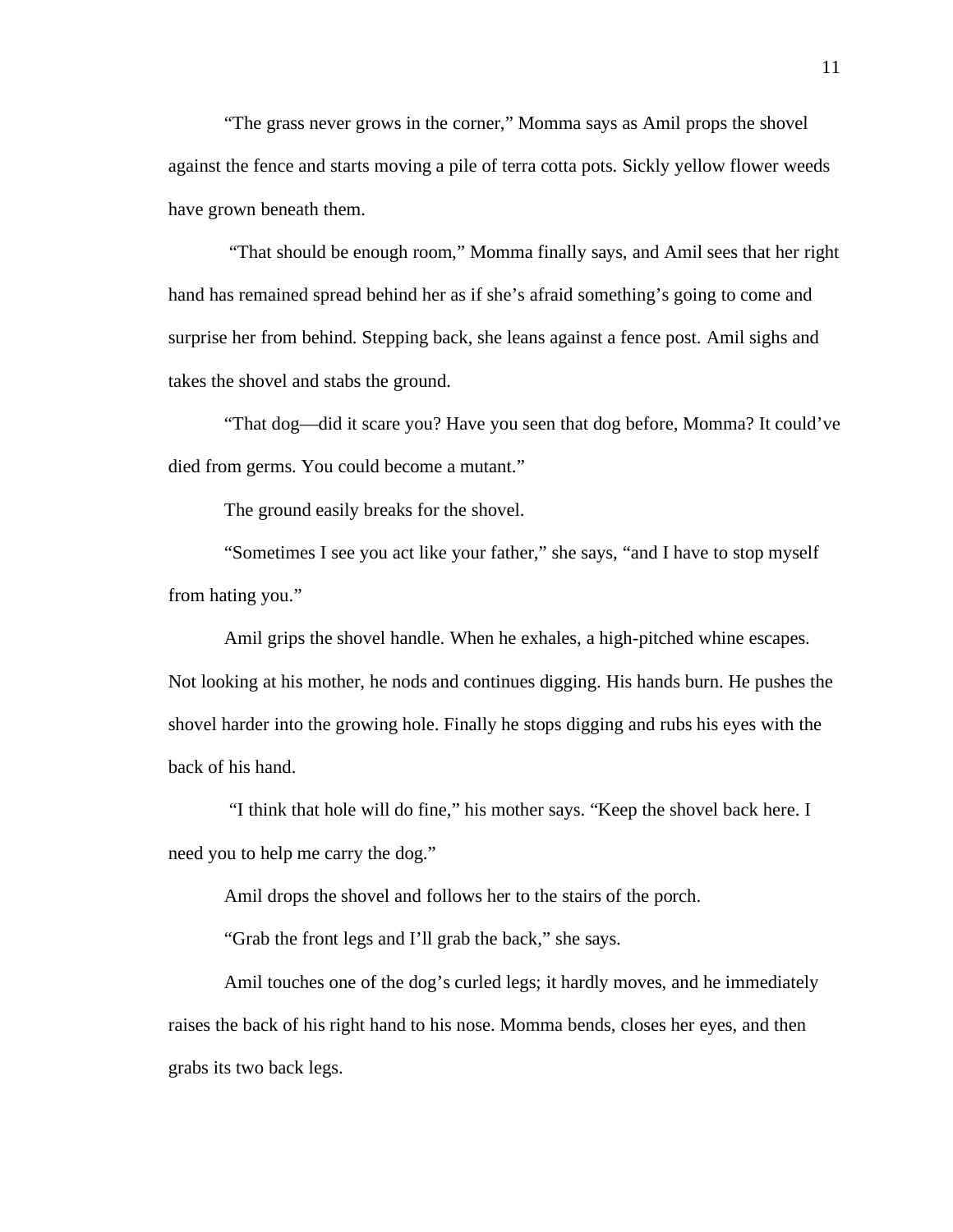"The grass never grows in the corner," Momma says as Amil props the shovel against the fence and starts moving a pile of terra cotta pots. Sickly yellow flower weeds have grown beneath them.

"That should be enough room," Momma finally says, and Amil sees that her right hand has remained spread behind her as if she's afraid something's going to come and surprise her from behind. Stepping back, she leans against a fence post. Amil sighs and takes the shovel and stabs the ground.

"That dog—did it scare you? Have you seen that dog before, Momma? It could've died from germs. You could become a mutant."

The ground easily breaks for the shovel.

"Sometimes I see you act like your father," she says, "and I have to stop myself from hating you."

Amil grips the shovel handle. When he exhales, a high-pitched whine escapes. Not looking at his mother, he nods and continues digging. His hands burn. He pushes the shovel harder into the growing hole. Finally he stops digging and rubs his eyes with the back of his hand.

"I think that hole will do fine," his mother says. "Keep the shovel back here. I need you to help me carry the dog."

Amil drops the shovel and follows her to the stairs of the porch.

"Grab the front legs and I'll grab the back," she says.

Amil touches one of the dog's curled legs; it hardly moves, and he immediately raises the back of his right hand to his nose. Momma bends, closes her eyes, and then grabs its two back legs.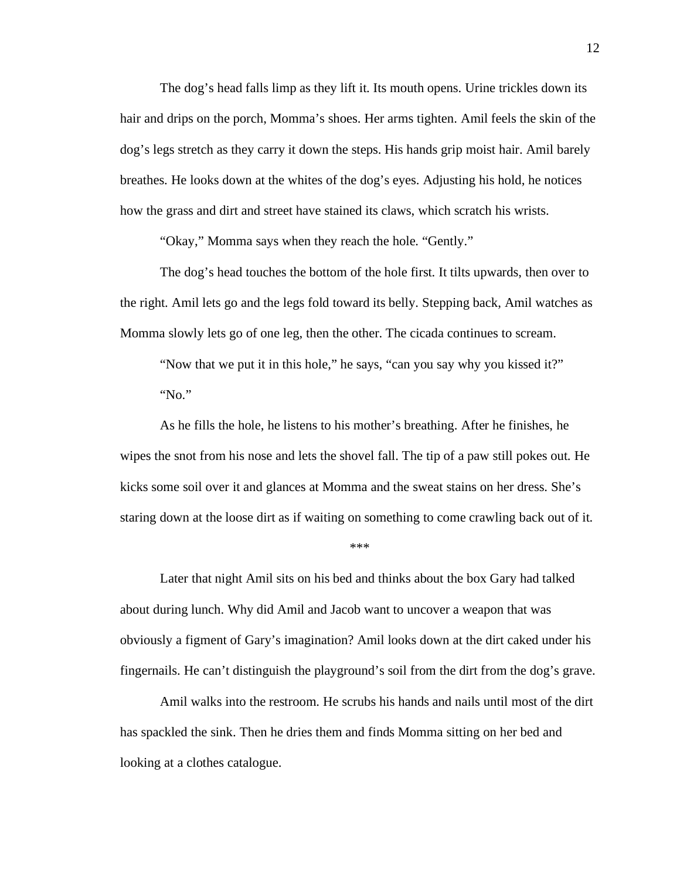The dog's head falls limp as they lift it. Its mouth opens. Urine trickles down its hair and drips on the porch, Momma's shoes. Her arms tighten. Amil feels the skin of the dog's legs stretch as they carry it down the steps. His hands grip moist hair. Amil barely breathes. He looks down at the whites of the dog's eyes. Adjusting his hold, he notices how the grass and dirt and street have stained its claws, which scratch his wrists.

"Okay," Momma says when they reach the hole. "Gently."

The dog's head touches the bottom of the hole first. It tilts upwards, then over to the right. Amil lets go and the legs fold toward its belly. Stepping back, Amil watches as Momma slowly lets go of one leg, then the other. The cicada continues to scream.

"Now that we put it in this hole," he says, "can you say why you kissed it?"

"No."

As he fills the hole, he listens to his mother's breathing. After he finishes, he wipes the snot from his nose and lets the shovel fall. The tip of a paw still pokes out. He kicks some soil over it and glances at Momma and the sweat stains on her dress. She's staring down at the loose dirt as if waiting on something to come crawling back out of it.

***

Later that night Amil sits on his bed and thinks about the box Gary had talked about during lunch. Why did Amil and Jacob want to uncover a weapon that was obviously a figment of Gary's imagination? Amil looks down at the dirt caked under his fingernails. He can't distinguish the playground's soil from the dirt from the dog's grave.

Amil walks into the restroom. He scrubs his hands and nails until most of the dirt has spackled the sink. Then he dries them and finds Momma sitting on her bed and looking at a clothes catalogue.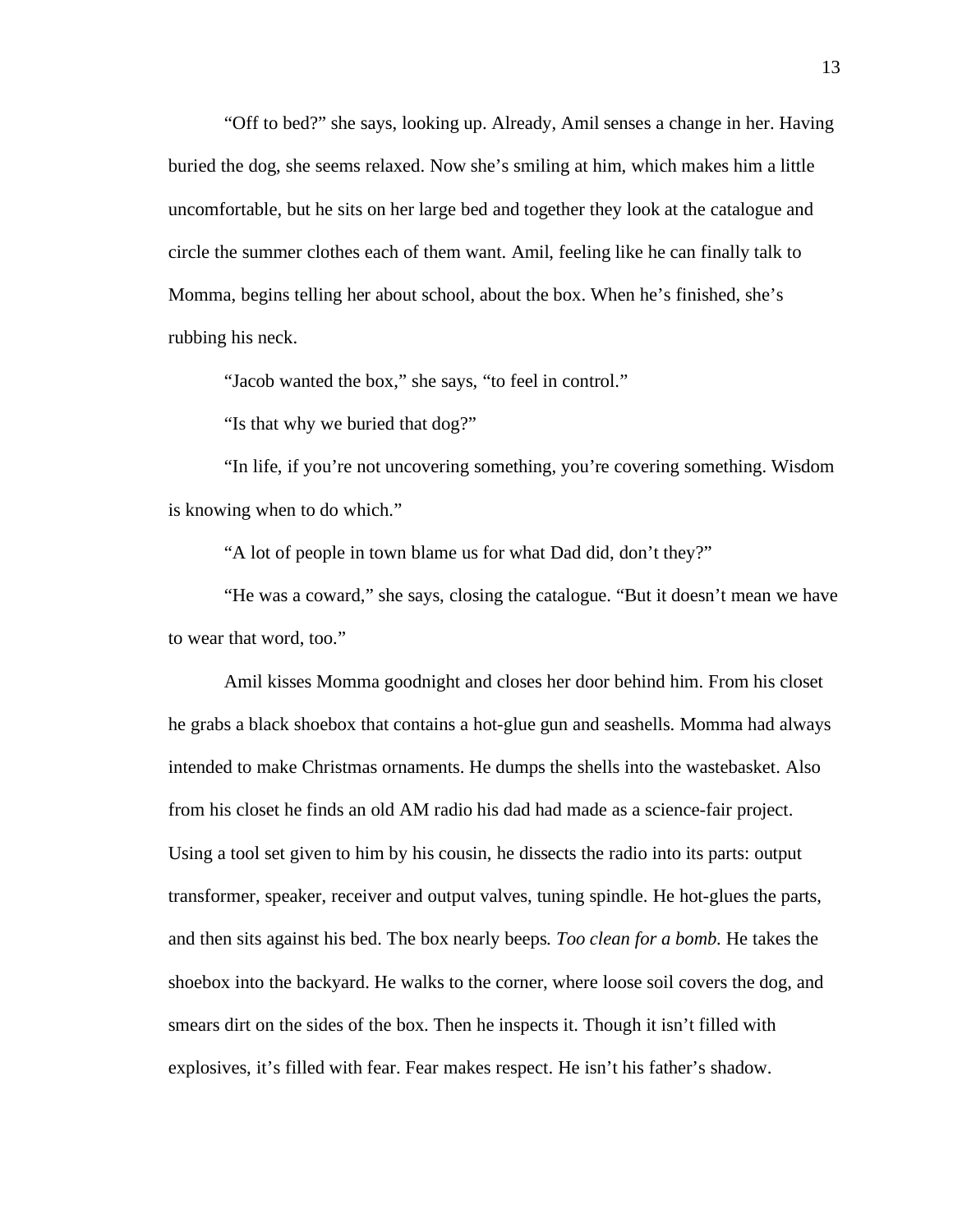"Off to bed?" she says, looking up. Already, Amil senses a change in her. Having buried the dog, she seems relaxed. Now she's smiling at him, which makes him a little uncomfortable, but he sits on her large bed and together they look at the catalogue and circle the summer clothes each of them want. Amil, feeling like he can finally talk to Momma, begins telling her about school, about the box. When he's finished, she's rubbing his neck.

"Jacob wanted the box," she says, "to feel in control."

"Is that why we buried that dog?"

"In life, if you're not uncovering something, you're covering something. Wisdom is knowing when to do which."

"A lot of people in town blame us for what Dad did, don't they?"

"He was a coward," she says, closing the catalogue. "But it doesn't mean we have to wear that word, too."

Amil kisses Momma goodnight and closes her door behind him. From his closet he grabs a black shoebox that contains a hot-glue gun and seashells. Momma had always intended to make Christmas ornaments. He dumps the shells into the wastebasket. Also from his closet he finds an old AM radio his dad had made as a science-fair project. Using a tool set given to him by his cousin, he dissects the radio into its parts: output transformer, speaker, receiver and output valves, tuning spindle. He hot-glues the parts, and then sits against his bed. The box nearly beeps. *Too clean for a bomb.* He takes the shoebox into the backyard. He walks to the corner, where loose soil covers the dog, and smears dirt on the sides of the box. Then he inspects it. Though it isn't filled with explosives, it's filled with fear. Fear makes respect. He isn't his father's shadow.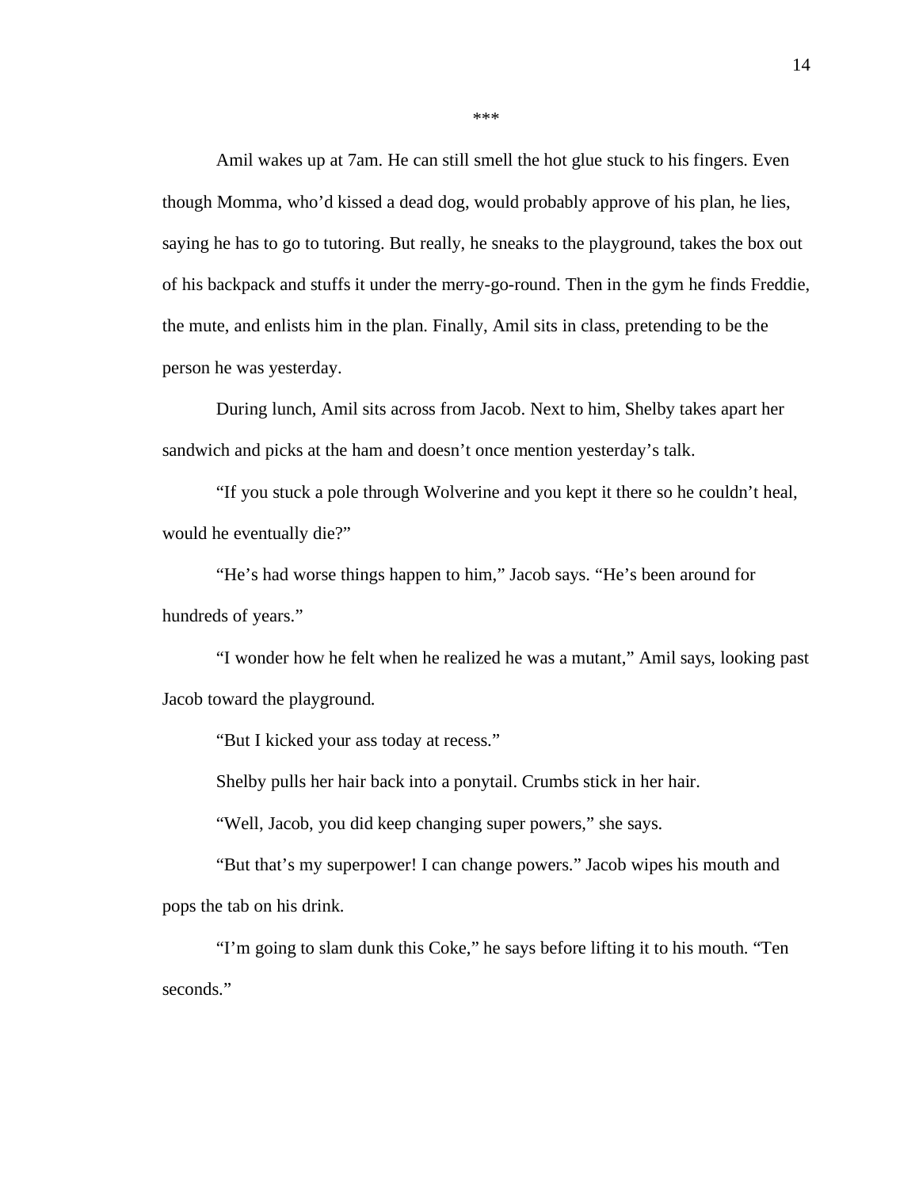***

Amil wakes up at 7am. He can still smell the hot glue stuck to his fingers. Even though Momma, who'd kissed a dead dog, would probably approve of his plan, he lies, saying he has to go to tutoring. But really, he sneaks to the playground, takes the box out of his backpack and stuffs it under the merry-go-round. Then in the gym he finds Freddie, the mute, and enlists him in the plan. Finally, Amil sits in class, pretending to be the person he was yesterday.

During lunch, Amil sits across from Jacob. Next to him, Shelby takes apart her sandwich and picks at the ham and doesn't once mention yesterday's talk.

"If you stuck a pole through Wolverine and you kept it there so he couldn't heal, would he eventually die?"

"He's had worse things happen to him," Jacob says. "He's been around for hundreds of years."

"I wonder how he felt when he realized he was a mutant," Amil says, looking past Jacob toward the playground.

"But I kicked your ass today at recess."

Shelby pulls her hair back into a ponytail. Crumbs stick in her hair.

"Well, Jacob, you did keep changing super powers," she says.

"But that's my superpower! I can change powers." Jacob wipes his mouth and pops the tab on his drink.

"I'm going to slam dunk this Coke," he says before lifting it to his mouth. "Ten seconds."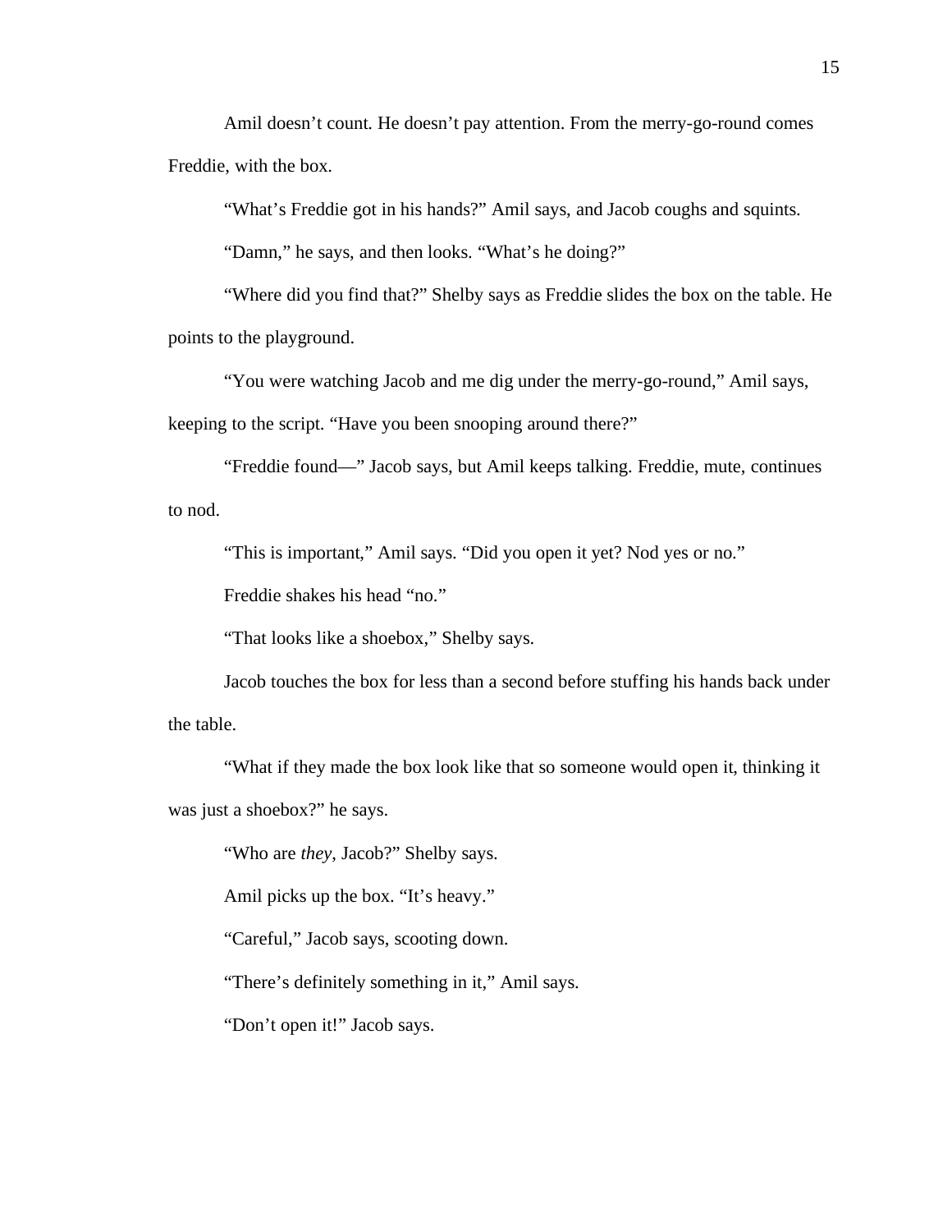Amil doesn't count. He doesn't pay attention. From the merry-go-round comes Freddie, with the box.

"What's Freddie got in his hands?" Amil says, and Jacob coughs and squints.

"Damn," he says, and then looks. "What's he doing?"

"Where did you find that?" Shelby says as Freddie slides the box on the table. He points to the playground.

"You were watching Jacob and me dig under the merry-go-round," Amil says, keeping to the script. "Have you been snooping around there?"

"Freddie found—" Jacob says, but Amil keeps talking. Freddie, mute, continues to nod.

"This is important," Amil says. "Did you open it yet? Nod yes or no."

Freddie shakes his head "no."

"That looks like a shoebox," Shelby says.

Jacob touches the box for less than a second before stuffing his hands back under the table.

"What if they made the box look like that so someone would open it, thinking it was just a shoebox?" he says.

"Who are *they*, Jacob?" Shelby says.

Amil picks up the box. "It's heavy."

"Careful," Jacob says, scooting down.

"There's definitely something in it," Amil says.

"Don't open it!" Jacob says.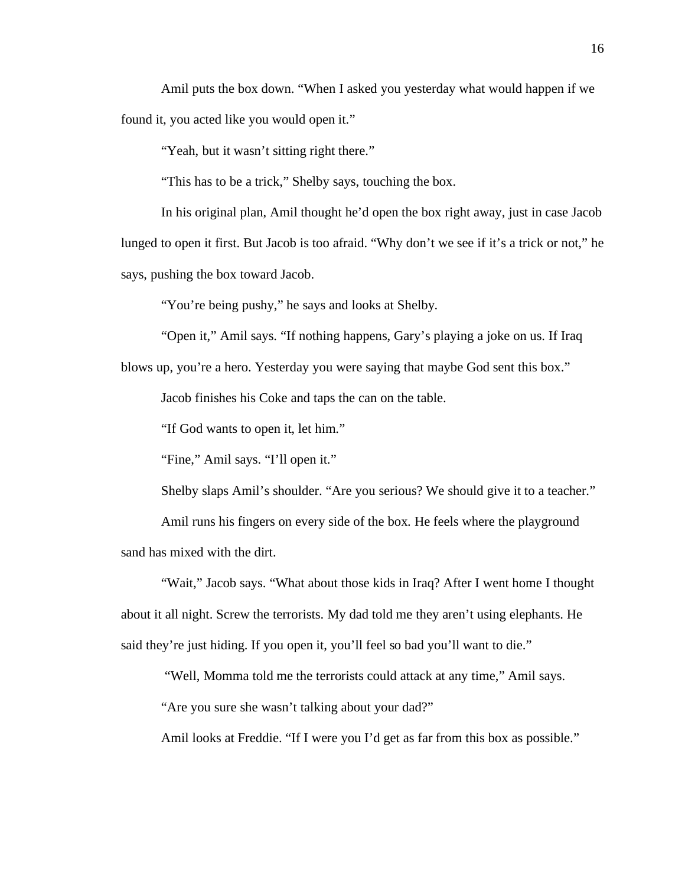Amil puts the box down. "When I asked you yesterday what would happen if we found it, you acted like you would open it."

"Yeah, but it wasn't sitting right there."

"This has to be a trick," Shelby says, touching the box.

In his original plan, Amil thought he'd open the box right away, just in case Jacob lunged to open it first. But Jacob is too afraid. "Why don't we see if it's a trick or not," he says, pushing the box toward Jacob.

"You're being pushy," he says and looks at Shelby.

"Open it," Amil says. "If nothing happens, Gary's playing a joke on us. If Iraq blows up, you're a hero. Yesterday you were saying that maybe God sent this box."

Jacob finishes his Coke and taps the can on the table.

"If God wants to open it, let him."

"Fine," Amil says. "I'll open it."

Shelby slaps Amil's shoulder. "Are you serious? We should give it to a teacher."

Amil runs his fingers on every side of the box. He feels where the playground sand has mixed with the dirt.

"Wait," Jacob says. "What about those kids in Iraq? After I went home I thought about it all night. Screw the terrorists. My dad told me they aren't using elephants. He said they're just hiding. If you open it, you'll feel so bad you'll want to die."

"Well, Momma told me the terrorists could attack at any time," Amil says.

"Are you sure she wasn't talking about your dad?"

Amil looks at Freddie. "If I were you I'd get as far from this box as possible."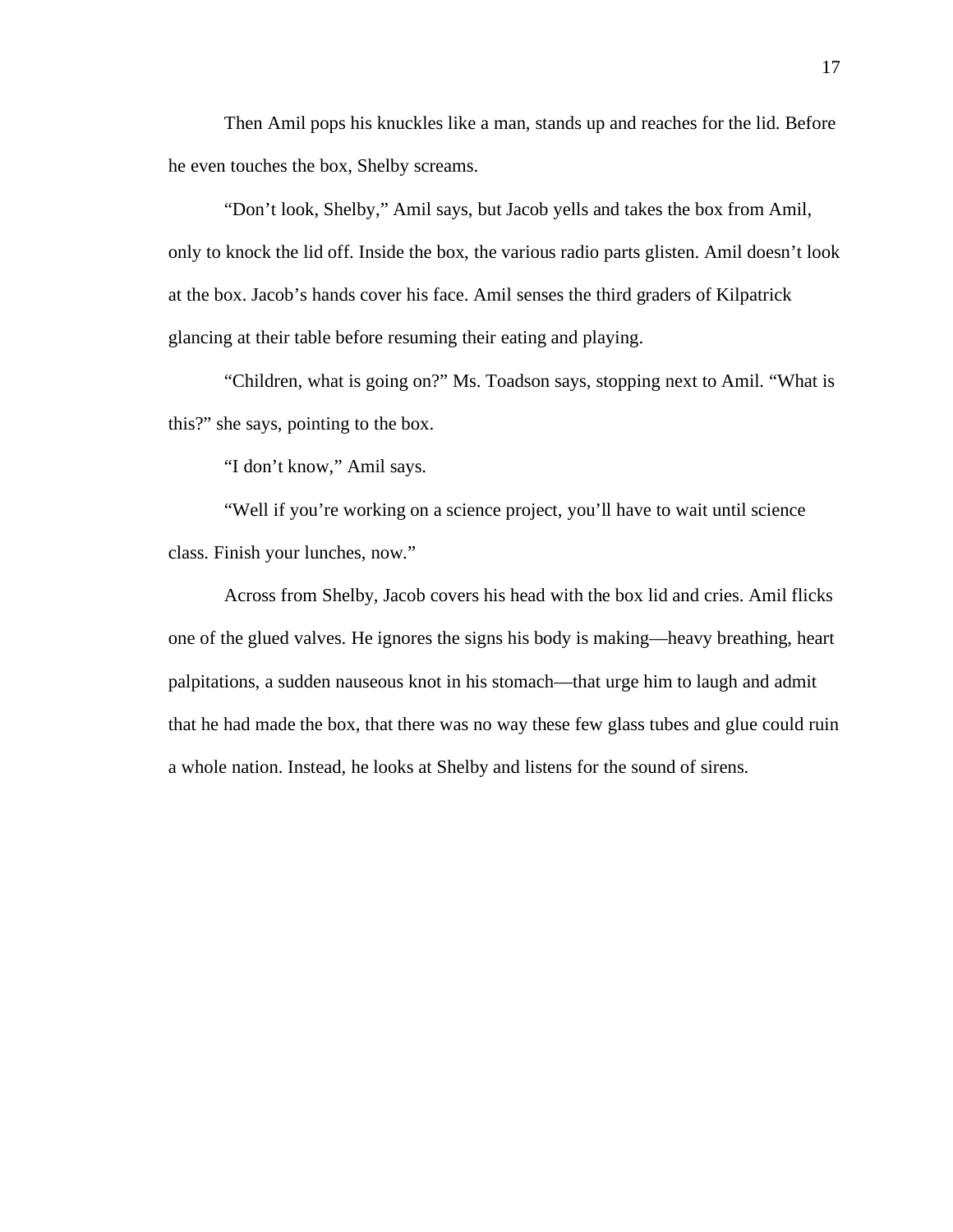Then Amil pops his knuckles like a man, stands up and reaches for the lid. Before he even touches the box, Shelby screams.

"Don't look, Shelby," Amil says, but Jacob yells and takes the box from Amil, only to knock the lid off. Inside the box, the various radio parts glisten. Amil doesn't look at the box. Jacob's hands cover his face. Amil senses the third graders of Kilpatrick glancing at their table before resuming their eating and playing.

"Children, what is going on?" Ms. Toadson says, stopping next to Amil. "What is this?" she says, pointing to the box.

"I don't know," Amil says.

"Well if you're working on a science project, you'll have to wait until science class. Finish your lunches, now."

Across from Shelby, Jacob covers his head with the box lid and cries. Amil flicks one of the glued valves. He ignores the signs his body is making—heavy breathing, heart palpitations, a sudden nauseous knot in his stomach—that urge him to laugh and admit that he had made the box, that there was no way these few glass tubes and glue could ruin a whole nation. Instead, he looks at Shelby and listens for the sound of sirens.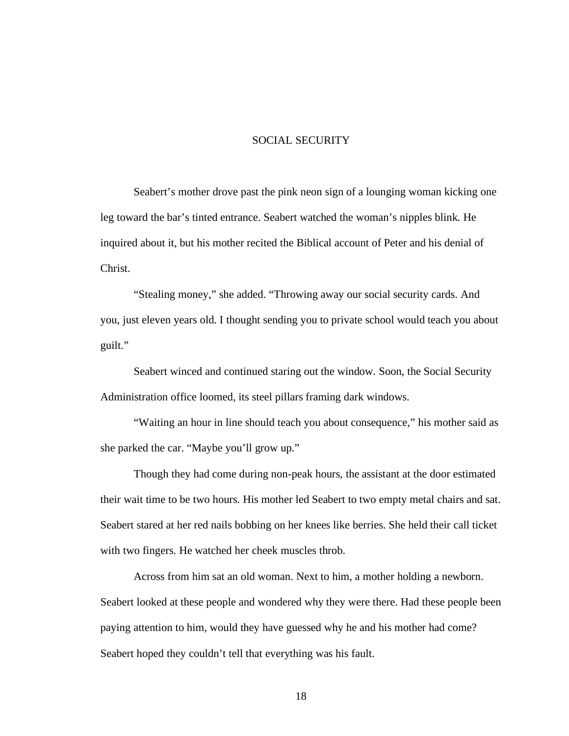# SOCIAL SECURITY

Seabert's mother drove past the pink neon sign of a lounging woman kicking one leg toward the bar's tinted entrance. Seabert watched the woman's nipples blink. He inquired about it, but his mother recited the Biblical account of Peter and his denial of Christ.

"Stealing money," she added. "Throwing away our social security cards. And you, just eleven years old. I thought sending you to private school would teach you about guilt."

Seabert winced and continued staring out the window. Soon, the Social Security Administration office loomed, its steel pillars framing dark windows.

"Waiting an hour in line should teach you about consequence," his mother said as she parked the car. "Maybe you'll grow up."

Though they had come during non-peak hours, the assistant at the door estimated their wait time to be two hours. His mother led Seabert to two empty metal chairs and sat. Seabert stared at her red nails bobbing on her knees like berries. She held their call ticket with two fingers. He watched her cheek muscles throb.

Across from him sat an old woman. Next to him, a mother holding a newborn. Seabert looked at these people and wondered why they were there. Had these people been paying attention to him, would they have guessed why he and his mother had come? Seabert hoped they couldn't tell that everything was his fault.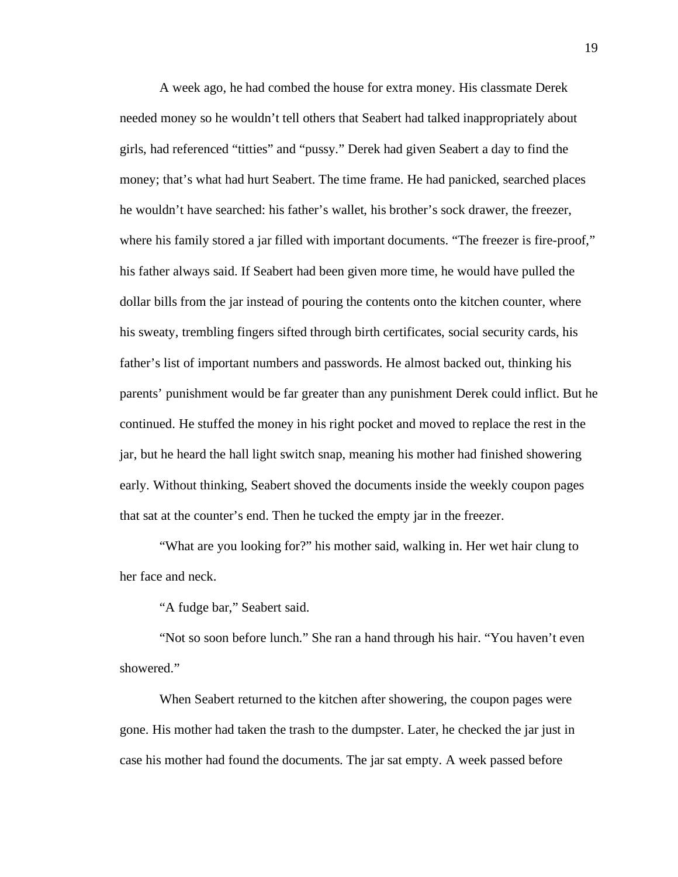A week ago, he had combed the house for extra money. His classmate Derek needed money so he wouldn't tell others that Seabert had talked inappropriately about girls, had referenced "titties" and "pussy." Derek had given Seabert a day to find the money; that's what had hurt Seabert. The time frame. He had panicked, searched places he wouldn't have searched: his father's wallet, his brother's sock drawer, the freezer, where his family stored a jar filled with important documents. "The freezer is fire-proof," his father always said. If Seabert had been given more time, he would have pulled the dollar bills from the jar instead of pouring the contents onto the kitchen counter, where his sweaty, trembling fingers sifted through birth certificates, social security cards, his father's list of important numbers and passwords. He almost backed out, thinking his parents' punishment would be far greater than any punishment Derek could inflict. But he continued. He stuffed the money in his right pocket and moved to replace the rest in the jar, but he heard the hall light switch snap, meaning his mother had finished showering early. Without thinking, Seabert shoved the documents inside the weekly coupon pages that sat at the counter's end. Then he tucked the empty jar in the freezer.

"What are you looking for?" his mother said, walking in. Her wet hair clung to her face and neck.

"A fudge bar," Seabert said.

"Not so soon before lunch." She ran a hand through his hair. "You haven't even showered."

When Seabert returned to the kitchen after showering, the coupon pages were gone. His mother had taken the trash to the dumpster. Later, he checked the jar just in case his mother had found the documents. The jar sat empty. A week passed before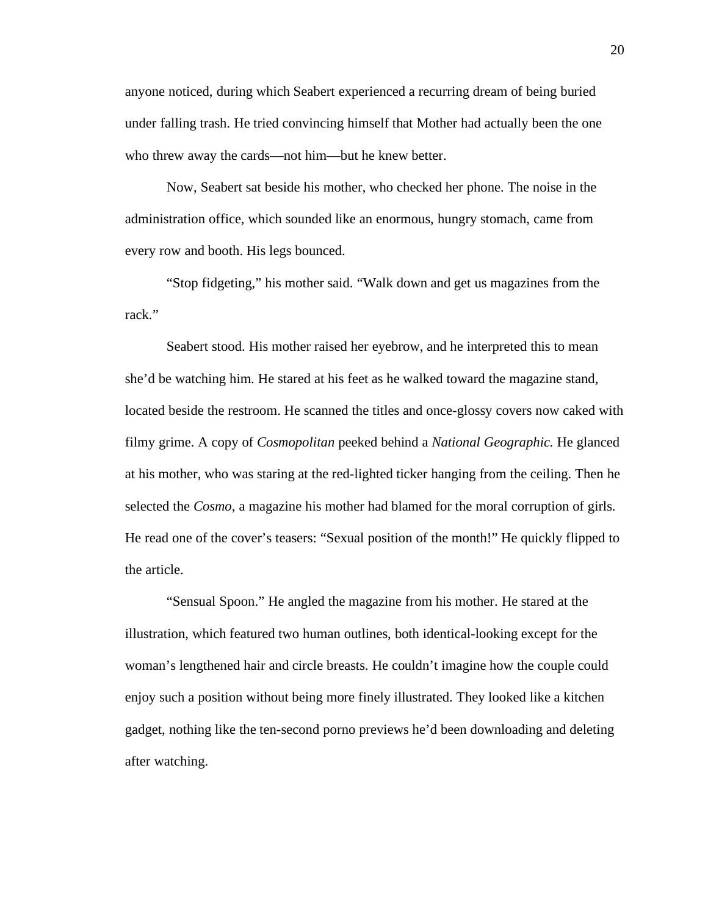anyone noticed, during which Seabert experienced a recurring dream of being buried under falling trash. He tried convincing himself that Mother had actually been the one who threw away the cards—not him—but he knew better.

Now, Seabert sat beside his mother, who checked her phone. The noise in the administration office, which sounded like an enormous, hungry stomach, came from every row and booth. His legs bounced.

"Stop fidgeting," his mother said. "Walk down and get us magazines from the rack."

Seabert stood. His mother raised her eyebrow, and he interpreted this to mean she'd be watching him. He stared at his feet as he walked toward the magazine stand, located beside the restroom. He scanned the titles and once-glossy covers now caked with filmy grime. A copy of *Cosmopolitan* peeked behind a *National Geographic.* He glanced at his mother, who was staring at the red-lighted ticker hanging from the ceiling. Then he selected the *Cosmo*, a magazine his mother had blamed for the moral corruption of girls. He read one of the cover's teasers: "Sexual position of the month!" He quickly flipped to the article.

"Sensual Spoon." He angled the magazine from his mother. He stared at the illustration, which featured two human outlines, both identical-looking except for the woman's lengthened hair and circle breasts. He couldn't imagine how the couple could enjoy such a position without being more finely illustrated. They looked like a kitchen gadget, nothing like the ten-second porno previews he'd been downloading and deleting after watching.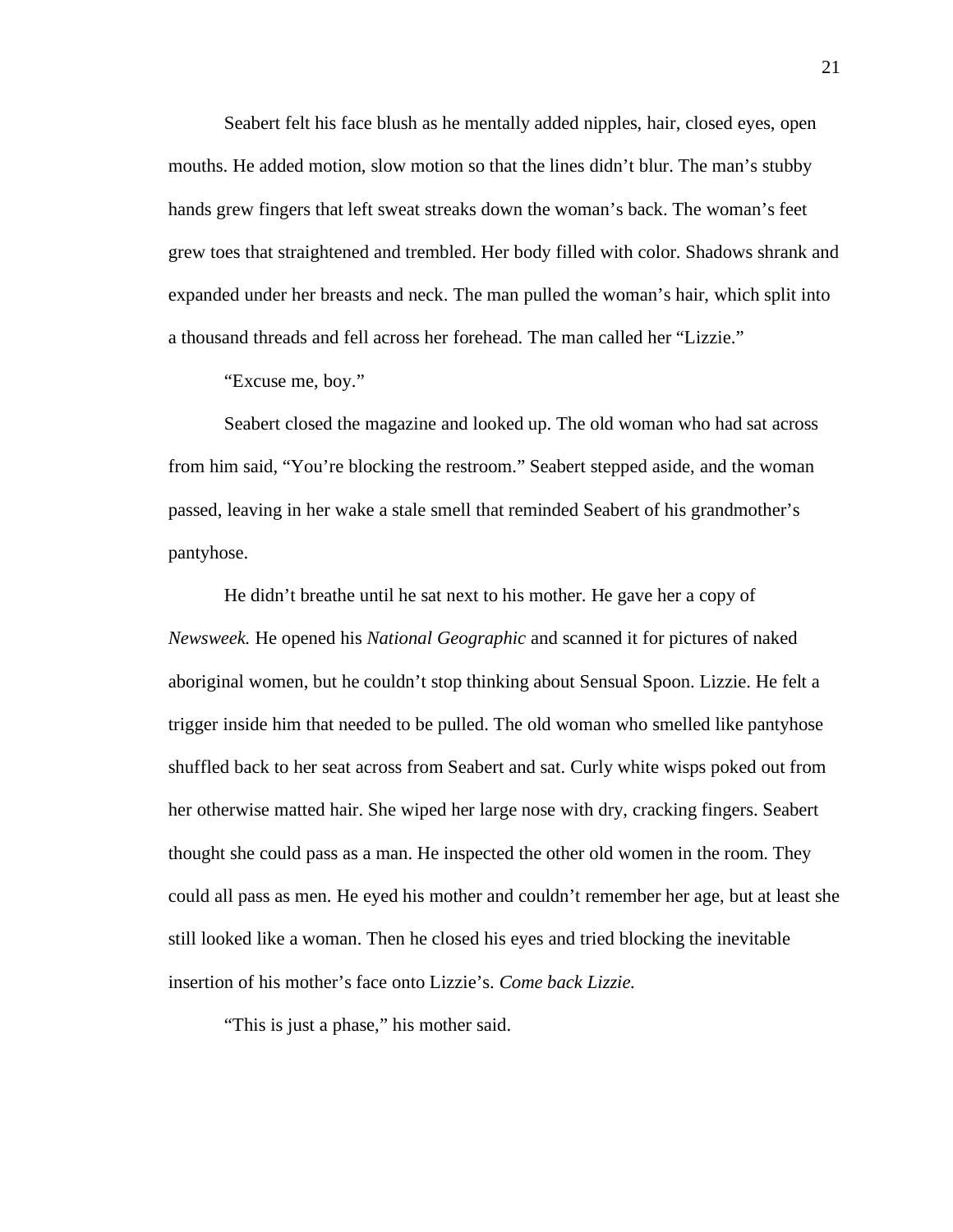Seabert felt his face blush as he mentally added nipples, hair, closed eyes, open mouths. He added motion, slow motion so that the lines didn't blur. The man's stubby hands grew fingers that left sweat streaks down the woman's back. The woman's feet grew toes that straightened and trembled. Her body filled with color. Shadows shrank and expanded under her breasts and neck. The man pulled the woman's hair, which split into a thousand threads and fell across her forehead. The man called her "Lizzie."

"Excuse me, boy."

Seabert closed the magazine and looked up. The old woman who had sat across from him said, "You're blocking the restroom." Seabert stepped aside, and the woman passed, leaving in her wake a stale smell that reminded Seabert of his grandmother's pantyhose.

He didn't breathe until he sat next to his mother. He gave her a copy of *Newsweek.* He opened his *National Geographic* and scanned it for pictures of naked aboriginal women, but he couldn't stop thinking about Sensual Spoon. Lizzie. He felt a trigger inside him that needed to be pulled. The old woman who smelled like pantyhose shuffled back to her seat across from Seabert and sat. Curly white wisps poked out from her otherwise matted hair. She wiped her large nose with dry, cracking fingers. Seabert thought she could pass as a man. He inspected the other old women in the room. They could all pass as men. He eyed his mother and couldn't remember her age, but at least she still looked like a woman. Then he closed his eyes and tried blocking the inevitable insertion of his mother's face onto Lizzie's. *Come back Lizzie.*

"This is just a phase," his mother said.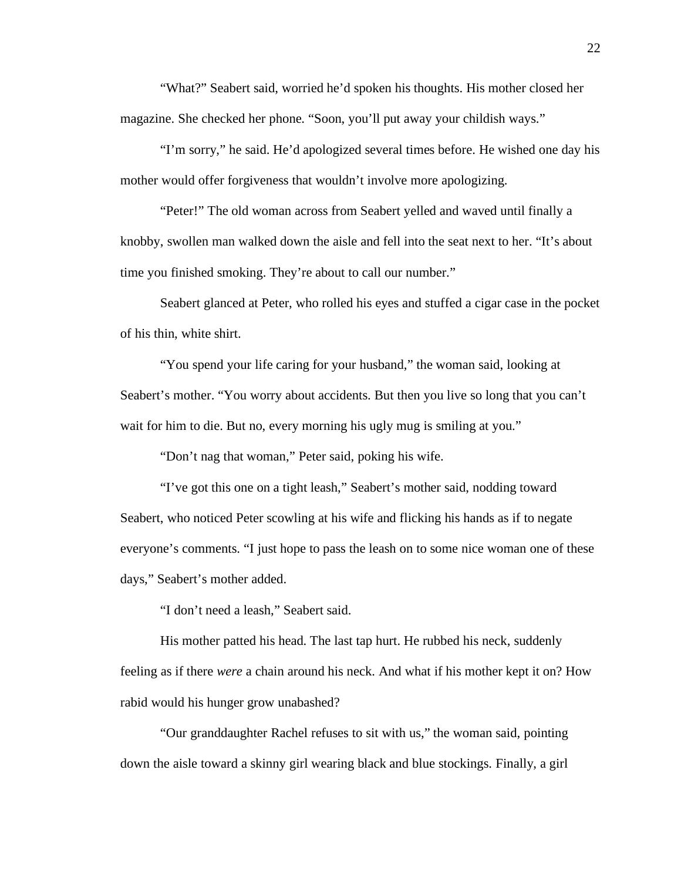"What?" Seabert said, worried he'd spoken his thoughts. His mother closed her magazine. She checked her phone. "Soon, you'll put away your childish ways."

"I'm sorry," he said. He'd apologized several times before. He wished one day his mother would offer forgiveness that wouldn't involve more apologizing.

"Peter!" The old woman across from Seabert yelled and waved until finally a knobby, swollen man walked down the aisle and fell into the seat next to her. "It's about time you finished smoking. They're about to call our number."

Seabert glanced at Peter, who rolled his eyes and stuffed a cigar case in the pocket of his thin, white shirt.

"You spend your life caring for your husband," the woman said, looking at Seabert's mother. "You worry about accidents. But then you live so long that you can't wait for him to die. But no, every morning his ugly mug is smiling at you."

"Don't nag that woman," Peter said, poking his wife.

"I've got this one on a tight leash," Seabert's mother said, nodding toward Seabert, who noticed Peter scowling at his wife and flicking his hands as if to negate everyone's comments. "I just hope to pass the leash on to some nice woman one of these days," Seabert's mother added.

"I don't need a leash," Seabert said.

His mother patted his head. The last tap hurt. He rubbed his neck, suddenly feeling as if there *were* a chain around his neck. And what if his mother kept it on? How rabid would his hunger grow unabashed?

"Our granddaughter Rachel refuses to sit with us," the woman said, pointing down the aisle toward a skinny girl wearing black and blue stockings. Finally, a girl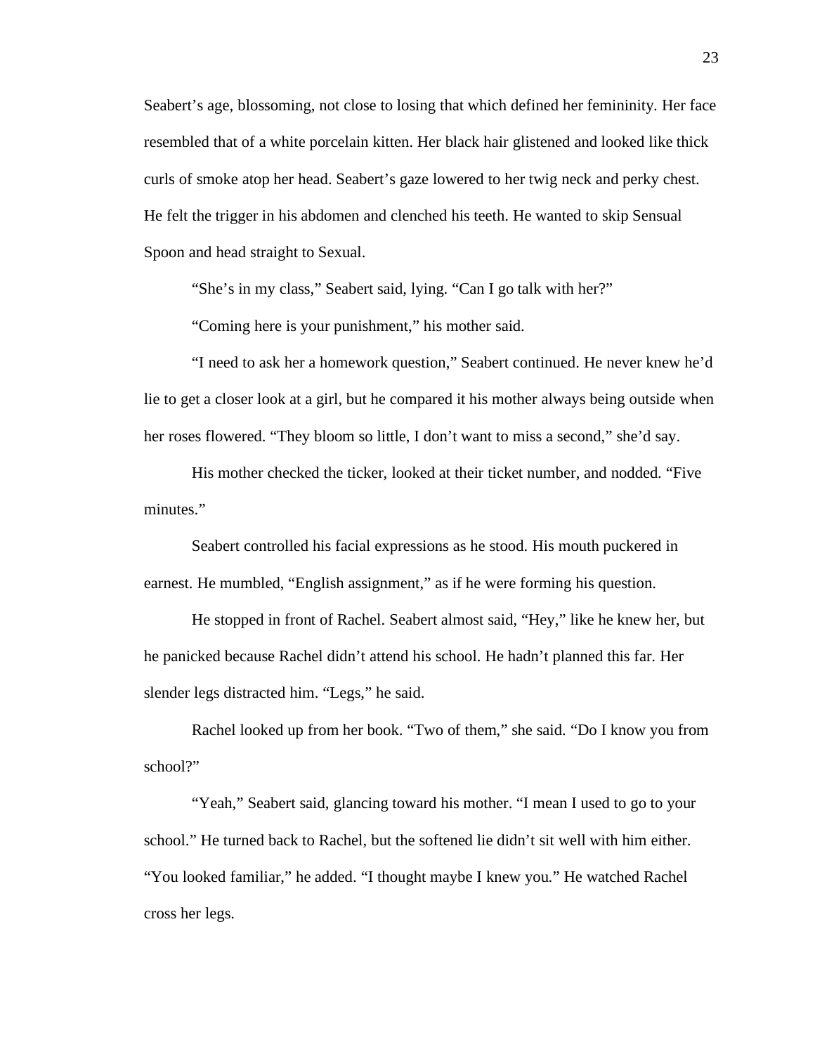Seabert's age, blossoming, not close to losing that which defined her femininity. Her face resembled that of a white porcelain kitten. Her black hair glistened and looked like thick curls of smoke atop her head. Seabert's gaze lowered to her twig neck and perky chest. He felt the trigger in his abdomen and clenched his teeth. He wanted to skip Sensual Spoon and head straight to Sexual.

"She's in my class," Seabert said, lying. "Can I go talk with her?"

"Coming here is your punishment," his mother said.

"I need to ask her a homework question," Seabert continued. He never knew he'd lie to get a closer look at a girl, but he compared it his mother always being outside when her roses flowered. "They bloom so little, I don't want to miss a second," she'd say.

His mother checked the ticker, looked at their ticket number, and nodded. "Five minutes."

Seabert controlled his facial expressions as he stood. His mouth puckered in earnest. He mumbled, "English assignment," as if he were forming his question.

He stopped in front of Rachel. Seabert almost said, "Hey," like he knew her, but he panicked because Rachel didn't attend his school. He hadn't planned this far. Her slender legs distracted him. "Legs," he said.

Rachel looked up from her book. "Two of them," she said. "Do I know you from school?"

"Yeah," Seabert said, glancing toward his mother. "I mean I used to go to your school." He turned back to Rachel, but the softened lie didn't sit well with him either. "You looked familiar," he added. "I thought maybe I knew you." He watched Rachel cross her legs.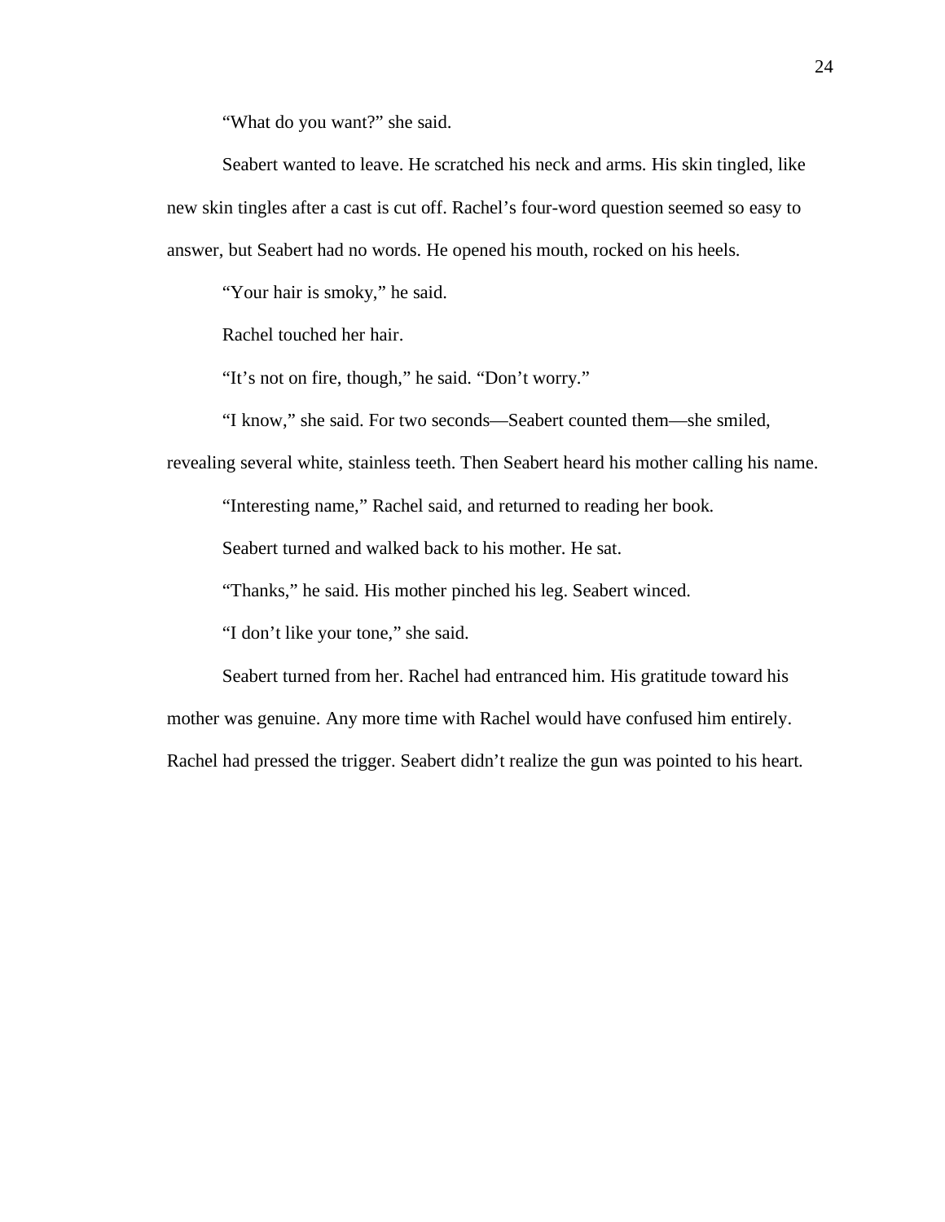"What do you want?" she said.

Seabert wanted to leave. He scratched his neck and arms. His skin tingled, like new skin tingles after a cast is cut off. Rachel's four-word question seemed so easy to answer, but Seabert had no words. He opened his mouth, rocked on his heels.

"Your hair is smoky," he said.

Rachel touched her hair.

"It's not on fire, though," he said. "Don't worry."

"I know," she said. For two seconds—Seabert counted them—she smiled, revealing several white, stainless teeth. Then Seabert heard his mother calling his name.

"Interesting name," Rachel said, and returned to reading her book.

Seabert turned and walked back to his mother. He sat.

"Thanks," he said. His mother pinched his leg. Seabert winced.

"I don't like your tone," she said.

Seabert turned from her. Rachel had entranced him. His gratitude toward his mother was genuine. Any more time with Rachel would have confused him entirely. Rachel had pressed the trigger. Seabert didn't realize the gun was pointed to his heart.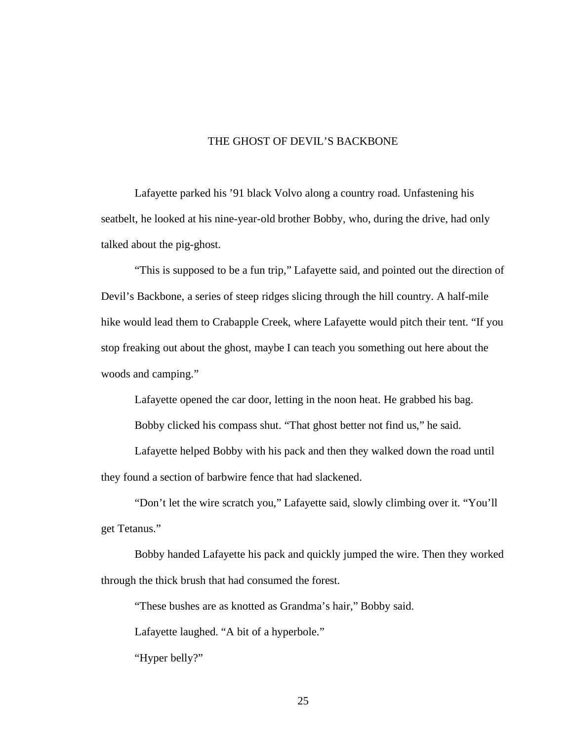# THE GHOST OF DEVIL'S BACKBONE

Lafayette parked his '91 black Volvo along a country road. Unfastening his seatbelt, he looked at his nine-year-old brother Bobby, who, during the drive, had only talked about the pig-ghost.

"This is supposed to be a fun trip," Lafayette said, and pointed out the direction of Devil's Backbone, a series of steep ridges slicing through the hill country. A half-mile hike would lead them to Crabapple Creek, where Lafayette would pitch their tent. "If you stop freaking out about the ghost, maybe I can teach you something out here about the woods and camping."

Lafayette opened the car door, letting in the noon heat. He grabbed his bag.

Bobby clicked his compass shut. "That ghost better not find us," he said.

Lafayette helped Bobby with his pack and then they walked down the road until they found a section of barbwire fence that had slackened.

"Don't let the wire scratch you," Lafayette said, slowly climbing over it. "You'll get Tetanus."

Bobby handed Lafayette his pack and quickly jumped the wire. Then they worked through the thick brush that had consumed the forest.

"These bushes are as knotted as Grandma's hair," Bobby said.

Lafayette laughed. "A bit of a hyperbole."

"Hyper belly?"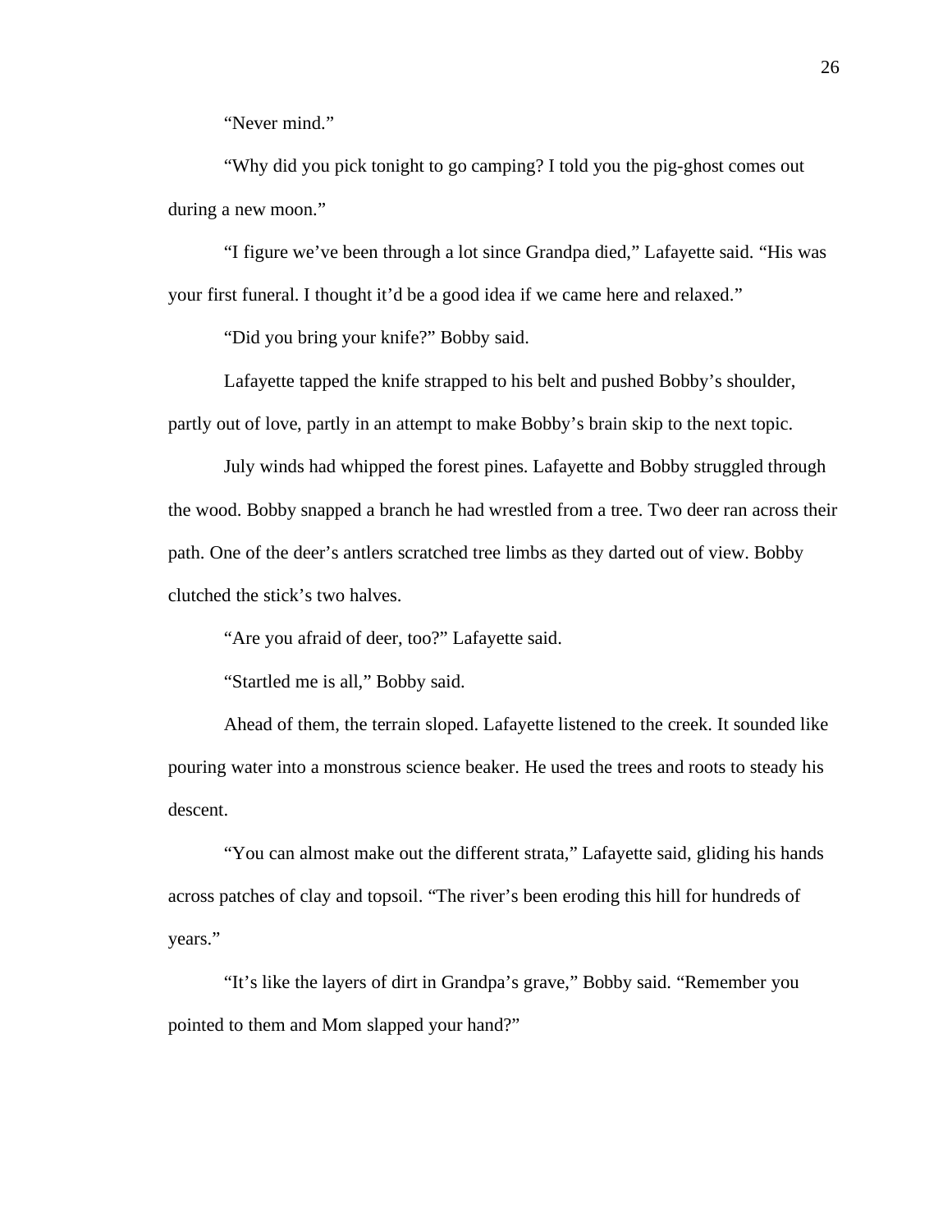"Never mind."

"Why did you pick tonight to go camping? I told you the pig-ghost comes out during a new moon."

"I figure we've been through a lot since Grandpa died," Lafayette said. "His was your first funeral. I thought it'd be a good idea if we came here and relaxed."

"Did you bring your knife?" Bobby said.

Lafayette tapped the knife strapped to his belt and pushed Bobby's shoulder, partly out of love, partly in an attempt to make Bobby's brain skip to the next topic.

July winds had whipped the forest pines. Lafayette and Bobby struggled through the wood. Bobby snapped a branch he had wrestled from a tree. Two deer ran across their path. One of the deer's antlers scratched tree limbs as they darted out of view. Bobby clutched the stick's two halves.

"Are you afraid of deer, too?" Lafayette said.

"Startled me is all," Bobby said.

Ahead of them, the terrain sloped. Lafayette listened to the creek. It sounded like pouring water into a monstrous science beaker. He used the trees and roots to steady his descent.

"You can almost make out the different strata," Lafayette said, gliding his hands across patches of clay and topsoil. "The river's been eroding this hill for hundreds of years."

"It's like the layers of dirt in Grandpa's grave," Bobby said. "Remember you pointed to them and Mom slapped your hand?"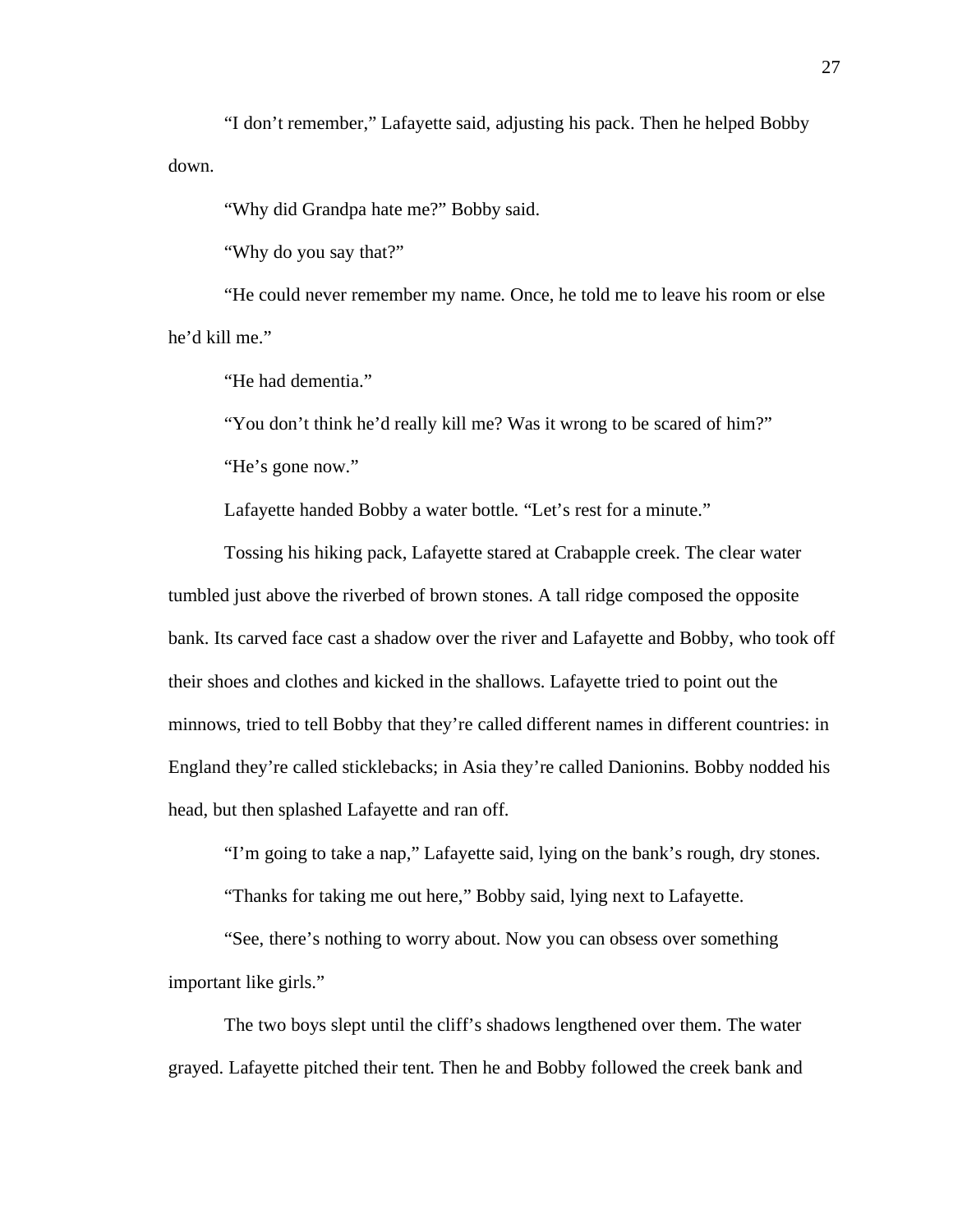"I don't remember," Lafayette said, adjusting his pack. Then he helped Bobby down.

"Why did Grandpa hate me?" Bobby said.

"Why do you say that?"

"He could never remember my name. Once, he told me to leave his room or else he'd kill me."

"He had dementia."

"You don't think he'd really kill me? Was it wrong to be scared of him?"

"He's gone now."

Lafayette handed Bobby a water bottle. "Let's rest for a minute."

Tossing his hiking pack, Lafayette stared at Crabapple creek. The clear water tumbled just above the riverbed of brown stones. A tall ridge composed the opposite bank. Its carved face cast a shadow over the river and Lafayette and Bobby, who took off their shoes and clothes and kicked in the shallows. Lafayette tried to point out the minnows, tried to tell Bobby that they're called different names in different countries: in England they're called sticklebacks; in Asia they're called Danionins. Bobby nodded his head, but then splashed Lafayette and ran off.

"I'm going to take a nap," Lafayette said, lying on the bank's rough, dry stones.

"Thanks for taking me out here," Bobby said, lying next to Lafayette.

"See, there's nothing to worry about. Now you can obsess over something important like girls."

The two boys slept until the cliff's shadows lengthened over them. The water grayed. Lafayette pitched their tent. Then he and Bobby followed the creek bank and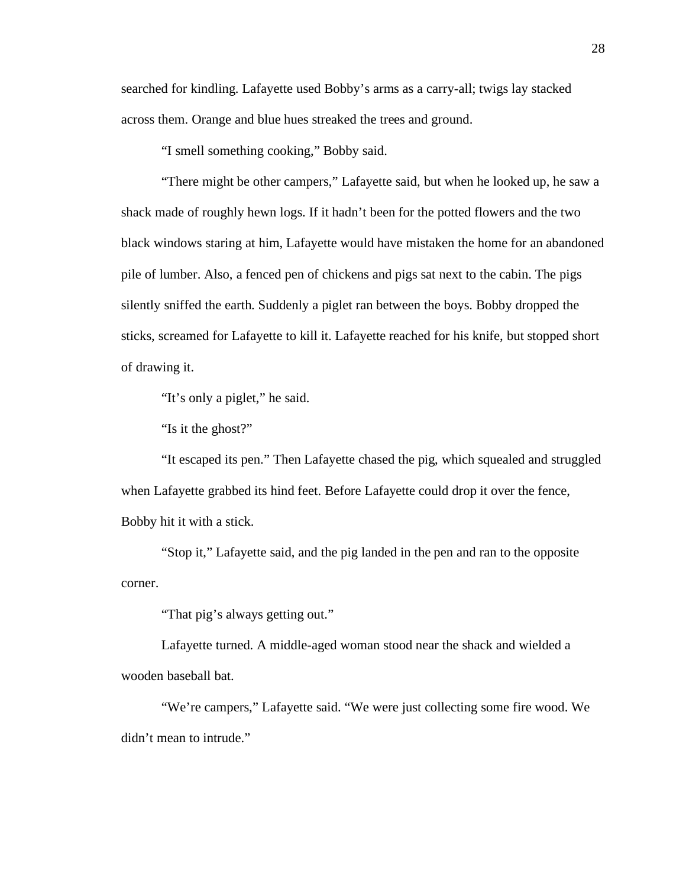searched for kindling. Lafayette used Bobby’s arms as a carry-all; twigs lay stacked across them. Orange and blue hues streaked the trees and ground.

“I smell something cooking,” Bobby said.

“There might be other campers,” Lafayette said, but when he looked up, he saw a shack made of roughly hewn logs. If it hadn’t been for the potted flowers and the two black windows staring at him, Lafayette would have mistaken the home for an abandoned pile of lumber. Also, a fenced pen of chickens and pigs sat next to the cabin. The pigs silently sniffed the earth. Suddenly a piglet ran between the boys. Bobby dropped the sticks, screamed for Lafayette to kill it. Lafayette reached for his knife, but stopped short of drawing it.

“It’s only a piglet,” he said.

“Is it the ghost?”

“It escaped its pen.” Then Lafayette chased the pig, which squealed and struggled when Lafayette grabbed its hind feet. Before Lafayette could drop it over the fence, Bobby hit it with a stick.

“Stop it,” Lafayette said, and the pig landed in the pen and ran to the opposite corner.

“That pig’s always getting out.”

Lafayette turned. A middle-aged woman stood near the shack and wielded a wooden baseball bat.

“We’re campers,” Lafayette said. “We were just collecting some fire wood. We didn’t mean to intrude.”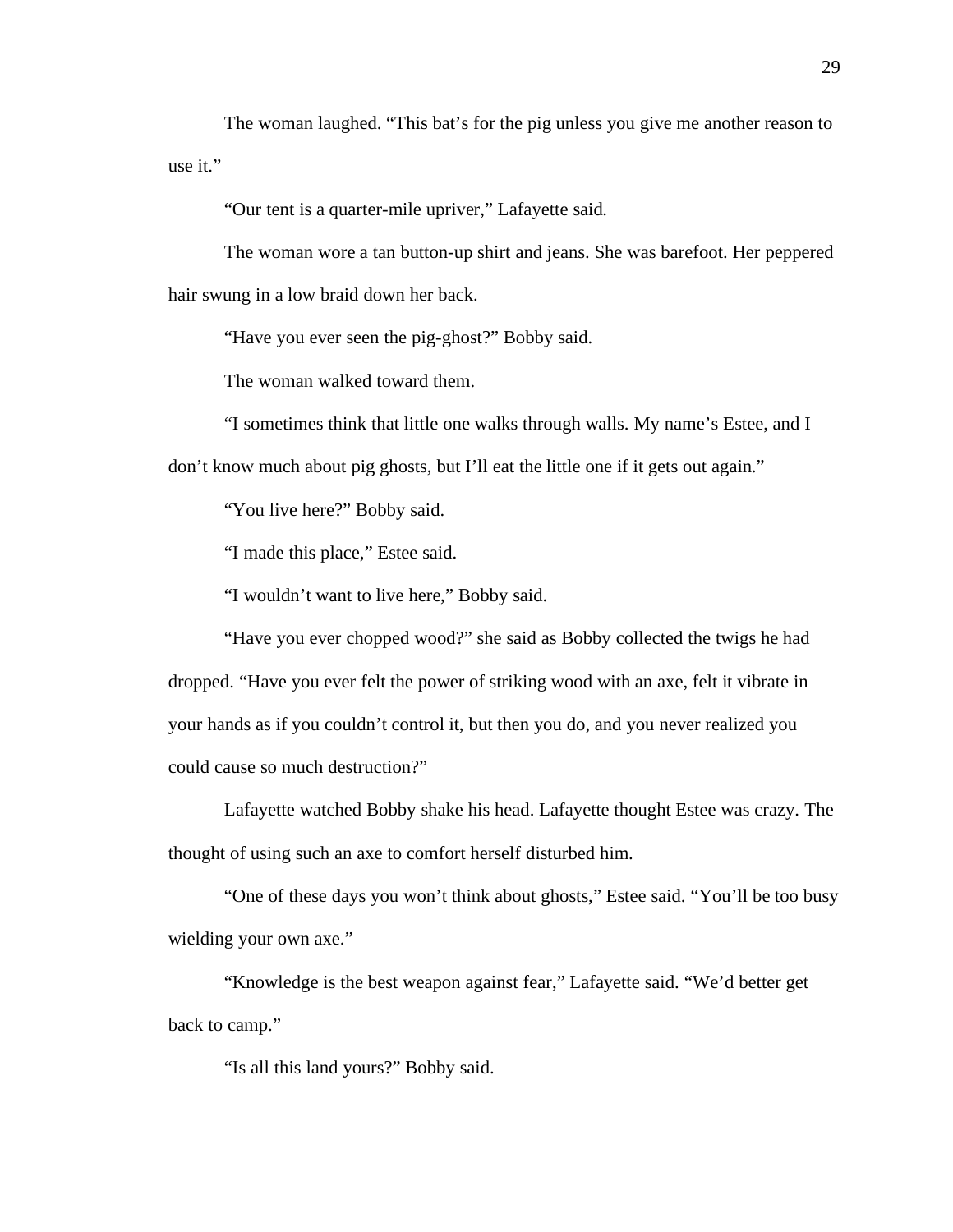The woman laughed. "This bat's for the pig unless you give me another reason to use it."

"Our tent is a quarter-mile upriver," Lafayette said.

The woman wore a tan button-up shirt and jeans. She was barefoot. Her peppered hair swung in a low braid down her back.

"Have you ever seen the pig-ghost?" Bobby said.

The woman walked toward them.

"I sometimes think that little one walks through walls. My name's Estee, and I don't know much about pig ghosts, but I'll eat the little one if it gets out again."

"You live here?" Bobby said.

"I made this place," Estee said.

"I wouldn't want to live here," Bobby said.

"Have you ever chopped wood?" she said as Bobby collected the twigs he had dropped. "Have you ever felt the power of striking wood with an axe, felt it vibrate in your hands as if you couldn't control it, but then you do, and you never realized you could cause so much destruction?"

Lafayette watched Bobby shake his head. Lafayette thought Estee was crazy. The thought of using such an axe to comfort herself disturbed him.

"One of these days you won't think about ghosts," Estee said. "You'll be too busy wielding your own axe."

"Knowledge is the best weapon against fear," Lafayette said. "We'd better get back to camp."

"Is all this land yours?" Bobby said.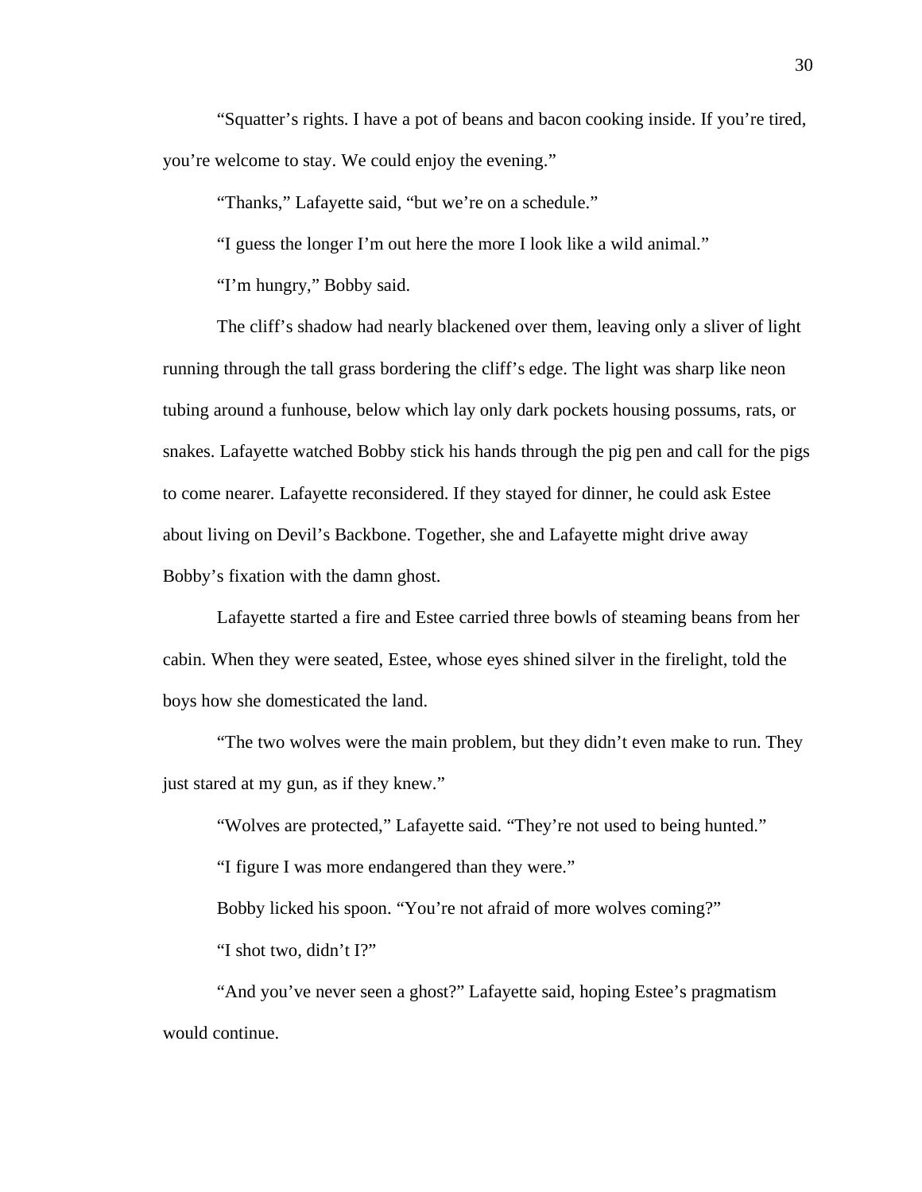"Squatter's rights. I have a pot of beans and bacon cooking inside. If you're tired, you're welcome to stay. We could enjoy the evening."

"Thanks," Lafayette said, "but we're on a schedule."

"I guess the longer I'm out here the more I look like a wild animal."

"I'm hungry," Bobby said.

The cliff's shadow had nearly blackened over them, leaving only a sliver of light running through the tall grass bordering the cliff's edge. The light was sharp like neon tubing around a funhouse, below which lay only dark pockets housing possums, rats, or snakes. Lafayette watched Bobby stick his hands through the pig pen and call for the pigs to come nearer. Lafayette reconsidered. If they stayed for dinner, he could ask Estee about living on Devil's Backbone. Together, she and Lafayette might drive away Bobby's fixation with the damn ghost.

Lafayette started a fire and Estee carried three bowls of steaming beans from her cabin. When they were seated, Estee, whose eyes shined silver in the firelight, told the boys how she domesticated the land.

"The two wolves were the main problem, but they didn't even make to run. They just stared at my gun, as if they knew."

"Wolves are protected," Lafayette said. "They're not used to being hunted."

"I figure I was more endangered than they were."

Bobby licked his spoon. "You're not afraid of more wolves coming?"

"I shot two, didn't I?"

"And you've never seen a ghost?" Lafayette said, hoping Estee's pragmatism would continue.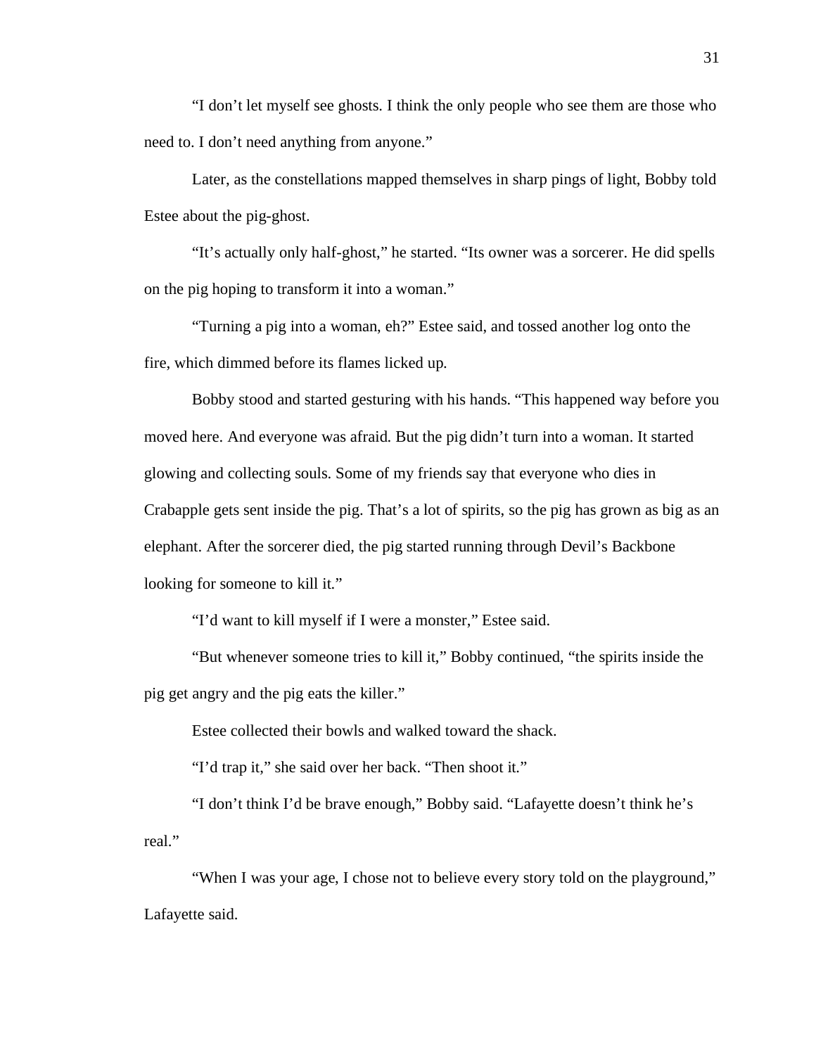"I don't let myself see ghosts. I think the only people who see them are those who need to. I don't need anything from anyone."

Later, as the constellations mapped themselves in sharp pings of light, Bobby told Estee about the pig-ghost.

"It's actually only half-ghost," he started. "Its owner was a sorcerer. He did spells on the pig hoping to transform it into a woman."

"Turning a pig into a woman, eh?" Estee said, and tossed another log onto the fire, which dimmed before its flames licked up.

Bobby stood and started gesturing with his hands. "This happened way before you moved here. And everyone was afraid. But the pig didn't turn into a woman. It started glowing and collecting souls. Some of my friends say that everyone who dies in Crabapple gets sent inside the pig. That's a lot of spirits, so the pig has grown as big as an elephant. After the sorcerer died, the pig started running through Devil's Backbone looking for someone to kill it."

"I'd want to kill myself if I were a monster," Estee said.

"But whenever someone tries to kill it," Bobby continued, "the spirits inside the pig get angry and the pig eats the killer."

Estee collected their bowls and walked toward the shack.

"I'd trap it," she said over her back. "Then shoot it."

"I don't think I'd be brave enough," Bobby said. "Lafayette doesn't think he's real."

"When I was your age, I chose not to believe every story told on the playground," Lafayette said.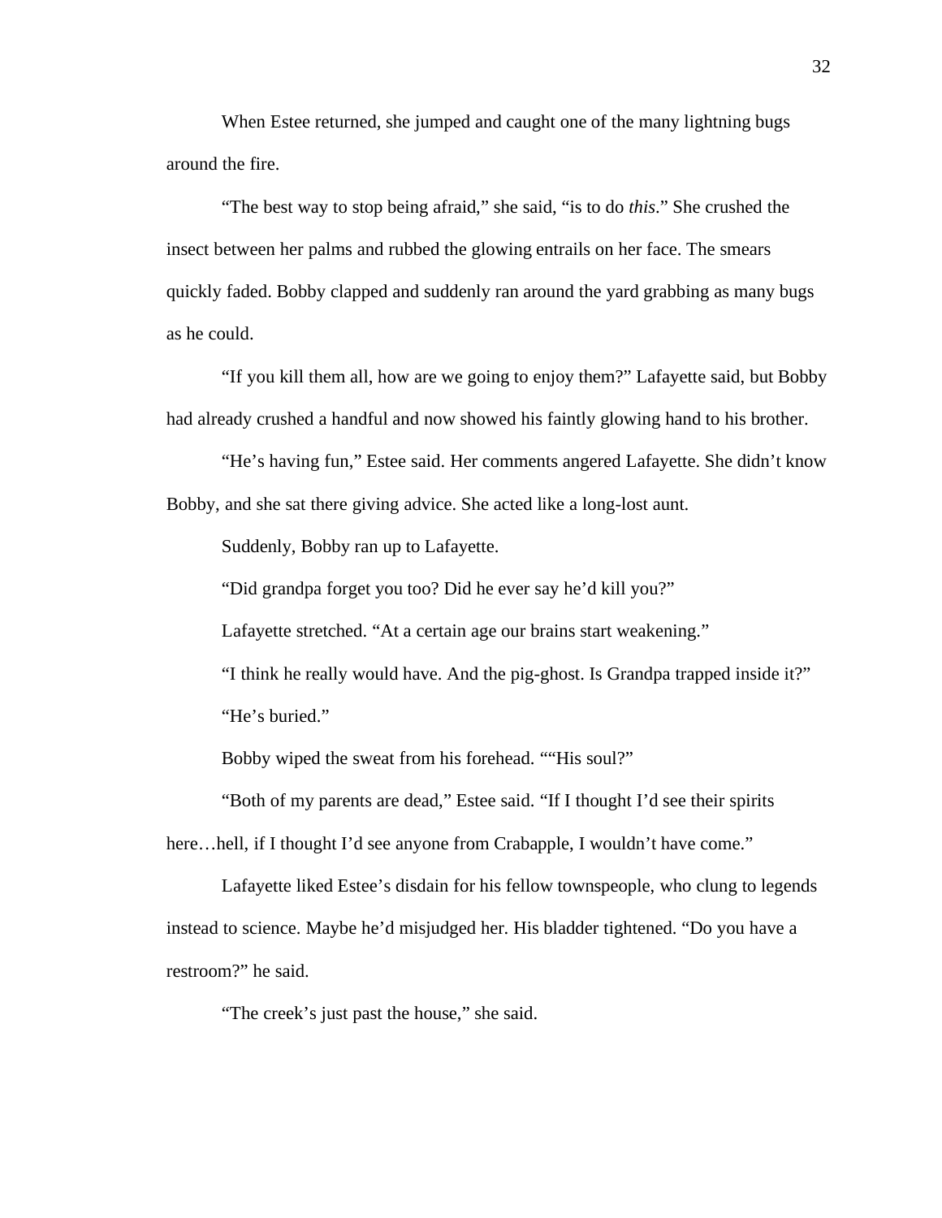When Estee returned, she jumped and caught one of the many lightning bugs around the fire.

“The best way to stop being afraid,” she said, “is to do *this*.” She crushed the insect between her palms and rubbed the glowing entrails on her face. The smears quickly faded. Bobby clapped and suddenly ran around the yard grabbing as many bugs as he could.

“If you kill them all, how are we going to enjoy them?” Lafayette said, but Bobby had already crushed a handful and now showed his faintly glowing hand to his brother.

“He’s having fun,” Estee said. Her comments angered Lafayette. She didn’t know Bobby, and she sat there giving advice. She acted like a long-lost aunt.

Suddenly, Bobby ran up to Lafayette.

“Did grandpa forget you too? Did he ever say he’d kill you?”

Lafayette stretched. “At a certain age our brains start weakening.”

“I think he really would have. And the pig-ghost. Is Grandpa trapped inside it?”

“He’s buried.”

Bobby wiped the sweat from his forehead. ““His soul?”

“Both of my parents are dead,” Estee said. “If I thought I’d see their spirits here…hell, if I thought I’d see anyone from Crabapple, I wouldn’t have come.”

Lafayette liked Estee’s disdain for his fellow townspeople, who clung to legends instead to science. Maybe he’d misjudged her. His bladder tightened. “Do you have a restroom?” he said.

“The creek’s just past the house,” she said.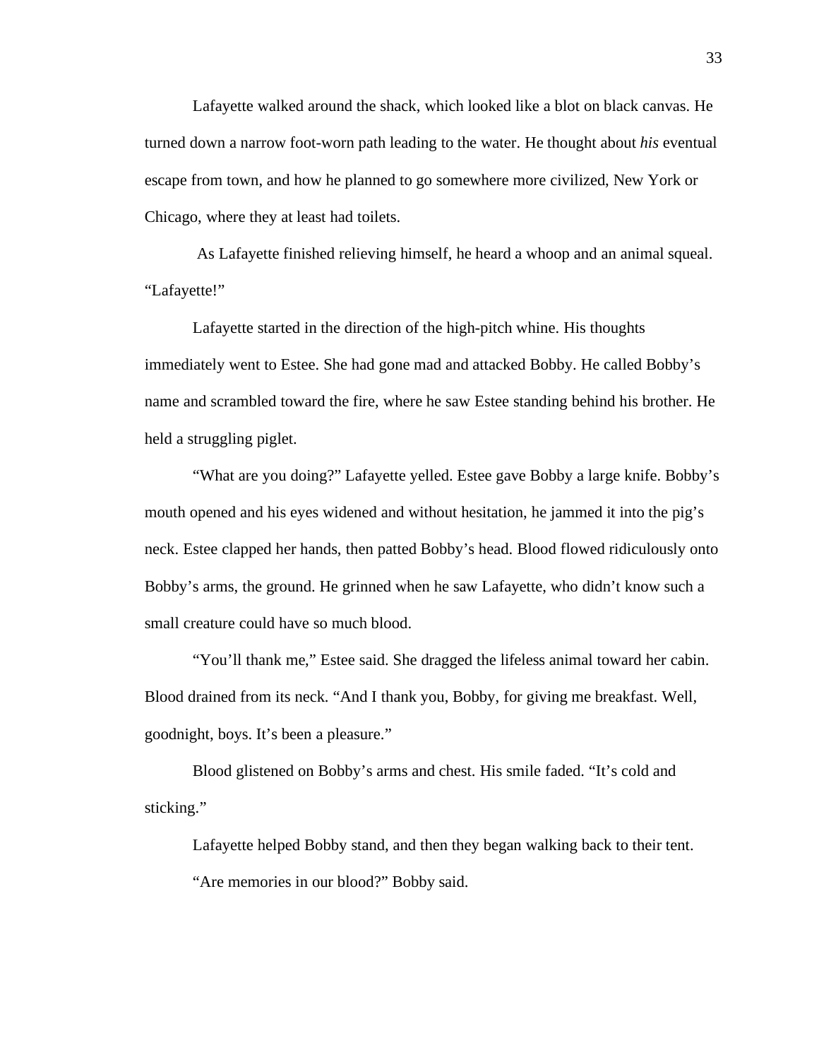Lafayette walked around the shack, which looked like a blot on black canvas. He turned down a narrow foot-worn path leading to the water. He thought about *his* eventual escape from town, and how he planned to go somewhere more civilized, New York or Chicago, where they at least had toilets.

As Lafayette finished relieving himself, he heard a whoop and an animal squeal. "Lafayette!"

Lafayette started in the direction of the high-pitch whine. His thoughts immediately went to Estee. She had gone mad and attacked Bobby. He called Bobby's name and scrambled toward the fire, where he saw Estee standing behind his brother. He held a struggling piglet.

"What are you doing?" Lafayette yelled. Estee gave Bobby a large knife. Bobby's mouth opened and his eyes widened and without hesitation, he jammed it into the pig's neck. Estee clapped her hands, then patted Bobby's head. Blood flowed ridiculously onto Bobby's arms, the ground. He grinned when he saw Lafayette, who didn't know such a small creature could have so much blood.

"You'll thank me," Estee said. She dragged the lifeless animal toward her cabin. Blood drained from its neck. "And I thank you, Bobby, for giving me breakfast. Well, goodnight, boys. It's been a pleasure."

Blood glistened on Bobby's arms and chest. His smile faded. "It's cold and sticking."

Lafayette helped Bobby stand, and then they began walking back to their tent.

"Are memories in our blood?" Bobby said.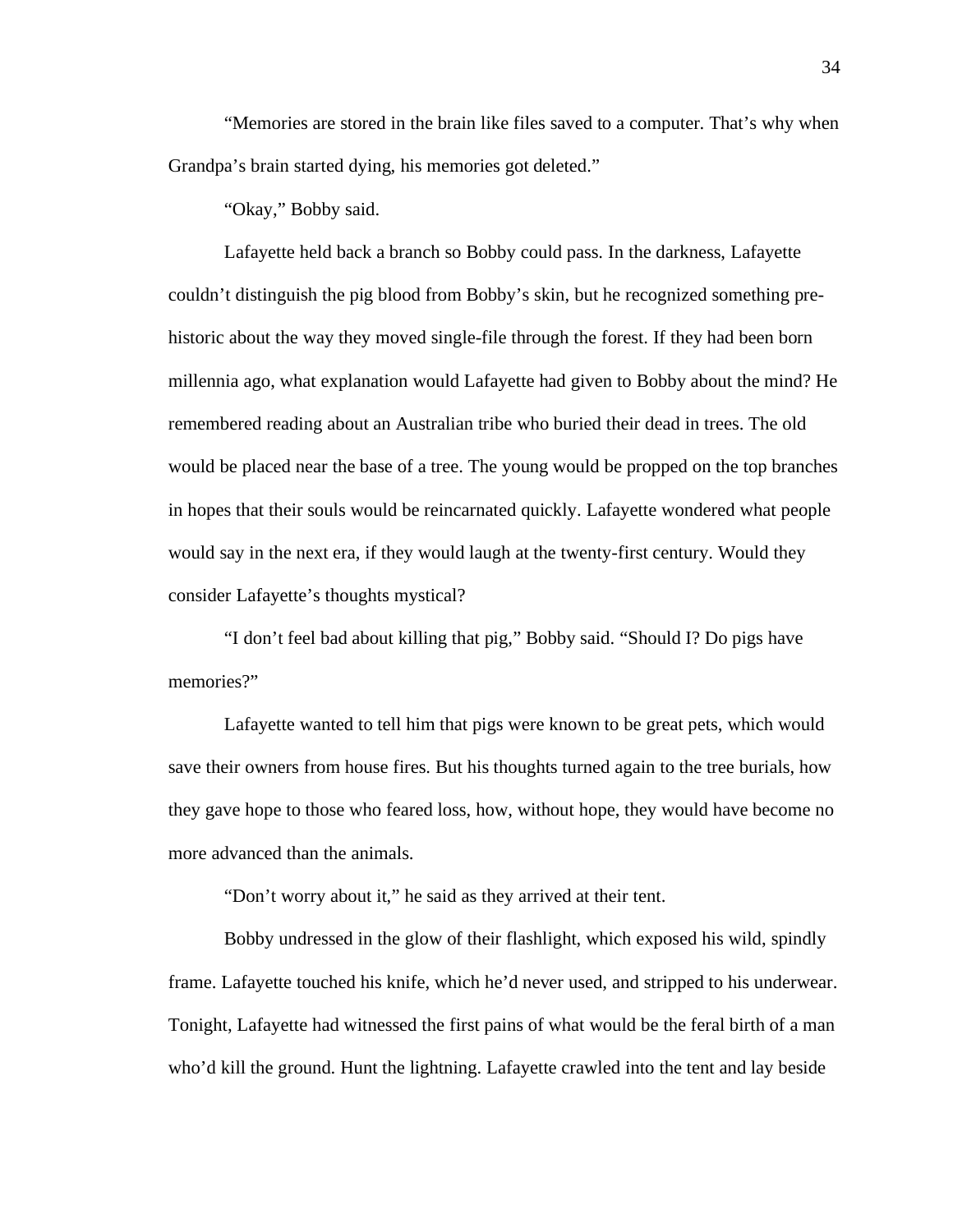"Memories are stored in the brain like files saved to a computer. That's why when Grandpa's brain started dying, his memories got deleted."

"Okay," Bobby said.

Lafayette held back a branch so Bobby could pass. In the darkness, Lafayette couldn't distinguish the pig blood from Bobby's skin, but he recognized something pre-historic about the way they moved single-file through the forest. If they had been born millennia ago, what explanation would Lafayette had given to Bobby about the mind? He remembered reading about an Australian tribe who buried their dead in trees. The old would be placed near the base of a tree. The young would be propped on the top branches in hopes that their souls would be reincarnated quickly. Lafayette wondered what people would say in the next era, if they would laugh at the twenty-first century. Would they consider Lafayette's thoughts mystical?

"I don't feel bad about killing that pig," Bobby said. "Should I? Do pigs have memories?"

Lafayette wanted to tell him that pigs were known to be great pets, which would save their owners from house fires. But his thoughts turned again to the tree burials, how they gave hope to those who feared loss, how, without hope, they would have become no more advanced than the animals.

"Don't worry about it," he said as they arrived at their tent.

Bobby undressed in the glow of their flashlight, which exposed his wild, spindly frame. Lafayette touched his knife, which he'd never used, and stripped to his underwear. Tonight, Lafayette had witnessed the first pains of what would be the feral birth of a man who'd kill the ground. Hunt the lightning. Lafayette crawled into the tent and lay beside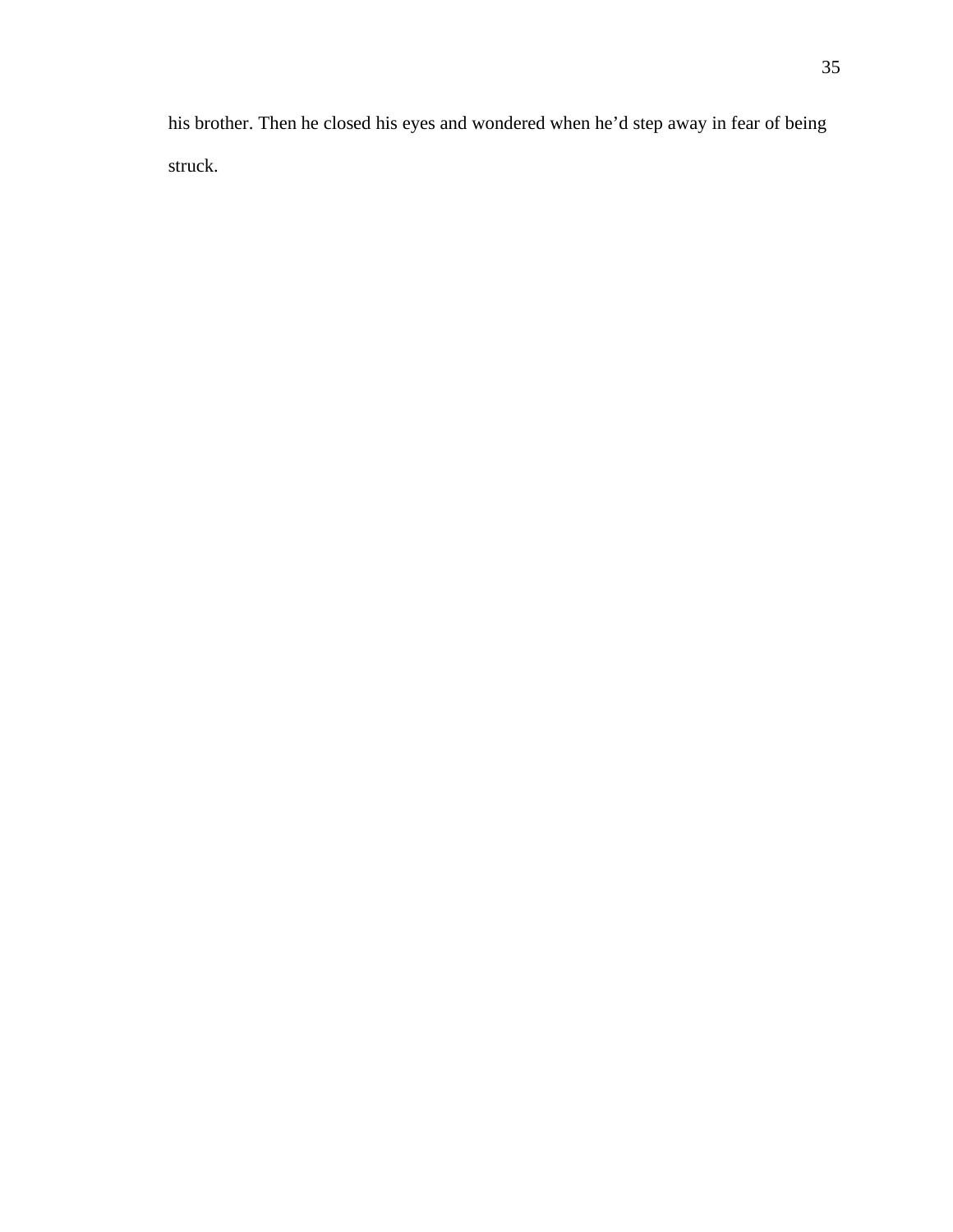his brother. Then he closed his eyes and wondered when he’d step away in fear of being struck.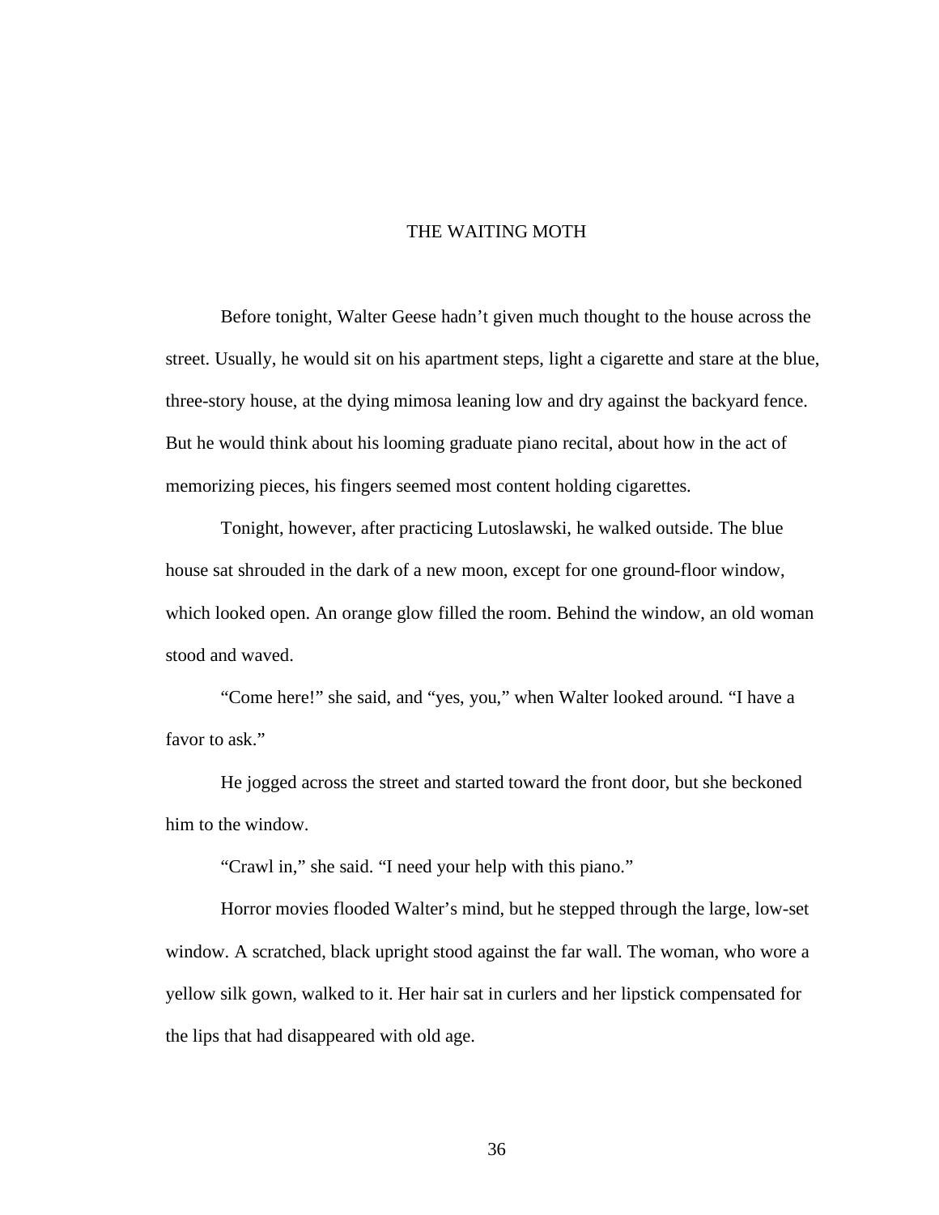# THE WAITING MOTH

Before tonight, Walter Geese hadn't given much thought to the house across the street. Usually, he would sit on his apartment steps, light a cigarette and stare at the blue, three-story house, at the dying mimosa leaning low and dry against the backyard fence. But he would think about his looming graduate piano recital, about how in the act of memorizing pieces, his fingers seemed most content holding cigarettes.

Tonight, however, after practicing Lutoslawski, he walked outside. The blue house sat shrouded in the dark of a new moon, except for one ground-floor window, which looked open. An orange glow filled the room. Behind the window, an old woman stood and waved.

"Come here!" she said, and "yes, you," when Walter looked around. "I have a favor to ask."

He jogged across the street and started toward the front door, but she beckoned him to the window.

"Crawl in," she said. "I need your help with this piano."

Horror movies flooded Walter's mind, but he stepped through the large, low-set window. A scratched, black upright stood against the far wall. The woman, who wore a yellow silk gown, walked to it. Her hair sat in curlers and her lipstick compensated for the lips that had disappeared with old age.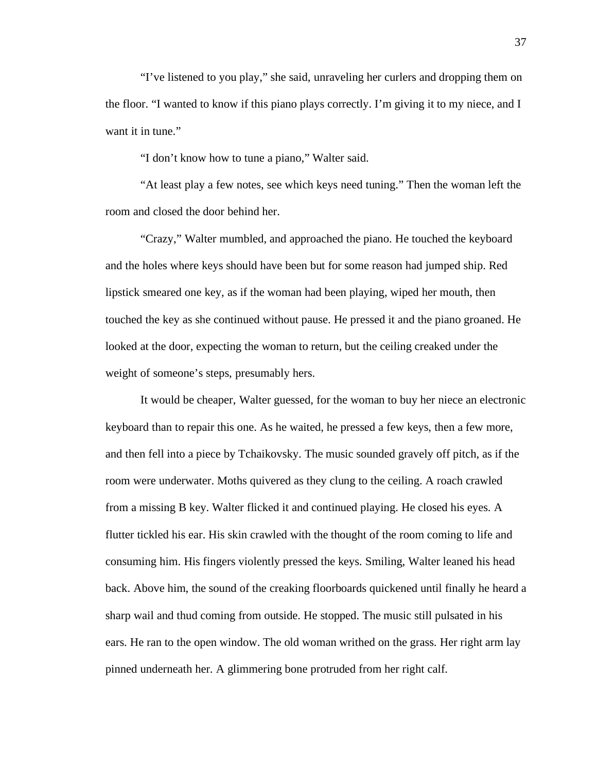"I've listened to you play," she said, unraveling her curlers and dropping them on the floor. "I wanted to know if this piano plays correctly. I'm giving it to my niece, and I want it in tune."

"I don't know how to tune a piano," Walter said.

"At least play a few notes, see which keys need tuning." Then the woman left the room and closed the door behind her.

"Crazy," Walter mumbled, and approached the piano. He touched the keyboard and the holes where keys should have been but for some reason had jumped ship. Red lipstick smeared one key, as if the woman had been playing, wiped her mouth, then touched the key as she continued without pause. He pressed it and the piano groaned. He looked at the door, expecting the woman to return, but the ceiling creaked under the weight of someone's steps, presumably hers.

It would be cheaper, Walter guessed, for the woman to buy her niece an electronic keyboard than to repair this one. As he waited, he pressed a few keys, then a few more, and then fell into a piece by Tchaikovsky. The music sounded gravely off pitch, as if the room were underwater. Moths quivered as they clung to the ceiling. A roach crawled from a missing B key. Walter flicked it and continued playing. He closed his eyes. A flutter tickled his ear. His skin crawled with the thought of the room coming to life and consuming him. His fingers violently pressed the keys. Smiling, Walter leaned his head back. Above him, the sound of the creaking floorboards quickened until finally he heard a sharp wail and thud coming from outside. He stopped. The music still pulsated in his ears. He ran to the open window. The old woman writhed on the grass. Her right arm lay pinned underneath her. A glimmering bone protruded from her right calf.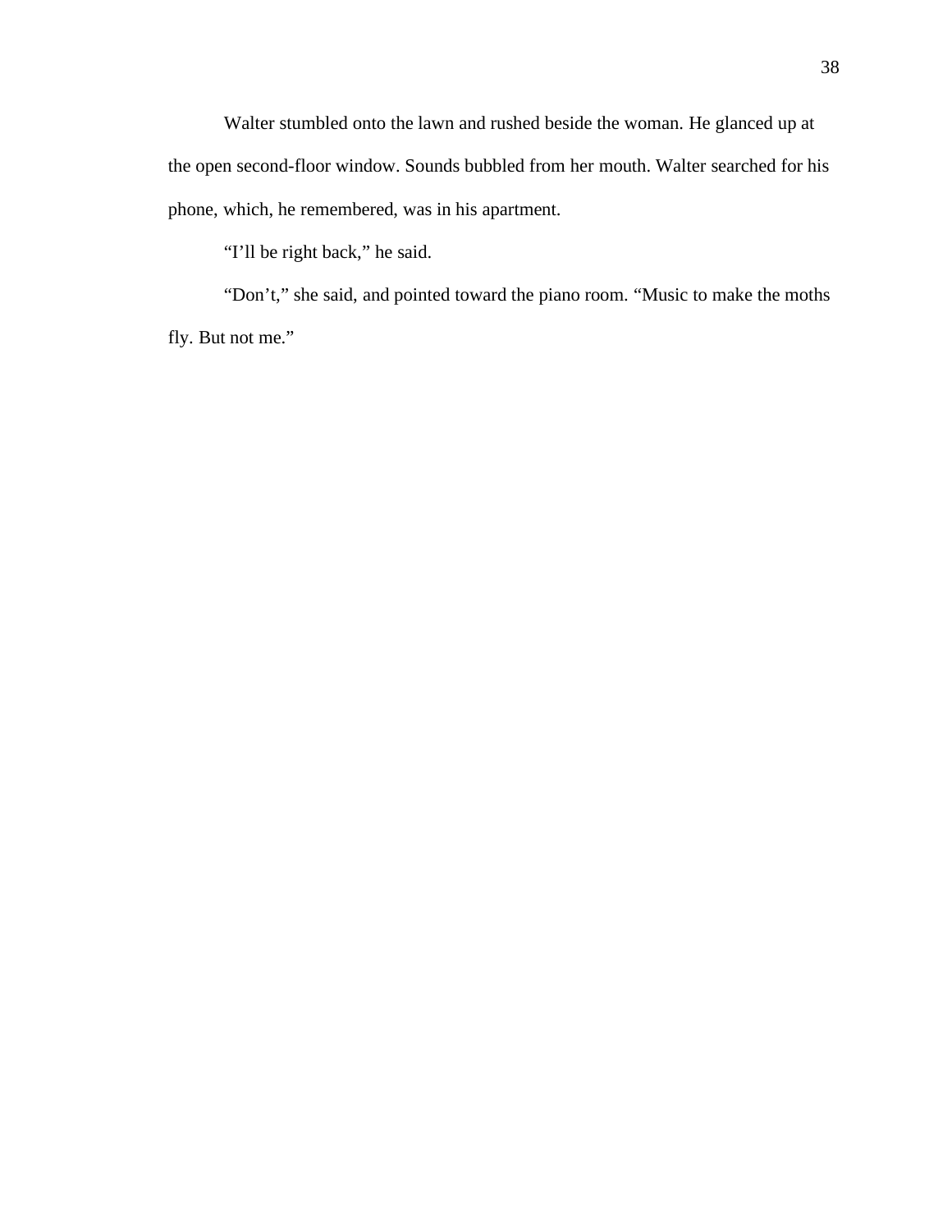Walter stumbled onto the lawn and rushed beside the woman. He glanced up at the open second-floor window. Sounds bubbled from her mouth. Walter searched for his phone, which, he remembered, was in his apartment.

"I'll be right back," he said.

"Don't," she said, and pointed toward the piano room. "Music to make the moths fly. But not me."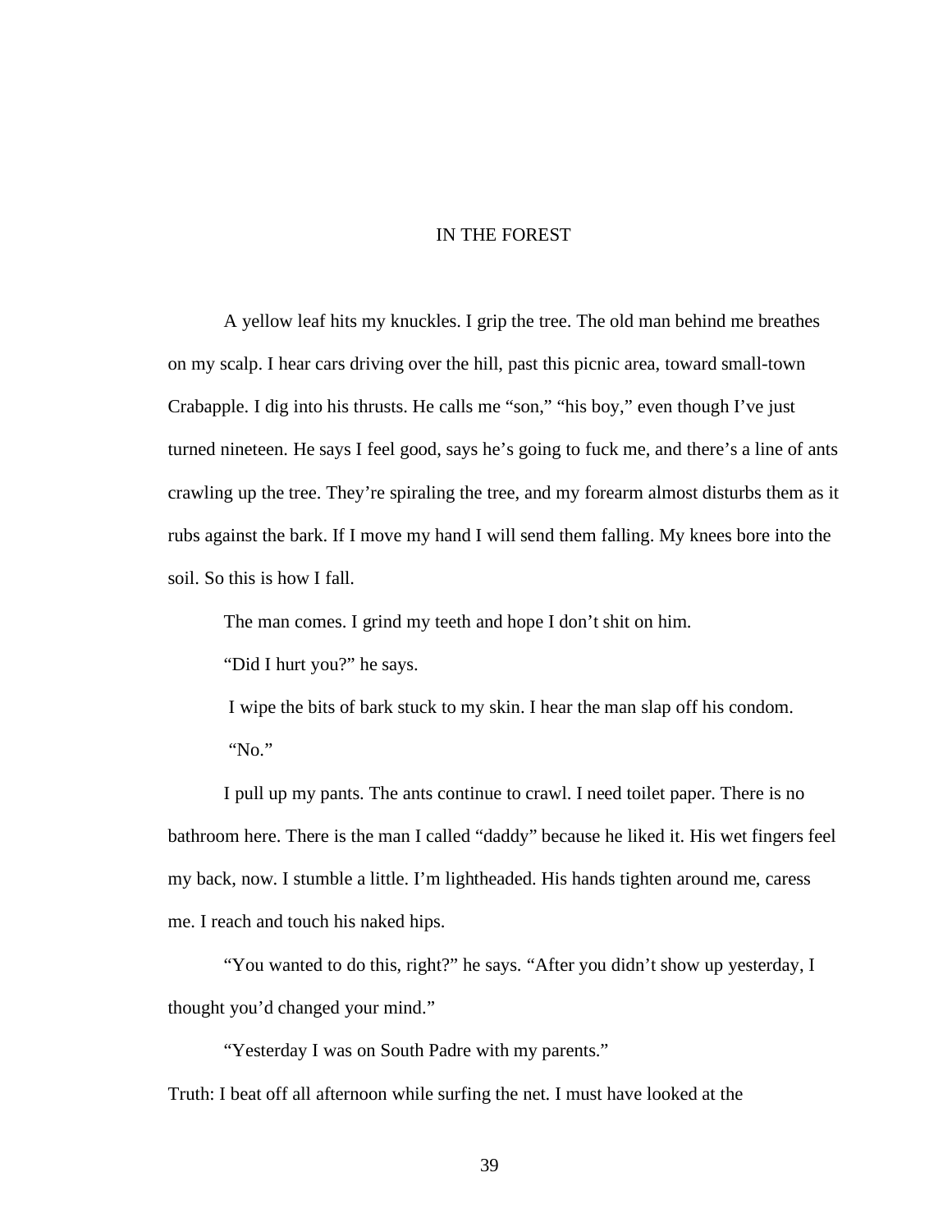# IN THE FOREST

A yellow leaf hits my knuckles. I grip the tree. The old man behind me breathes on my scalp. I hear cars driving over the hill, past this picnic area, toward small-town Crabapple. I dig into his thrusts. He calls me "son," "his boy," even though I've just turned nineteen. He says I feel good, says he's going to fuck me, and there's a line of ants crawling up the tree. They're spiraling the tree, and my forearm almost disturbs them as it rubs against the bark. If I move my hand I will send them falling. My knees bore into the soil. So this is how I fall.

The man comes. I grind my teeth and hope I don't shit on him.

"Did I hurt you?" he says.

I wipe the bits of bark stuck to my skin. I hear the man slap off his condom.

"No."

I pull up my pants. The ants continue to crawl. I need toilet paper. There is no bathroom here. There is the man I called "daddy" because he liked it. His wet fingers feel my back, now. I stumble a little. I'm lightheaded. His hands tighten around me, caress me. I reach and touch his naked hips.

"You wanted to do this, right?" he says. "After you didn't show up yesterday, I thought you'd changed your mind."

"Yesterday I was on South Padre with my parents."

Truth: I beat off all afternoon while surfing the net. I must have looked at the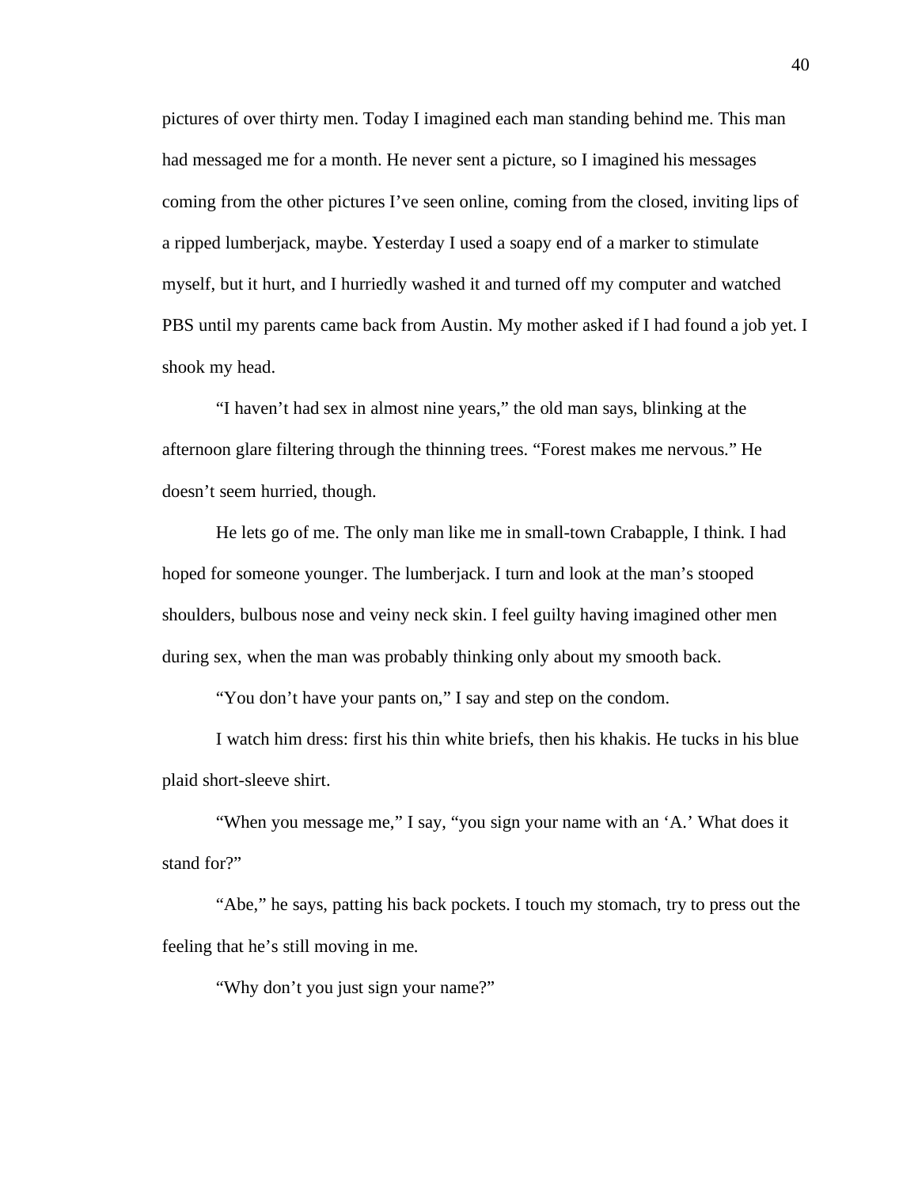pictures of over thirty men. Today I imagined each man standing behind me. This man had messaged me for a month. He never sent a picture, so I imagined his messages coming from the other pictures I've seen online, coming from the closed, inviting lips of a ripped lumberjack, maybe. Yesterday I used a soapy end of a marker to stimulate myself, but it hurt, and I hurriedly washed it and turned off my computer and watched PBS until my parents came back from Austin. My mother asked if I had found a job yet. I shook my head.

"I haven't had sex in almost nine years," the old man says, blinking at the afternoon glare filtering through the thinning trees. "Forest makes me nervous." He doesn't seem hurried, though.

He lets go of me. The only man like me in small-town Crabapple, I think. I had hoped for someone younger. The lumberjack. I turn and look at the man's stooped shoulders, bulbous nose and veiny neck skin. I feel guilty having imagined other men during sex, when the man was probably thinking only about my smooth back.

"You don't have your pants on," I say and step on the condom.

I watch him dress: first his thin white briefs, then his khakis. He tucks in his blue plaid short-sleeve shirt.

"When you message me," I say, "you sign your name with an 'A.' What does it stand for?"

"Abe," he says, patting his back pockets. I touch my stomach, try to press out the feeling that he's still moving in me.

"Why don't you just sign your name?"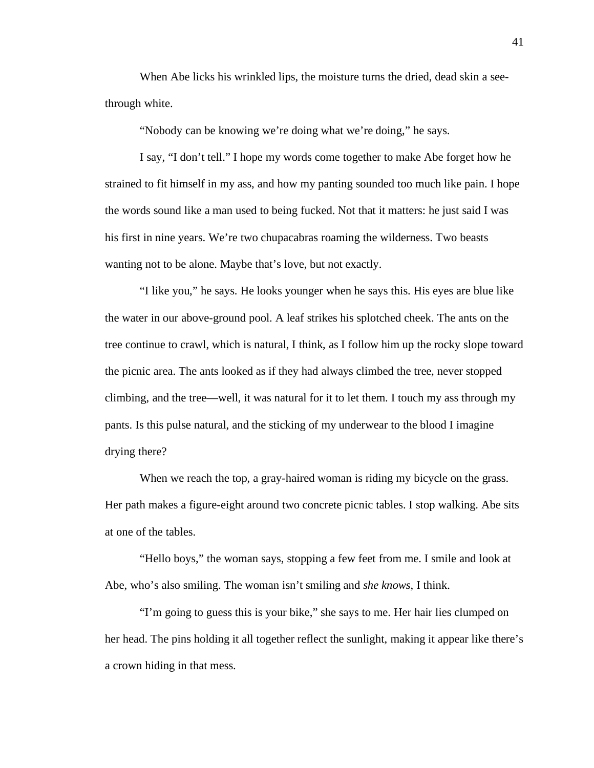When Abe licks his wrinkled lips, the moisture turns the dried, dead skin a see-through white.

"Nobody can be knowing we're doing what we're doing," he says.

I say, "I don't tell." I hope my words come together to make Abe forget how he strained to fit himself in my ass, and how my panting sounded too much like pain. I hope the words sound like a man used to being fucked. Not that it matters: he just said I was his first in nine years. We're two chupacabras roaming the wilderness. Two beasts wanting not to be alone. Maybe that's love, but not exactly.

"I like you," he says. He looks younger when he says this. His eyes are blue like the water in our above-ground pool. A leaf strikes his splotched cheek. The ants on the tree continue to crawl, which is natural, I think, as I follow him up the rocky slope toward the picnic area. The ants looked as if they had always climbed the tree, never stopped climbing, and the tree—well, it was natural for it to let them. I touch my ass through my pants. Is this pulse natural, and the sticking of my underwear to the blood I imagine drying there?

When we reach the top, a gray-haired woman is riding my bicycle on the grass. Her path makes a figure-eight around two concrete picnic tables. I stop walking. Abe sits at one of the tables.

"Hello boys," the woman says, stopping a few feet from me. I smile and look at Abe, who's also smiling. The woman isn't smiling and *she knows*, I think.

"I'm going to guess this is your bike," she says to me. Her hair lies clumped on her head. The pins holding it all together reflect the sunlight, making it appear like there's a crown hiding in that mess.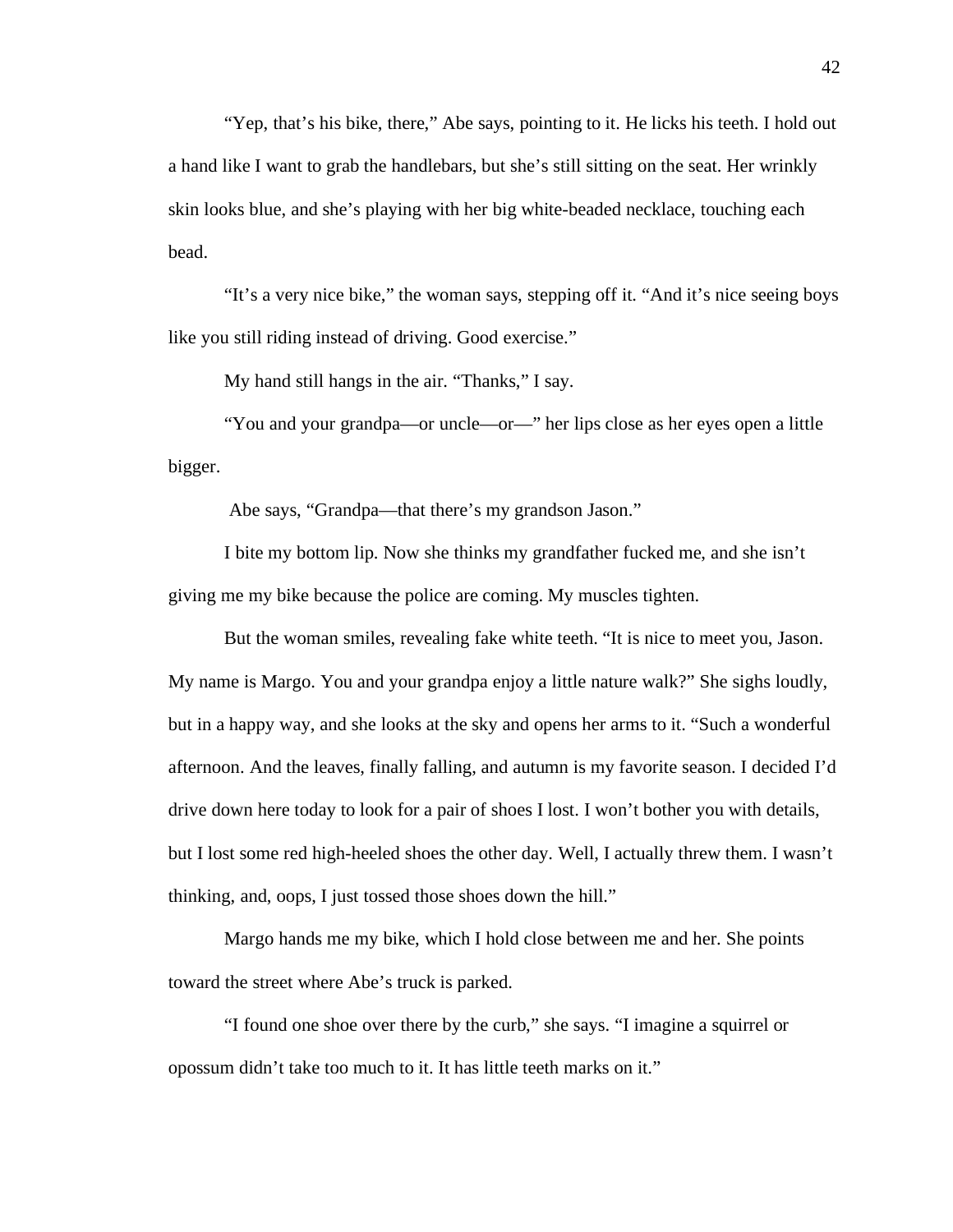"Yep, that's his bike, there," Abe says, pointing to it. He licks his teeth. I hold out a hand like I want to grab the handlebars, but she's still sitting on the seat. Her wrinkly skin looks blue, and she's playing with her big white-beaded necklace, touching each bead.

"It's a very nice bike," the woman says, stepping off it. "And it's nice seeing boys like you still riding instead of driving. Good exercise."

My hand still hangs in the air. "Thanks," I say.

"You and your grandpa—or uncle—or—" her lips close as her eyes open a little bigger.

Abe says, "Grandpa—that there's my grandson Jason."

I bite my bottom lip. Now she thinks my grandfather fucked me, and she isn't giving me my bike because the police are coming. My muscles tighten.

But the woman smiles, revealing fake white teeth. "It is nice to meet you, Jason. My name is Margo. You and your grandpa enjoy a little nature walk?" She sighs loudly, but in a happy way, and she looks at the sky and opens her arms to it. "Such a wonderful afternoon. And the leaves, finally falling, and autumn is my favorite season. I decided I'd drive down here today to look for a pair of shoes I lost. I won't bother you with details, but I lost some red high-heeled shoes the other day. Well, I actually threw them. I wasn't thinking, and, oops, I just tossed those shoes down the hill."

Margo hands me my bike, which I hold close between me and her. She points toward the street where Abe's truck is parked.

"I found one shoe over there by the curb," she says. "I imagine a squirrel or opossum didn't take too much to it. It has little teeth marks on it."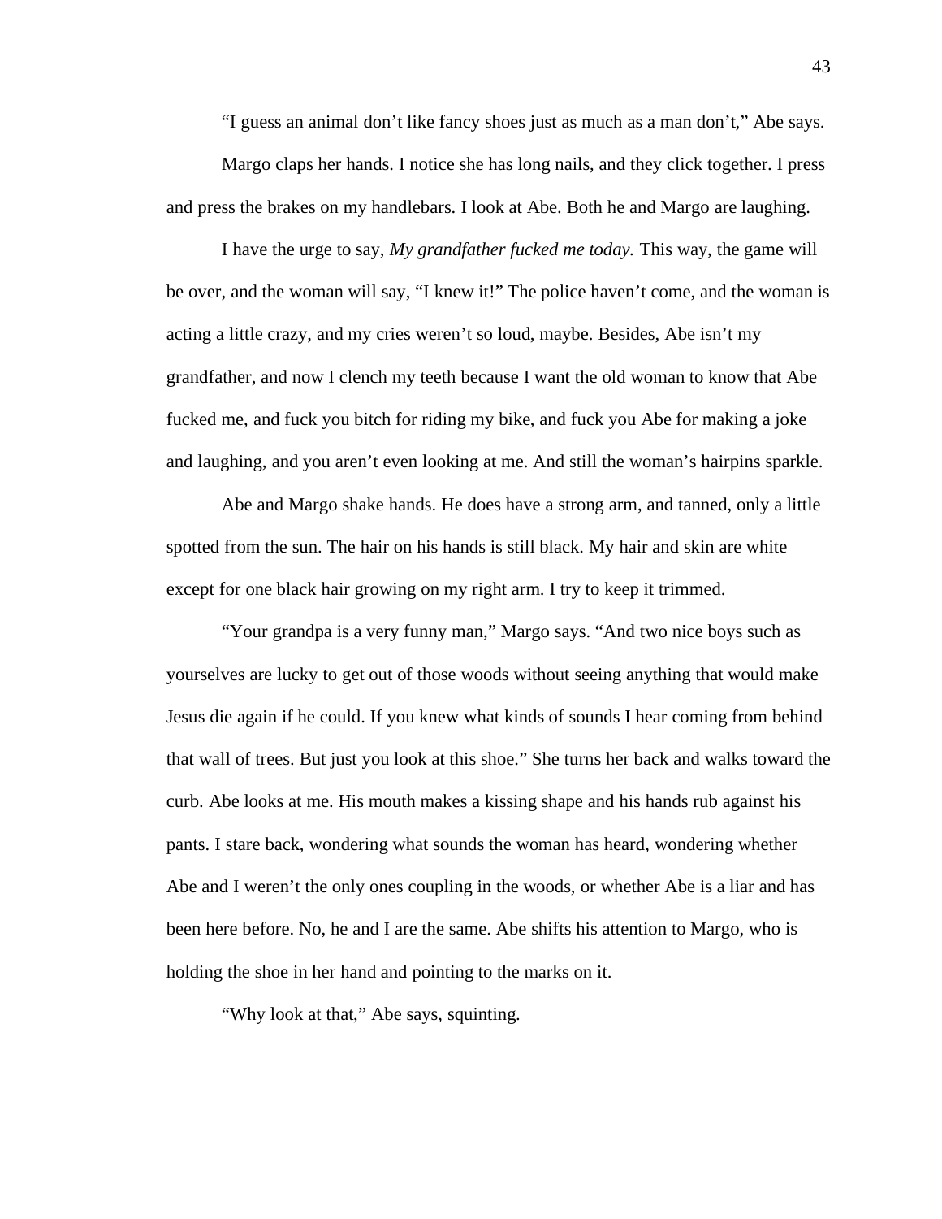"I guess an animal don't like fancy shoes just as much as a man don't," Abe says.

Margo claps her hands. I notice she has long nails, and they click together. I press and press the brakes on my handlebars. I look at Abe. Both he and Margo are laughing.

I have the urge to say, *My grandfather fucked me today.* This way, the game will be over, and the woman will say, "I knew it!" The police haven't come, and the woman is acting a little crazy, and my cries weren't so loud, maybe. Besides, Abe isn't my grandfather, and now I clench my teeth because I want the old woman to know that Abe fucked me, and fuck you bitch for riding my bike, and fuck you Abe for making a joke and laughing, and you aren't even looking at me. And still the woman's hairpins sparkle.

Abe and Margo shake hands. He does have a strong arm, and tanned, only a little spotted from the sun. The hair on his hands is still black. My hair and skin are white except for one black hair growing on my right arm. I try to keep it trimmed.

"Your grandpa is a very funny man," Margo says. "And two nice boys such as yourselves are lucky to get out of those woods without seeing anything that would make Jesus die again if he could. If you knew what kinds of sounds I hear coming from behind that wall of trees. But just you look at this shoe." She turns her back and walks toward the curb. Abe looks at me. His mouth makes a kissing shape and his hands rub against his pants. I stare back, wondering what sounds the woman has heard, wondering whether Abe and I weren't the only ones coupling in the woods, or whether Abe is a liar and has been here before. No, he and I are the same. Abe shifts his attention to Margo, who is holding the shoe in her hand and pointing to the marks on it.

"Why look at that," Abe says, squinting.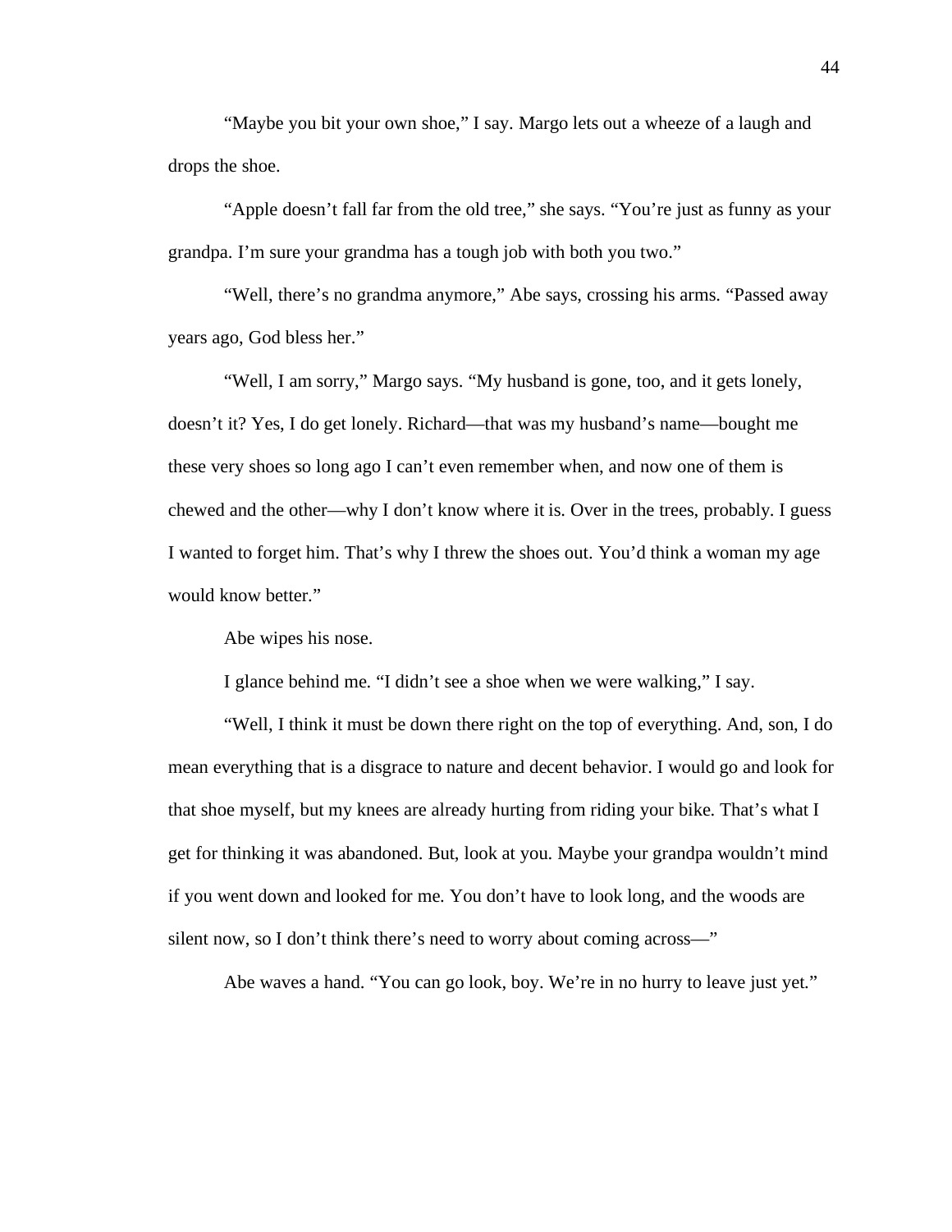"Maybe you bit your own shoe," I say. Margo lets out a wheeze of a laugh and drops the shoe.

"Apple doesn't fall far from the old tree," she says. "You're just as funny as your grandpa. I'm sure your grandma has a tough job with both you two."

"Well, there's no grandma anymore," Abe says, crossing his arms. "Passed away years ago, God bless her."

"Well, I am sorry," Margo says. "My husband is gone, too, and it gets lonely, doesn't it? Yes, I do get lonely. Richard—that was my husband's name—bought me these very shoes so long ago I can't even remember when, and now one of them is chewed and the other—why I don't know where it is. Over in the trees, probably. I guess I wanted to forget him. That's why I threw the shoes out. You'd think a woman my age would know better."

Abe wipes his nose.

I glance behind me. "I didn't see a shoe when we were walking," I say.

"Well, I think it must be down there right on the top of everything. And, son, I do mean everything that is a disgrace to nature and decent behavior. I would go and look for that shoe myself, but my knees are already hurting from riding your bike. That's what I get for thinking it was abandoned. But, look at you. Maybe your grandpa wouldn't mind if you went down and looked for me. You don't have to look long, and the woods are silent now, so I don't think there's need to worry about coming across—"

Abe waves a hand. "You can go look, boy. We're in no hurry to leave just yet."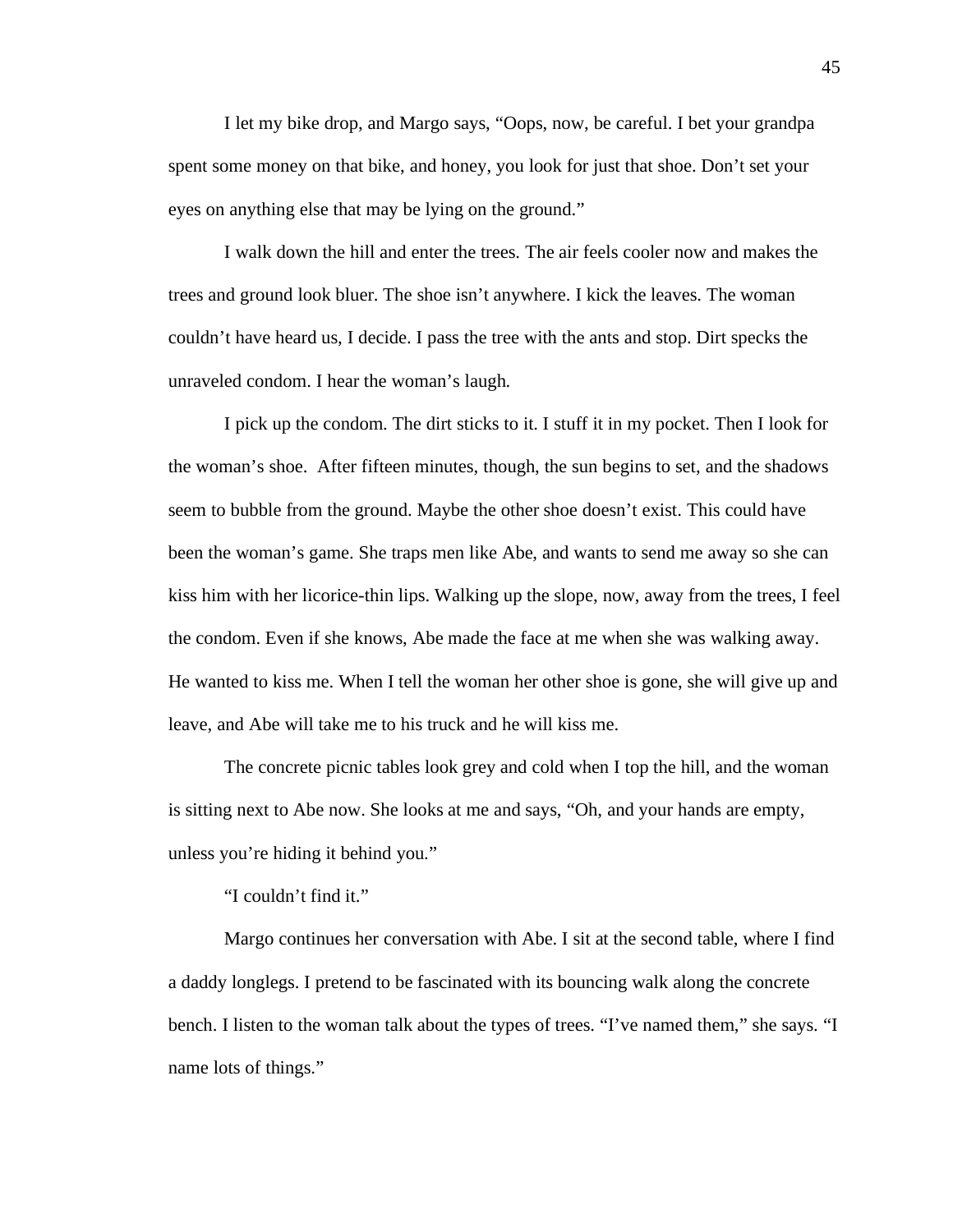I let my bike drop, and Margo says, "Oops, now, be careful. I bet your grandpa spent some money on that bike, and honey, you look for just that shoe. Don't set your eyes on anything else that may be lying on the ground."

I walk down the hill and enter the trees. The air feels cooler now and makes the trees and ground look bluer. The shoe isn't anywhere. I kick the leaves. The woman couldn't have heard us, I decide. I pass the tree with the ants and stop. Dirt specks the unraveled condom. I hear the woman's laugh.

I pick up the condom. The dirt sticks to it. I stuff it in my pocket. Then I look for the woman's shoe.  After fifteen minutes, though, the sun begins to set, and the shadows seem to bubble from the ground. Maybe the other shoe doesn't exist. This could have been the woman's game. She traps men like Abe, and wants to send me away so she can kiss him with her licorice-thin lips. Walking up the slope, now, away from the trees, I feel the condom. Even if she knows, Abe made the face at me when she was walking away. He wanted to kiss me. When I tell the woman her other shoe is gone, she will give up and leave, and Abe will take me to his truck and he will kiss me.

The concrete picnic tables look grey and cold when I top the hill, and the woman is sitting next to Abe now. She looks at me and says, "Oh, and your hands are empty, unless you're hiding it behind you."

"I couldn't find it."

Margo continues her conversation with Abe. I sit at the second table, where I find a daddy longlegs. I pretend to be fascinated with its bouncing walk along the concrete bench. I listen to the woman talk about the types of trees. "I've named them," she says. "I name lots of things."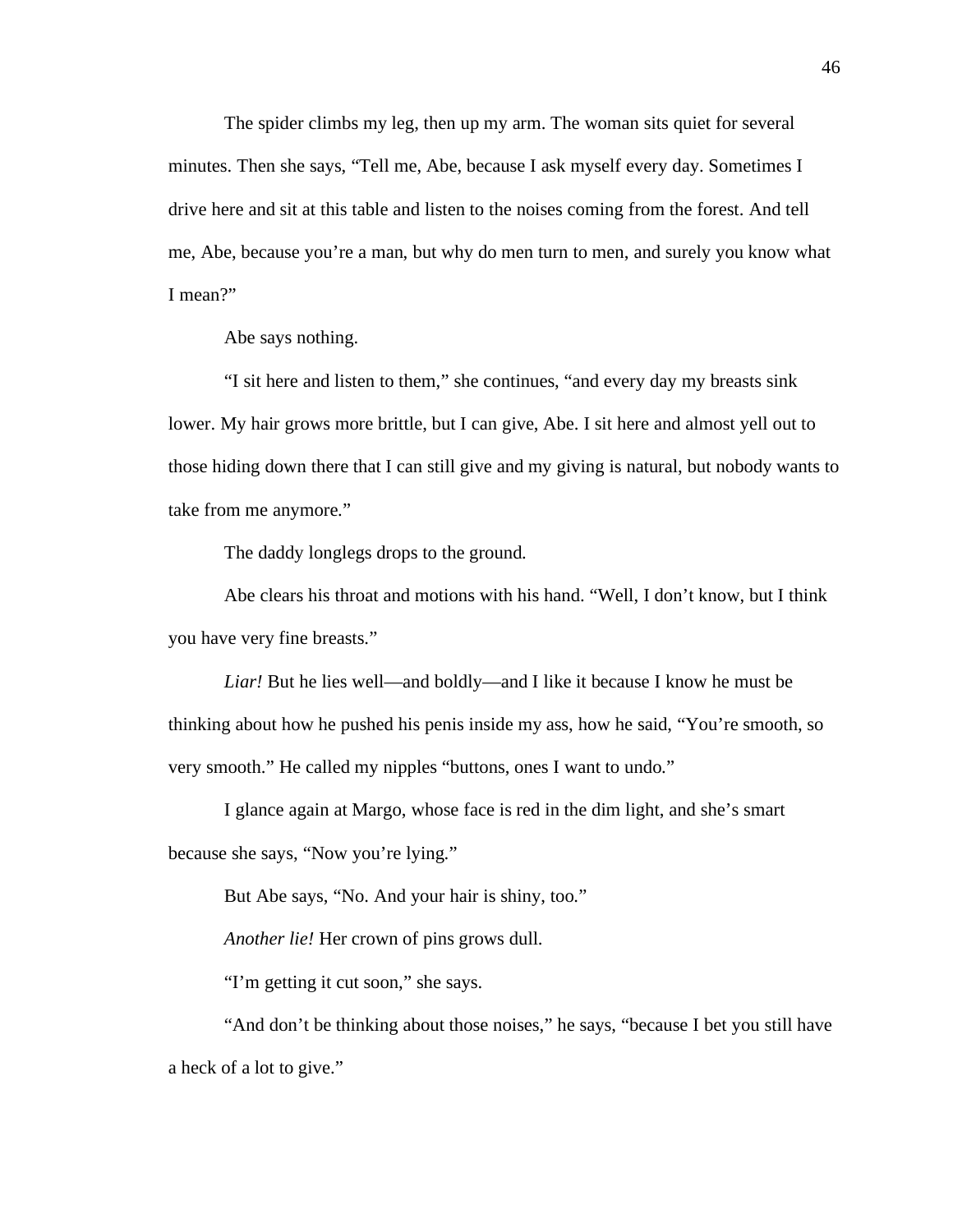The spider climbs my leg, then up my arm. The woman sits quiet for several minutes. Then she says, "Tell me, Abe, because I ask myself every day. Sometimes I drive here and sit at this table and listen to the noises coming from the forest. And tell me, Abe, because you're a man, but why do men turn to men, and surely you know what I mean?"

Abe says nothing.

"I sit here and listen to them," she continues, "and every day my breasts sink lower. My hair grows more brittle, but I can give, Abe. I sit here and almost yell out to those hiding down there that I can still give and my giving is natural, but nobody wants to take from me anymore."

The daddy longlegs drops to the ground.

Abe clears his throat and motions with his hand. "Well, I don't know, but I think you have very fine breasts."

*Liar!* But he lies well—and boldly—and I like it because I know he must be thinking about how he pushed his penis inside my ass, how he said, "You're smooth, so very smooth." He called my nipples "buttons, ones I want to undo."

I glance again at Margo, whose face is red in the dim light, and she's smart because she says, "Now you're lying."

But Abe says, "No. And your hair is shiny, too."

*Another lie!* Her crown of pins grows dull.

"I'm getting it cut soon," she says.

"And don't be thinking about those noises," he says, "because I bet you still have a heck of a lot to give."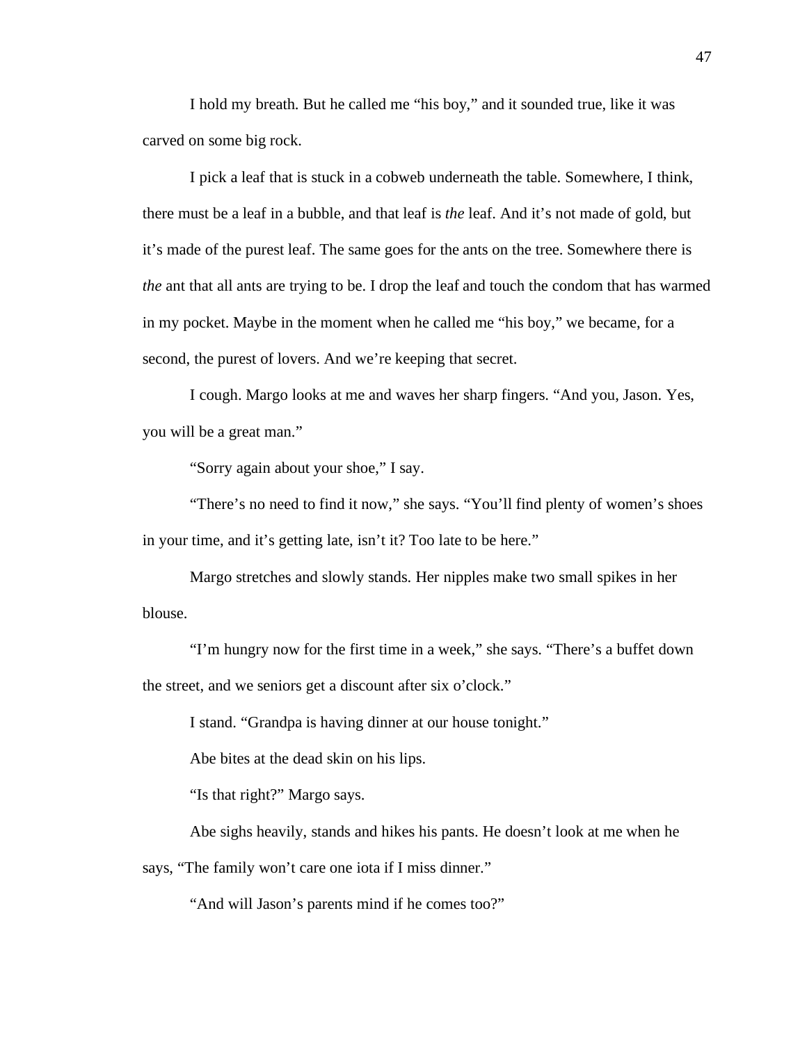I hold my breath. But he called me "his boy," and it sounded true, like it was carved on some big rock.

I pick a leaf that is stuck in a cobweb underneath the table. Somewhere, I think, there must be a leaf in a bubble, and that leaf is *the* leaf. And it's not made of gold, but it's made of the purest leaf. The same goes for the ants on the tree. Somewhere there is *the* ant that all ants are trying to be. I drop the leaf and touch the condom that has warmed in my pocket. Maybe in the moment when he called me "his boy," we became, for a second, the purest of lovers. And we're keeping that secret.

I cough. Margo looks at me and waves her sharp fingers. "And you, Jason. Yes, you will be a great man."

"Sorry again about your shoe," I say.

"There's no need to find it now," she says. "You'll find plenty of women's shoes in your time, and it's getting late, isn't it? Too late to be here."

Margo stretches and slowly stands. Her nipples make two small spikes in her blouse.

"I'm hungry now for the first time in a week," she says. "There's a buffet down the street, and we seniors get a discount after six o'clock."

I stand. "Grandpa is having dinner at our house tonight."

Abe bites at the dead skin on his lips.

"Is that right?" Margo says.

Abe sighs heavily, stands and hikes his pants. He doesn't look at me when he says, "The family won't care one iota if I miss dinner."

"And will Jason's parents mind if he comes too?"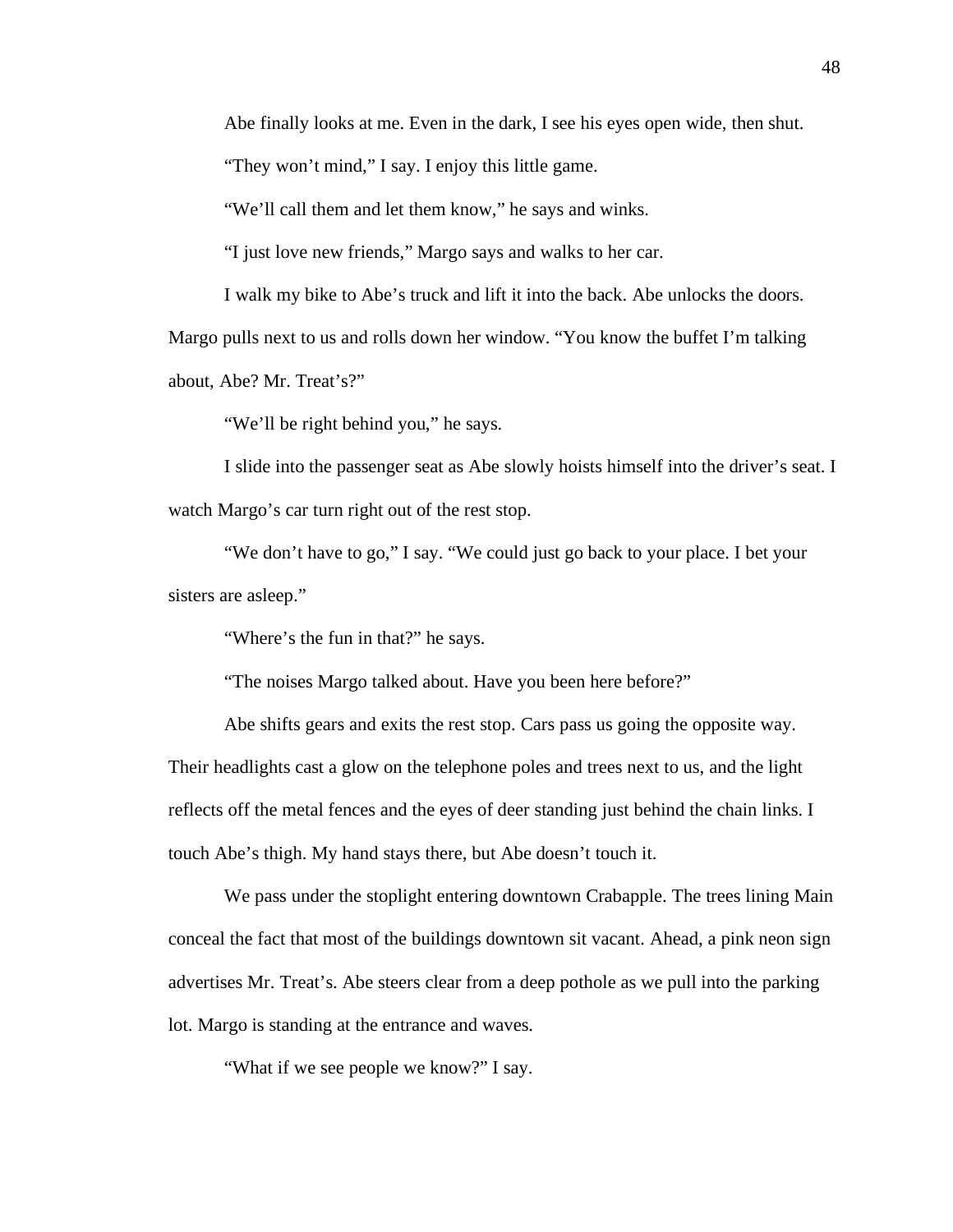Abe finally looks at me. Even in the dark, I see his eyes open wide, then shut.

"They won't mind," I say. I enjoy this little game.

"We'll call them and let them know," he says and winks.

"I just love new friends," Margo says and walks to her car.

I walk my bike to Abe's truck and lift it into the back. Abe unlocks the doors. Margo pulls next to us and rolls down her window. "You know the buffet I'm talking about, Abe? Mr. Treat's?"

"We'll be right behind you," he says.

I slide into the passenger seat as Abe slowly hoists himself into the driver's seat. I watch Margo's car turn right out of the rest stop.

"We don't have to go," I say. "We could just go back to your place. I bet your sisters are asleep."

"Where's the fun in that?" he says.

"The noises Margo talked about. Have you been here before?"

Abe shifts gears and exits the rest stop. Cars pass us going the opposite way. Their headlights cast a glow on the telephone poles and trees next to us, and the light reflects off the metal fences and the eyes of deer standing just behind the chain links. I touch Abe's thigh. My hand stays there, but Abe doesn't touch it.

We pass under the stoplight entering downtown Crabapple. The trees lining Main conceal the fact that most of the buildings downtown sit vacant. Ahead, a pink neon sign advertises Mr. Treat's. Abe steers clear from a deep pothole as we pull into the parking lot. Margo is standing at the entrance and waves.

"What if we see people we know?" I say.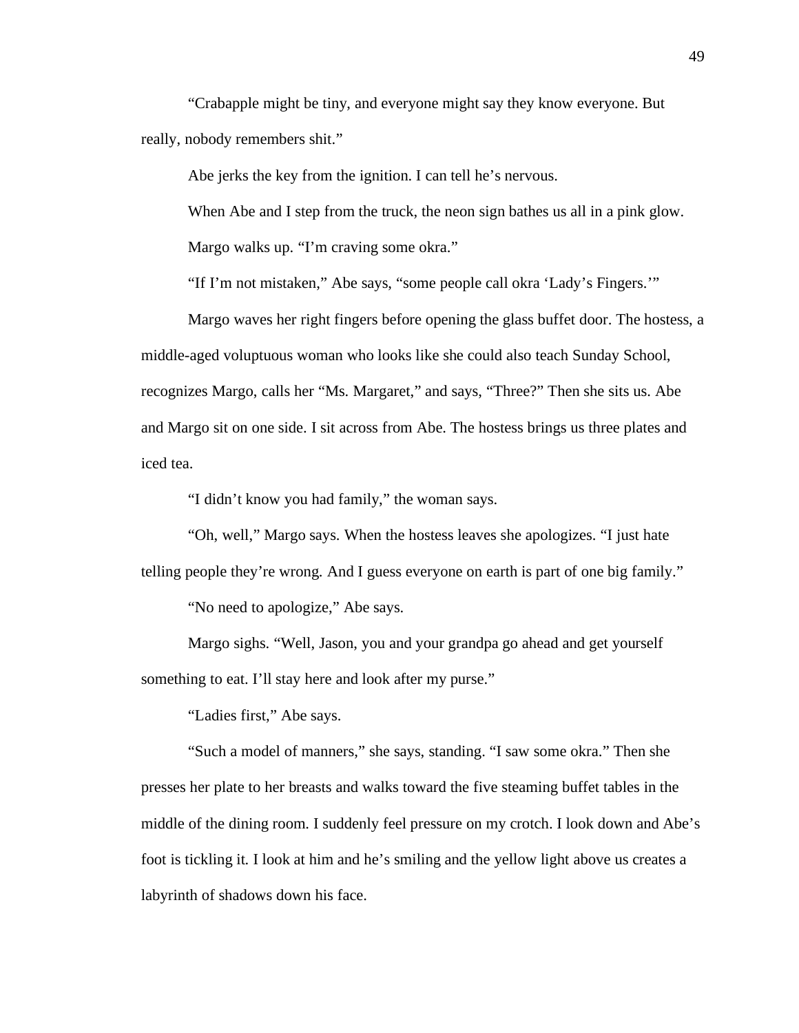"Crabapple might be tiny, and everyone might say they know everyone. But really, nobody remembers shit."

Abe jerks the key from the ignition. I can tell he's nervous.

When Abe and I step from the truck, the neon sign bathes us all in a pink glow.

Margo walks up. "I'm craving some okra."

"If I'm not mistaken," Abe says, "some people call okra 'Lady's Fingers.'"

Margo waves her right fingers before opening the glass buffet door. The hostess, a middle-aged voluptuous woman who looks like she could also teach Sunday School, recognizes Margo, calls her "Ms. Margaret," and says, "Three?" Then she sits us. Abe and Margo sit on one side. I sit across from Abe. The hostess brings us three plates and iced tea.

"I didn't know you had family," the woman says.

"Oh, well," Margo says. When the hostess leaves she apologizes. "I just hate telling people they're wrong. And I guess everyone on earth is part of one big family."

"No need to apologize," Abe says.

Margo sighs. "Well, Jason, you and your grandpa go ahead and get yourself something to eat. I'll stay here and look after my purse."

"Ladies first," Abe says.

"Such a model of manners," she says, standing. "I saw some okra." Then she presses her plate to her breasts and walks toward the five steaming buffet tables in the middle of the dining room. I suddenly feel pressure on my crotch. I look down and Abe's foot is tickling it. I look at him and he's smiling and the yellow light above us creates a labyrinth of shadows down his face.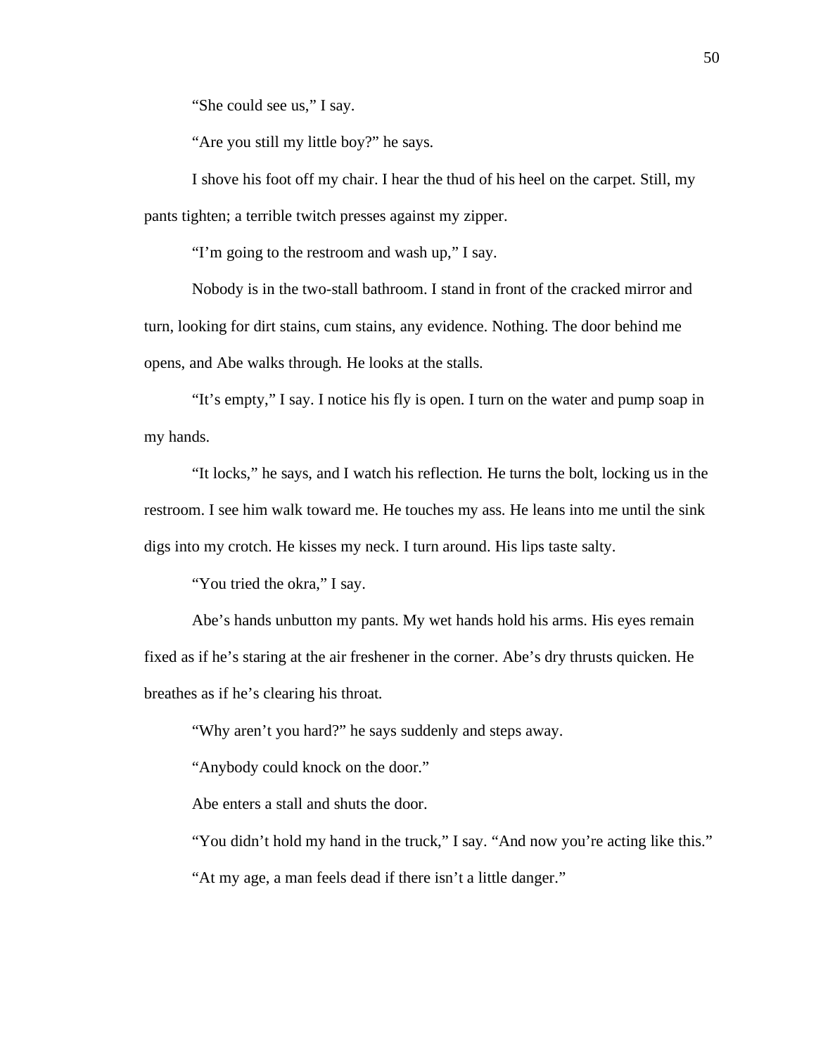"She could see us," I say.

"Are you still my little boy?" he says.

I shove his foot off my chair. I hear the thud of his heel on the carpet. Still, my pants tighten; a terrible twitch presses against my zipper.

"I'm going to the restroom and wash up," I say.

Nobody is in the two-stall bathroom. I stand in front of the cracked mirror and turn, looking for dirt stains, cum stains, any evidence. Nothing. The door behind me opens, and Abe walks through. He looks at the stalls.

"It's empty," I say. I notice his fly is open. I turn on the water and pump soap in my hands.

"It locks," he says, and I watch his reflection. He turns the bolt, locking us in the restroom. I see him walk toward me. He touches my ass. He leans into me until the sink digs into my crotch. He kisses my neck. I turn around. His lips taste salty.

"You tried the okra," I say.

Abe's hands unbutton my pants. My wet hands hold his arms. His eyes remain fixed as if he's staring at the air freshener in the corner. Abe's dry thrusts quicken. He breathes as if he's clearing his throat.

"Why aren't you hard?" he says suddenly and steps away.

"Anybody could knock on the door."

Abe enters a stall and shuts the door.

"You didn't hold my hand in the truck," I say. "And now you're acting like this."

"At my age, a man feels dead if there isn't a little danger."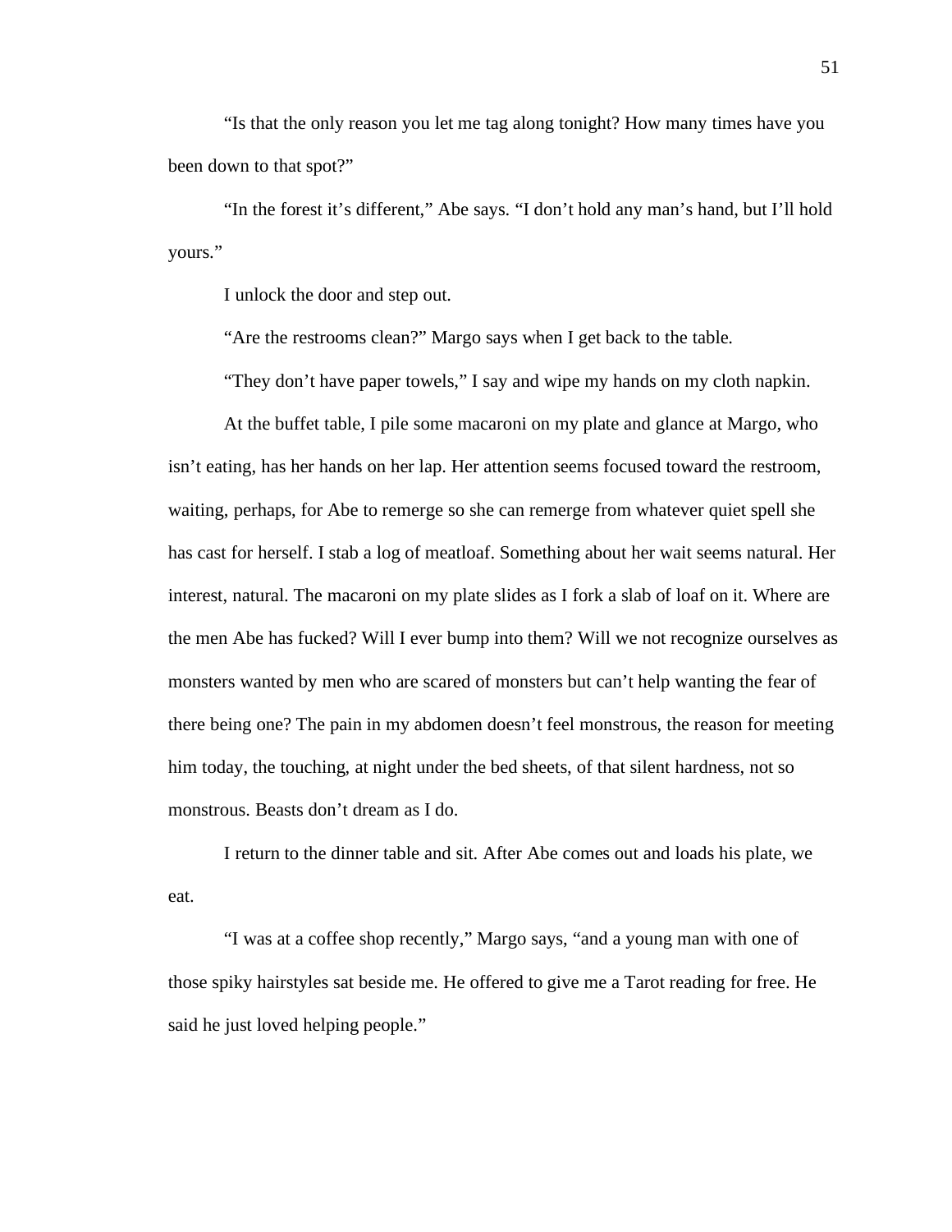“Is that the only reason you let me tag along tonight? How many times have you been down to that spot?”

“In the forest it’s different,” Abe says. “I don’t hold any man’s hand, but I’ll hold yours.”

I unlock the door and step out.

“Are the restrooms clean?” Margo says when I get back to the table.

“They don’t have paper towels,” I say and wipe my hands on my cloth napkin.

At the buffet table, I pile some macaroni on my plate and glance at Margo, who isn’t eating, has her hands on her lap. Her attention seems focused toward the restroom, waiting, perhaps, for Abe to remerge so she can remerge from whatever quiet spell she has cast for herself. I stab a log of meatloaf. Something about her wait seems natural. Her interest, natural. The macaroni on my plate slides as I fork a slab of loaf on it. Where are the men Abe has fucked? Will I ever bump into them? Will we not recognize ourselves as monsters wanted by men who are scared of monsters but can’t help wanting the fear of there being one? The pain in my abdomen doesn’t feel monstrous, the reason for meeting him today, the touching, at night under the bed sheets, of that silent hardness, not so monstrous. Beasts don’t dream as I do.

I return to the dinner table and sit. After Abe comes out and loads his plate, we eat.

“I was at a coffee shop recently,” Margo says, “and a young man with one of those spiky hairstyles sat beside me. He offered to give me a Tarot reading for free. He said he just loved helping people.”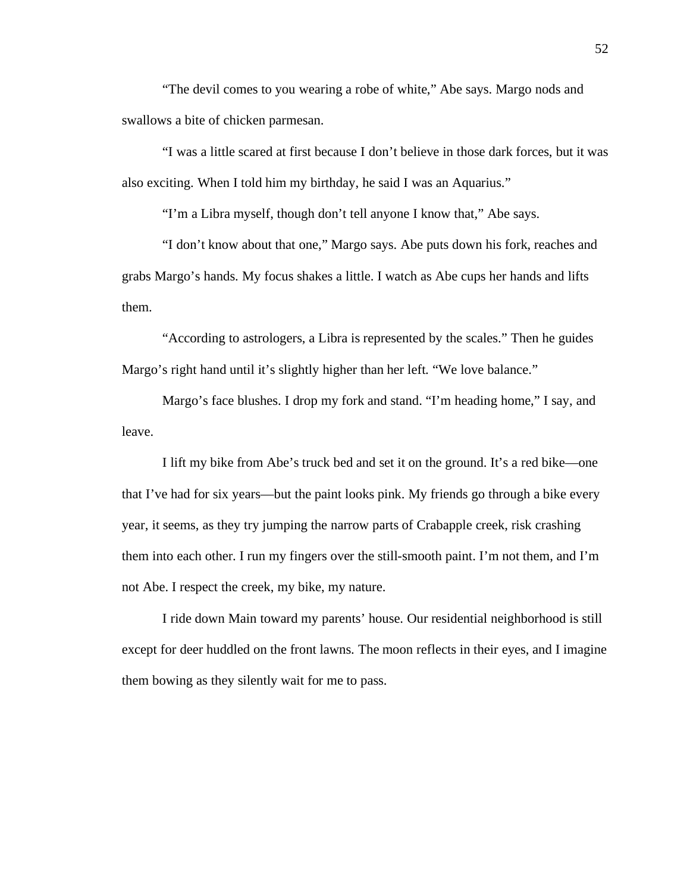"The devil comes to you wearing a robe of white," Abe says. Margo nods and swallows a bite of chicken parmesan.

"I was a little scared at first because I don't believe in those dark forces, but it was also exciting. When I told him my birthday, he said I was an Aquarius."

"I'm a Libra myself, though don't tell anyone I know that," Abe says.

"I don't know about that one," Margo says. Abe puts down his fork, reaches and grabs Margo's hands. My focus shakes a little. I watch as Abe cups her hands and lifts them.

"According to astrologers, a Libra is represented by the scales." Then he guides Margo's right hand until it's slightly higher than her left. "We love balance."

Margo's face blushes. I drop my fork and stand. "I'm heading home," I say, and leave.

I lift my bike from Abe's truck bed and set it on the ground. It's a red bike—one that I've had for six years—but the paint looks pink. My friends go through a bike every year, it seems, as they try jumping the narrow parts of Crabapple creek, risk crashing them into each other. I run my fingers over the still-smooth paint. I'm not them, and I'm not Abe. I respect the creek, my bike, my nature.

I ride down Main toward my parents' house. Our residential neighborhood is still except for deer huddled on the front lawns. The moon reflects in their eyes, and I imagine them bowing as they silently wait for me to pass.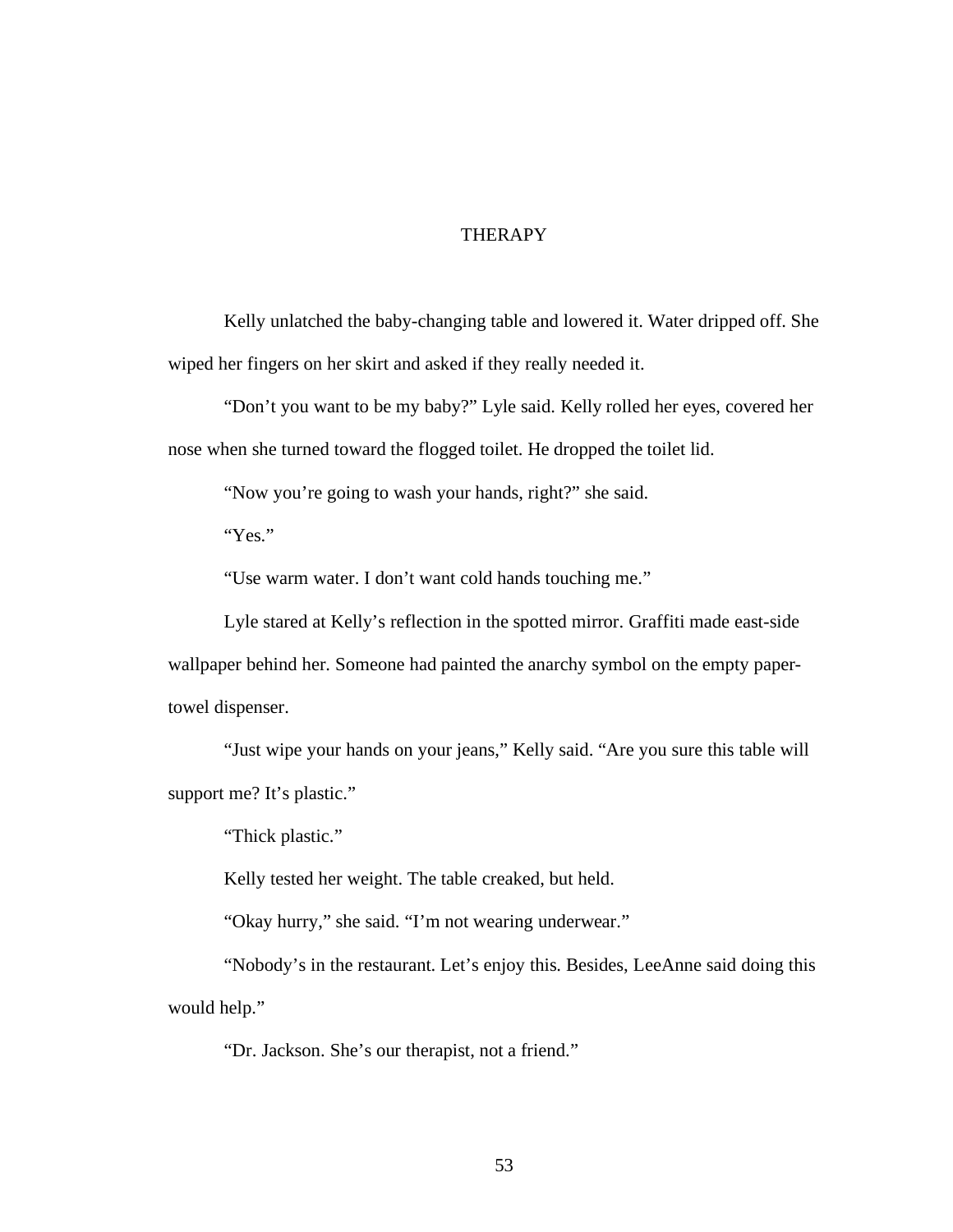# THERAPY

Kelly unlatched the baby-changing table and lowered it. Water dripped off. She wiped her fingers on her skirt and asked if they really needed it.

"Don't you want to be my baby?" Lyle said. Kelly rolled her eyes, covered her nose when she turned toward the flogged toilet. He dropped the toilet lid.

"Now you're going to wash your hands, right?" she said.

"Yes."

"Use warm water. I don't want cold hands touching me."

Lyle stared at Kelly's reflection in the spotted mirror. Graffiti made east-side wallpaper behind her. Someone had painted the anarchy symbol on the empty paper-towel dispenser.

"Just wipe your hands on your jeans," Kelly said. "Are you sure this table will support me? It's plastic."

"Thick plastic."

Kelly tested her weight. The table creaked, but held.

"Okay hurry," she said. "I'm not wearing underwear."

"Nobody's in the restaurant. Let's enjoy this. Besides, LeeAnne said doing this would help."

"Dr. Jackson. She's our therapist, not a friend."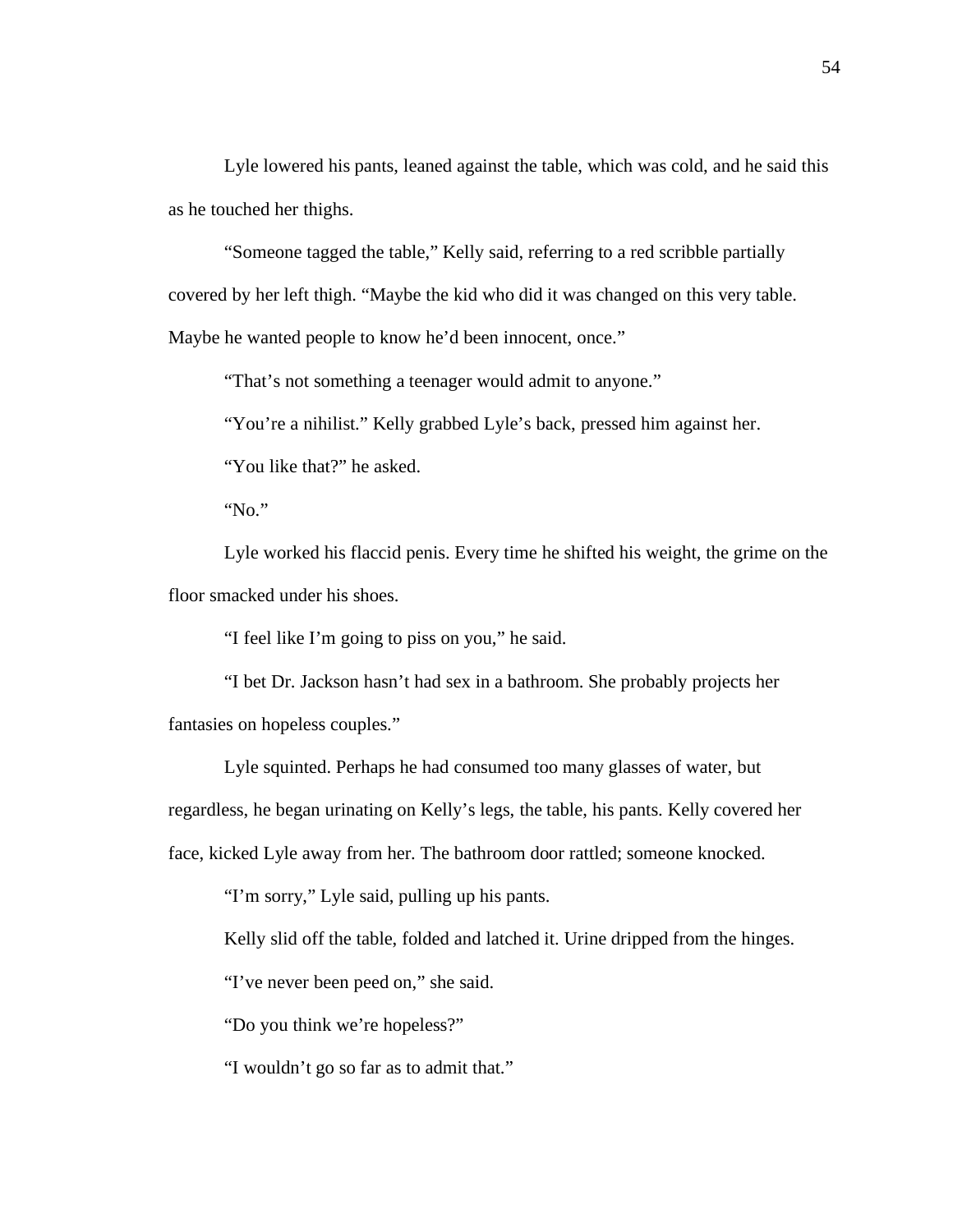Lyle lowered his pants, leaned against the table, which was cold, and he said this as he touched her thighs.

"Someone tagged the table," Kelly said, referring to a red scribble partially covered by her left thigh. "Maybe the kid who did it was changed on this very table. Maybe he wanted people to know he'd been innocent, once."

"That's not something a teenager would admit to anyone."

"You're a nihilist." Kelly grabbed Lyle's back, pressed him against her.

"You like that?" he asked.

"No."

Lyle worked his flaccid penis. Every time he shifted his weight, the grime on the floor smacked under his shoes.

"I feel like I'm going to piss on you," he said.

"I bet Dr. Jackson hasn't had sex in a bathroom. She probably projects her fantasies on hopeless couples."

Lyle squinted. Perhaps he had consumed too many glasses of water, but regardless, he began urinating on Kelly's legs, the table, his pants. Kelly covered her face, kicked Lyle away from her. The bathroom door rattled; someone knocked.

"I'm sorry," Lyle said, pulling up his pants.

Kelly slid off the table, folded and latched it. Urine dripped from the hinges.

"I've never been peed on," she said.

"Do you think we're hopeless?"

"I wouldn't go so far as to admit that."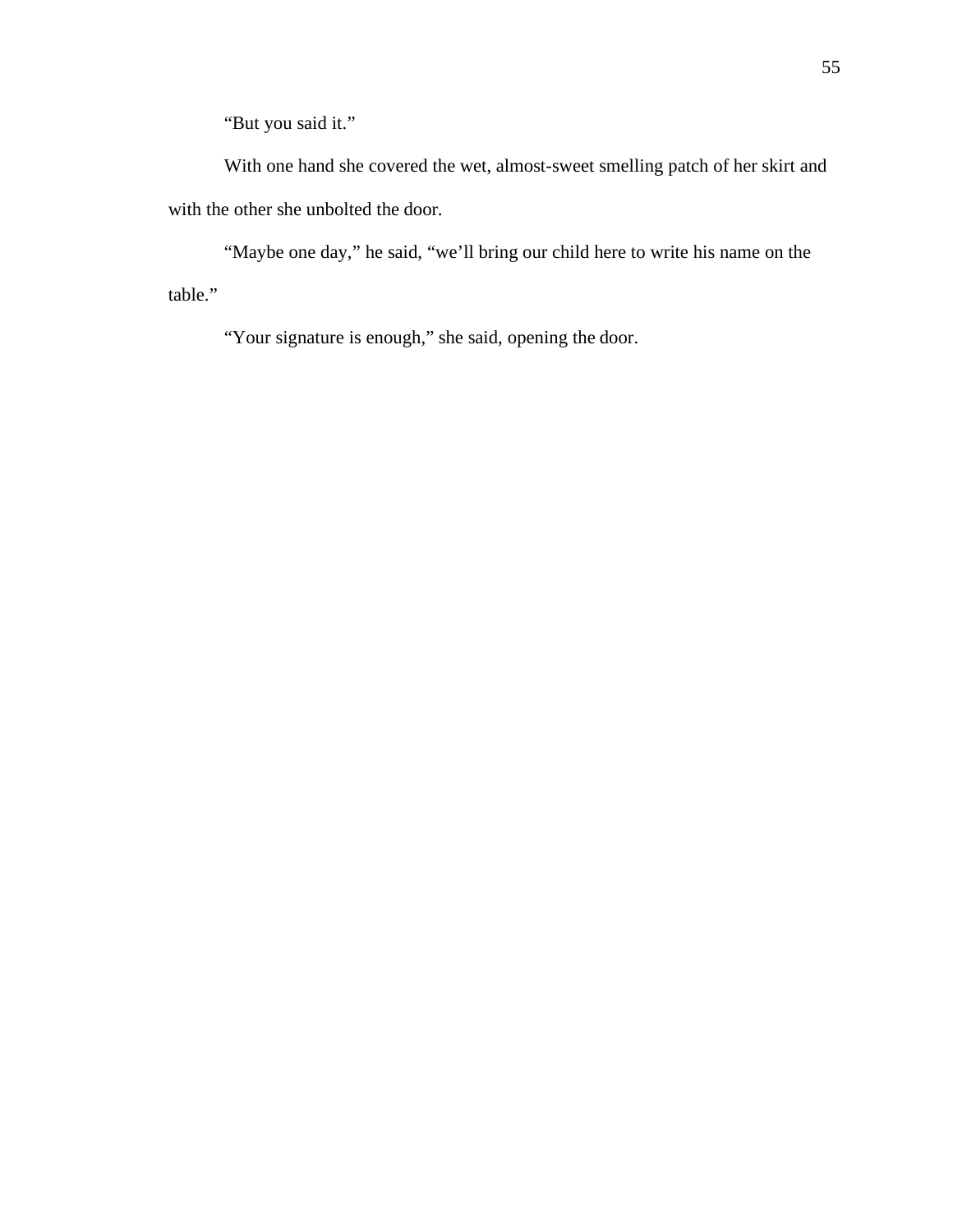"But you said it."

With one hand she covered the wet, almost-sweet smelling patch of her skirt and with the other she unbolted the door.

"Maybe one day," he said, "we'll bring our child here to write his name on the table."

"Your signature is enough," she said, opening the door.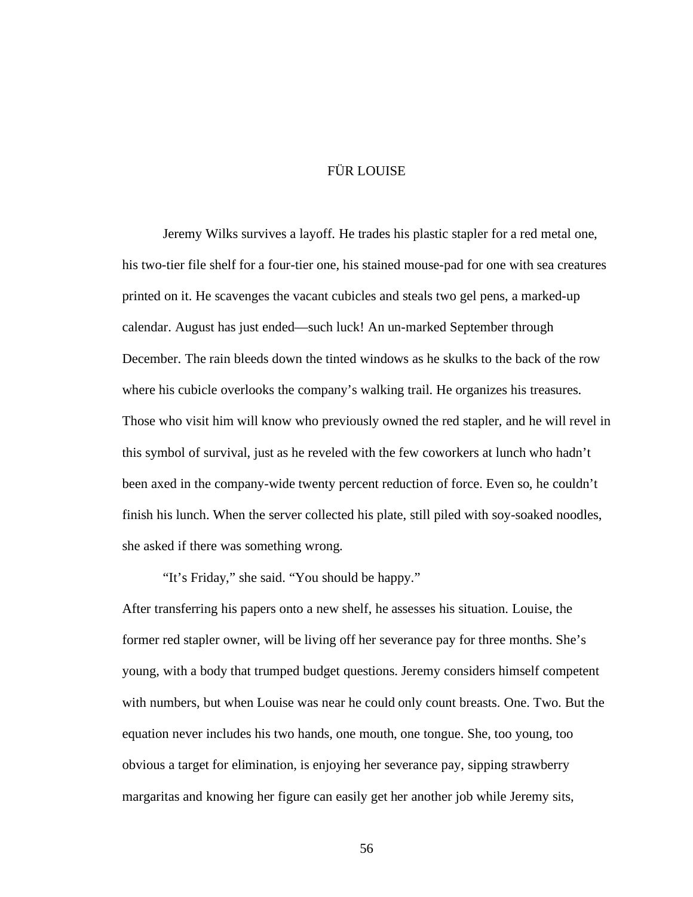# FÜR LOUISE

Jeremy Wilks survives a layoff. He trades his plastic stapler for a red metal one, his two-tier file shelf for a four-tier one, his stained mouse-pad for one with sea creatures printed on it. He scavenges the vacant cubicles and steals two gel pens, a marked-up calendar. August has just ended—such luck! An un-marked September through December. The rain bleeds down the tinted windows as he skulks to the back of the row where his cubicle overlooks the company's walking trail. He organizes his treasures. Those who visit him will know who previously owned the red stapler, and he will revel in this symbol of survival, just as he reveled with the few coworkers at lunch who hadn't been axed in the company-wide twenty percent reduction of force. Even so, he couldn't finish his lunch. When the server collected his plate, still piled with soy-soaked noodles, she asked if there was something wrong.

"It's Friday," she said. "You should be happy."

After transferring his papers onto a new shelf, he assesses his situation. Louise, the former red stapler owner, will be living off her severance pay for three months. She's young, with a body that trumped budget questions. Jeremy considers himself competent with numbers, but when Louise was near he could only count breasts. One. Two. But the equation never includes his two hands, one mouth, one tongue. She, too young, too obvious a target for elimination, is enjoying her severance pay, sipping strawberry margaritas and knowing her figure can easily get her another job while Jeremy sits,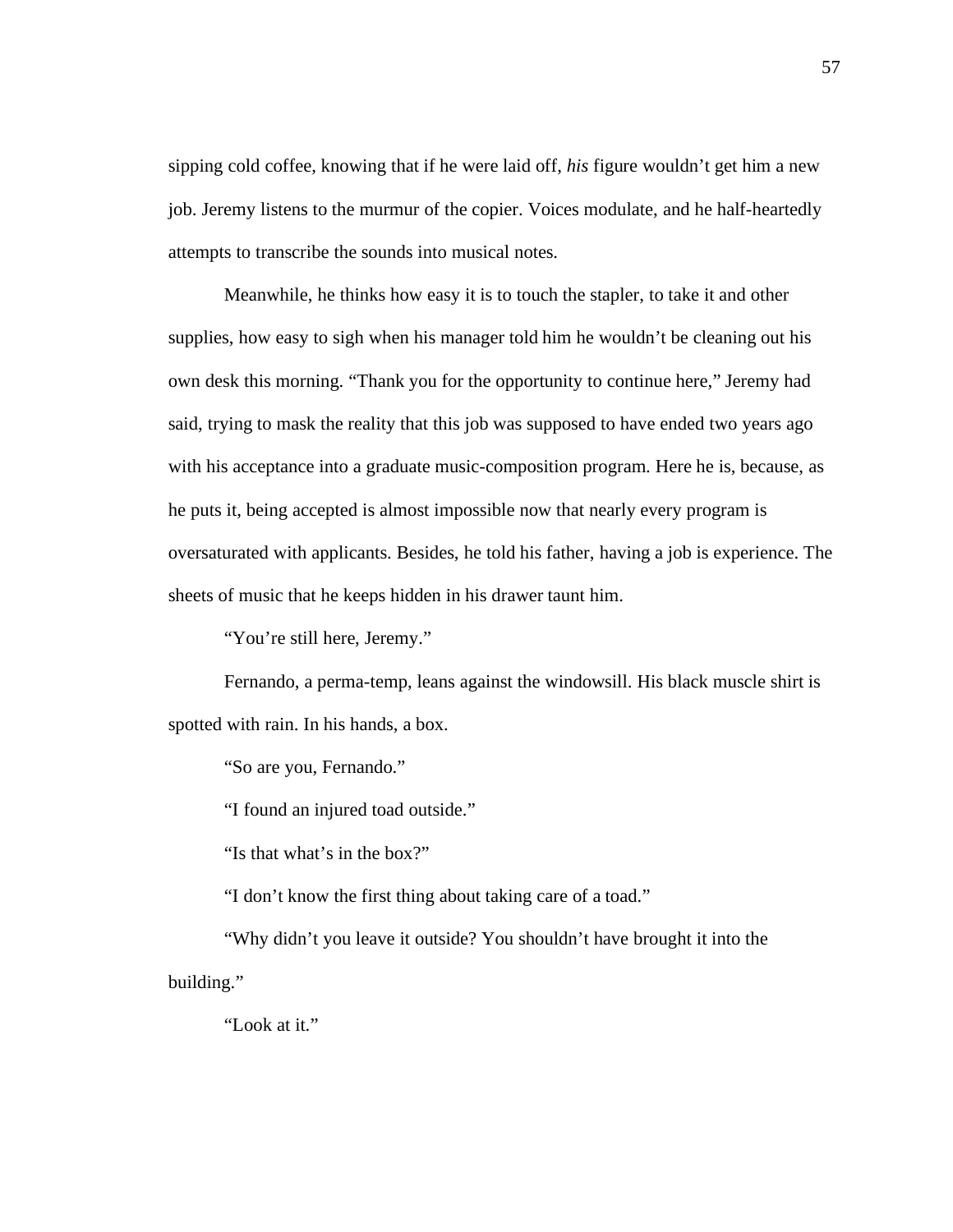sipping cold coffee, knowing that if he were laid off, *his* figure wouldn't get him a new job. Jeremy listens to the murmur of the copier. Voices modulate, and he half-heartedly attempts to transcribe the sounds into musical notes.

Meanwhile, he thinks how easy it is to touch the stapler, to take it and other supplies, how easy to sigh when his manager told him he wouldn't be cleaning out his own desk this morning. "Thank you for the opportunity to continue here," Jeremy had said, trying to mask the reality that this job was supposed to have ended two years ago with his acceptance into a graduate music-composition program. Here he is, because, as he puts it, being accepted is almost impossible now that nearly every program is oversaturated with applicants. Besides, he told his father, having a job is experience. The sheets of music that he keeps hidden in his drawer taunt him.

"You're still here, Jeremy."

Fernando, a perma-temp, leans against the windowsill. His black muscle shirt is spotted with rain. In his hands, a box.

"So are you, Fernando."

"I found an injured toad outside."

"Is that what's in the box?"

"I don't know the first thing about taking care of a toad."

"Why didn't you leave it outside? You shouldn't have brought it into the building."

"Look at it."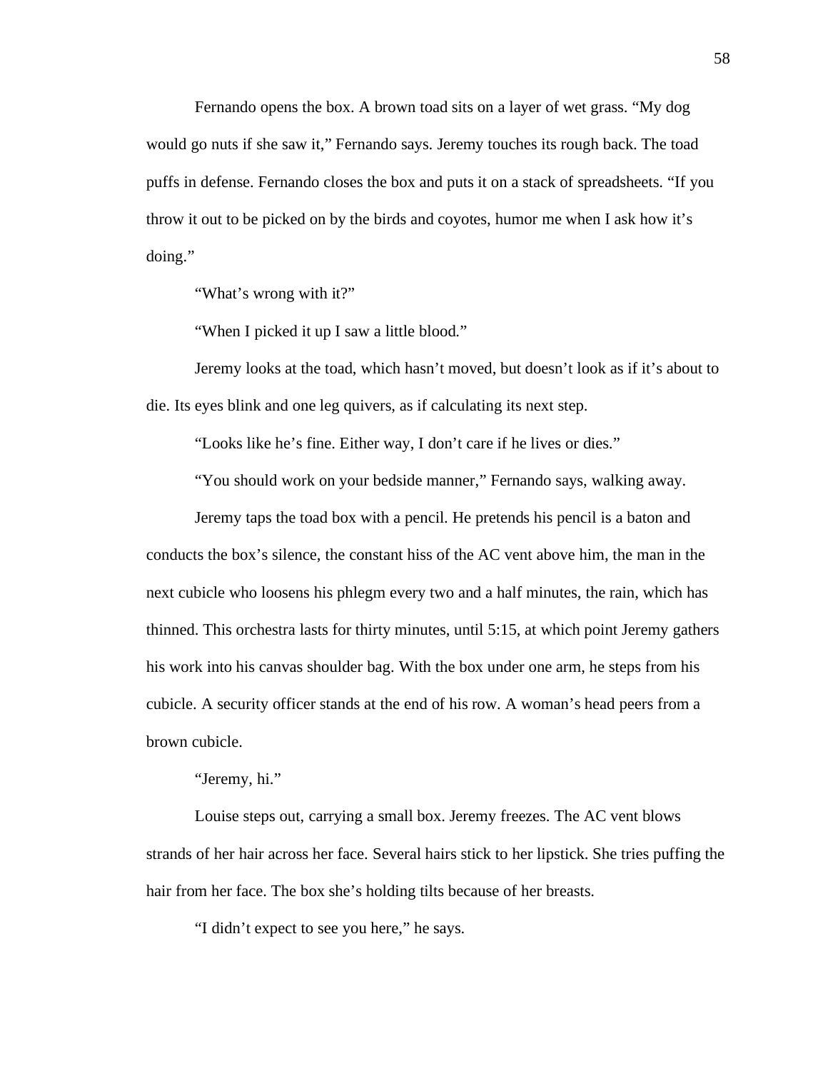Fernando opens the box. A brown toad sits on a layer of wet grass. "My dog would go nuts if she saw it," Fernando says. Jeremy touches its rough back. The toad puffs in defense. Fernando closes the box and puts it on a stack of spreadsheets. "If you throw it out to be picked on by the birds and coyotes, humor me when I ask how it's doing."

"What's wrong with it?"

"When I picked it up I saw a little blood."

Jeremy looks at the toad, which hasn't moved, but doesn't look as if it's about to die. Its eyes blink and one leg quivers, as if calculating its next step.

"Looks like he's fine. Either way, I don't care if he lives or dies."

"You should work on your bedside manner," Fernando says, walking away.

Jeremy taps the toad box with a pencil. He pretends his pencil is a baton and conducts the box's silence, the constant hiss of the AC vent above him, the man in the next cubicle who loosens his phlegm every two and a half minutes, the rain, which has thinned. This orchestra lasts for thirty minutes, until 5:15, at which point Jeremy gathers his work into his canvas shoulder bag. With the box under one arm, he steps from his cubicle. A security officer stands at the end of his row. A woman's head peers from a brown cubicle.

"Jeremy, hi."

Louise steps out, carrying a small box. Jeremy freezes. The AC vent blows strands of her hair across her face. Several hairs stick to her lipstick. She tries puffing the hair from her face. The box she's holding tilts because of her breasts.

"I didn't expect to see you here," he says.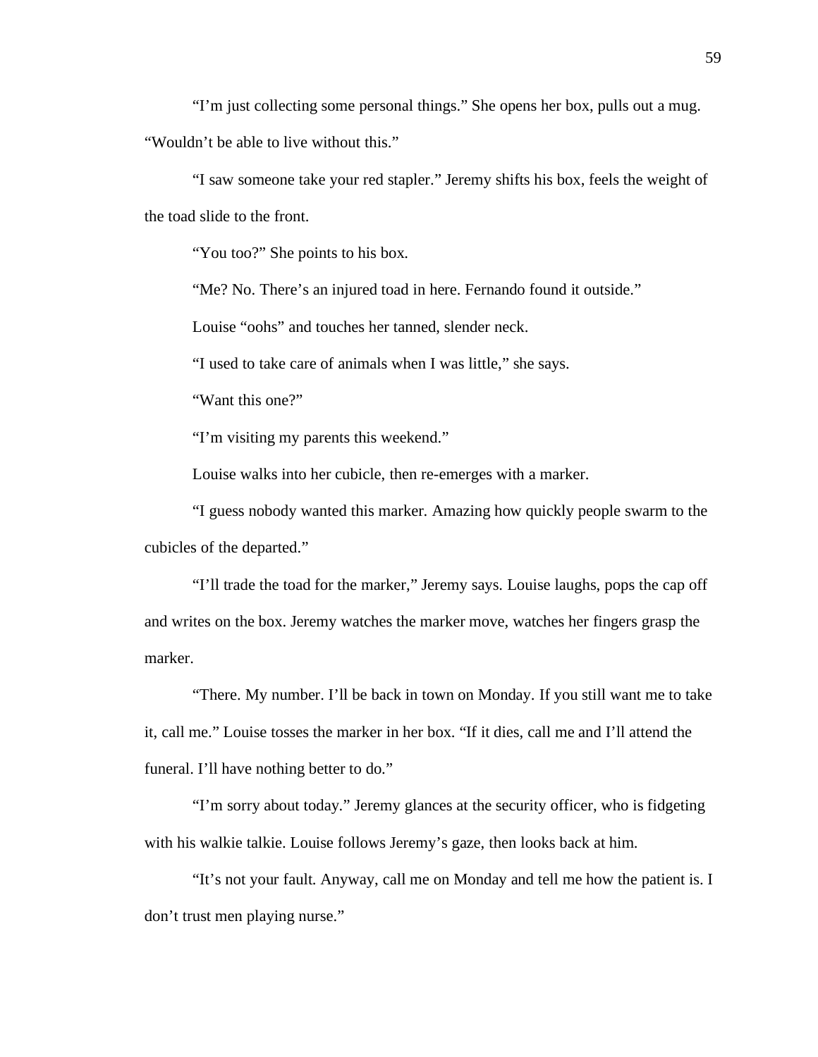"I'm just collecting some personal things." She opens her box, pulls out a mug. "Wouldn't be able to live without this."

"I saw someone take your red stapler." Jeremy shifts his box, feels the weight of the toad slide to the front.

"You too?" She points to his box.

"Me? No. There's an injured toad in here. Fernando found it outside."

Louise "oohs" and touches her tanned, slender neck.

"I used to take care of animals when I was little," she says.

"Want this one?"

"I'm visiting my parents this weekend."

Louise walks into her cubicle, then re-emerges with a marker.

"I guess nobody wanted this marker. Amazing how quickly people swarm to the cubicles of the departed."

"I'll trade the toad for the marker," Jeremy says. Louise laughs, pops the cap off and writes on the box. Jeremy watches the marker move, watches her fingers grasp the marker.

"There. My number. I'll be back in town on Monday. If you still want me to take it, call me." Louise tosses the marker in her box. "If it dies, call me and I'll attend the funeral. I'll have nothing better to do."

"I'm sorry about today." Jeremy glances at the security officer, who is fidgeting with his walkie talkie. Louise follows Jeremy's gaze, then looks back at him.

"It's not your fault. Anyway, call me on Monday and tell me how the patient is. I don't trust men playing nurse."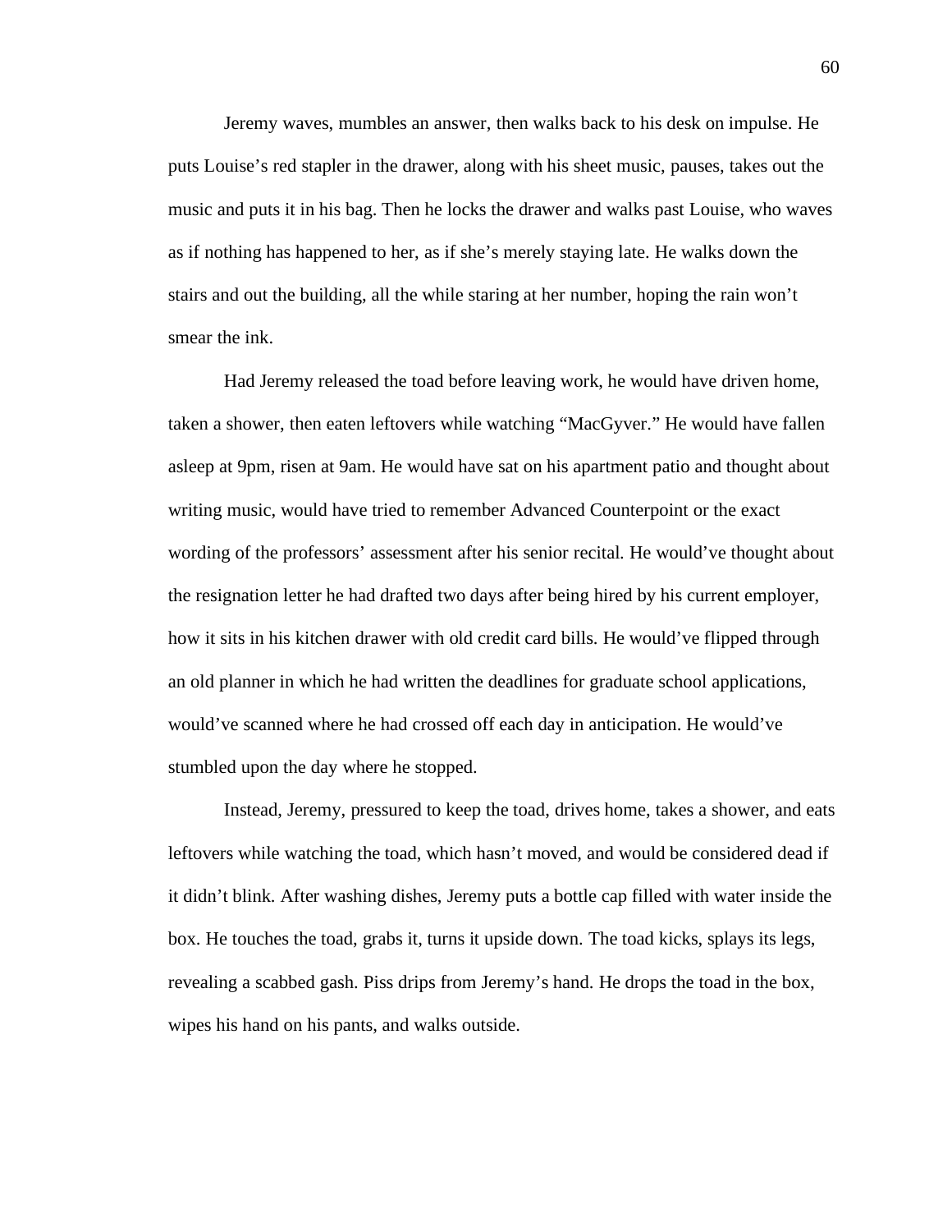Jeremy waves, mumbles an answer, then walks back to his desk on impulse. He puts Louise's red stapler in the drawer, along with his sheet music, pauses, takes out the music and puts it in his bag. Then he locks the drawer and walks past Louise, who waves as if nothing has happened to her, as if she's merely staying late. He walks down the stairs and out the building, all the while staring at her number, hoping the rain won't smear the ink.

Had Jeremy released the toad before leaving work, he would have driven home, taken a shower, then eaten leftovers while watching "MacGyver." He would have fallen asleep at 9pm, risen at 9am. He would have sat on his apartment patio and thought about writing music, would have tried to remember Advanced Counterpoint or the exact wording of the professors' assessment after his senior recital. He would've thought about the resignation letter he had drafted two days after being hired by his current employer, how it sits in his kitchen drawer with old credit card bills. He would've flipped through an old planner in which he had written the deadlines for graduate school applications, would've scanned where he had crossed off each day in anticipation. He would've stumbled upon the day where he stopped.

Instead, Jeremy, pressured to keep the toad, drives home, takes a shower, and eats leftovers while watching the toad, which hasn't moved, and would be considered dead if it didn't blink. After washing dishes, Jeremy puts a bottle cap filled with water inside the box. He touches the toad, grabs it, turns it upside down. The toad kicks, splays its legs, revealing a scabbed gash. Piss drips from Jeremy's hand. He drops the toad in the box, wipes his hand on his pants, and walks outside.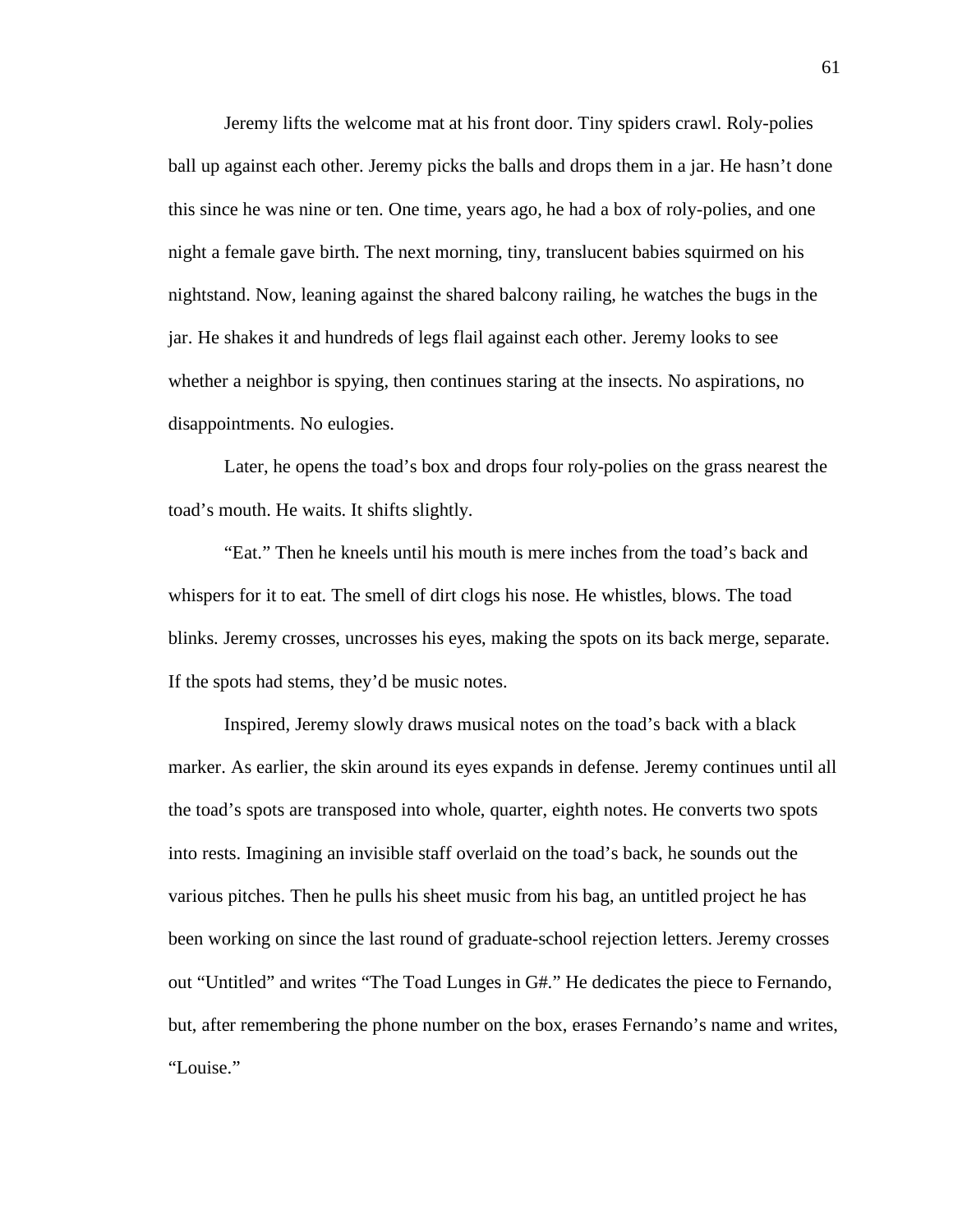Jeremy lifts the welcome mat at his front door. Tiny spiders crawl. Roly-polies ball up against each other. Jeremy picks the balls and drops them in a jar. He hasn't done this since he was nine or ten. One time, years ago, he had a box of roly-polies, and one night a female gave birth. The next morning, tiny, translucent babies squirmed on his nightstand. Now, leaning against the shared balcony railing, he watches the bugs in the jar. He shakes it and hundreds of legs flail against each other. Jeremy looks to see whether a neighbor is spying, then continues staring at the insects. No aspirations, no disappointments. No eulogies.

Later, he opens the toad's box and drops four roly-polies on the grass nearest the toad's mouth. He waits. It shifts slightly.

"Eat." Then he kneels until his mouth is mere inches from the toad's back and whispers for it to eat. The smell of dirt clogs his nose. He whistles, blows. The toad blinks. Jeremy crosses, uncrosses his eyes, making the spots on its back merge, separate. If the spots had stems, they'd be music notes.

Inspired, Jeremy slowly draws musical notes on the toad's back with a black marker. As earlier, the skin around its eyes expands in defense. Jeremy continues until all the toad's spots are transposed into whole, quarter, eighth notes. He converts two spots into rests. Imagining an invisible staff overlaid on the toad's back, he sounds out the various pitches. Then he pulls his sheet music from his bag, an untitled project he has been working on since the last round of graduate-school rejection letters. Jeremy crosses out "Untitled" and writes "The Toad Lunges in G#." He dedicates the piece to Fernando, but, after remembering the phone number on the box, erases Fernando's name and writes, "Louise."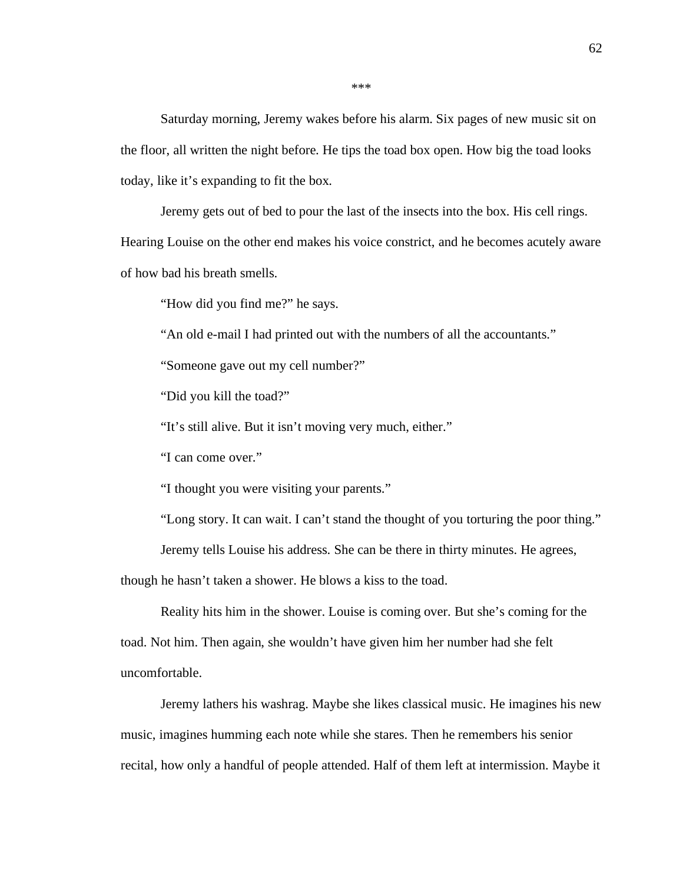\*\*\*

Saturday morning, Jeremy wakes before his alarm. Six pages of new music sit on the floor, all written the night before. He tips the toad box open. How big the toad looks today, like it's expanding to fit the box.

Jeremy gets out of bed to pour the last of the insects into the box. His cell rings. Hearing Louise on the other end makes his voice constrict, and he becomes acutely aware of how bad his breath smells.

"How did you find me?" he says.

"An old e-mail I had printed out with the numbers of all the accountants."

"Someone gave out my cell number?"

"Did you kill the toad?"

"It's still alive. But it isn't moving very much, either."

"I can come over."

"I thought you were visiting your parents."

"Long story. It can wait. I can't stand the thought of you torturing the poor thing."

Jeremy tells Louise his address. She can be there in thirty minutes. He agrees, though he hasn't taken a shower. He blows a kiss to the toad.

Reality hits him in the shower. Louise is coming over. But she's coming for the toad. Not him. Then again, she wouldn't have given him her number had she felt uncomfortable.

Jeremy lathers his washrag. Maybe she likes classical music. He imagines his new music, imagines humming each note while she stares. Then he remembers his senior recital, how only a handful of people attended. Half of them left at intermission. Maybe it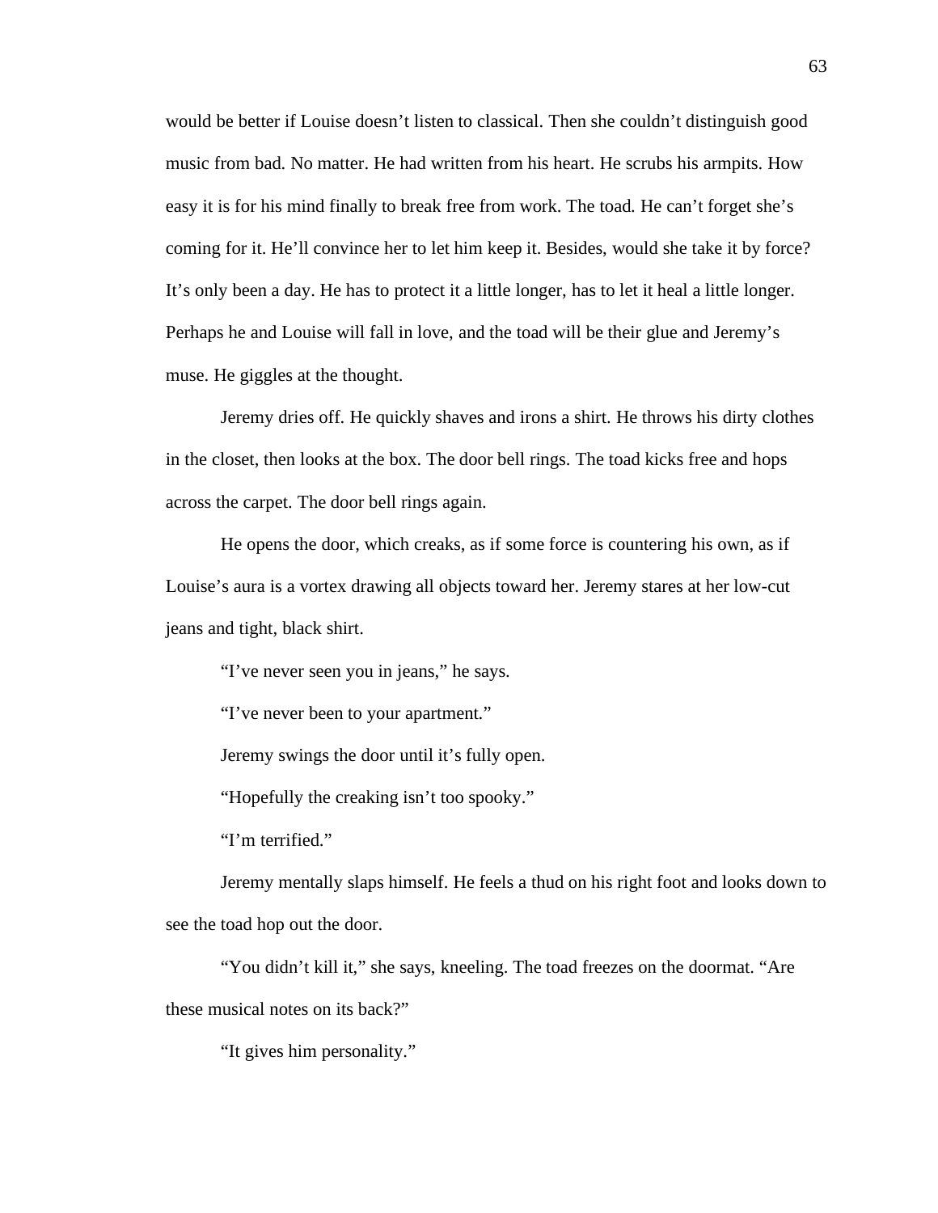would be better if Louise doesn't listen to classical. Then she couldn't distinguish good music from bad. No matter. He had written from his heart. He scrubs his armpits. How easy it is for his mind finally to break free from work. The toad. He can't forget she's coming for it. He'll convince her to let him keep it. Besides, would she take it by force? It's only been a day. He has to protect it a little longer, has to let it heal a little longer. Perhaps he and Louise will fall in love, and the toad will be their glue and Jeremy's muse. He giggles at the thought.

Jeremy dries off. He quickly shaves and irons a shirt. He throws his dirty clothes in the closet, then looks at the box. The door bell rings. The toad kicks free and hops across the carpet. The door bell rings again.

He opens the door, which creaks, as if some force is countering his own, as if Louise's aura is a vortex drawing all objects toward her. Jeremy stares at her low-cut jeans and tight, black shirt.

"I've never seen you in jeans," he says.

"I've never been to your apartment."

Jeremy swings the door until it's fully open.

"Hopefully the creaking isn't too spooky."

"I'm terrified."

Jeremy mentally slaps himself. He feels a thud on his right foot and looks down to see the toad hop out the door.

"You didn't kill it," she says, kneeling. The toad freezes on the doormat. "Are these musical notes on its back?"

"It gives him personality."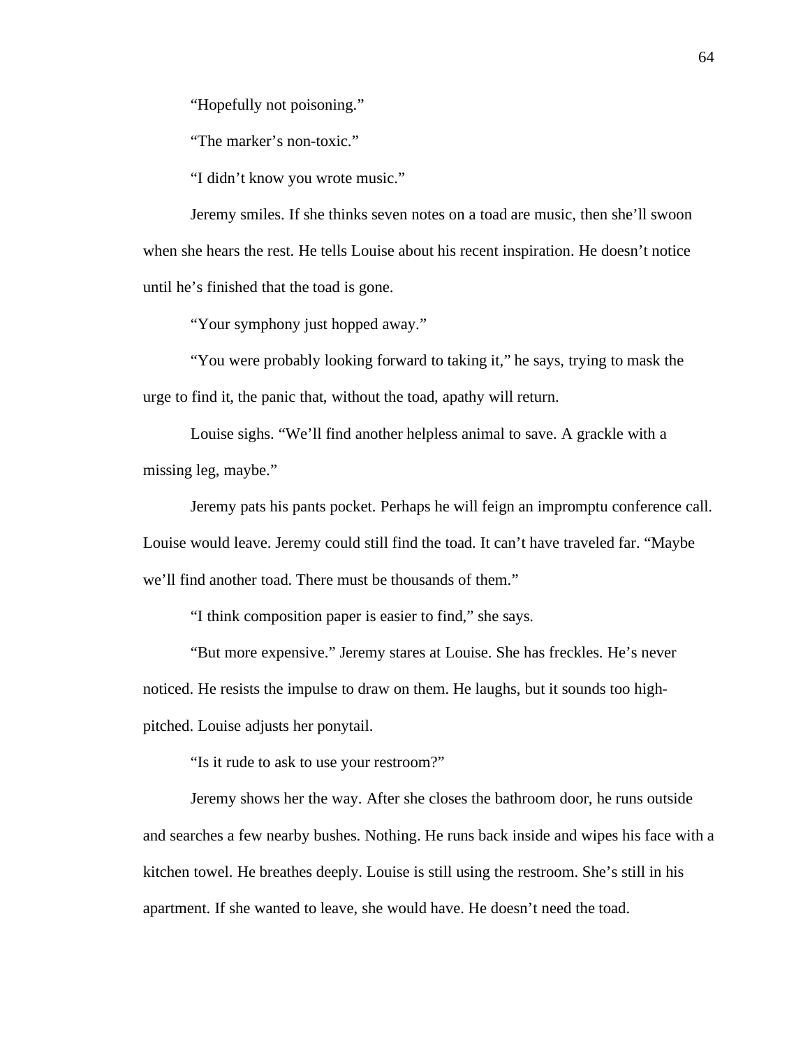"Hopefully not poisoning."

"The marker's non-toxic."

"I didn't know you wrote music."

Jeremy smiles. If she thinks seven notes on a toad are music, then she'll swoon when she hears the rest. He tells Louise about his recent inspiration. He doesn't notice until he's finished that the toad is gone.

"Your symphony just hopped away."

"You were probably looking forward to taking it," he says, trying to mask the urge to find it, the panic that, without the toad, apathy will return.

Louise sighs. "We'll find another helpless animal to save. A grackle with a missing leg, maybe."

Jeremy pats his pants pocket. Perhaps he will feign an impromptu conference call. Louise would leave. Jeremy could still find the toad. It can't have traveled far. "Maybe we'll find another toad. There must be thousands of them."

"I think composition paper is easier to find," she says.

"But more expensive." Jeremy stares at Louise. She has freckles. He's never noticed. He resists the impulse to draw on them. He laughs, but it sounds too high-pitched. Louise adjusts her ponytail.

"Is it rude to ask to use your restroom?"

Jeremy shows her the way. After she closes the bathroom door, he runs outside and searches a few nearby bushes. Nothing. He runs back inside and wipes his face with a kitchen towel. He breathes deeply. Louise is still using the restroom. She's still in his apartment. If she wanted to leave, she would have. He doesn't need the toad.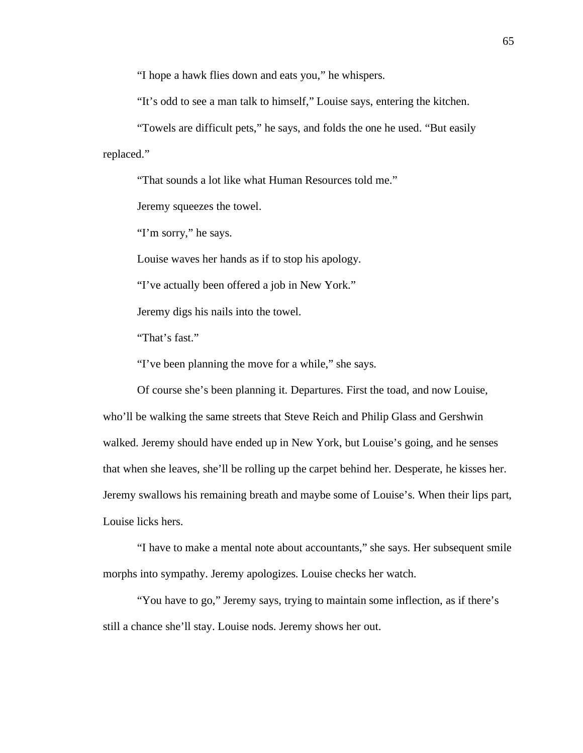"I hope a hawk flies down and eats you," he whispers.

"It's odd to see a man talk to himself," Louise says, entering the kitchen.

"Towels are difficult pets," he says, and folds the one he used. "But easily replaced."

"That sounds a lot like what Human Resources told me."

Jeremy squeezes the towel.

"I'm sorry," he says.

Louise waves her hands as if to stop his apology.

"I've actually been offered a job in New York."

Jeremy digs his nails into the towel.

"That's fast."

"I've been planning the move for a while," she says.

Of course she's been planning it. Departures. First the toad, and now Louise, who'll be walking the same streets that Steve Reich and Philip Glass and Gershwin walked. Jeremy should have ended up in New York, but Louise's going, and he senses that when she leaves, she'll be rolling up the carpet behind her. Desperate, he kisses her. Jeremy swallows his remaining breath and maybe some of Louise's. When their lips part, Louise licks hers.

"I have to make a mental note about accountants," she says. Her subsequent smile morphs into sympathy. Jeremy apologizes. Louise checks her watch.

"You have to go," Jeremy says, trying to maintain some inflection, as if there's still a chance she'll stay. Louise nods. Jeremy shows her out.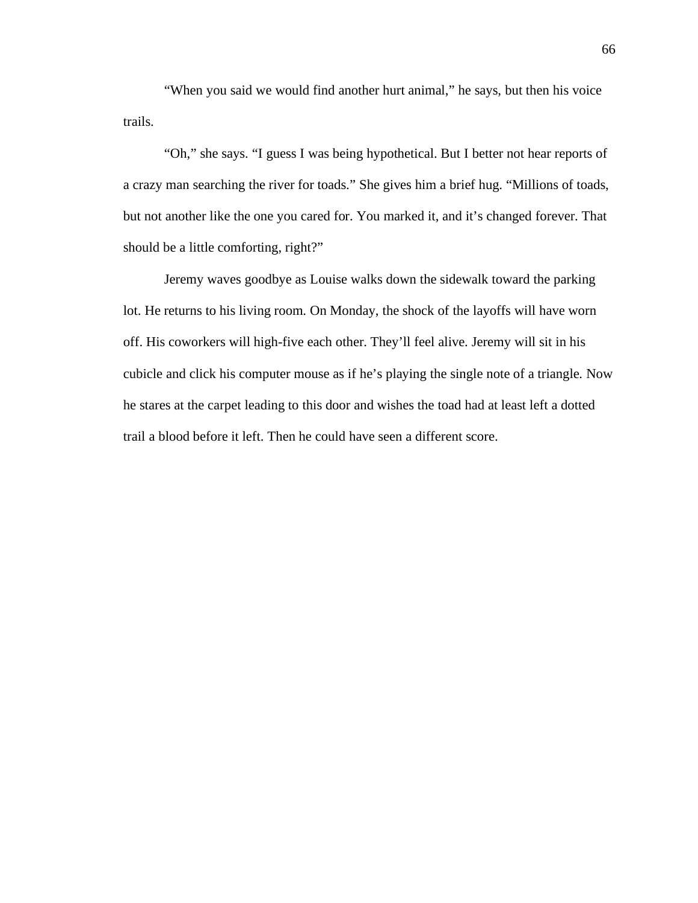“When you said we would find another hurt animal,” he says, but then his voice trails.

“Oh,” she says. “I guess I was being hypothetical. But I better not hear reports of a crazy man searching the river for toads.” She gives him a brief hug. “Millions of toads, but not another like the one you cared for. You marked it, and it’s changed forever. That should be a little comforting, right?”

Jeremy waves goodbye as Louise walks down the sidewalk toward the parking lot. He returns to his living room. On Monday, the shock of the layoffs will have worn off. His coworkers will high-five each other. They’ll feel alive. Jeremy will sit in his cubicle and click his computer mouse as if he’s playing the single note of a triangle. Now he stares at the carpet leading to this door and wishes the toad had at least left a dotted trail a blood before it left. Then he could have seen a different score.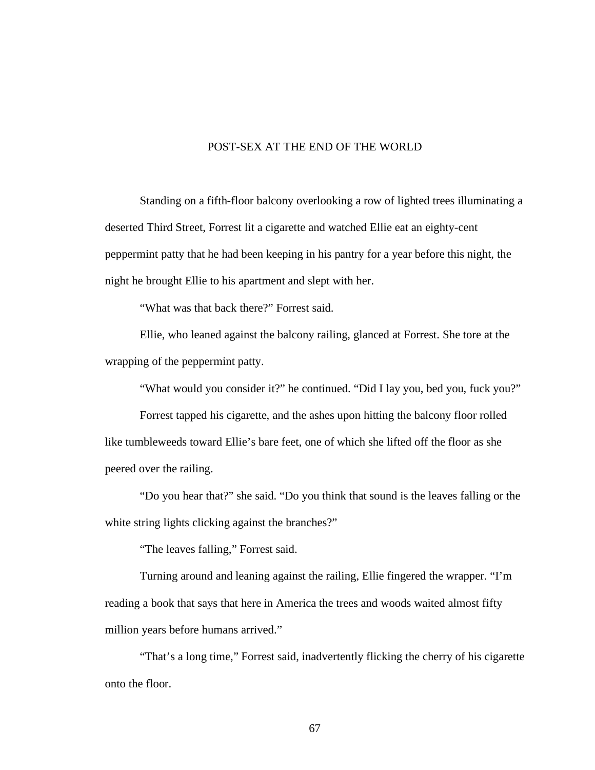# POST-SEX AT THE END OF THE WORLD

Standing on a fifth-floor balcony overlooking a row of lighted trees illuminating a deserted Third Street, Forrest lit a cigarette and watched Ellie eat an eighty-cent peppermint patty that he had been keeping in his pantry for a year before this night, the night he brought Ellie to his apartment and slept with her.

"What was that back there?" Forrest said.

Ellie, who leaned against the balcony railing, glanced at Forrest. She tore at the wrapping of the peppermint patty.

"What would you consider it?" he continued. "Did I lay you, bed you, fuck you?"

Forrest tapped his cigarette, and the ashes upon hitting the balcony floor rolled like tumbleweeds toward Ellie's bare feet, one of which she lifted off the floor as she peered over the railing.

"Do you hear that?" she said. "Do you think that sound is the leaves falling or the white string lights clicking against the branches?"

"The leaves falling," Forrest said.

Turning around and leaning against the railing, Ellie fingered the wrapper. "I'm reading a book that says that here in America the trees and woods waited almost fifty million years before humans arrived."

"That's a long time," Forrest said, inadvertently flicking the cherry of his cigarette onto the floor.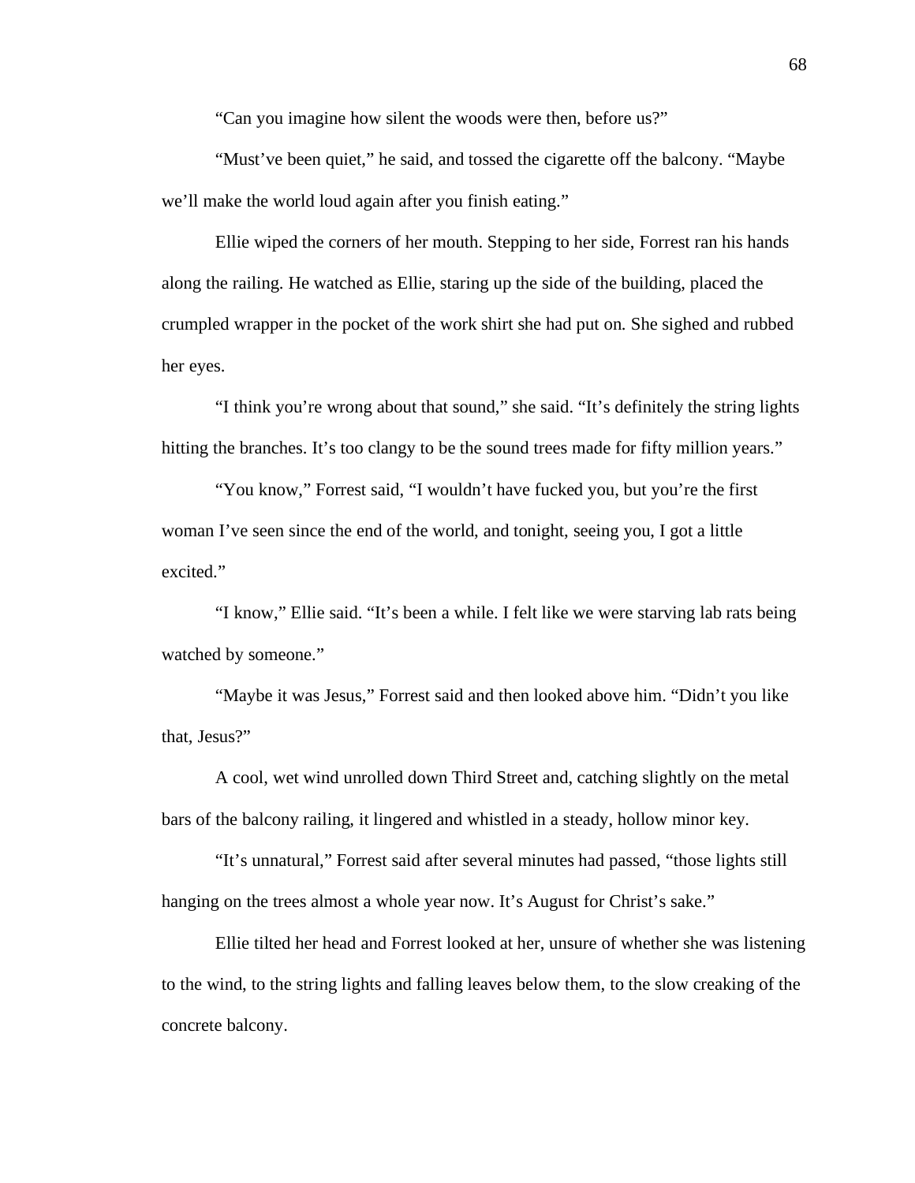"Can you imagine how silent the woods were then, before us?"

"Must've been quiet," he said, and tossed the cigarette off the balcony. "Maybe we'll make the world loud again after you finish eating."

Ellie wiped the corners of her mouth. Stepping to her side, Forrest ran his hands along the railing. He watched as Ellie, staring up the side of the building, placed the crumpled wrapper in the pocket of the work shirt she had put on. She sighed and rubbed her eyes.

"I think you're wrong about that sound," she said. "It's definitely the string lights hitting the branches. It's too clangy to be the sound trees made for fifty million years."

"You know," Forrest said, "I wouldn't have fucked you, but you're the first woman I've seen since the end of the world, and tonight, seeing you, I got a little excited."

"I know," Ellie said. "It's been a while. I felt like we were starving lab rats being watched by someone."

"Maybe it was Jesus," Forrest said and then looked above him. "Didn't you like that, Jesus?"

A cool, wet wind unrolled down Third Street and, catching slightly on the metal bars of the balcony railing, it lingered and whistled in a steady, hollow minor key.

"It's unnatural," Forrest said after several minutes had passed, "those lights still hanging on the trees almost a whole year now. It's August for Christ's sake."

Ellie tilted her head and Forrest looked at her, unsure of whether she was listening to the wind, to the string lights and falling leaves below them, to the slow creaking of the concrete balcony.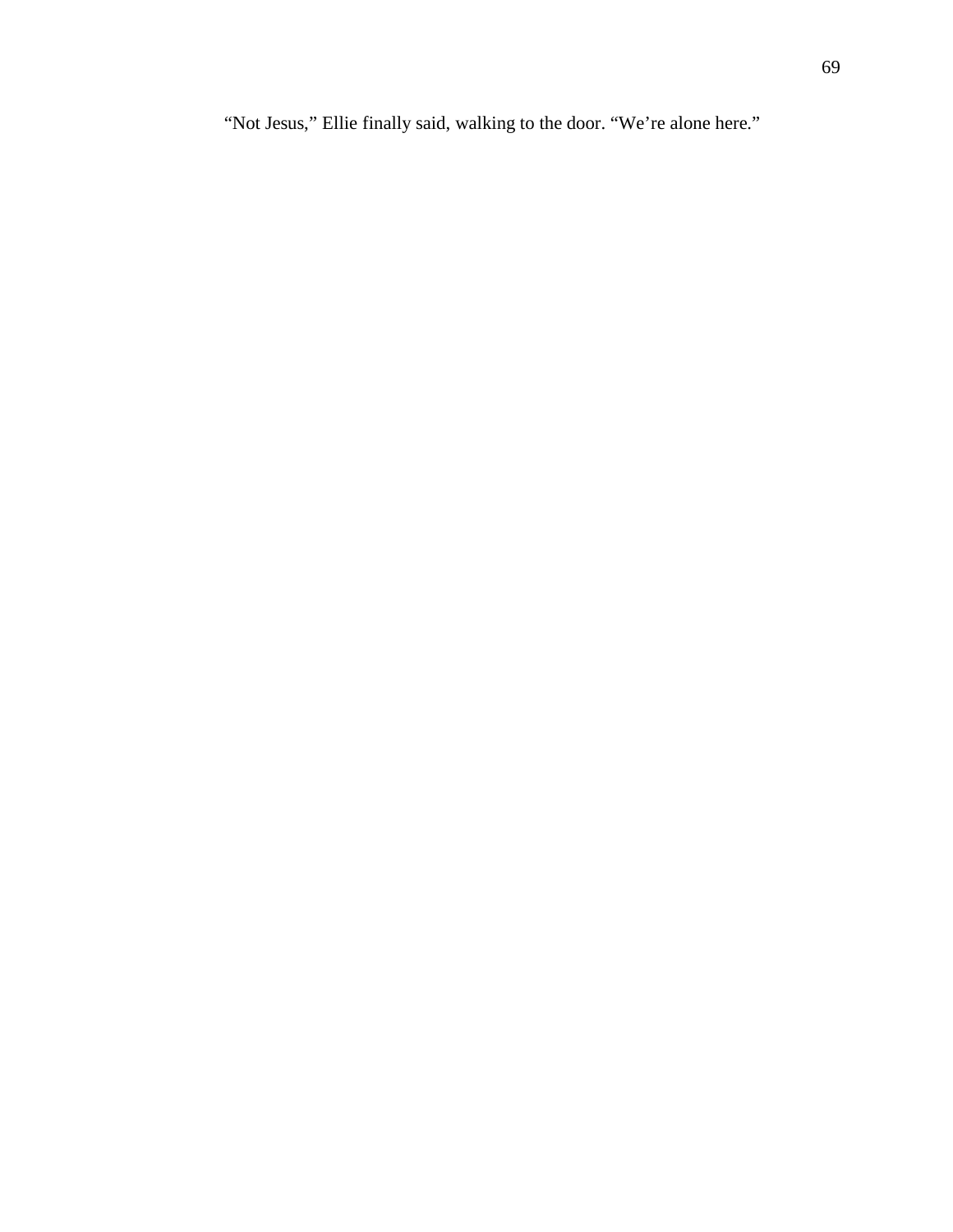"Not Jesus," Ellie finally said, walking to the door. "We're alone here."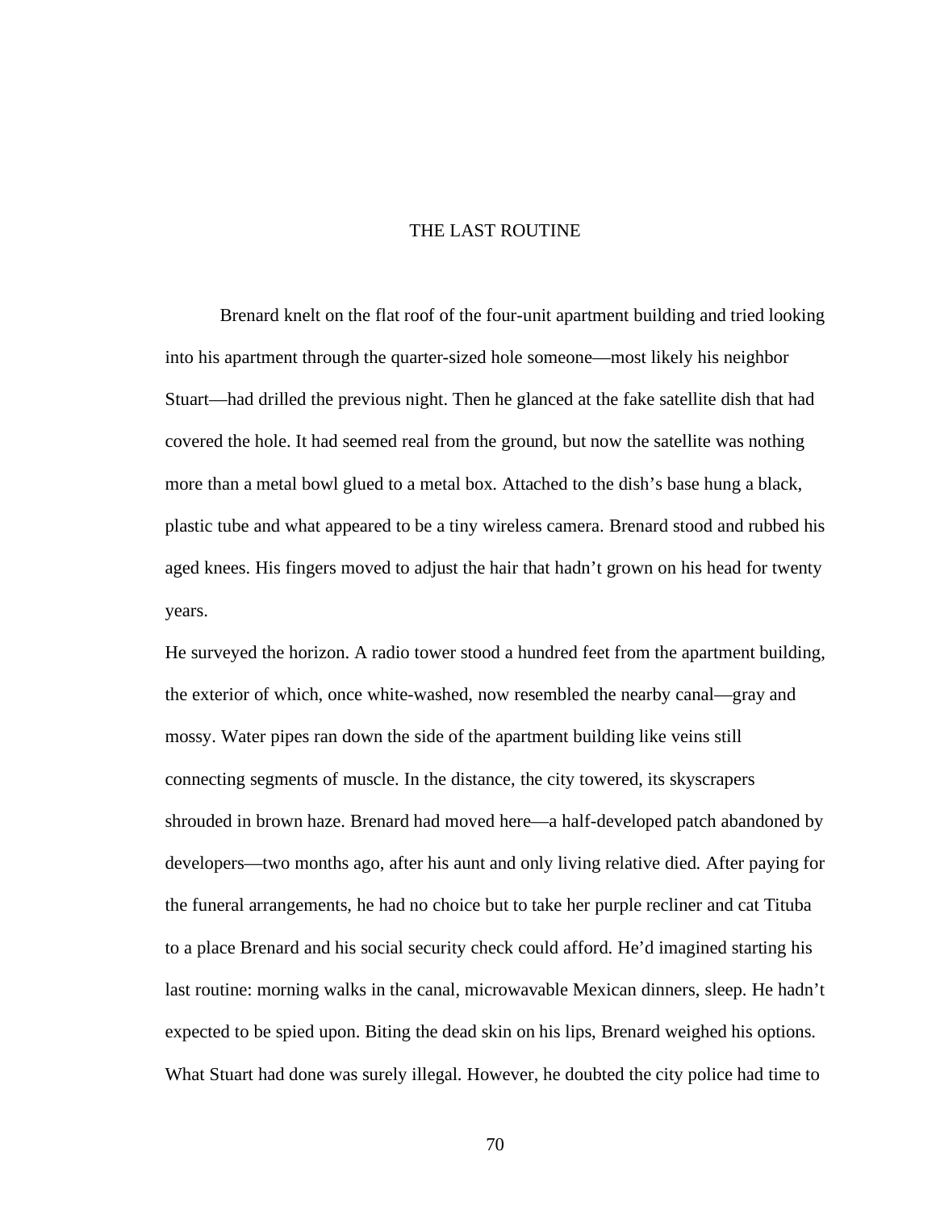# THE LAST ROUTINE

Brenard knelt on the flat roof of the four-unit apartment building and tried looking into his apartment through the quarter-sized hole someone—most likely his neighbor Stuart—had drilled the previous night. Then he glanced at the fake satellite dish that had covered the hole. It had seemed real from the ground, but now the satellite was nothing more than a metal bowl glued to a metal box. Attached to the dish's base hung a black, plastic tube and what appeared to be a tiny wireless camera. Brenard stood and rubbed his aged knees. His fingers moved to adjust the hair that hadn't grown on his head for twenty years.

He surveyed the horizon. A radio tower stood a hundred feet from the apartment building, the exterior of which, once white-washed, now resembled the nearby canal—gray and mossy. Water pipes ran down the side of the apartment building like veins still connecting segments of muscle. In the distance, the city towered, its skyscrapers shrouded in brown haze. Brenard had moved here—a half-developed patch abandoned by developers—two months ago, after his aunt and only living relative died. After paying for the funeral arrangements, he had no choice but to take her purple recliner and cat Tituba to a place Brenard and his social security check could afford. He'd imagined starting his last routine: morning walks in the canal, microwavable Mexican dinners, sleep. He hadn't expected to be spied upon. Biting the dead skin on his lips, Brenard weighed his options. What Stuart had done was surely illegal. However, he doubted the city police had time to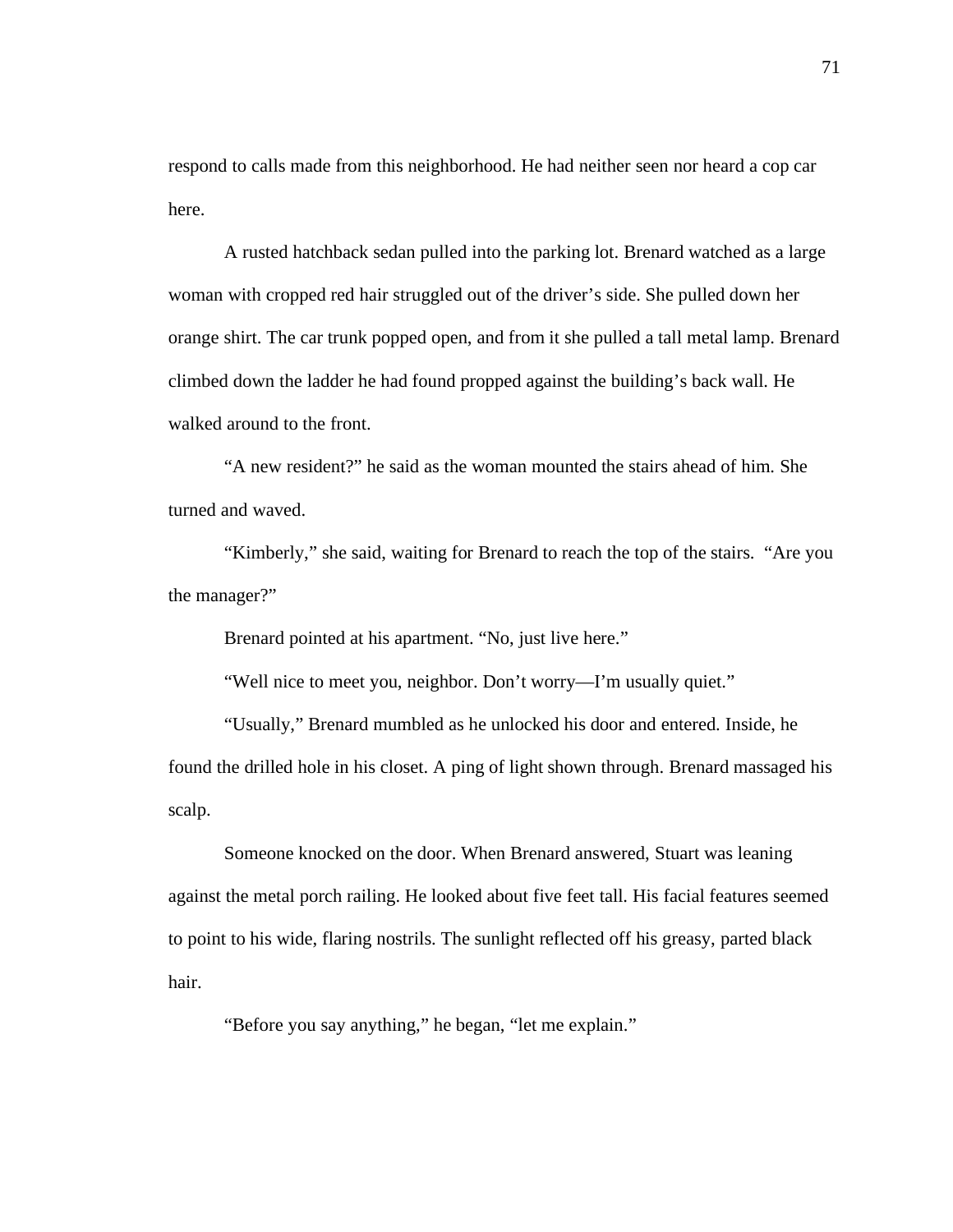respond to calls made from this neighborhood. He had neither seen nor heard a cop car here.

A rusted hatchback sedan pulled into the parking lot. Brenard watched as a large woman with cropped red hair struggled out of the driver's side. She pulled down her orange shirt. The car trunk popped open, and from it she pulled a tall metal lamp. Brenard climbed down the ladder he had found propped against the building's back wall. He walked around to the front.

"A new resident?" he said as the woman mounted the stairs ahead of him. She turned and waved.

"Kimberly," she said, waiting for Brenard to reach the top of the stairs. "Are you the manager?"

Brenard pointed at his apartment. "No, just live here."

"Well nice to meet you, neighbor. Don't worry—I'm usually quiet."

"Usually," Brenard mumbled as he unlocked his door and entered. Inside, he found the drilled hole in his closet. A ping of light shown through. Brenard massaged his scalp.

Someone knocked on the door. When Brenard answered, Stuart was leaning against the metal porch railing. He looked about five feet tall. His facial features seemed to point to his wide, flaring nostrils. The sunlight reflected off his greasy, parted black hair.

"Before you say anything," he began, "let me explain."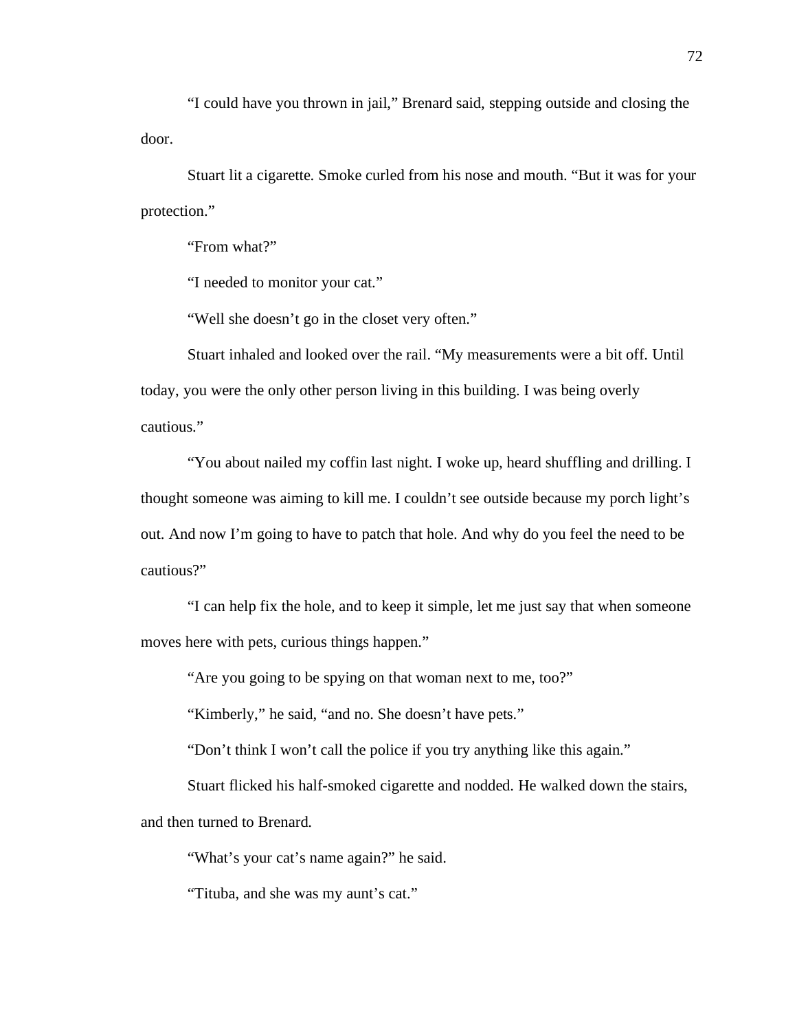"I could have you thrown in jail," Brenard said, stepping outside and closing the door.

Stuart lit a cigarette. Smoke curled from his nose and mouth. "But it was for your protection."

"From what?"

"I needed to monitor your cat."

"Well she doesn't go in the closet very often."

Stuart inhaled and looked over the rail. "My measurements were a bit off. Until today, you were the only other person living in this building. I was being overly cautious."

"You about nailed my coffin last night. I woke up, heard shuffling and drilling. I thought someone was aiming to kill me. I couldn't see outside because my porch light's out. And now I'm going to have to patch that hole. And why do you feel the need to be cautious?"

"I can help fix the hole, and to keep it simple, let me just say that when someone moves here with pets, curious things happen."

"Are you going to be spying on that woman next to me, too?"

"Kimberly," he said, "and no. She doesn't have pets."

"Don't think I won't call the police if you try anything like this again."

Stuart flicked his half-smoked cigarette and nodded. He walked down the stairs, and then turned to Brenard.

"What's your cat's name again?" he said.

"Tituba, and she was my aunt's cat."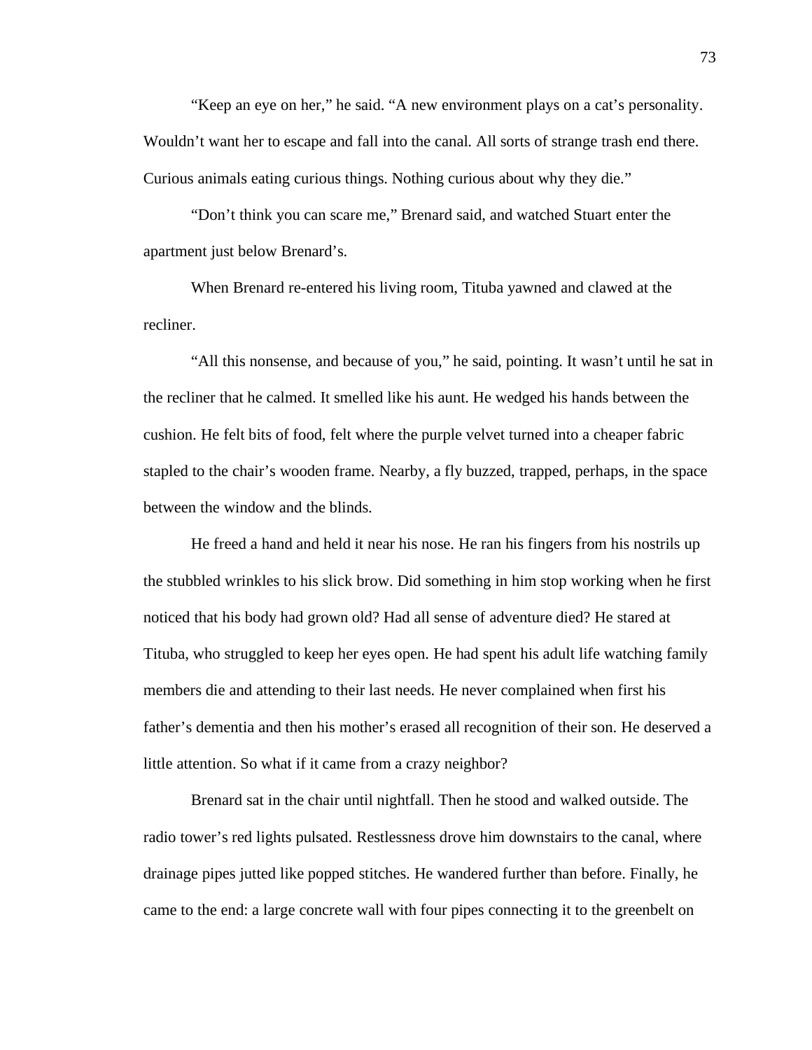"Keep an eye on her," he said. "A new environment plays on a cat's personality. Wouldn't want her to escape and fall into the canal. All sorts of strange trash end there. Curious animals eating curious things. Nothing curious about why they die."

"Don't think you can scare me," Brenard said, and watched Stuart enter the apartment just below Brenard's.

When Brenard re-entered his living room, Tituba yawned and clawed at the recliner.

"All this nonsense, and because of you," he said, pointing. It wasn't until he sat in the recliner that he calmed. It smelled like his aunt. He wedged his hands between the cushion. He felt bits of food, felt where the purple velvet turned into a cheaper fabric stapled to the chair's wooden frame. Nearby, a fly buzzed, trapped, perhaps, in the space between the window and the blinds.

He freed a hand and held it near his nose. He ran his fingers from his nostrils up the stubbled wrinkles to his slick brow. Did something in him stop working when he first noticed that his body had grown old? Had all sense of adventure died? He stared at Tituba, who struggled to keep her eyes open. He had spent his adult life watching family members die and attending to their last needs. He never complained when first his father's dementia and then his mother's erased all recognition of their son. He deserved a little attention. So what if it came from a crazy neighbor?

Brenard sat in the chair until nightfall. Then he stood and walked outside. The radio tower's red lights pulsated. Restlessness drove him downstairs to the canal, where drainage pipes jutted like popped stitches. He wandered further than before. Finally, he came to the end: a large concrete wall with four pipes connecting it to the greenbelt on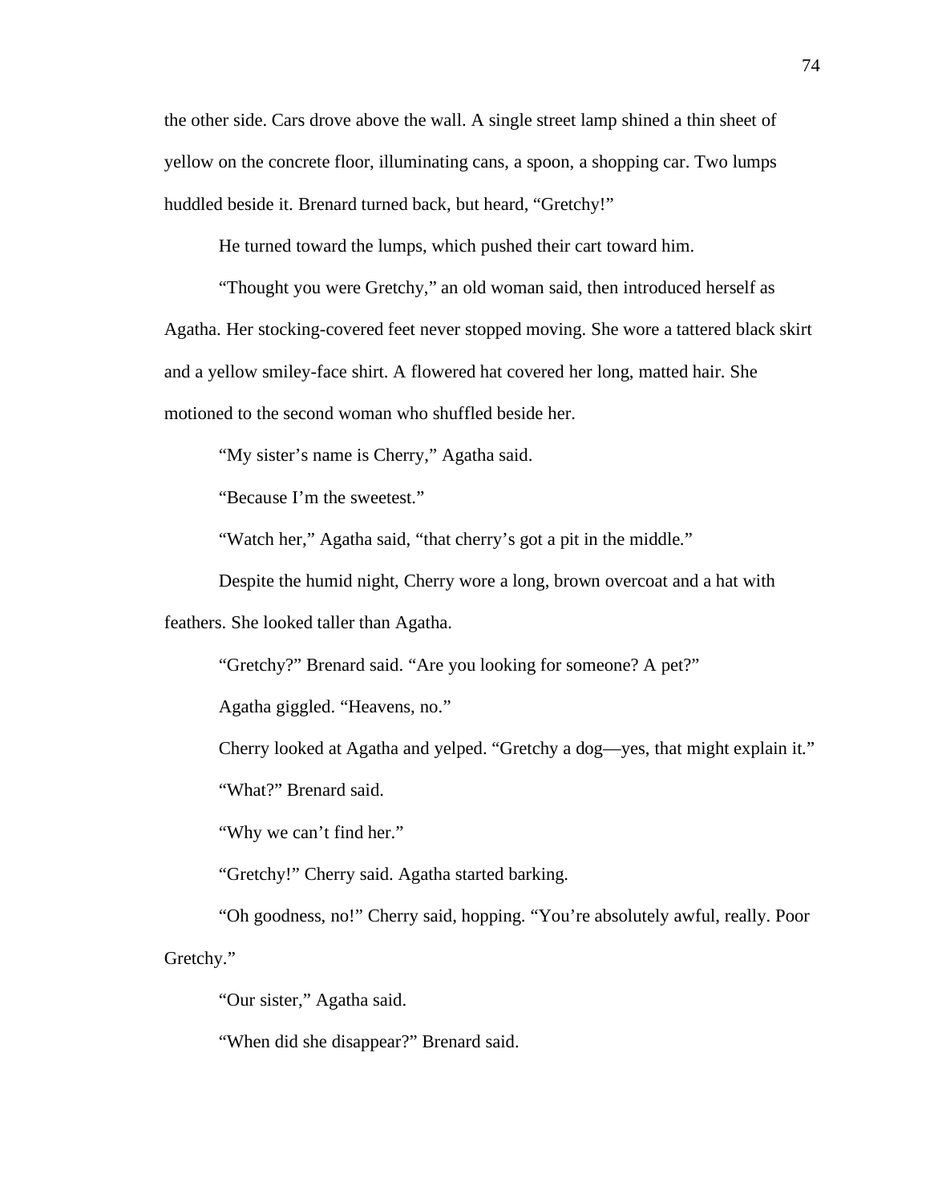the other side. Cars drove above the wall. A single street lamp shined a thin sheet of yellow on the concrete floor, illuminating cans, a spoon, a shopping car. Two lumps huddled beside it. Brenard turned back, but heard, "Gretchy!"

He turned toward the lumps, which pushed their cart toward him.

"Thought you were Gretchy," an old woman said, then introduced herself as Agatha. Her stocking-covered feet never stopped moving. She wore a tattered black skirt and a yellow smiley-face shirt. A flowered hat covered her long, matted hair. She motioned to the second woman who shuffled beside her.

"My sister's name is Cherry," Agatha said.

"Because I'm the sweetest."

"Watch her," Agatha said, "that cherry's got a pit in the middle."

Despite the humid night, Cherry wore a long, brown overcoat and a hat with feathers. She looked taller than Agatha.

"Gretchy?" Brenard said. "Are you looking for someone? A pet?"

Agatha giggled. "Heavens, no."

Cherry looked at Agatha and yelped. "Gretchy a dog—yes, that might explain it."

"What?" Brenard said.

"Why we can't find her."

"Gretchy!" Cherry said. Agatha started barking.

"Oh goodness, no!" Cherry said, hopping. "You're absolutely awful, really. Poor Gretchy."

"Our sister," Agatha said.

"When did she disappear?" Brenard said.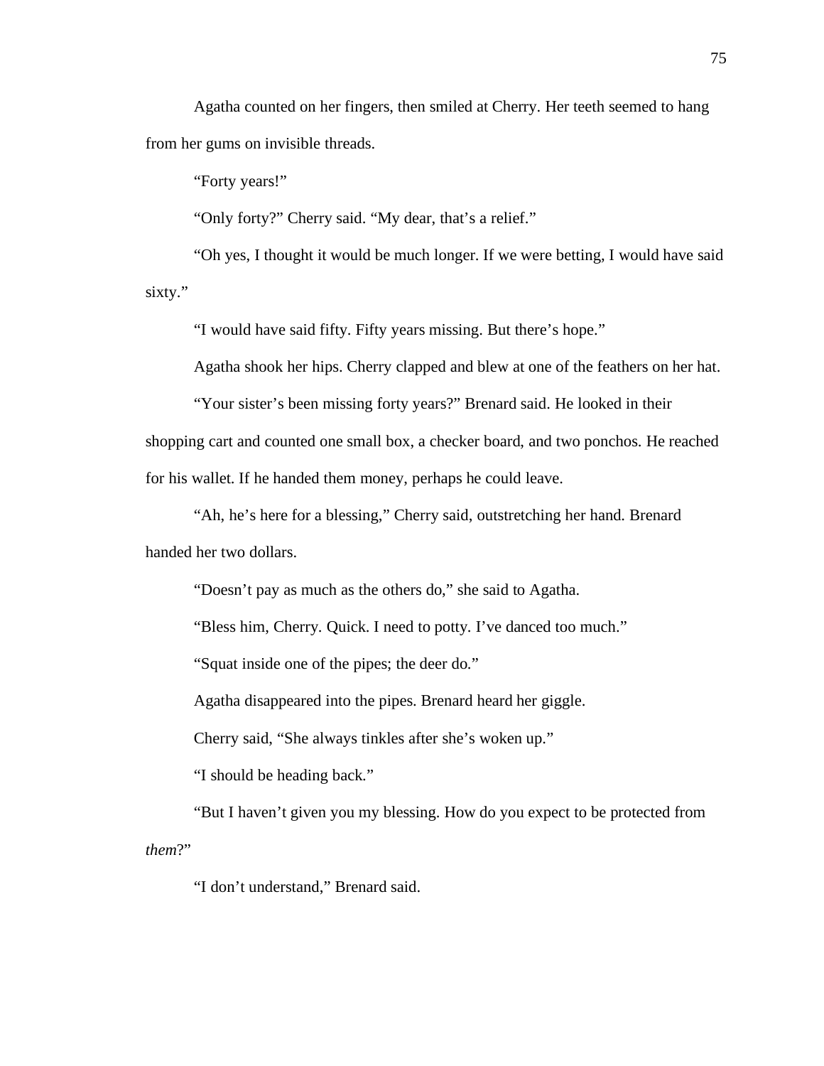Agatha counted on her fingers, then smiled at Cherry. Her teeth seemed to hang from her gums on invisible threads.

"Forty years!"

"Only forty?" Cherry said. "My dear, that's a relief."

"Oh yes, I thought it would be much longer. If we were betting, I would have said sixty."

"I would have said fifty. Fifty years missing. But there's hope."

Agatha shook her hips. Cherry clapped and blew at one of the feathers on her hat.

"Your sister's been missing forty years?" Brenard said. He looked in their shopping cart and counted one small box, a checker board, and two ponchos. He reached for his wallet. If he handed them money, perhaps he could leave.

"Ah, he's here for a blessing," Cherry said, outstretching her hand. Brenard handed her two dollars.

"Doesn't pay as much as the others do," she said to Agatha.

"Bless him, Cherry. Quick. I need to potty. I've danced too much."

"Squat inside one of the pipes; the deer do."

Agatha disappeared into the pipes. Brenard heard her giggle.

Cherry said, "She always tinkles after she's woken up."

"I should be heading back."

"But I haven't given you my blessing. How do you expect to be protected from *them*?"

"I don't understand," Brenard said.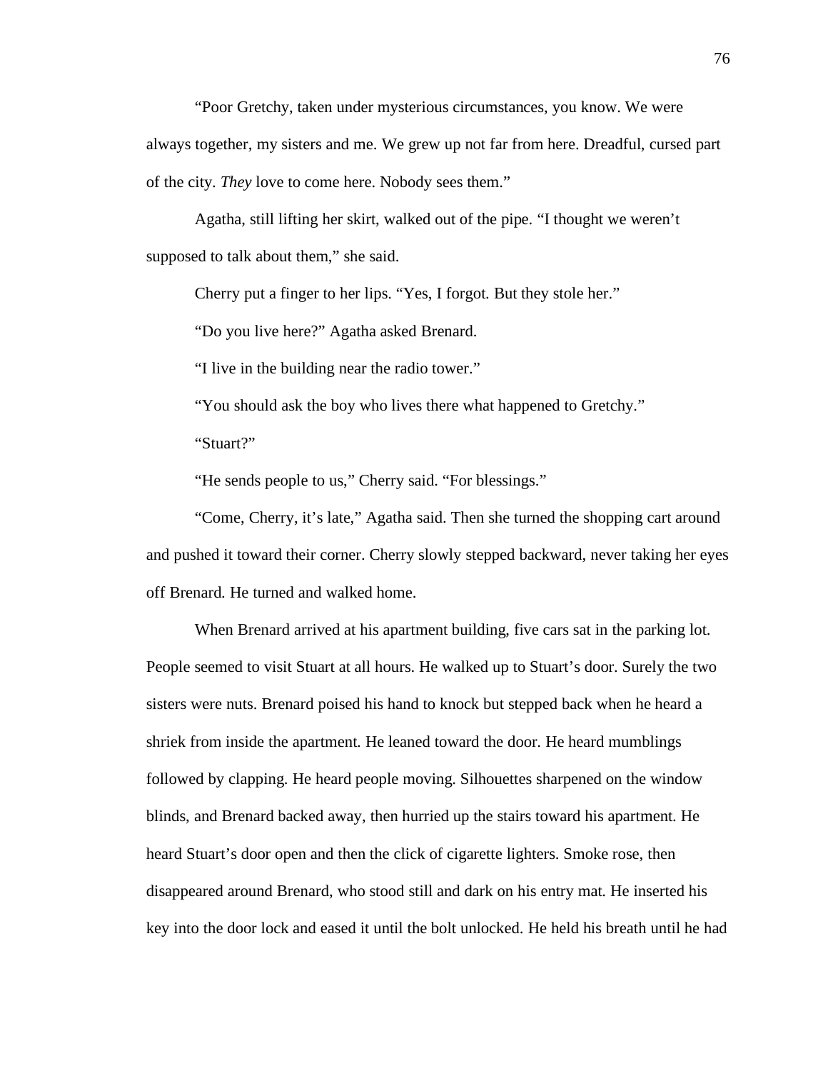"Poor Gretchy, taken under mysterious circumstances, you know. We were always together, my sisters and me. We grew up not far from here. Dreadful, cursed part of the city. *They* love to come here. Nobody sees them."

Agatha, still lifting her skirt, walked out of the pipe. "I thought we weren't supposed to talk about them," she said.

Cherry put a finger to her lips. "Yes, I forgot. But they stole her."

"Do you live here?" Agatha asked Brenard.

"I live in the building near the radio tower."

"You should ask the boy who lives there what happened to Gretchy."

"Stuart?"

"He sends people to us," Cherry said. "For blessings."

"Come, Cherry, it's late," Agatha said. Then she turned the shopping cart around and pushed it toward their corner. Cherry slowly stepped backward, never taking her eyes off Brenard. He turned and walked home.

When Brenard arrived at his apartment building, five cars sat in the parking lot. People seemed to visit Stuart at all hours. He walked up to Stuart's door. Surely the two sisters were nuts. Brenard poised his hand to knock but stepped back when he heard a shriek from inside the apartment. He leaned toward the door. He heard mumblings followed by clapping. He heard people moving. Silhouettes sharpened on the window blinds, and Brenard backed away, then hurried up the stairs toward his apartment. He heard Stuart's door open and then the click of cigarette lighters. Smoke rose, then disappeared around Brenard, who stood still and dark on his entry mat. He inserted his key into the door lock and eased it until the bolt unlocked. He held his breath until he had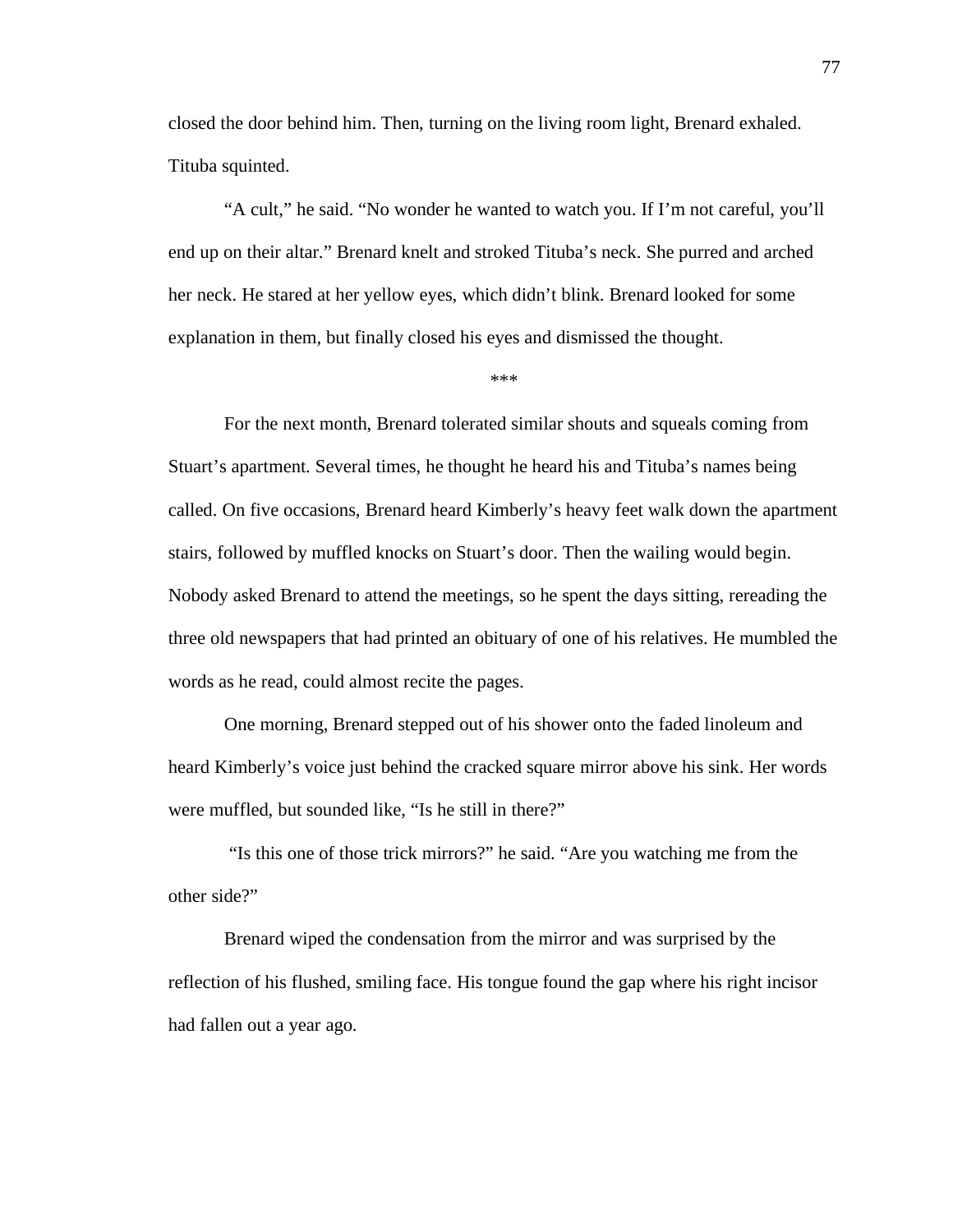closed the door behind him. Then, turning on the living room light, Brenard exhaled. Tituba squinted.

"A cult," he said. "No wonder he wanted to watch you. If I'm not careful, you'll end up on their altar." Brenard knelt and stroked Tituba's neck. She purred and arched her neck. He stared at her yellow eyes, which didn't blink. Brenard looked for some explanation in them, but finally closed his eyes and dismissed the thought.

***

For the next month, Brenard tolerated similar shouts and squeals coming from Stuart's apartment. Several times, he thought he heard his and Tituba's names being called. On five occasions, Brenard heard Kimberly's heavy feet walk down the apartment stairs, followed by muffled knocks on Stuart's door. Then the wailing would begin. Nobody asked Brenard to attend the meetings, so he spent the days sitting, rereading the three old newspapers that had printed an obituary of one of his relatives. He mumbled the words as he read, could almost recite the pages.

One morning, Brenard stepped out of his shower onto the faded linoleum and heard Kimberly's voice just behind the cracked square mirror above his sink. Her words were muffled, but sounded like, "Is he still in there?"

"Is this one of those trick mirrors?" he said. "Are you watching me from the other side?"

Brenard wiped the condensation from the mirror and was surprised by the reflection of his flushed, smiling face. His tongue found the gap where his right incisor had fallen out a year ago.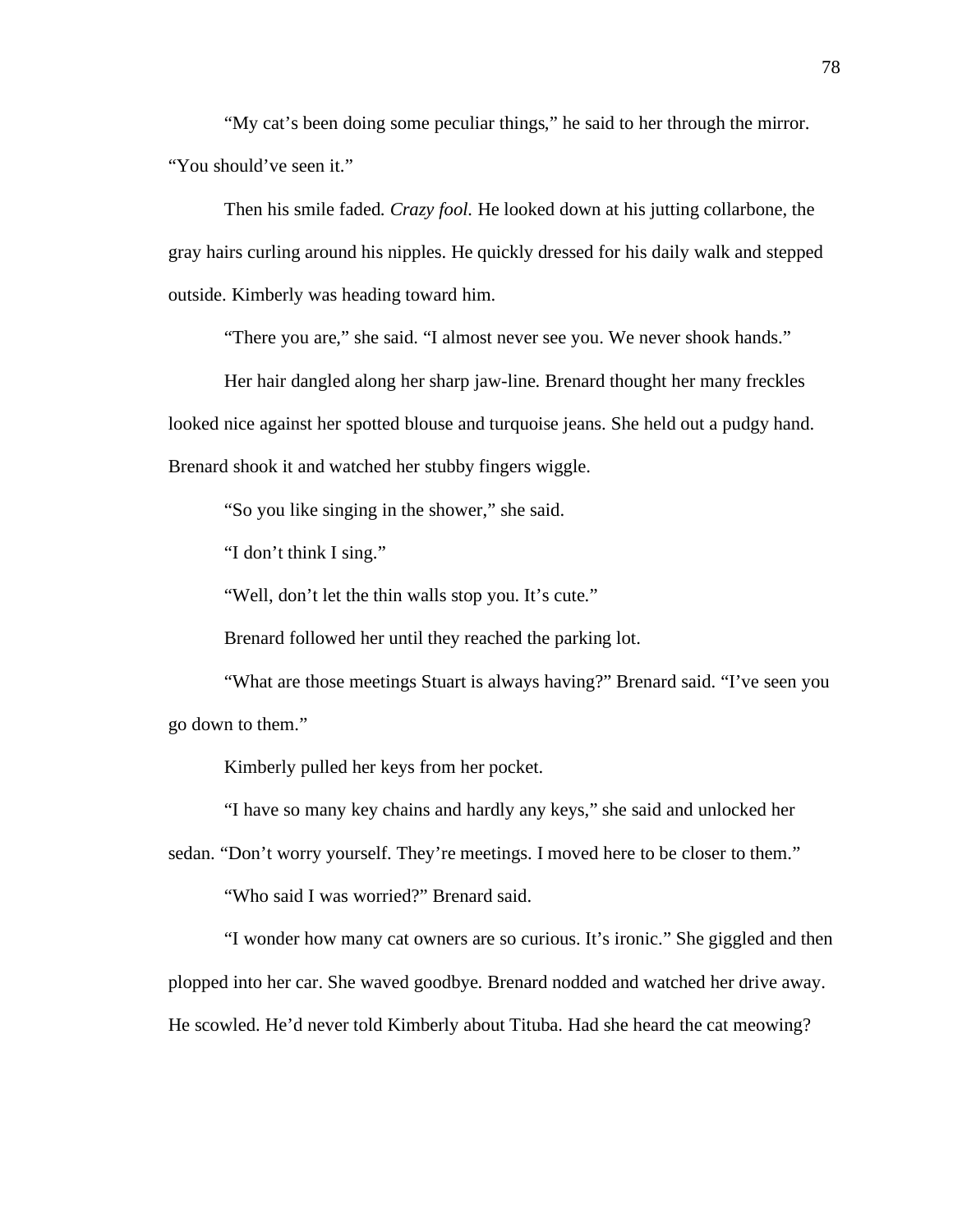"My cat's been doing some peculiar things," he said to her through the mirror. "You should've seen it."

Then his smile faded. *Crazy fool.* He looked down at his jutting collarbone, the gray hairs curling around his nipples. He quickly dressed for his daily walk and stepped outside. Kimberly was heading toward him.

"There you are," she said. "I almost never see you. We never shook hands."

Her hair dangled along her sharp jaw-line. Brenard thought her many freckles looked nice against her spotted blouse and turquoise jeans. She held out a pudgy hand. Brenard shook it and watched her stubby fingers wiggle.

"So you like singing in the shower," she said.

"I don't think I sing."

"Well, don't let the thin walls stop you. It's cute."

Brenard followed her until they reached the parking lot.

"What are those meetings Stuart is always having?" Brenard said. "I've seen you go down to them."

Kimberly pulled her keys from her pocket.

"I have so many key chains and hardly any keys," she said and unlocked her sedan. "Don't worry yourself. They're meetings. I moved here to be closer to them."

"Who said I was worried?" Brenard said.

"I wonder how many cat owners are so curious. It's ironic." She giggled and then plopped into her car. She waved goodbye. Brenard nodded and watched her drive away. He scowled. He'd never told Kimberly about Tituba. Had she heard the cat meowing?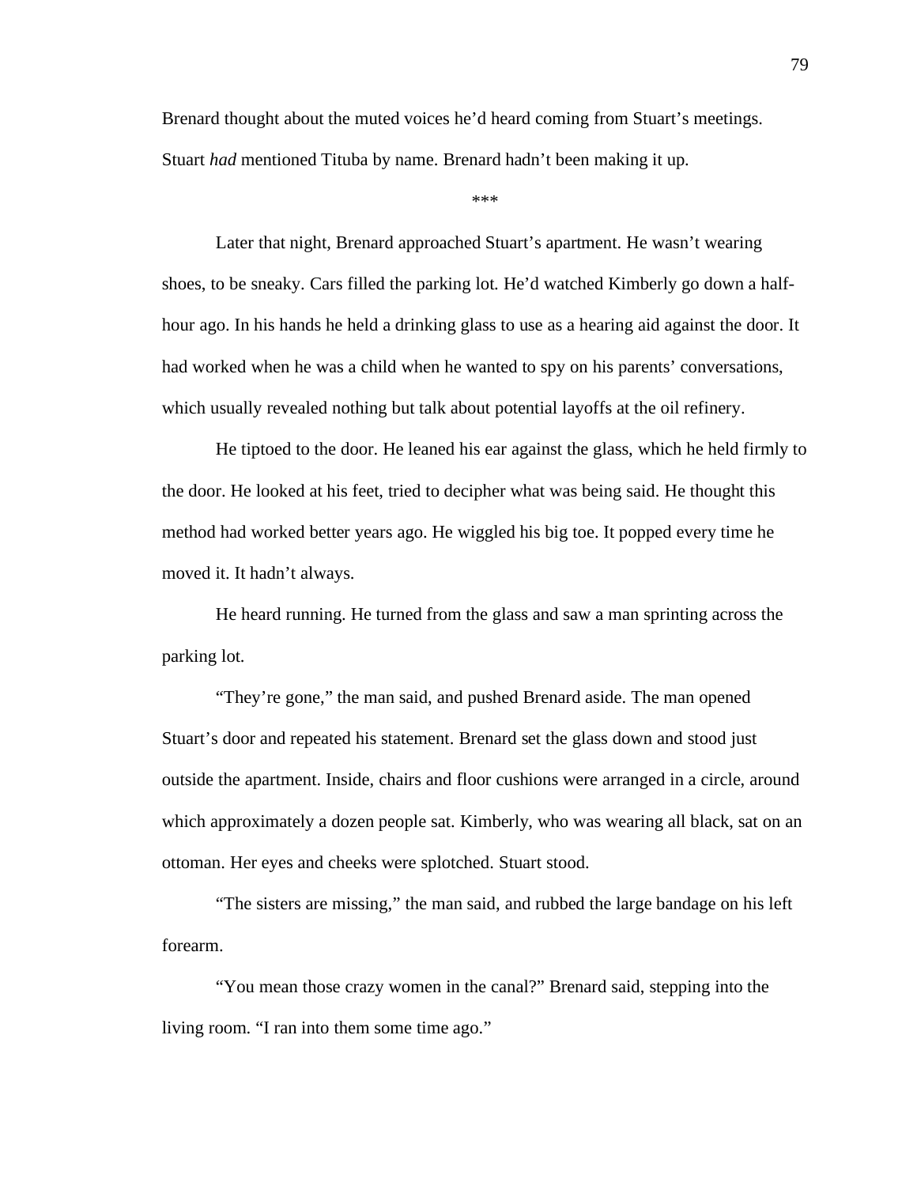Brenard thought about the muted voices he'd heard coming from Stuart's meetings. Stuart *had* mentioned Tituba by name. Brenard hadn't been making it up.

\*\*\*

Later that night, Brenard approached Stuart's apartment. He wasn't wearing shoes, to be sneaky. Cars filled the parking lot. He'd watched Kimberly go down a half-hour ago. In his hands he held a drinking glass to use as a hearing aid against the door. It had worked when he was a child when he wanted to spy on his parents' conversations, which usually revealed nothing but talk about potential layoffs at the oil refinery.

He tiptoed to the door. He leaned his ear against the glass, which he held firmly to the door. He looked at his feet, tried to decipher what was being said. He thought this method had worked better years ago. He wiggled his big toe. It popped every time he moved it. It hadn't always.

He heard running. He turned from the glass and saw a man sprinting across the parking lot.

"They're gone," the man said, and pushed Brenard aside. The man opened Stuart's door and repeated his statement. Brenard set the glass down and stood just outside the apartment. Inside, chairs and floor cushions were arranged in a circle, around which approximately a dozen people sat. Kimberly, who was wearing all black, sat on an ottoman. Her eyes and cheeks were splotched. Stuart stood.

"The sisters are missing," the man said, and rubbed the large bandage on his left forearm.

"You mean those crazy women in the canal?" Brenard said, stepping into the living room. "I ran into them some time ago."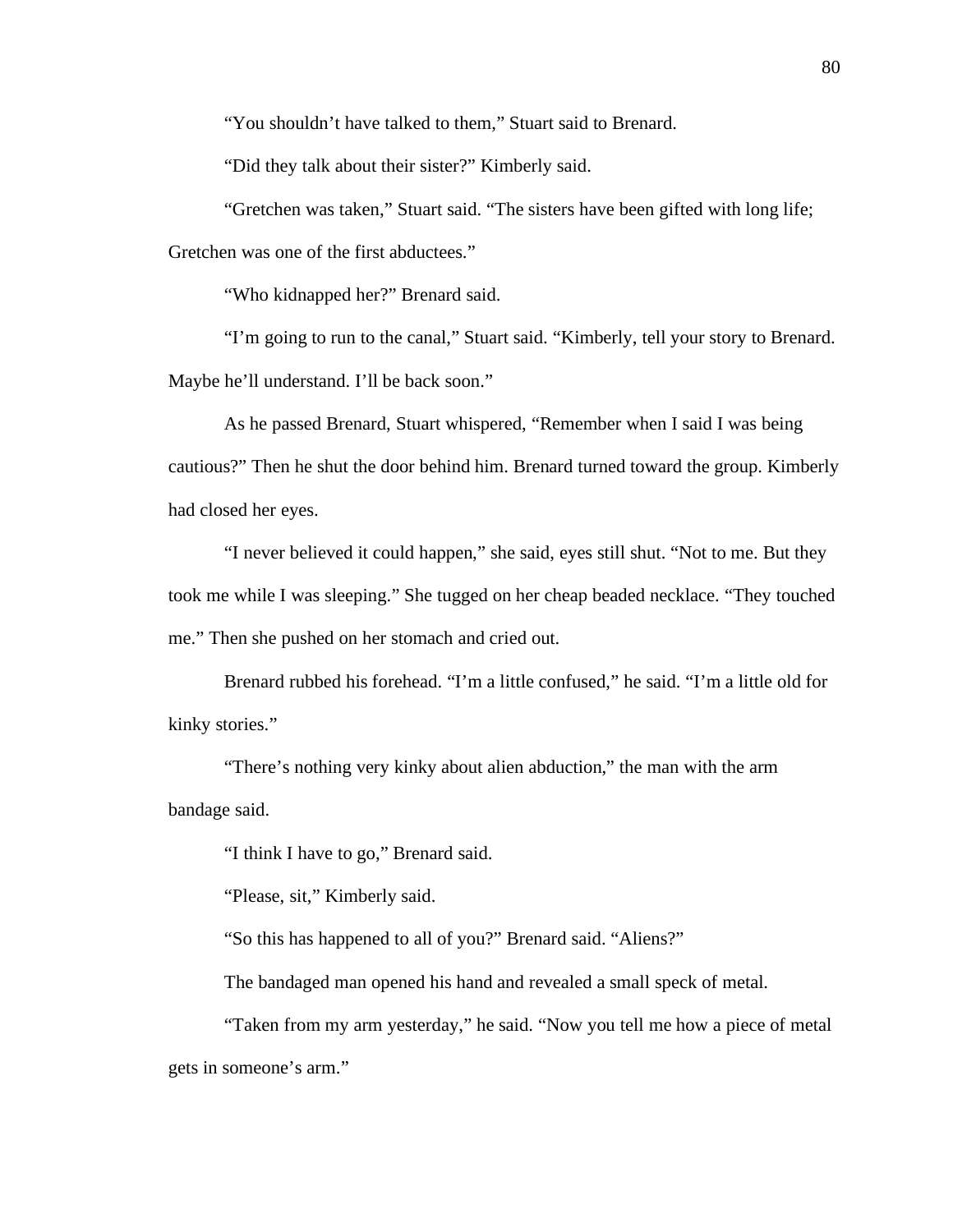"You shouldn't have talked to them," Stuart said to Brenard.

"Did they talk about their sister?" Kimberly said.

"Gretchen was taken," Stuart said. "The sisters have been gifted with long life; Gretchen was one of the first abductees."

"Who kidnapped her?" Brenard said.

"I'm going to run to the canal," Stuart said. "Kimberly, tell your story to Brenard. Maybe he'll understand. I'll be back soon."

As he passed Brenard, Stuart whispered, "Remember when I said I was being cautious?" Then he shut the door behind him. Brenard turned toward the group. Kimberly had closed her eyes.

"I never believed it could happen," she said, eyes still shut. "Not to me. But they took me while I was sleeping." She tugged on her cheap beaded necklace. "They touched me." Then she pushed on her stomach and cried out.

Brenard rubbed his forehead. "I'm a little confused," he said. "I'm a little old for kinky stories."

"There's nothing very kinky about alien abduction," the man with the arm bandage said.

"I think I have to go," Brenard said.

"Please, sit," Kimberly said.

"So this has happened to all of you?" Brenard said. "Aliens?"

The bandaged man opened his hand and revealed a small speck of metal.

"Taken from my arm yesterday," he said. "Now you tell me how a piece of metal gets in someone's arm."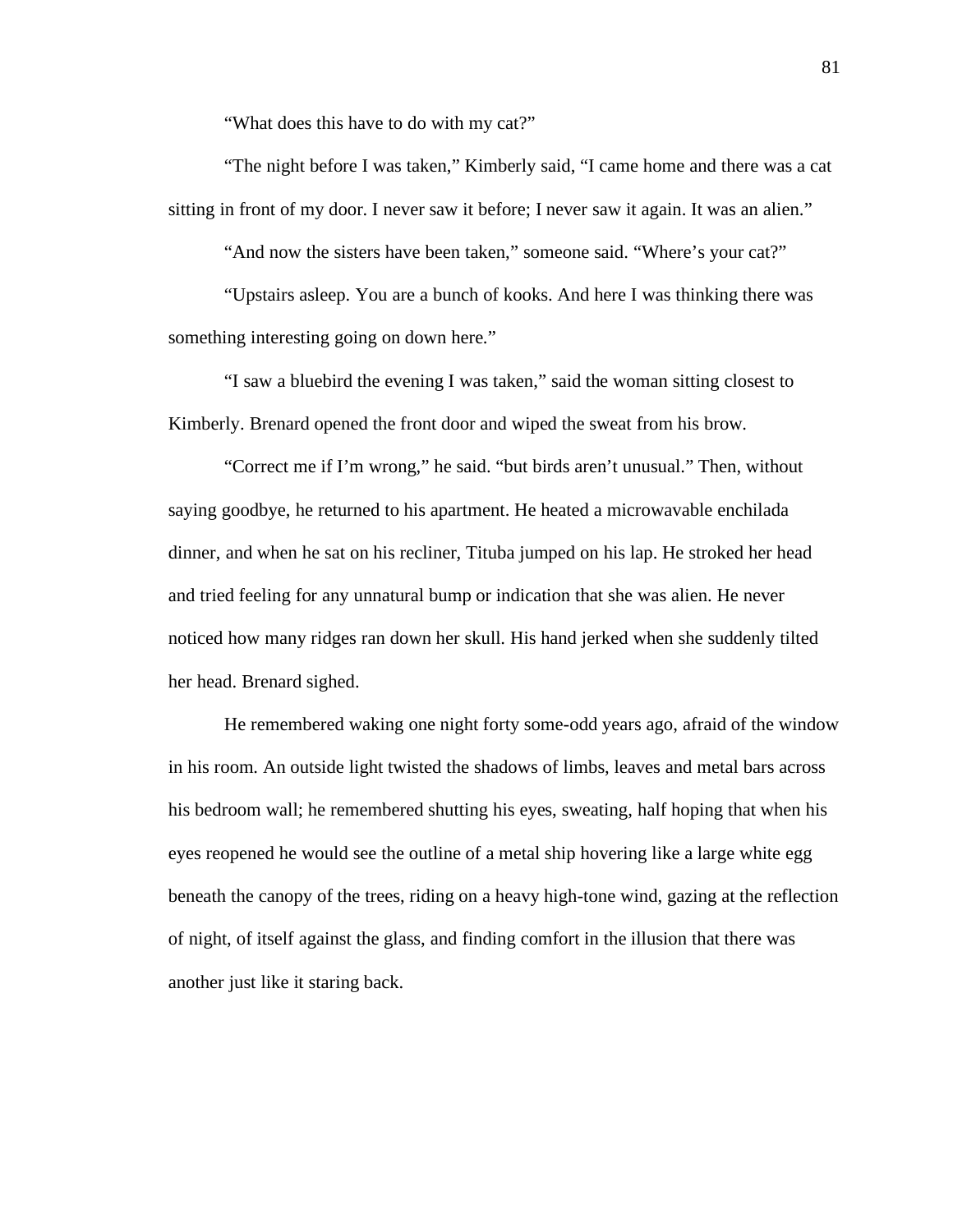"What does this have to do with my cat?"

"The night before I was taken," Kimberly said, "I came home and there was a cat sitting in front of my door. I never saw it before; I never saw it again. It was an alien."

"And now the sisters have been taken," someone said. "Where's your cat?"

"Upstairs asleep. You are a bunch of kooks. And here I was thinking there was something interesting going on down here."

"I saw a bluebird the evening I was taken," said the woman sitting closest to Kimberly. Brenard opened the front door and wiped the sweat from his brow.

"Correct me if I'm wrong," he said. "but birds aren't unusual." Then, without saying goodbye, he returned to his apartment. He heated a microwavable enchilada dinner, and when he sat on his recliner, Tituba jumped on his lap. He stroked her head and tried feeling for any unnatural bump or indication that she was alien. He never noticed how many ridges ran down her skull. His hand jerked when she suddenly tilted her head. Brenard sighed.

He remembered waking one night forty some-odd years ago, afraid of the window in his room. An outside light twisted the shadows of limbs, leaves and metal bars across his bedroom wall; he remembered shutting his eyes, sweating, half hoping that when his eyes reopened he would see the outline of a metal ship hovering like a large white egg beneath the canopy of the trees, riding on a heavy high-tone wind, gazing at the reflection of night, of itself against the glass, and finding comfort in the illusion that there was another just like it staring back.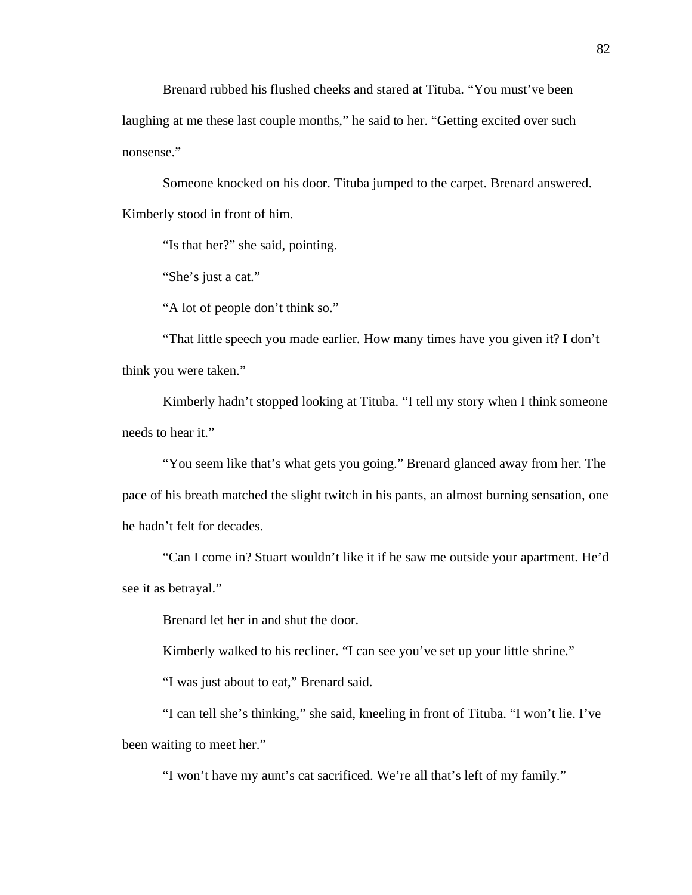Brenard rubbed his flushed cheeks and stared at Tituba. "You must've been laughing at me these last couple months," he said to her. "Getting excited over such nonsense."

Someone knocked on his door. Tituba jumped to the carpet. Brenard answered. Kimberly stood in front of him.

"Is that her?" she said, pointing.

"She's just a cat."

"A lot of people don't think so."

"That little speech you made earlier. How many times have you given it? I don't think you were taken."

Kimberly hadn't stopped looking at Tituba. "I tell my story when I think someone needs to hear it."

"You seem like that's what gets you going." Brenard glanced away from her. The pace of his breath matched the slight twitch in his pants, an almost burning sensation, one he hadn't felt for decades.

"Can I come in? Stuart wouldn't like it if he saw me outside your apartment. He'd see it as betrayal."

Brenard let her in and shut the door.

Kimberly walked to his recliner. "I can see you've set up your little shrine."

"I was just about to eat," Brenard said.

"I can tell she's thinking," she said, kneeling in front of Tituba. "I won't lie. I've been waiting to meet her."

"I won't have my aunt's cat sacrificed. We're all that's left of my family."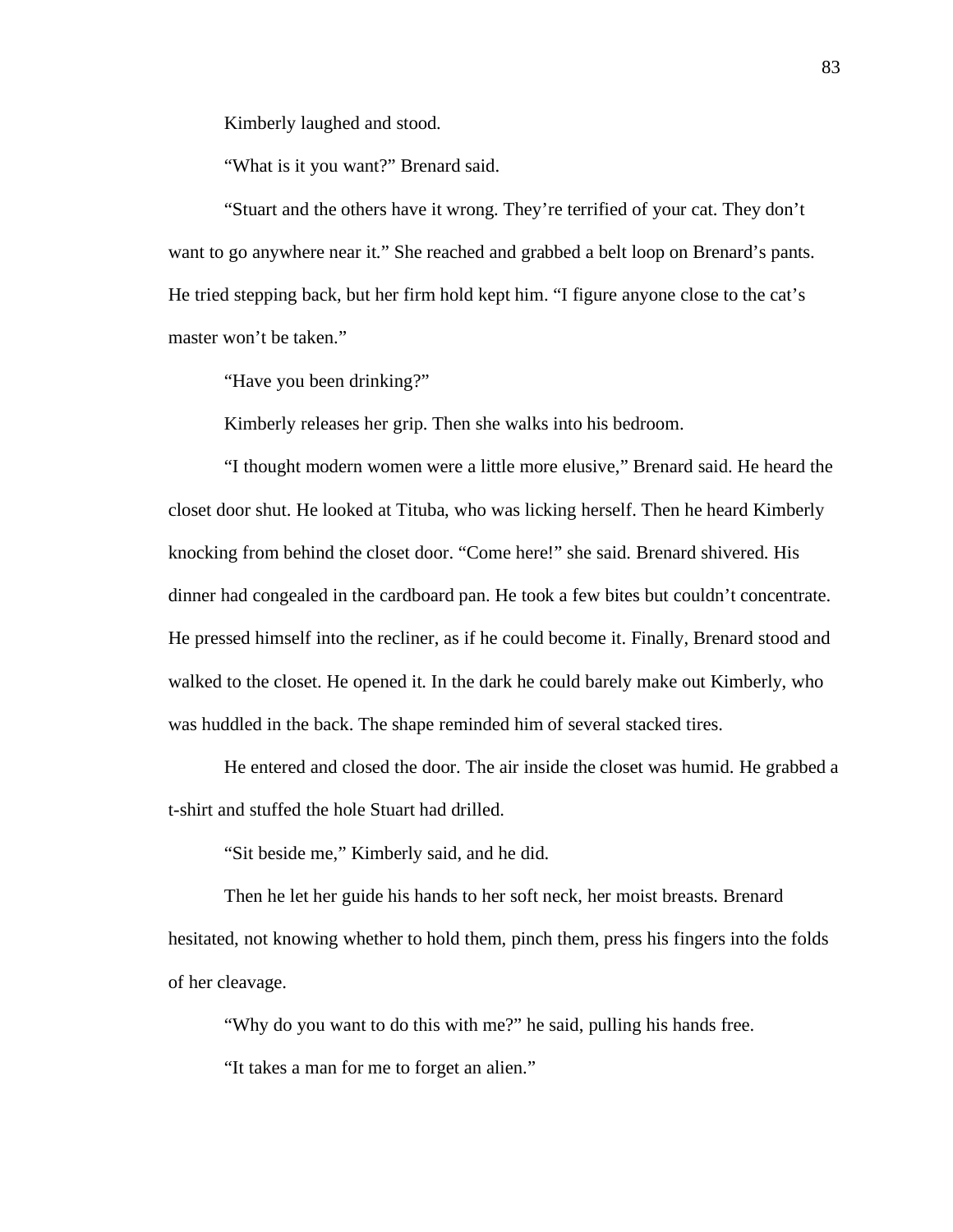Kimberly laughed and stood.

"What is it you want?" Brenard said.

"Stuart and the others have it wrong. They're terrified of your cat. They don't want to go anywhere near it." She reached and grabbed a belt loop on Brenard's pants. He tried stepping back, but her firm hold kept him. "I figure anyone close to the cat's master won't be taken."

"Have you been drinking?"

Kimberly releases her grip. Then she walks into his bedroom.

"I thought modern women were a little more elusive," Brenard said. He heard the closet door shut. He looked at Tituba, who was licking herself. Then he heard Kimberly knocking from behind the closet door. "Come here!" she said. Brenard shivered. His dinner had congealed in the cardboard pan. He took a few bites but couldn't concentrate. He pressed himself into the recliner, as if he could become it. Finally, Brenard stood and walked to the closet. He opened it. In the dark he could barely make out Kimberly, who was huddled in the back. The shape reminded him of several stacked tires.

He entered and closed the door. The air inside the closet was humid. He grabbed a t-shirt and stuffed the hole Stuart had drilled.

"Sit beside me," Kimberly said, and he did.

Then he let her guide his hands to her soft neck, her moist breasts. Brenard hesitated, not knowing whether to hold them, pinch them, press his fingers into the folds of her cleavage.

"Why do you want to do this with me?" he said, pulling his hands free.

"It takes a man for me to forget an alien."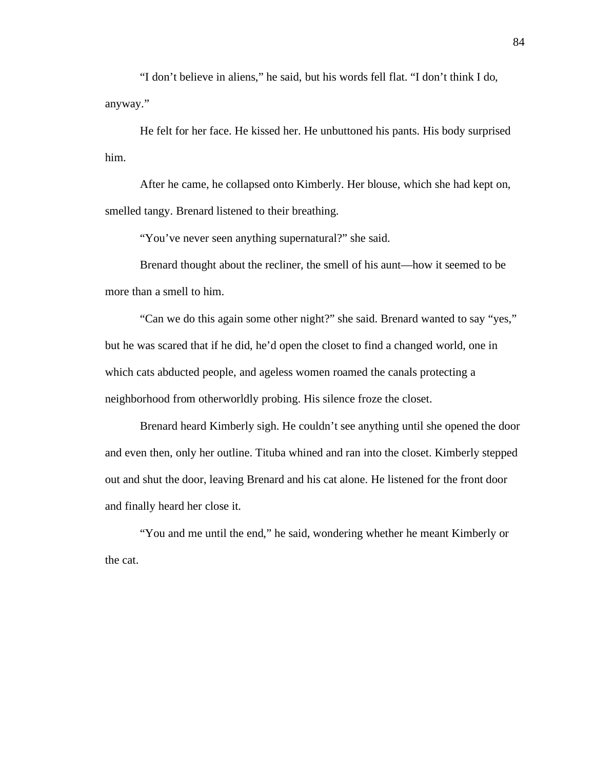"I don't believe in aliens," he said, but his words fell flat. "I don't think I do, anyway."

He felt for her face. He kissed her. He unbuttoned his pants. His body surprised him.

After he came, he collapsed onto Kimberly. Her blouse, which she had kept on, smelled tangy. Brenard listened to their breathing.

"You've never seen anything supernatural?" she said.

Brenard thought about the recliner, the smell of his aunt—how it seemed to be more than a smell to him.

"Can we do this again some other night?" she said. Brenard wanted to say "yes," but he was scared that if he did, he'd open the closet to find a changed world, one in which cats abducted people, and ageless women roamed the canals protecting a neighborhood from otherworldly probing. His silence froze the closet.

Brenard heard Kimberly sigh. He couldn't see anything until she opened the door and even then, only her outline. Tituba whined and ran into the closet. Kimberly stepped out and shut the door, leaving Brenard and his cat alone. He listened for the front door and finally heard her close it.

"You and me until the end," he said, wondering whether he meant Kimberly or the cat.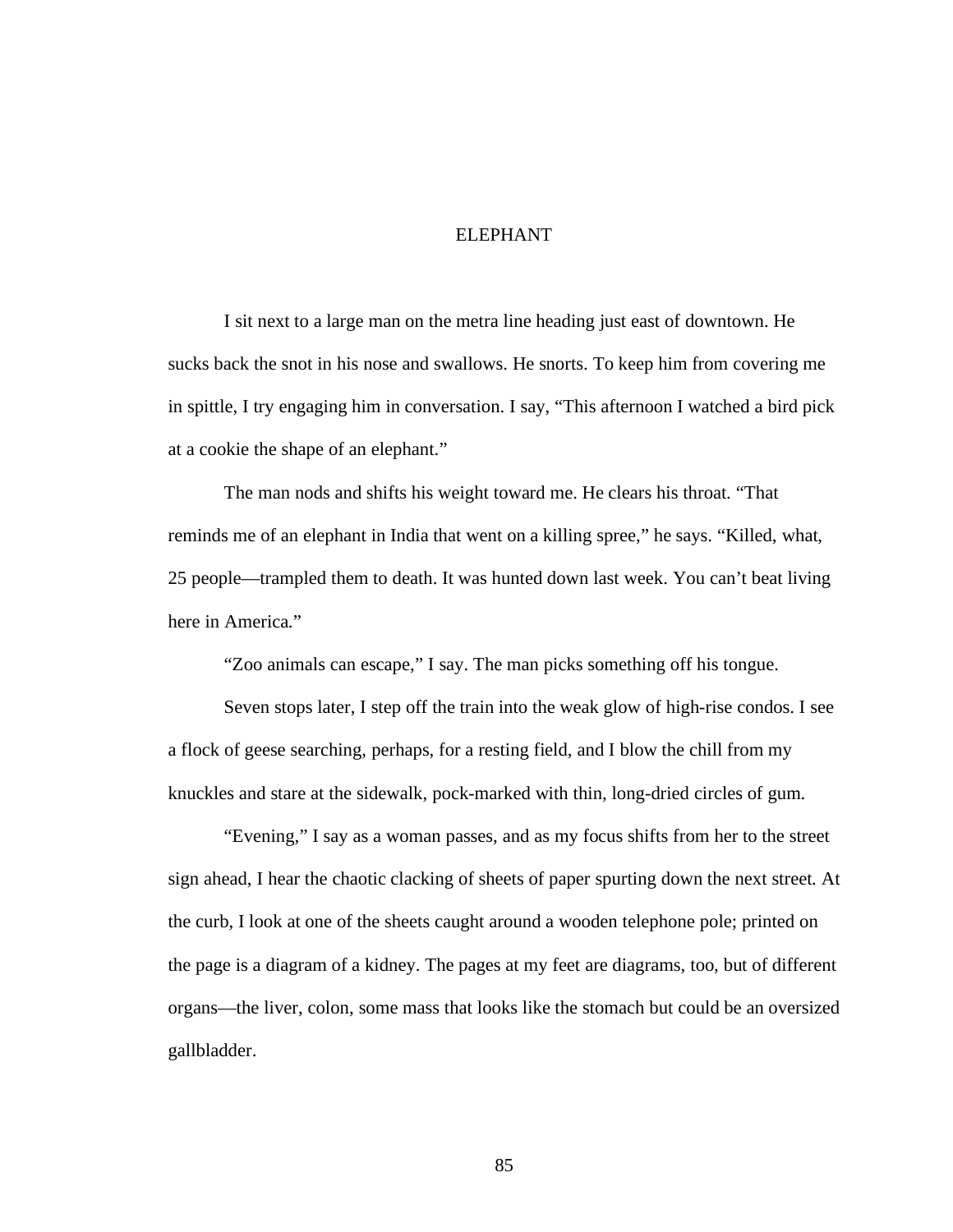# ELEPHANT

I sit next to a large man on the metra line heading just east of downtown. He sucks back the snot in his nose and swallows. He snorts. To keep him from covering me in spittle, I try engaging him in conversation. I say, "This afternoon I watched a bird pick at a cookie the shape of an elephant."

The man nods and shifts his weight toward me. He clears his throat. "That reminds me of an elephant in India that went on a killing spree," he says. "Killed, what, 25 people—trampled them to death. It was hunted down last week. You can't beat living here in America."

"Zoo animals can escape," I say. The man picks something off his tongue.

Seven stops later, I step off the train into the weak glow of high-rise condos. I see a flock of geese searching, perhaps, for a resting field, and I blow the chill from my knuckles and stare at the sidewalk, pock-marked with thin, long-dried circles of gum.

"Evening," I say as a woman passes, and as my focus shifts from her to the street sign ahead, I hear the chaotic clacking of sheets of paper spurting down the next street. At the curb, I look at one of the sheets caught around a wooden telephone pole; printed on the page is a diagram of a kidney. The pages at my feet are diagrams, too, but of different organs—the liver, colon, some mass that looks like the stomach but could be an oversized gallbladder.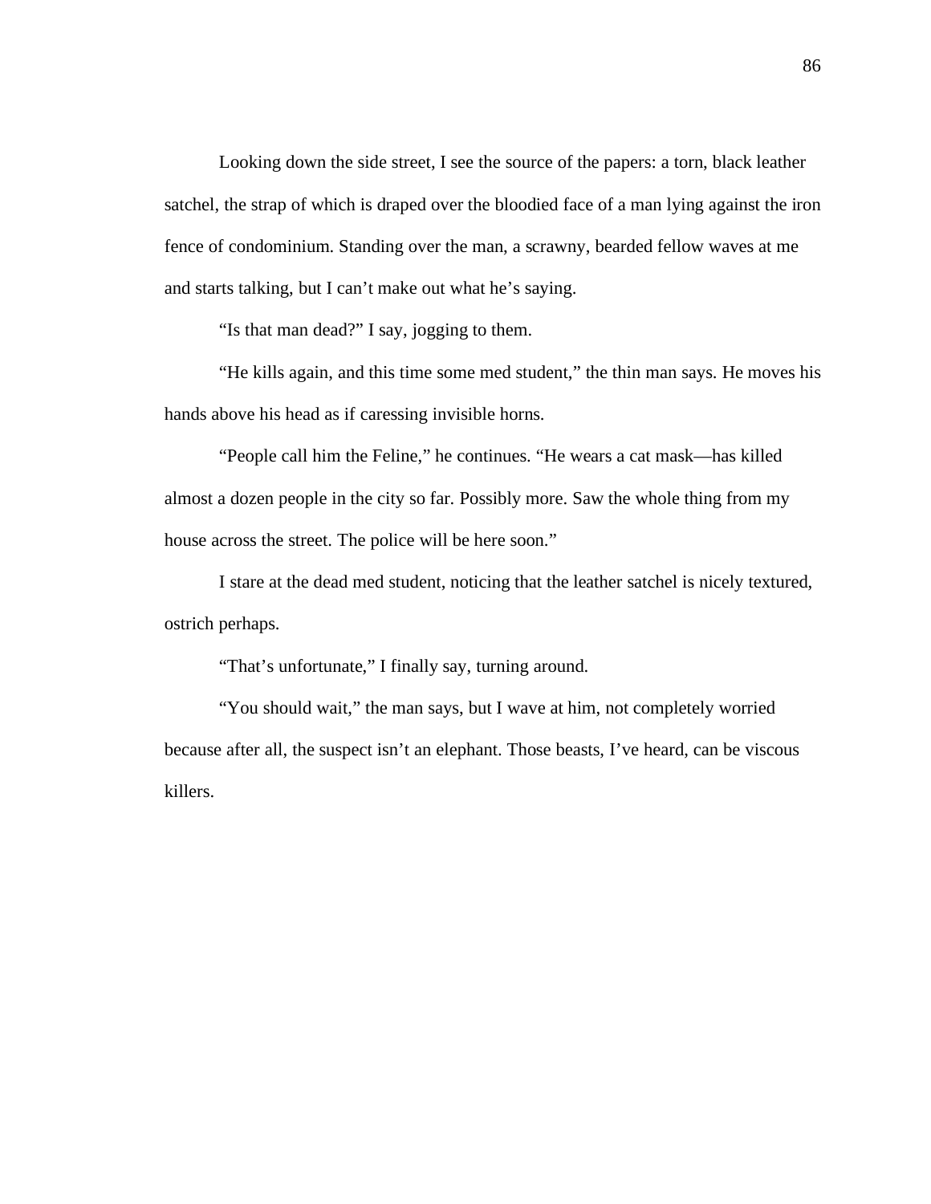Looking down the side street, I see the source of the papers: a torn, black leather satchel, the strap of which is draped over the bloodied face of a man lying against the iron fence of condominium. Standing over the man, a scrawny, bearded fellow waves at me and starts talking, but I can't make out what he's saying.

"Is that man dead?" I say, jogging to them.

"He kills again, and this time some med student," the thin man says. He moves his hands above his head as if caressing invisible horns.

"People call him the Feline," he continues. "He wears a cat mask—has killed almost a dozen people in the city so far. Possibly more. Saw the whole thing from my house across the street. The police will be here soon."

I stare at the dead med student, noticing that the leather satchel is nicely textured, ostrich perhaps.

"That's unfortunate," I finally say, turning around.

"You should wait," the man says, but I wave at him, not completely worried because after all, the suspect isn't an elephant. Those beasts, I've heard, can be viscous killers.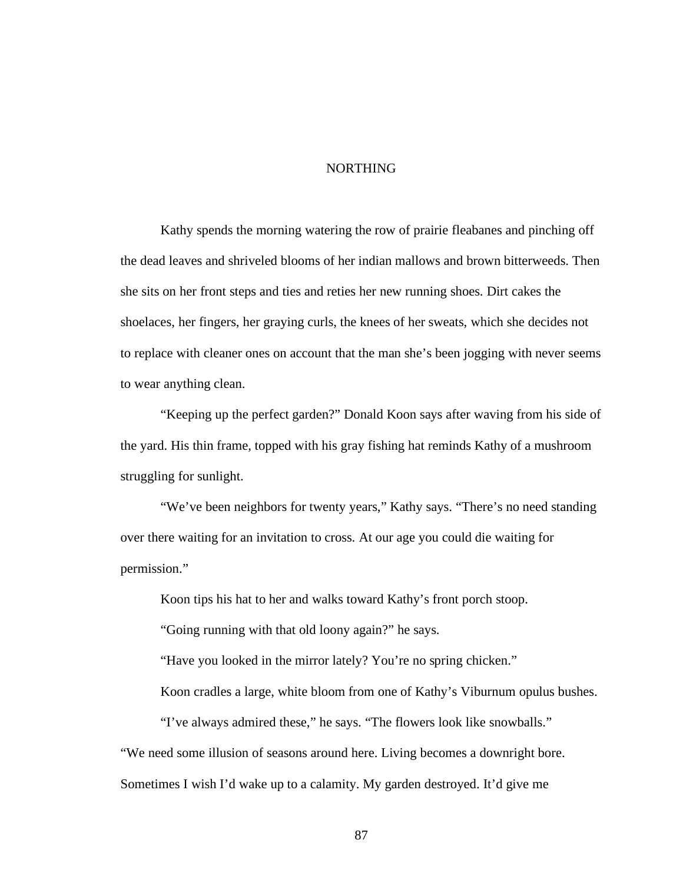# NORTHING

Kathy spends the morning watering the row of prairie fleabanes and pinching off the dead leaves and shriveled blooms of her indian mallows and brown bitterweeds. Then she sits on her front steps and ties and reties her new running shoes. Dirt cakes the shoelaces, her fingers, her graying curls, the knees of her sweats, which she decides not to replace with cleaner ones on account that the man she's been jogging with never seems to wear anything clean.

"Keeping up the perfect garden?" Donald Koon says after waving from his side of the yard. His thin frame, topped with his gray fishing hat reminds Kathy of a mushroom struggling for sunlight.

"We've been neighbors for twenty years," Kathy says. "There's no need standing over there waiting for an invitation to cross. At our age you could die waiting for permission."

Koon tips his hat to her and walks toward Kathy's front porch stoop.

"Going running with that old loony again?" he says.

"Have you looked in the mirror lately? You're no spring chicken."

Koon cradles a large, white bloom from one of Kathy's Viburnum opulus bushes.

"I've always admired these," he says. "The flowers look like snowballs."

"We need some illusion of seasons around here. Living becomes a downright bore. Sometimes I wish I'd wake up to a calamity. My garden destroyed. It'd give me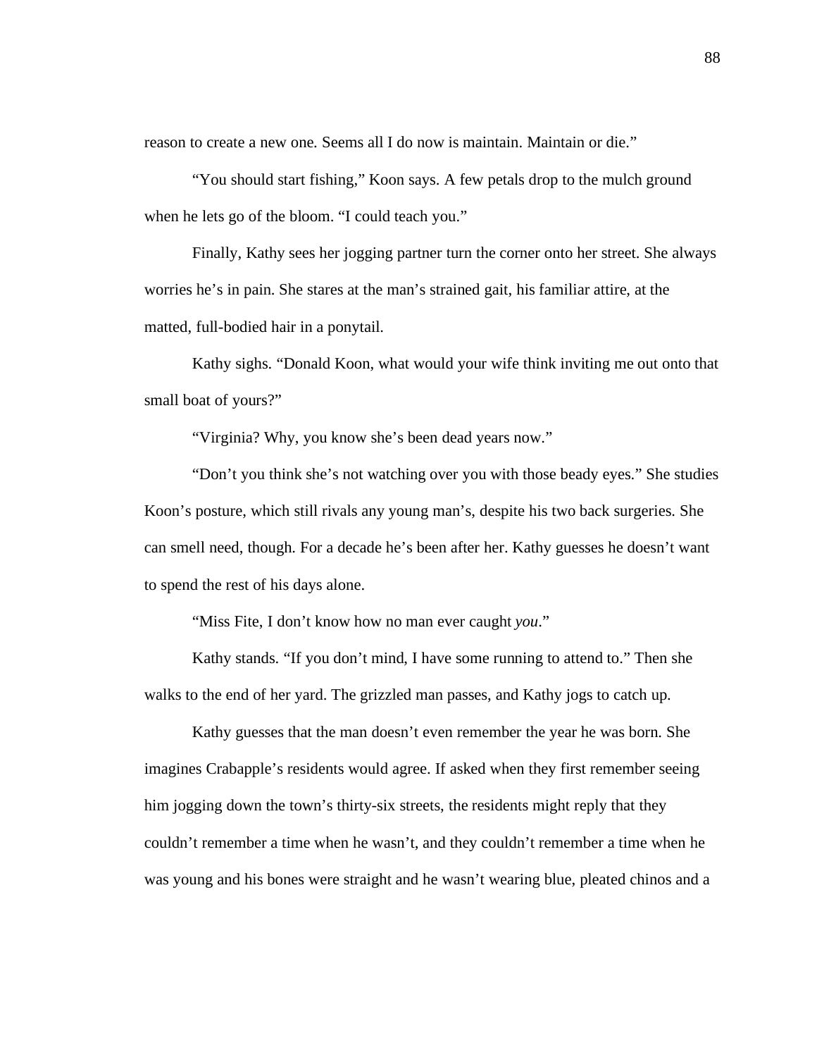reason to create a new one. Seems all I do now is maintain. Maintain or die."

"You should start fishing," Koon says. A few petals drop to the mulch ground when he lets go of the bloom. "I could teach you."

Finally, Kathy sees her jogging partner turn the corner onto her street. She always worries he's in pain. She stares at the man's strained gait, his familiar attire, at the matted, full-bodied hair in a ponytail.

Kathy sighs. "Donald Koon, what would your wife think inviting me out onto that small boat of yours?"

"Virginia? Why, you know she's been dead years now."

"Don't you think she's not watching over you with those beady eyes." She studies Koon's posture, which still rivals any young man's, despite his two back surgeries. She can smell need, though. For a decade he's been after her. Kathy guesses he doesn't want to spend the rest of his days alone.

"Miss Fite, I don't know how no man ever caught *you*."

Kathy stands. "If you don't mind, I have some running to attend to." Then she walks to the end of her yard. The grizzled man passes, and Kathy jogs to catch up.

Kathy guesses that the man doesn't even remember the year he was born. She imagines Crabapple's residents would agree. If asked when they first remember seeing him jogging down the town's thirty-six streets, the residents might reply that they couldn't remember a time when he wasn't, and they couldn't remember a time when he was young and his bones were straight and he wasn't wearing blue, pleated chinos and a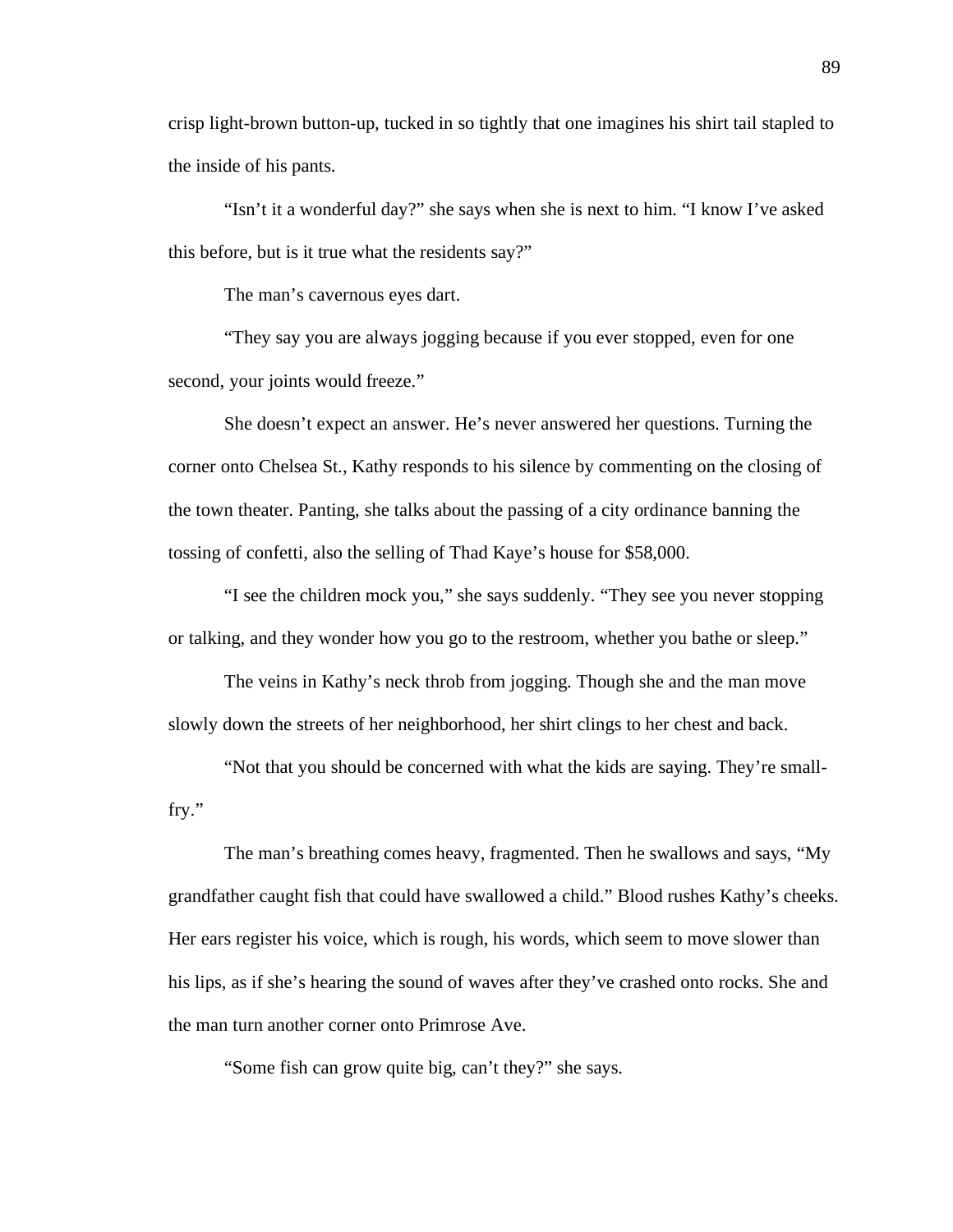crisp light-brown button-up, tucked in so tightly that one imagines his shirt tail stapled to the inside of his pants.

"Isn't it a wonderful day?" she says when she is next to him. "I know I've asked this before, but is it true what the residents say?"

The man's cavernous eyes dart.

"They say you are always jogging because if you ever stopped, even for one second, your joints would freeze."

She doesn't expect an answer. He's never answered her questions. Turning the corner onto Chelsea St., Kathy responds to his silence by commenting on the closing of the town theater. Panting, she talks about the passing of a city ordinance banning the tossing of confetti, also the selling of Thad Kaye's house for $58,000.

"I see the children mock you," she says suddenly. "They see you never stopping or talking, and they wonder how you go to the restroom, whether you bathe or sleep."

The veins in Kathy's neck throb from jogging. Though she and the man move slowly down the streets of her neighborhood, her shirt clings to her chest and back.

"Not that you should be concerned with what the kids are saying. They're small-fry."

The man's breathing comes heavy, fragmented. Then he swallows and says, "My grandfather caught fish that could have swallowed a child." Blood rushes Kathy's cheeks. Her ears register his voice, which is rough, his words, which seem to move slower than his lips, as if she's hearing the sound of waves after they've crashed onto rocks. She and the man turn another corner onto Primrose Ave.

"Some fish can grow quite big, can't they?" she says.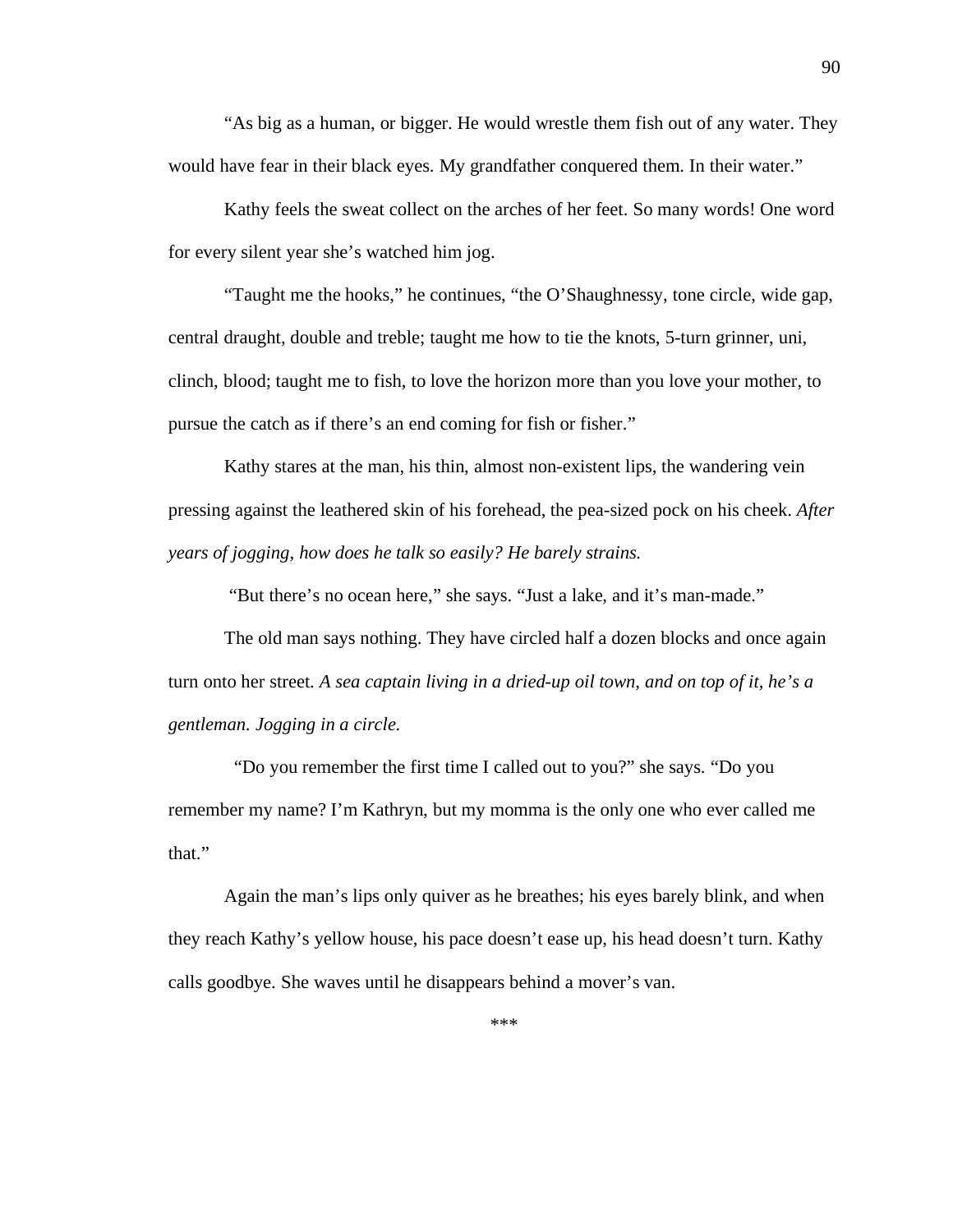"As big as a human, or bigger. He would wrestle them fish out of any water. They would have fear in their black eyes. My grandfather conquered them. In their water."

Kathy feels the sweat collect on the arches of her feet. So many words! One word for every silent year she's watched him jog.

"Taught me the hooks," he continues, "the O'Shaughnessy, tone circle, wide gap, central draught, double and treble; taught me how to tie the knots, 5-turn grinner, uni, clinch, blood; taught me to fish, to love the horizon more than you love your mother, to pursue the catch as if there's an end coming for fish or fisher."

Kathy stares at the man, his thin, almost non-existent lips, the wandering vein pressing against the leathered skin of his forehead, the pea-sized pock on his cheek. *After years of jogging, how does he talk so easily? He barely strains.*

"But there's no ocean here," she says. "Just a lake, and it's man-made."

The old man says nothing. They have circled half a dozen blocks and once again turn onto her street. *A sea captain living in a dried-up oil town, and on top of it, he's a gentleman. Jogging in a circle.*

"Do you remember the first time I called out to you?" she says. "Do you remember my name? I'm Kathryn, but my momma is the only one who ever called me that."

Again the man's lips only quiver as he breathes; his eyes barely blink, and when they reach Kathy's yellow house, his pace doesn't ease up, his head doesn't turn. Kathy calls goodbye. She waves until he disappears behind a mover's van.

***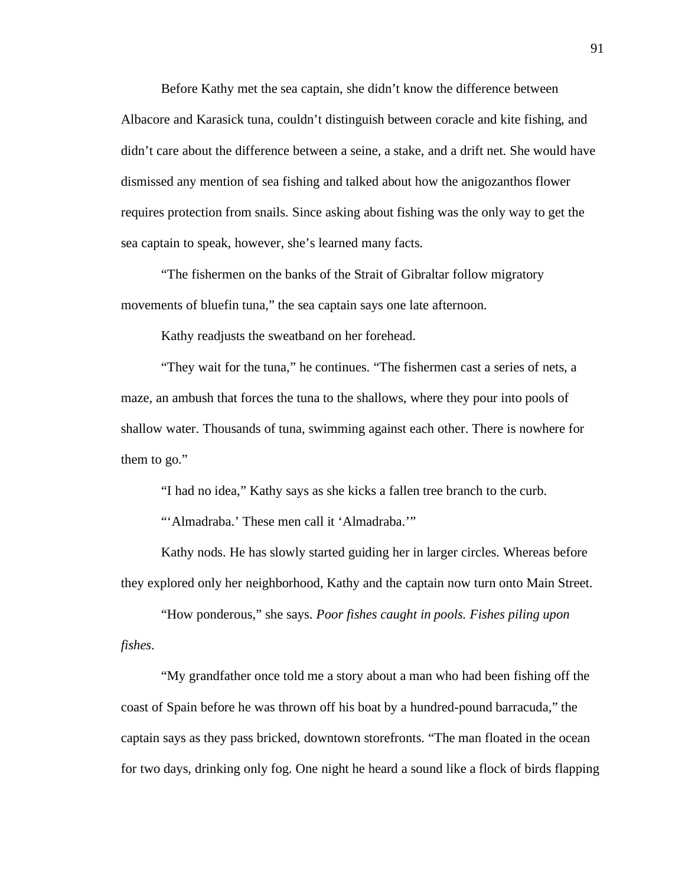Before Kathy met the sea captain, she didn't know the difference between Albacore and Karasick tuna, couldn't distinguish between coracle and kite fishing, and didn't care about the difference between a seine, a stake, and a drift net. She would have dismissed any mention of sea fishing and talked about how the anigozanthos flower requires protection from snails. Since asking about fishing was the only way to get the sea captain to speak, however, she's learned many facts.

"The fishermen on the banks of the Strait of Gibraltar follow migratory movements of bluefin tuna," the sea captain says one late afternoon.

Kathy readjusts the sweatband on her forehead.

"They wait for the tuna," he continues. "The fishermen cast a series of nets, a maze, an ambush that forces the tuna to the shallows, where they pour into pools of shallow water. Thousands of tuna, swimming against each other. There is nowhere for them to go."

"I had no idea," Kathy says as she kicks a fallen tree branch to the curb.

"'Almadraba.' These men call it 'Almadraba.'"

Kathy nods. He has slowly started guiding her in larger circles. Whereas before they explored only her neighborhood, Kathy and the captain now turn onto Main Street.

"How ponderous," she says. *Poor fishes caught in pools. Fishes piling upon fishes*.

"My grandfather once told me a story about a man who had been fishing off the coast of Spain before he was thrown off his boat by a hundred-pound barracuda," the captain says as they pass bricked, downtown storefronts. "The man floated in the ocean for two days, drinking only fog. One night he heard a sound like a flock of birds flapping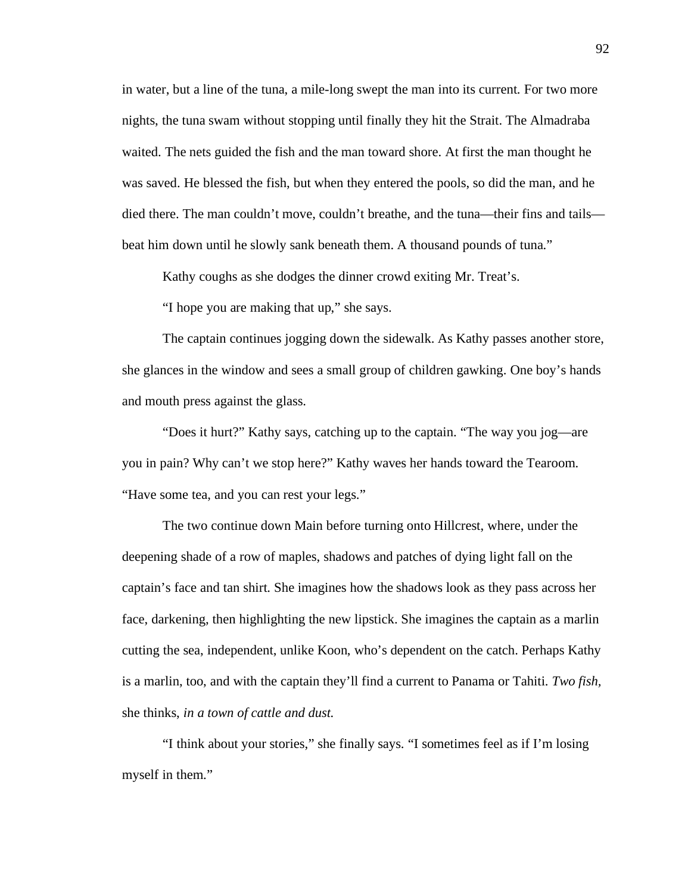in water, but a line of the tuna, a mile-long swept the man into its current. For two more nights, the tuna swam without stopping until finally they hit the Strait. The Almadraba waited. The nets guided the fish and the man toward shore. At first the man thought he was saved. He blessed the fish, but when they entered the pools, so did the man, and he died there. The man couldn't move, couldn't breathe, and the tuna—their fins and tails—beat him down until he slowly sank beneath them. A thousand pounds of tuna."

Kathy coughs as she dodges the dinner crowd exiting Mr. Treat's.

"I hope you are making that up," she says.

The captain continues jogging down the sidewalk. As Kathy passes another store, she glances in the window and sees a small group of children gawking. One boy's hands and mouth press against the glass.

"Does it hurt?" Kathy says, catching up to the captain. "The way you jog—are you in pain? Why can't we stop here?" Kathy waves her hands toward the Tearoom. "Have some tea, and you can rest your legs."

The two continue down Main before turning onto Hillcrest, where, under the deepening shade of a row of maples, shadows and patches of dying light fall on the captain's face and tan shirt. She imagines how the shadows look as they pass across her face, darkening, then highlighting the new lipstick. She imagines the captain as a marlin cutting the sea, independent, unlike Koon, who's dependent on the catch. Perhaps Kathy is a marlin, too, and with the captain they'll find a current to Panama or Tahiti. *Two fish*, she thinks, *in a town of cattle and dust.*

"I think about your stories," she finally says. "I sometimes feel as if I'm losing myself in them."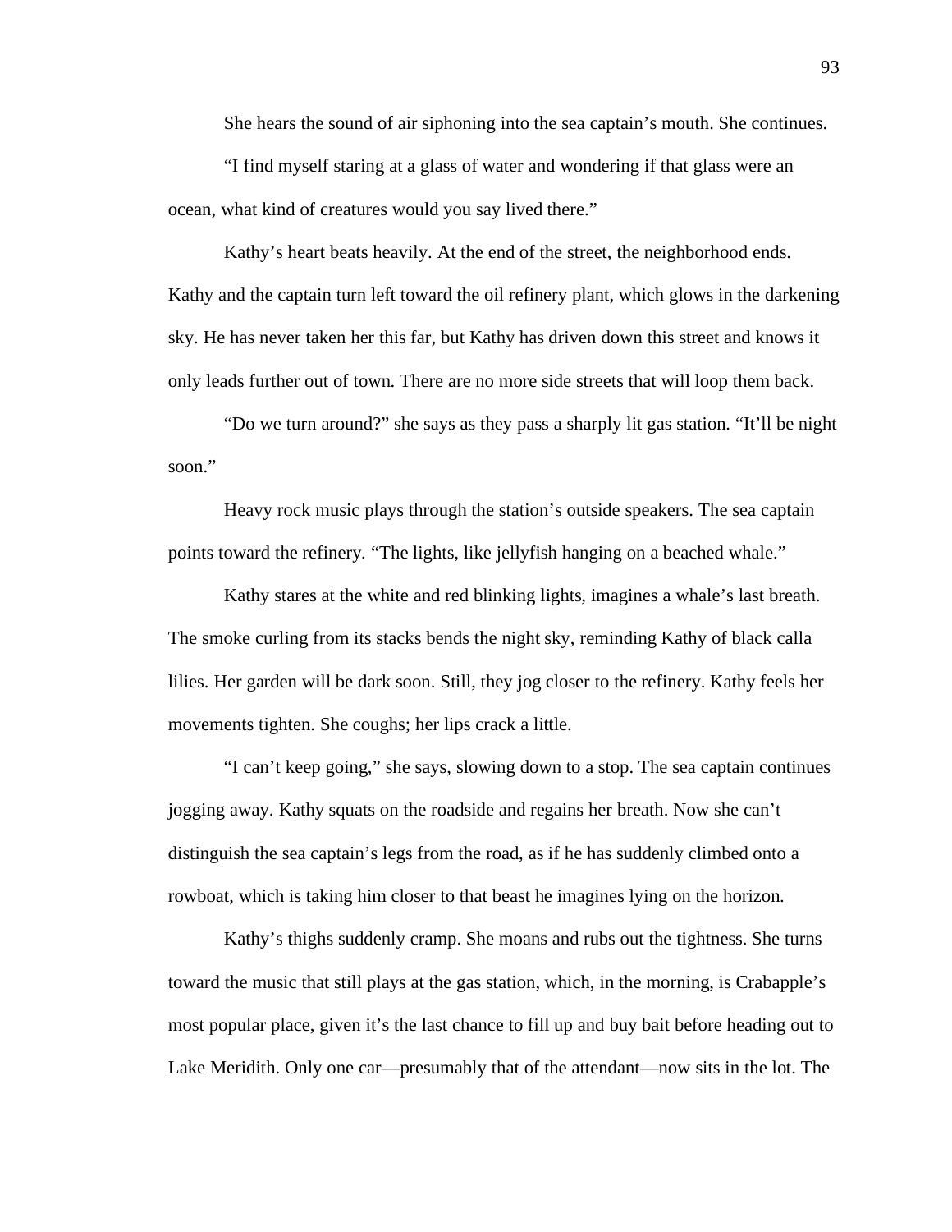She hears the sound of air siphoning into the sea captain's mouth. She continues.

"I find myself staring at a glass of water and wondering if that glass were an ocean, what kind of creatures would you say lived there."

Kathy's heart beats heavily. At the end of the street, the neighborhood ends. Kathy and the captain turn left toward the oil refinery plant, which glows in the darkening sky. He has never taken her this far, but Kathy has driven down this street and knows it only leads further out of town. There are no more side streets that will loop them back.

"Do we turn around?" she says as they pass a sharply lit gas station. "It'll be night soon."

Heavy rock music plays through the station's outside speakers. The sea captain points toward the refinery. "The lights, like jellyfish hanging on a beached whale."

Kathy stares at the white and red blinking lights, imagines a whale's last breath. The smoke curling from its stacks bends the night sky, reminding Kathy of black calla lilies. Her garden will be dark soon. Still, they jog closer to the refinery. Kathy feels her movements tighten. She coughs; her lips crack a little.

"I can't keep going," she says, slowing down to a stop. The sea captain continues jogging away. Kathy squats on the roadside and regains her breath. Now she can't distinguish the sea captain's legs from the road, as if he has suddenly climbed onto a rowboat, which is taking him closer to that beast he imagines lying on the horizon.

Kathy's thighs suddenly cramp. She moans and rubs out the tightness. She turns toward the music that still plays at the gas station, which, in the morning, is Crabapple's most popular place, given it's the last chance to fill up and buy bait before heading out to Lake Meridith. Only one car—presumably that of the attendant—now sits in the lot. The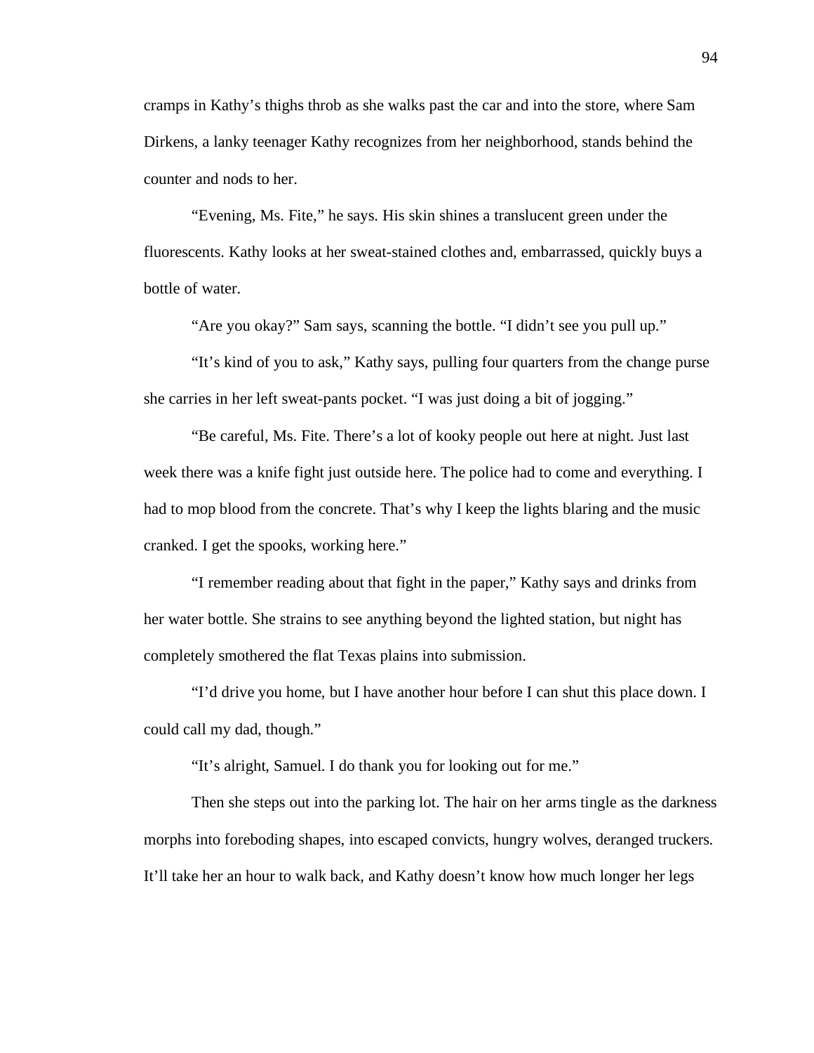cramps in Kathy's thighs throb as she walks past the car and into the store, where Sam Dirkens, a lanky teenager Kathy recognizes from her neighborhood, stands behind the counter and nods to her.

"Evening, Ms. Fite," he says. His skin shines a translucent green under the fluorescents. Kathy looks at her sweat-stained clothes and, embarrassed, quickly buys a bottle of water.

"Are you okay?" Sam says, scanning the bottle. "I didn't see you pull up."

"It's kind of you to ask," Kathy says, pulling four quarters from the change purse she carries in her left sweat-pants pocket. "I was just doing a bit of jogging."

"Be careful, Ms. Fite. There's a lot of kooky people out here at night. Just last week there was a knife fight just outside here. The police had to come and everything. I had to mop blood from the concrete. That's why I keep the lights blaring and the music cranked. I get the spooks, working here."

"I remember reading about that fight in the paper," Kathy says and drinks from her water bottle. She strains to see anything beyond the lighted station, but night has completely smothered the flat Texas plains into submission.

"I'd drive you home, but I have another hour before I can shut this place down. I could call my dad, though."

"It's alright, Samuel. I do thank you for looking out for me."

Then she steps out into the parking lot. The hair on her arms tingle as the darkness morphs into foreboding shapes, into escaped convicts, hungry wolves, deranged truckers. It'll take her an hour to walk back, and Kathy doesn't know how much longer her legs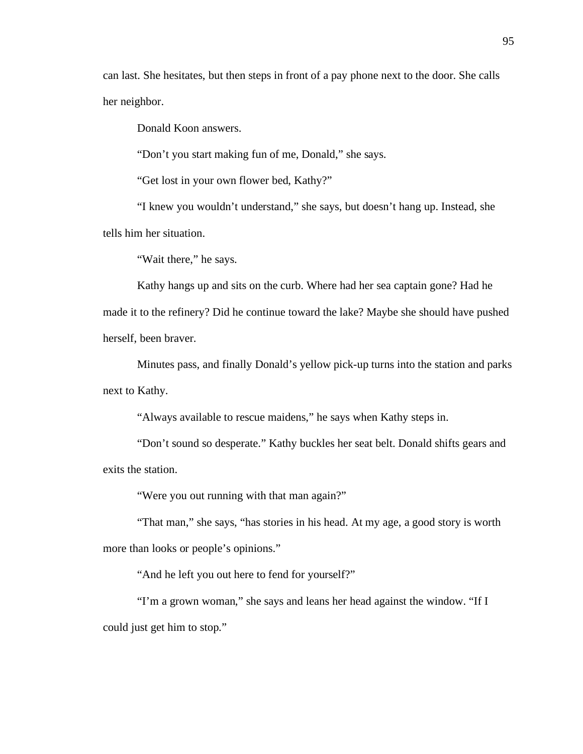can last. She hesitates, but then steps in front of a pay phone next to the door. She calls her neighbor.

Donald Koon answers.

"Don't you start making fun of me, Donald," she says.

"Get lost in your own flower bed, Kathy?"

"I knew you wouldn't understand," she says, but doesn't hang up. Instead, she tells him her situation.

"Wait there," he says.

Kathy hangs up and sits on the curb. Where had her sea captain gone? Had he made it to the refinery? Did he continue toward the lake? Maybe she should have pushed herself, been braver.

Minutes pass, and finally Donald's yellow pick-up turns into the station and parks next to Kathy.

"Always available to rescue maidens," he says when Kathy steps in.

"Don't sound so desperate." Kathy buckles her seat belt. Donald shifts gears and exits the station.

"Were you out running with that man again?"

"That man," she says, "has stories in his head. At my age, a good story is worth more than looks or people's opinions."

"And he left you out here to fend for yourself?"

"I'm a grown woman," she says and leans her head against the window. "If I could just get him to stop."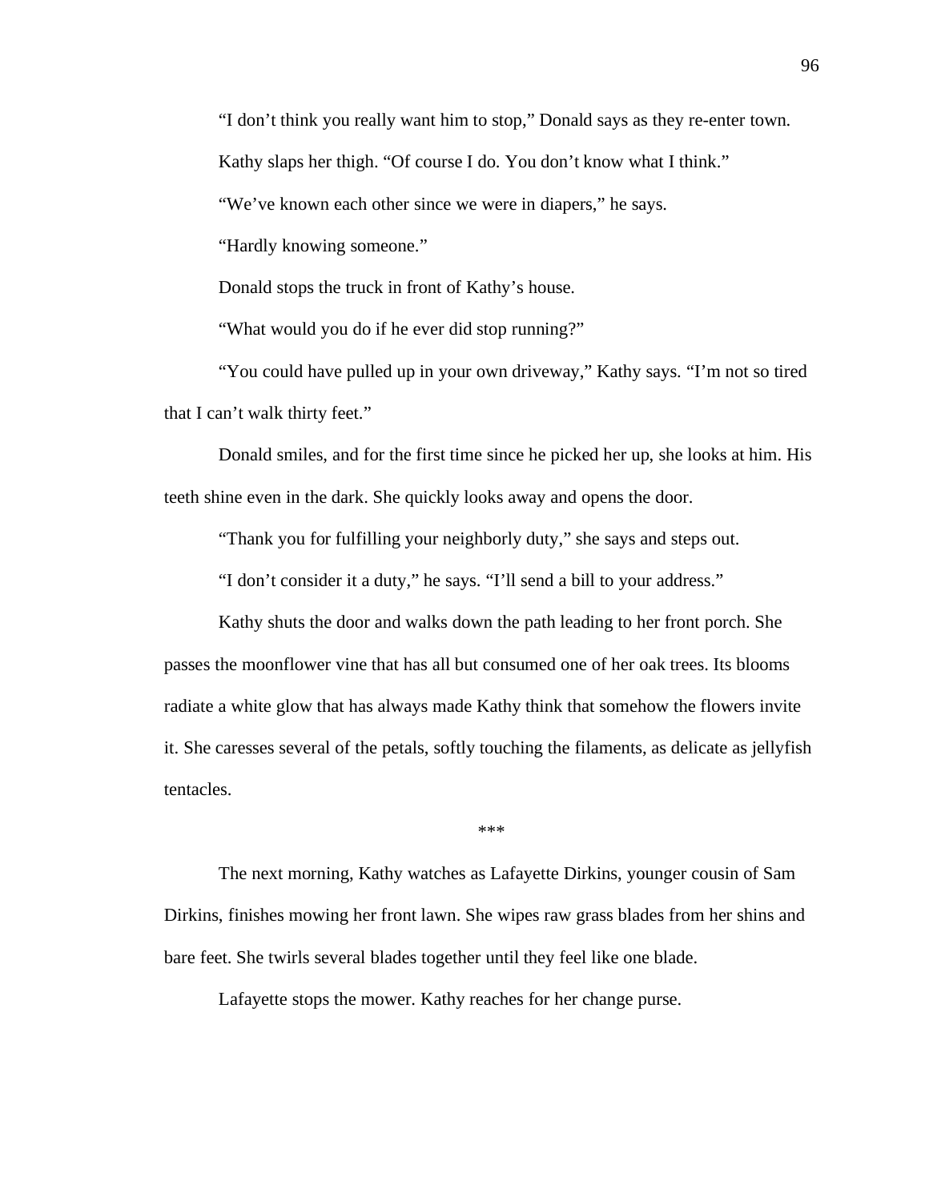"I don't think you really want him to stop," Donald says as they re-enter town.

Kathy slaps her thigh. "Of course I do. You don't know what I think."

"We've known each other since we were in diapers," he says.

"Hardly knowing someone."

Donald stops the truck in front of Kathy's house.

"What would you do if he ever did stop running?"

"You could have pulled up in your own driveway," Kathy says. "I'm not so tired that I can't walk thirty feet."

Donald smiles, and for the first time since he picked her up, she looks at him. His teeth shine even in the dark. She quickly looks away and opens the door.

"Thank you for fulfilling your neighborly duty," she says and steps out.

"I don't consider it a duty," he says. "I'll send a bill to your address."

Kathy shuts the door and walks down the path leading to her front porch. She passes the moonflower vine that has all but consumed one of her oak trees. Its blooms radiate a white glow that has always made Kathy think that somehow the flowers invite it. She caresses several of the petals, softly touching the filaments, as delicate as jellyfish tentacles.

***

The next morning, Kathy watches as Lafayette Dirkins, younger cousin of Sam Dirkins, finishes mowing her front lawn. She wipes raw grass blades from her shins and bare feet. She twirls several blades together until they feel like one blade.

Lafayette stops the mower. Kathy reaches for her change purse.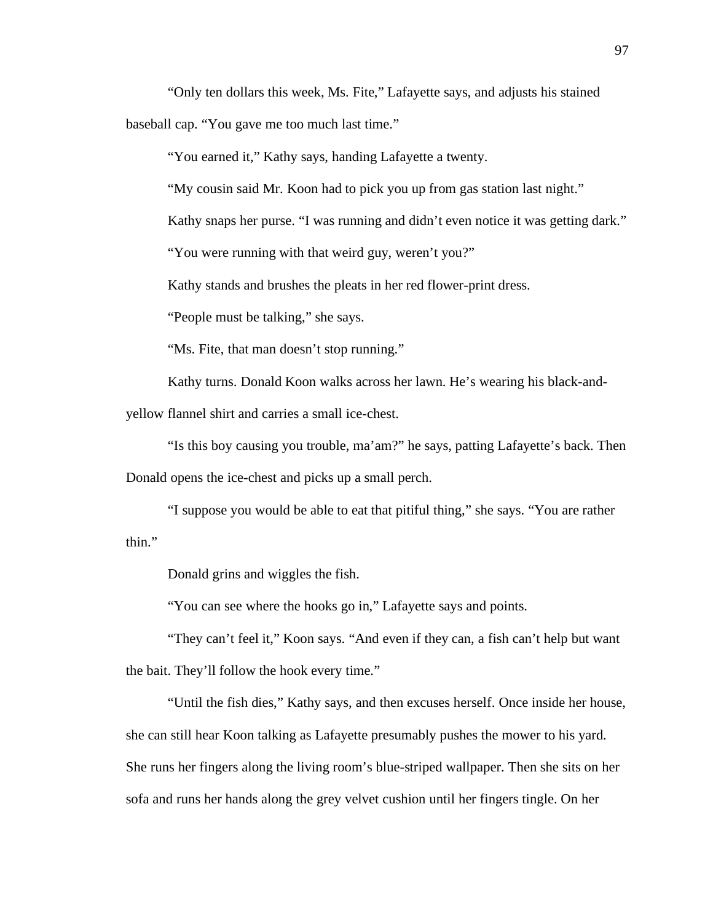"Only ten dollars this week, Ms. Fite," Lafayette says, and adjusts his stained baseball cap. "You gave me too much last time."

"You earned it," Kathy says, handing Lafayette a twenty.

"My cousin said Mr. Koon had to pick you up from gas station last night."

Kathy snaps her purse. "I was running and didn't even notice it was getting dark."

"You were running with that weird guy, weren't you?"

Kathy stands and brushes the pleats in her red flower-print dress.

"People must be talking," she says.

"Ms. Fite, that man doesn't stop running."

Kathy turns. Donald Koon walks across her lawn. He's wearing his black-and-yellow flannel shirt and carries a small ice-chest.

"Is this boy causing you trouble, ma'am?" he says, patting Lafayette's back. Then Donald opens the ice-chest and picks up a small perch.

"I suppose you would be able to eat that pitiful thing," she says. "You are rather thin."

Donald grins and wiggles the fish.

"You can see where the hooks go in," Lafayette says and points.

"They can't feel it," Koon says. "And even if they can, a fish can't help but want the bait. They'll follow the hook every time."

"Until the fish dies," Kathy says, and then excuses herself. Once inside her house, she can still hear Koon talking as Lafayette presumably pushes the mower to his yard. She runs her fingers along the living room's blue-striped wallpaper. Then she sits on her sofa and runs her hands along the grey velvet cushion until her fingers tingle. On her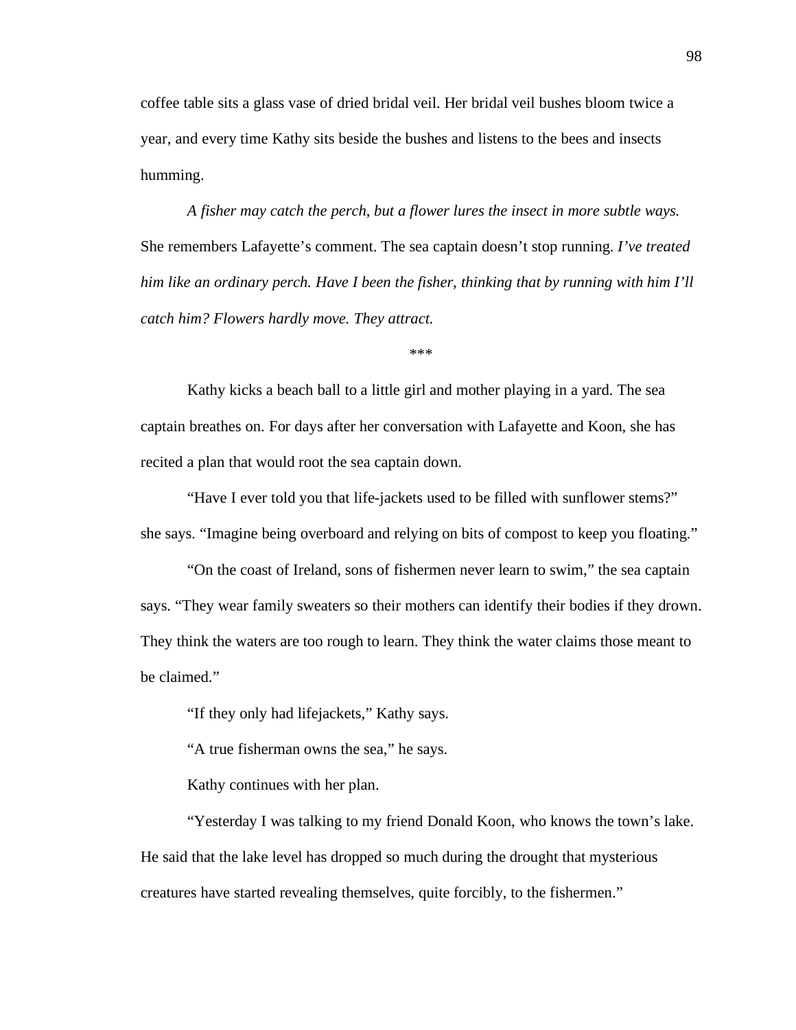coffee table sits a glass vase of dried bridal veil. Her bridal veil bushes bloom twice a year, and every time Kathy sits beside the bushes and listens to the bees and insects humming.

*A fisher may catch the perch, but a flower lures the insect in more subtle ways.* She remembers Lafayette's comment. The sea captain doesn't stop running. *I've treated him like an ordinary perch. Have I been the fisher, thinking that by running with him I'll catch him? Flowers hardly move. They attract.*

***

Kathy kicks a beach ball to a little girl and mother playing in a yard. The sea captain breathes on. For days after her conversation with Lafayette and Koon, she has recited a plan that would root the sea captain down.

"Have I ever told you that life-jackets used to be filled with sunflower stems?" she says. "Imagine being overboard and relying on bits of compost to keep you floating."

"On the coast of Ireland, sons of fishermen never learn to swim," the sea captain says. "They wear family sweaters so their mothers can identify their bodies if they drown. They think the waters are too rough to learn. They think the water claims those meant to be claimed."

"If they only had lifejackets," Kathy says.

"A true fisherman owns the sea," he says.

Kathy continues with her plan.

"Yesterday I was talking to my friend Donald Koon, who knows the town's lake. He said that the lake level has dropped so much during the drought that mysterious creatures have started revealing themselves, quite forcibly, to the fishermen."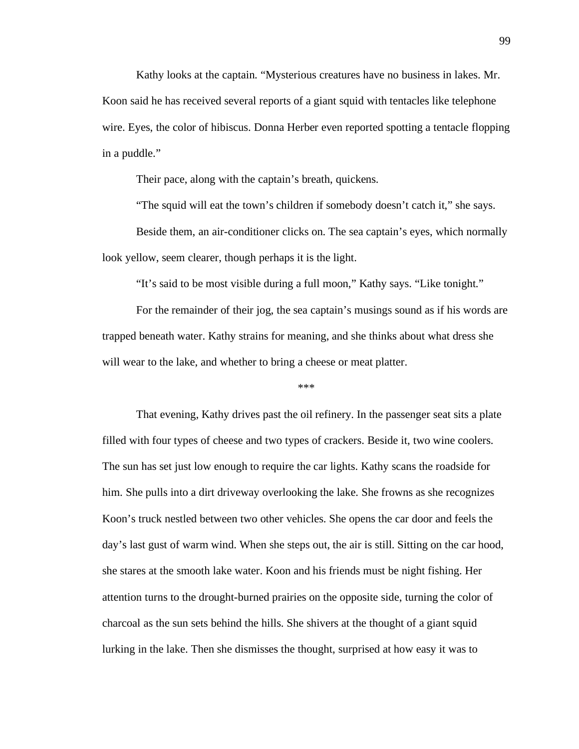Kathy looks at the captain. “Mysterious creatures have no business in lakes. Mr. Koon said he has received several reports of a giant squid with tentacles like telephone wire. Eyes, the color of hibiscus. Donna Herber even reported spotting a tentacle flopping in a puddle.”

Their pace, along with the captain’s breath, quickens.

“The squid will eat the town’s children if somebody doesn’t catch it,” she says.

Beside them, an air-conditioner clicks on. The sea captain’s eyes, which normally look yellow, seem clearer, though perhaps it is the light.

“It’s said to be most visible during a full moon,” Kathy says. “Like tonight.”

For the remainder of their jog, the sea captain’s musings sound as if his words are trapped beneath water. Kathy strains for meaning, and she thinks about what dress she will wear to the lake, and whether to bring a cheese or meat platter.

***

That evening, Kathy drives past the oil refinery. In the passenger seat sits a plate filled with four types of cheese and two types of crackers. Beside it, two wine coolers. The sun has set just low enough to require the car lights. Kathy scans the roadside for him. She pulls into a dirt driveway overlooking the lake. She frowns as she recognizes Koon’s truck nestled between two other vehicles. She opens the car door and feels the day’s last gust of warm wind. When she steps out, the air is still. Sitting on the car hood, she stares at the smooth lake water. Koon and his friends must be night fishing. Her attention turns to the drought-burned prairies on the opposite side, turning the color of charcoal as the sun sets behind the hills. She shivers at the thought of a giant squid lurking in the lake. Then she dismisses the thought, surprised at how easy it was to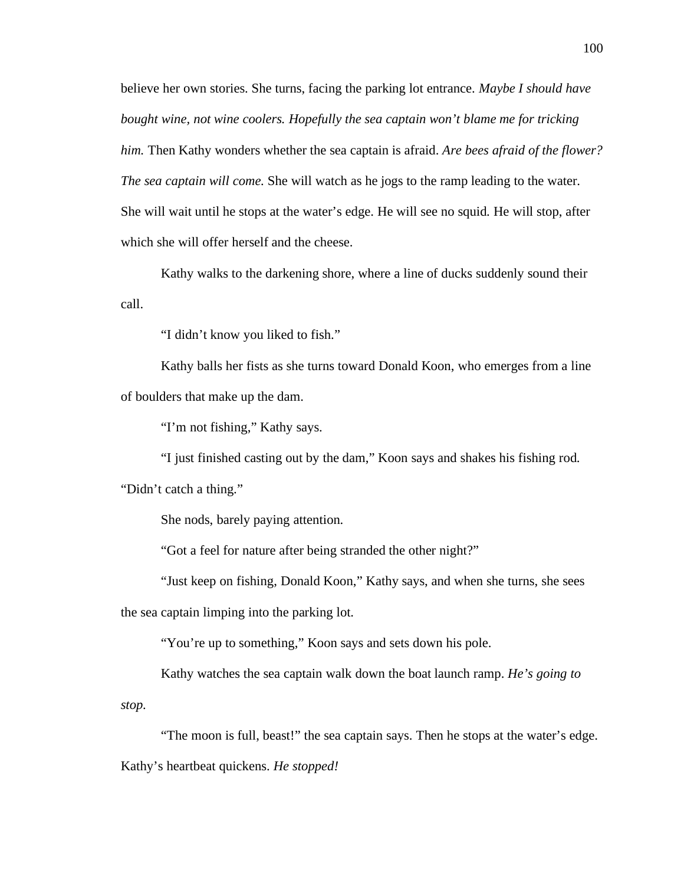believe her own stories. She turns, facing the parking lot entrance. *Maybe I should have bought wine, not wine coolers. Hopefully the sea captain won't blame me for tricking him.* Then Kathy wonders whether the sea captain is afraid. *Are bees afraid of the flower? The sea captain will come.* She will watch as he jogs to the ramp leading to the water. She will wait until he stops at the water's edge. He will see no squid. He will stop, after which she will offer herself and the cheese.

Kathy walks to the darkening shore, where a line of ducks suddenly sound their call.

"I didn't know you liked to fish."

Kathy balls her fists as she turns toward Donald Koon, who emerges from a line of boulders that make up the dam.

"I'm not fishing," Kathy says.

"I just finished casting out by the dam," Koon says and shakes his fishing rod. "Didn't catch a thing."

She nods, barely paying attention.

"Got a feel for nature after being stranded the other night?"

"Just keep on fishing, Donald Koon," Kathy says, and when she turns, she sees the sea captain limping into the parking lot.

"You're up to something," Koon says and sets down his pole.

Kathy watches the sea captain walk down the boat launch ramp. *He's going to stop.*

"The moon is full, beast!" the sea captain says. Then he stops at the water's edge. Kathy's heartbeat quickens. *He stopped!*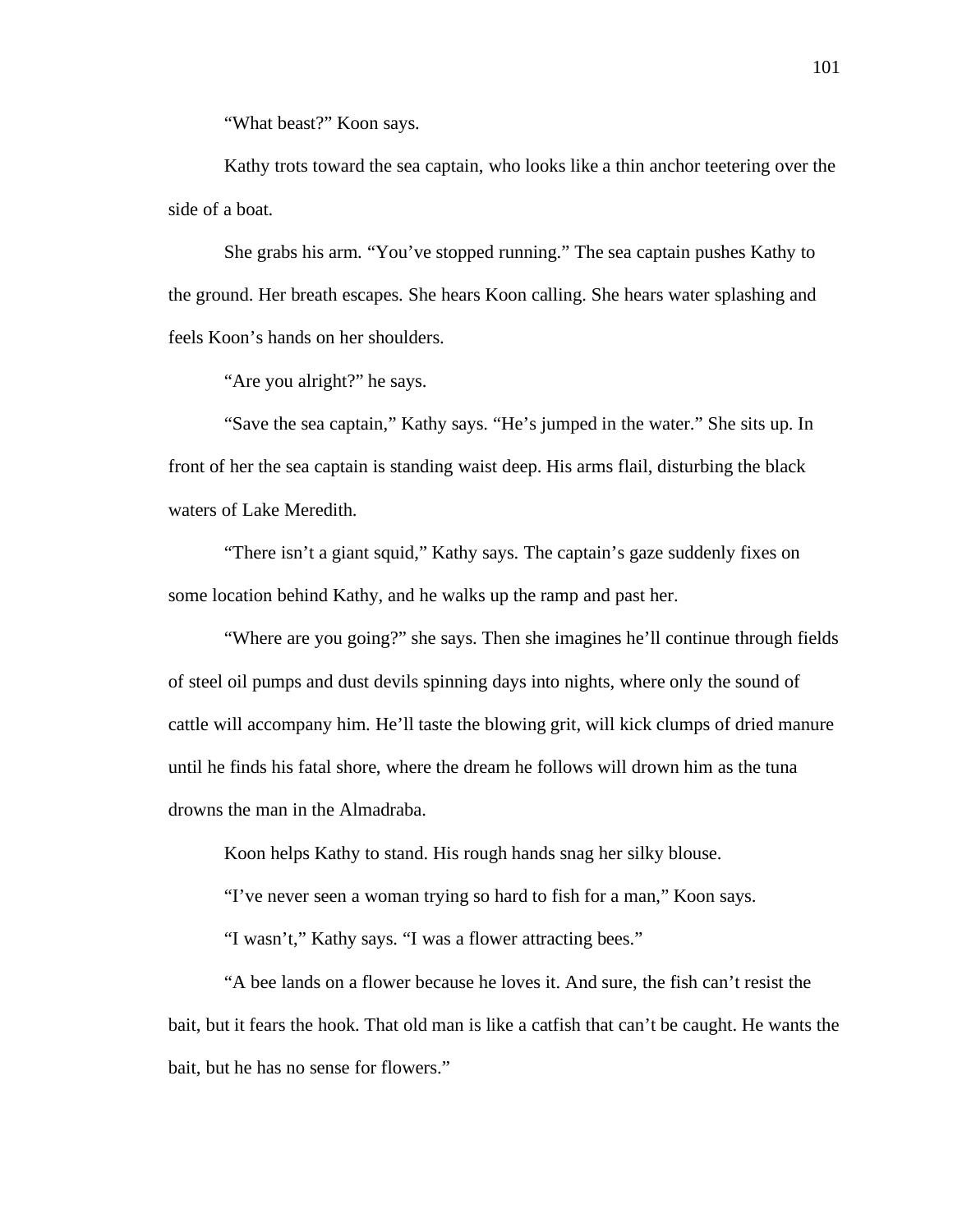"What beast?" Koon says.

Kathy trots toward the sea captain, who looks like a thin anchor teetering over the side of a boat.

She grabs his arm. "You've stopped running." The sea captain pushes Kathy to the ground. Her breath escapes. She hears Koon calling. She hears water splashing and feels Koon's hands on her shoulders.

"Are you alright?" he says.

"Save the sea captain," Kathy says. "He's jumped in the water." She sits up. In front of her the sea captain is standing waist deep. His arms flail, disturbing the black waters of Lake Meredith.

"There isn't a giant squid," Kathy says. The captain's gaze suddenly fixes on some location behind Kathy, and he walks up the ramp and past her.

"Where are you going?" she says. Then she imagines he'll continue through fields of steel oil pumps and dust devils spinning days into nights, where only the sound of cattle will accompany him. He'll taste the blowing grit, will kick clumps of dried manure until he finds his fatal shore, where the dream he follows will drown him as the tuna drowns the man in the Almadraba.

Koon helps Kathy to stand. His rough hands snag her silky blouse.

"I've never seen a woman trying so hard to fish for a man," Koon says.

"I wasn't," Kathy says. "I was a flower attracting bees."

"A bee lands on a flower because he loves it. And sure, the fish can't resist the bait, but it fears the hook. That old man is like a catfish that can't be caught. He wants the bait, but he has no sense for flowers."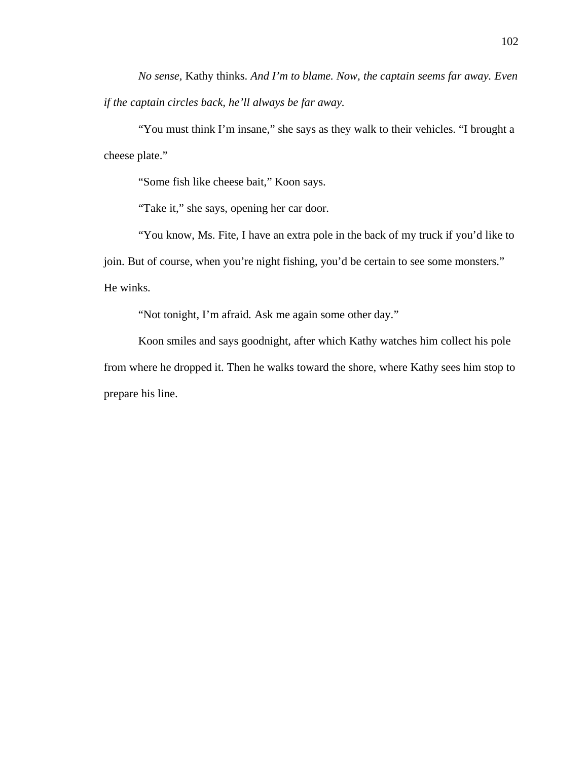*No sense,* Kathy thinks. *And I'm to blame. Now, the captain seems far away. Even if the captain circles back, he'll always be far away.*

"You must think I'm insane," she says as they walk to their vehicles. "I brought a cheese plate."

"Some fish like cheese bait," Koon says.

"Take it," she says, opening her car door.

"You know, Ms. Fite, I have an extra pole in the back of my truck if you'd like to join. But of course, when you're night fishing, you'd be certain to see some monsters." He winks.

"Not tonight, I'm afraid. Ask me again some other day."

Koon smiles and says goodnight, after which Kathy watches him collect his pole from where he dropped it. Then he walks toward the shore, where Kathy sees him stop to prepare his line.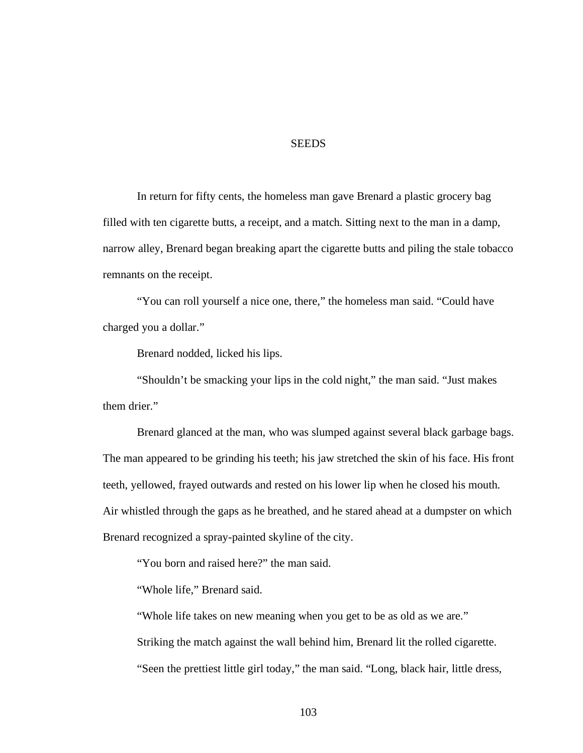# SEEDS

In return for fifty cents, the homeless man gave Brenard a plastic grocery bag filled with ten cigarette butts, a receipt, and a match. Sitting next to the man in a damp, narrow alley, Brenard began breaking apart the cigarette butts and piling the stale tobacco remnants on the receipt.

"You can roll yourself a nice one, there," the homeless man said. "Could have charged you a dollar."

Brenard nodded, licked his lips.

"Shouldn't be smacking your lips in the cold night," the man said. "Just makes them drier."

Brenard glanced at the man, who was slumped against several black garbage bags. The man appeared to be grinding his teeth; his jaw stretched the skin of his face. His front teeth, yellowed, frayed outwards and rested on his lower lip when he closed his mouth. Air whistled through the gaps as he breathed, and he stared ahead at a dumpster on which Brenard recognized a spray-painted skyline of the city.

"You born and raised here?" the man said.

"Whole life," Brenard said.

"Whole life takes on new meaning when you get to be as old as we are."

Striking the match against the wall behind him, Brenard lit the rolled cigarette.

"Seen the prettiest little girl today," the man said. "Long, black hair, little dress,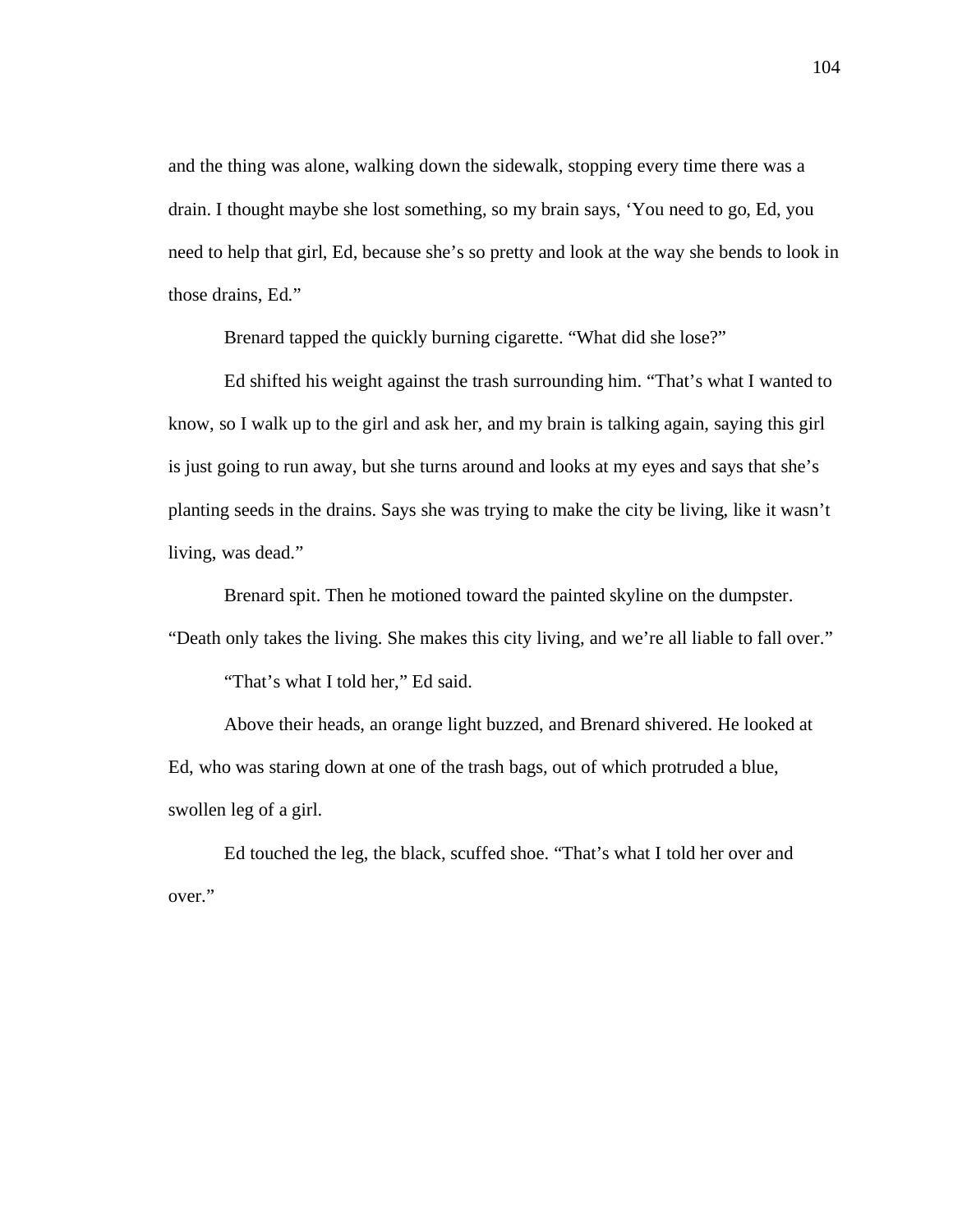and the thing was alone, walking down the sidewalk, stopping every time there was a drain. I thought maybe she lost something, so my brain says, 'You need to go, Ed, you need to help that girl, Ed, because she's so pretty and look at the way she bends to look in those drains, Ed."

Brenard tapped the quickly burning cigarette. "What did she lose?"

Ed shifted his weight against the trash surrounding him. "That's what I wanted to know, so I walk up to the girl and ask her, and my brain is talking again, saying this girl is just going to run away, but she turns around and looks at my eyes and says that she's planting seeds in the drains. Says she was trying to make the city be living, like it wasn't living, was dead."

Brenard spit. Then he motioned toward the painted skyline on the dumpster. "Death only takes the living. She makes this city living, and we're all liable to fall over."

"That's what I told her," Ed said.

Above their heads, an orange light buzzed, and Brenard shivered. He looked at Ed, who was staring down at one of the trash bags, out of which protruded a blue, swollen leg of a girl.

Ed touched the leg, the black, scuffed shoe. "That's what I told her over and over."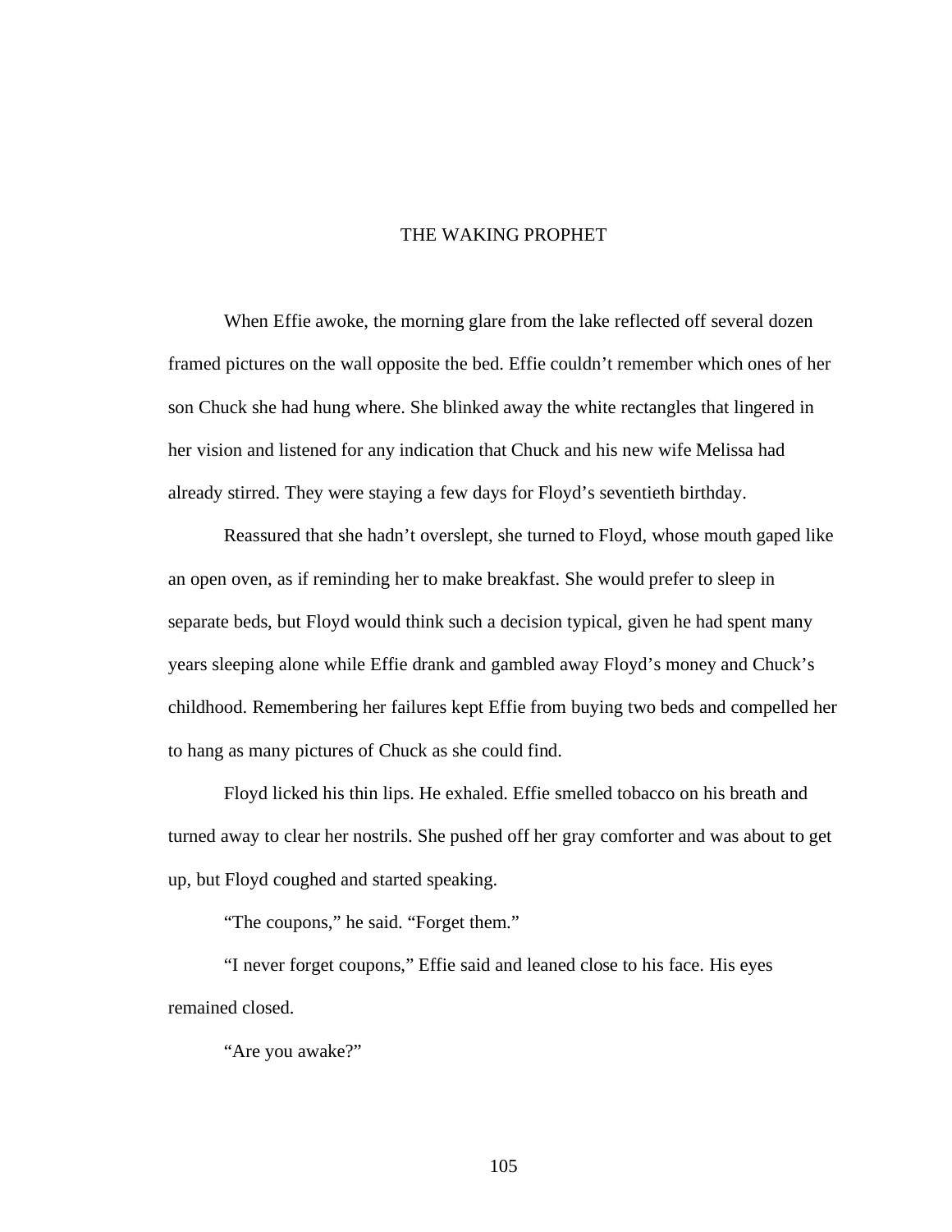# THE WAKING PROPHET

When Effie awoke, the morning glare from the lake reflected off several dozen framed pictures on the wall opposite the bed. Effie couldn't remember which ones of her son Chuck she had hung where. She blinked away the white rectangles that lingered in her vision and listened for any indication that Chuck and his new wife Melissa had already stirred. They were staying a few days for Floyd's seventieth birthday.

Reassured that she hadn't overslept, she turned to Floyd, whose mouth gaped like an open oven, as if reminding her to make breakfast. She would prefer to sleep in separate beds, but Floyd would think such a decision typical, given he had spent many years sleeping alone while Effie drank and gambled away Floyd's money and Chuck's childhood. Remembering her failures kept Effie from buying two beds and compelled her to hang as many pictures of Chuck as she could find.

Floyd licked his thin lips. He exhaled. Effie smelled tobacco on his breath and turned away to clear her nostrils. She pushed off her gray comforter and was about to get up, but Floyd coughed and started speaking.

"The coupons," he said. "Forget them."

"I never forget coupons," Effie said and leaned close to his face. His eyes remained closed.

"Are you awake?"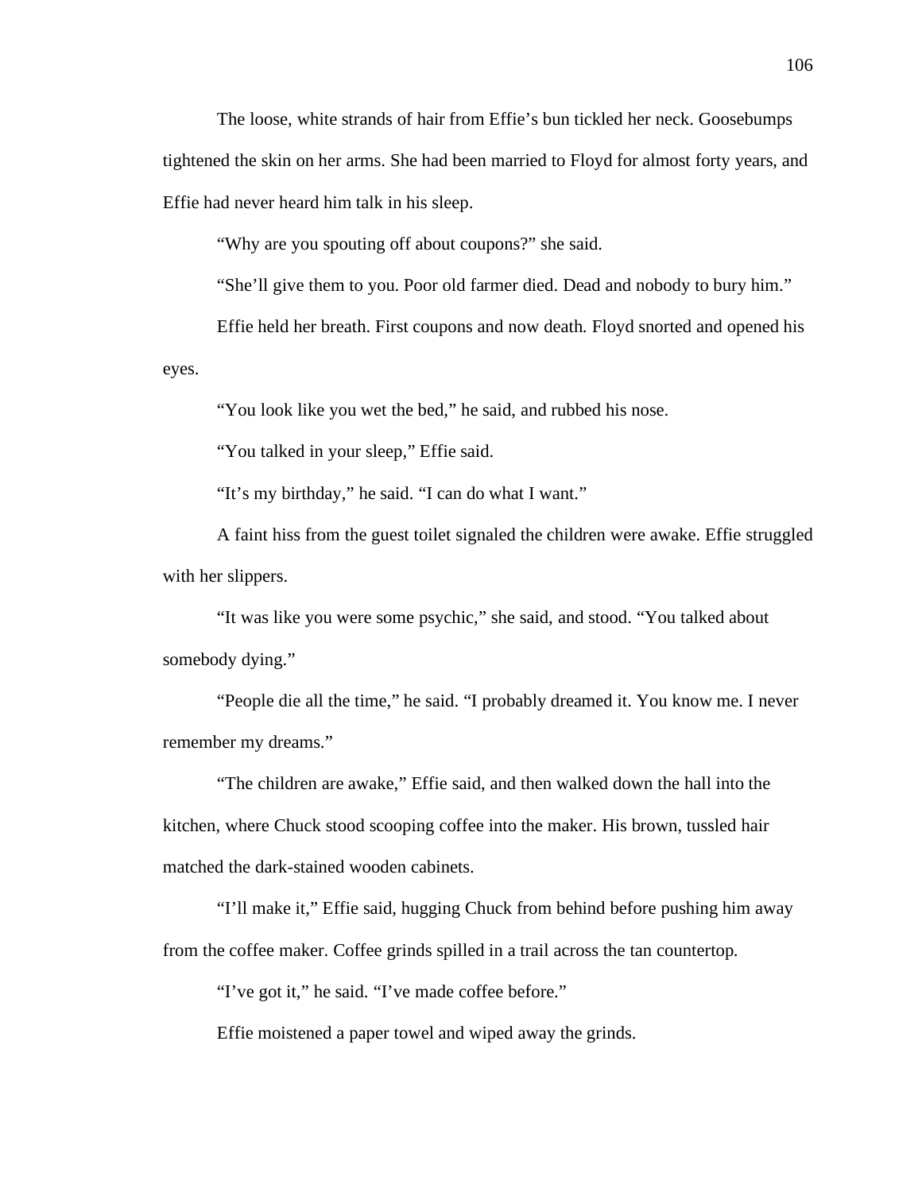The loose, white strands of hair from Effie's bun tickled her neck. Goosebumps tightened the skin on her arms. She had been married to Floyd for almost forty years, and Effie had never heard him talk in his sleep.

"Why are you spouting off about coupons?" she said.

"She'll give them to you. Poor old farmer died. Dead and nobody to bury him."

Effie held her breath. First coupons and now death. Floyd snorted and opened his eyes.

"You look like you wet the bed," he said, and rubbed his nose.

"You talked in your sleep," Effie said.

"It's my birthday," he said. "I can do what I want."

A faint hiss from the guest toilet signaled the children were awake. Effie struggled with her slippers.

"It was like you were some psychic," she said, and stood. "You talked about somebody dying."

"People die all the time," he said. "I probably dreamed it. You know me. I never remember my dreams."

"The children are awake," Effie said, and then walked down the hall into the kitchen, where Chuck stood scooping coffee into the maker. His brown, tussled hair matched the dark-stained wooden cabinets.

"I'll make it," Effie said, hugging Chuck from behind before pushing him away from the coffee maker. Coffee grinds spilled in a trail across the tan countertop.

"I've got it," he said. "I've made coffee before."

Effie moistened a paper towel and wiped away the grinds.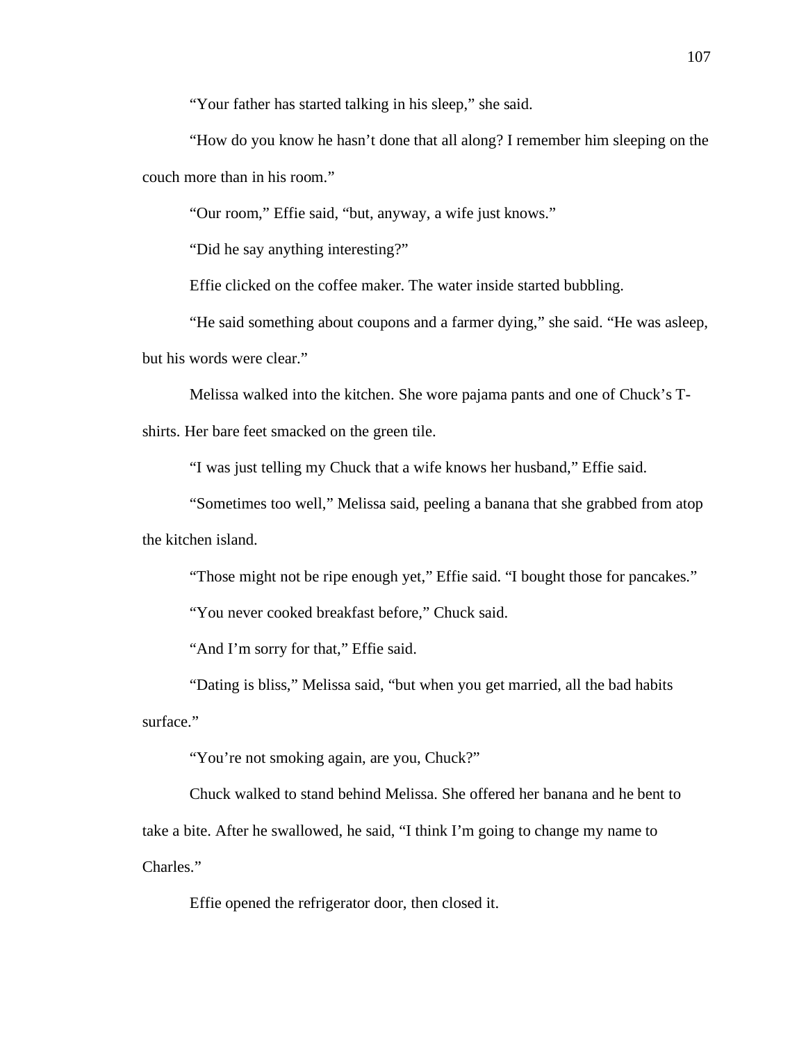"Your father has started talking in his sleep," she said.

"How do you know he hasn't done that all along? I remember him sleeping on the couch more than in his room."

"Our room," Effie said, "but, anyway, a wife just knows."

"Did he say anything interesting?"

Effie clicked on the coffee maker. The water inside started bubbling.

"He said something about coupons and a farmer dying," she said. "He was asleep, but his words were clear."

Melissa walked into the kitchen. She wore pajama pants and one of Chuck's T-shirts. Her bare feet smacked on the green tile.

"I was just telling my Chuck that a wife knows her husband," Effie said.

"Sometimes too well," Melissa said, peeling a banana that she grabbed from atop the kitchen island.

"Those might not be ripe enough yet," Effie said. "I bought those for pancakes."

"You never cooked breakfast before," Chuck said.

"And I'm sorry for that," Effie said.

"Dating is bliss," Melissa said, "but when you get married, all the bad habits surface."

"You're not smoking again, are you, Chuck?"

Chuck walked to stand behind Melissa. She offered her banana and he bent to take a bite. After he swallowed, he said, "I think I'm going to change my name to Charles."

Effie opened the refrigerator door, then closed it.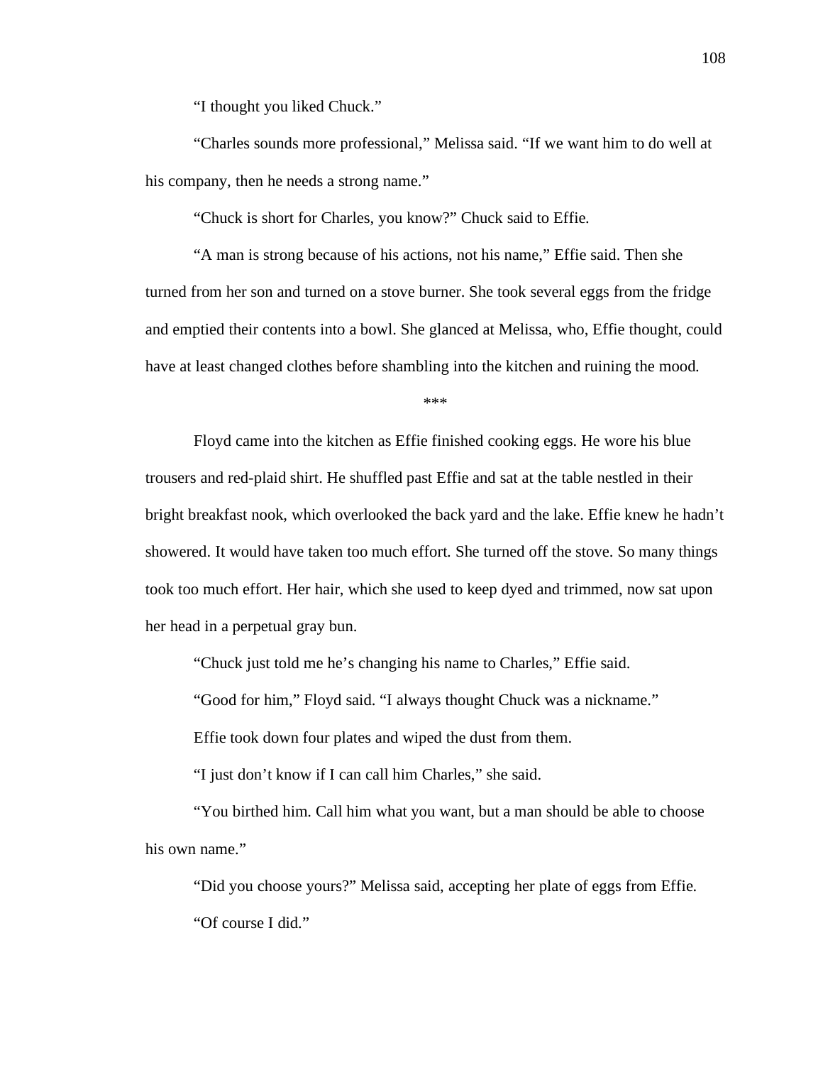"I thought you liked Chuck."

"Charles sounds more professional," Melissa said. "If we want him to do well at his company, then he needs a strong name."

"Chuck is short for Charles, you know?" Chuck said to Effie.

"A man is strong because of his actions, not his name," Effie said. Then she turned from her son and turned on a stove burner. She took several eggs from the fridge and emptied their contents into a bowl. She glanced at Melissa, who, Effie thought, could have at least changed clothes before shambling into the kitchen and ruining the mood.

***

Floyd came into the kitchen as Effie finished cooking eggs. He wore his blue trousers and red-plaid shirt. He shuffled past Effie and sat at the table nestled in their bright breakfast nook, which overlooked the back yard and the lake. Effie knew he hadn't showered. It would have taken too much effort. She turned off the stove. So many things took too much effort. Her hair, which she used to keep dyed and trimmed, now sat upon her head in a perpetual gray bun.

"Chuck just told me he's changing his name to Charles," Effie said.

"Good for him," Floyd said. "I always thought Chuck was a nickname."

Effie took down four plates and wiped the dust from them.

"I just don't know if I can call him Charles," she said.

"You birthed him. Call him what you want, but a man should be able to choose his own name."

"Did you choose yours?" Melissa said, accepting her plate of eggs from Effie.

"Of course I did."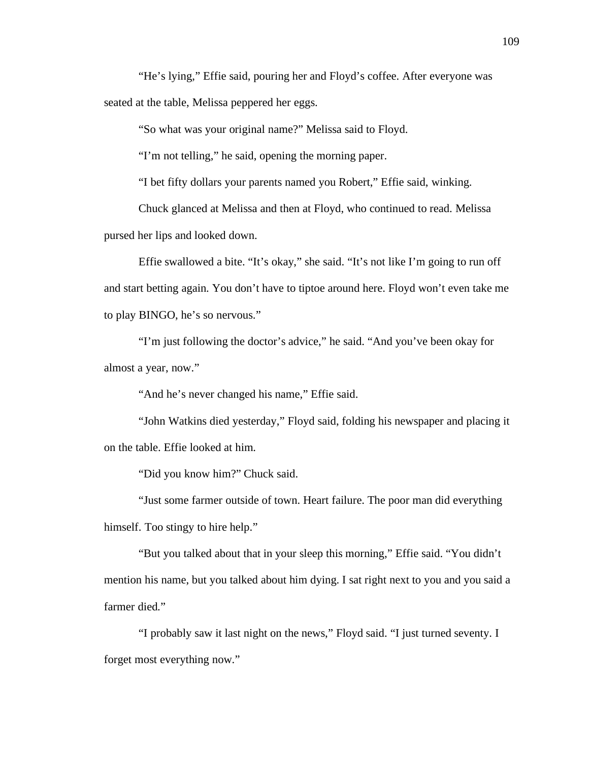"He's lying," Effie said, pouring her and Floyd's coffee. After everyone was seated at the table, Melissa peppered her eggs.

"So what was your original name?" Melissa said to Floyd.

"I'm not telling," he said, opening the morning paper.

"I bet fifty dollars your parents named you Robert," Effie said, winking.

Chuck glanced at Melissa and then at Floyd, who continued to read. Melissa pursed her lips and looked down.

Effie swallowed a bite. "It's okay," she said. "It's not like I'm going to run off and start betting again. You don't have to tiptoe around here. Floyd won't even take me to play BINGO, he's so nervous."

"I'm just following the doctor's advice," he said. "And you've been okay for almost a year, now."

"And he's never changed his name," Effie said.

"John Watkins died yesterday," Floyd said, folding his newspaper and placing it on the table. Effie looked at him.

"Did you know him?" Chuck said.

"Just some farmer outside of town. Heart failure. The poor man did everything himself. Too stingy to hire help."

"But you talked about that in your sleep this morning," Effie said. "You didn't mention his name, but you talked about him dying. I sat right next to you and you said a farmer died."

"I probably saw it last night on the news," Floyd said. "I just turned seventy. I forget most everything now."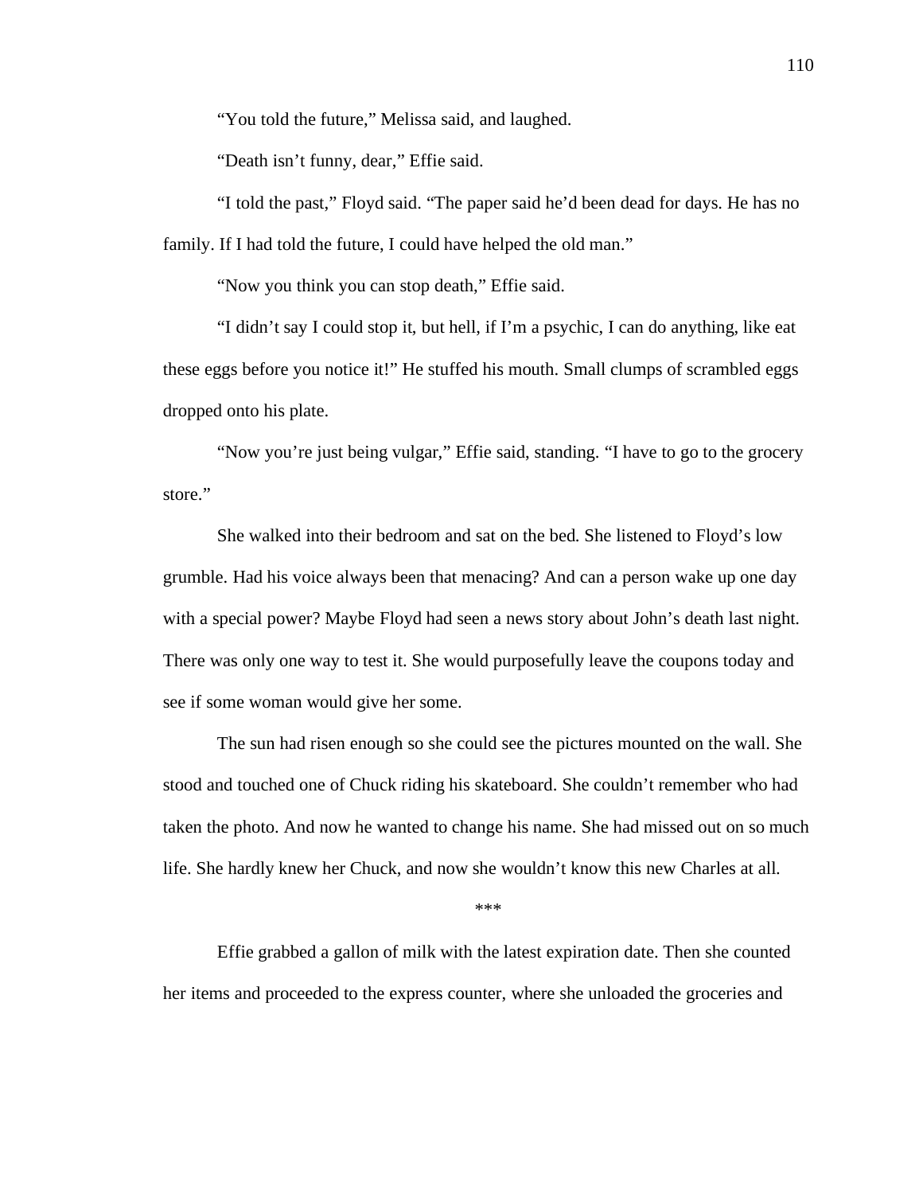"You told the future," Melissa said, and laughed.

"Death isn't funny, dear," Effie said.

"I told the past," Floyd said. "The paper said he'd been dead for days. He has no family. If I had told the future, I could have helped the old man."

"Now you think you can stop death," Effie said.

"I didn't say I could stop it, but hell, if I'm a psychic, I can do anything, like eat these eggs before you notice it!" He stuffed his mouth. Small clumps of scrambled eggs dropped onto his plate.

"Now you're just being vulgar," Effie said, standing. "I have to go to the grocery store."

She walked into their bedroom and sat on the bed. She listened to Floyd's low grumble. Had his voice always been that menacing? And can a person wake up one day with a special power? Maybe Floyd had seen a news story about John's death last night. There was only one way to test it. She would purposefully leave the coupons today and see if some woman would give her some.

The sun had risen enough so she could see the pictures mounted on the wall. She stood and touched one of Chuck riding his skateboard. She couldn't remember who had taken the photo. And now he wanted to change his name. She had missed out on so much life. She hardly knew her Chuck, and now she wouldn't know this new Charles at all.

***

Effie grabbed a gallon of milk with the latest expiration date. Then she counted her items and proceeded to the express counter, where she unloaded the groceries and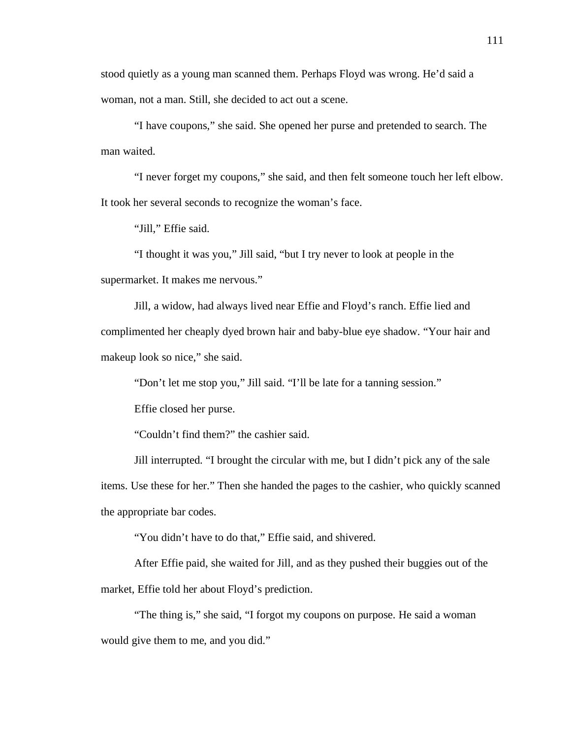stood quietly as a young man scanned them. Perhaps Floyd was wrong. He'd said a woman, not a man. Still, she decided to act out a scene.

"I have coupons," she said. She opened her purse and pretended to search. The man waited.

"I never forget my coupons," she said, and then felt someone touch her left elbow. It took her several seconds to recognize the woman's face.

"Jill," Effie said.

"I thought it was you," Jill said, "but I try never to look at people in the supermarket. It makes me nervous."

Jill, a widow, had always lived near Effie and Floyd's ranch. Effie lied and complimented her cheaply dyed brown hair and baby-blue eye shadow. "Your hair and makeup look so nice," she said.

"Don't let me stop you," Jill said. "I'll be late for a tanning session."

Effie closed her purse.

"Couldn't find them?" the cashier said.

Jill interrupted. "I brought the circular with me, but I didn't pick any of the sale items. Use these for her." Then she handed the pages to the cashier, who quickly scanned the appropriate bar codes.

"You didn't have to do that," Effie said, and shivered.

After Effie paid, she waited for Jill, and as they pushed their buggies out of the market, Effie told her about Floyd's prediction.

"The thing is," she said, "I forgot my coupons on purpose. He said a woman would give them to me, and you did."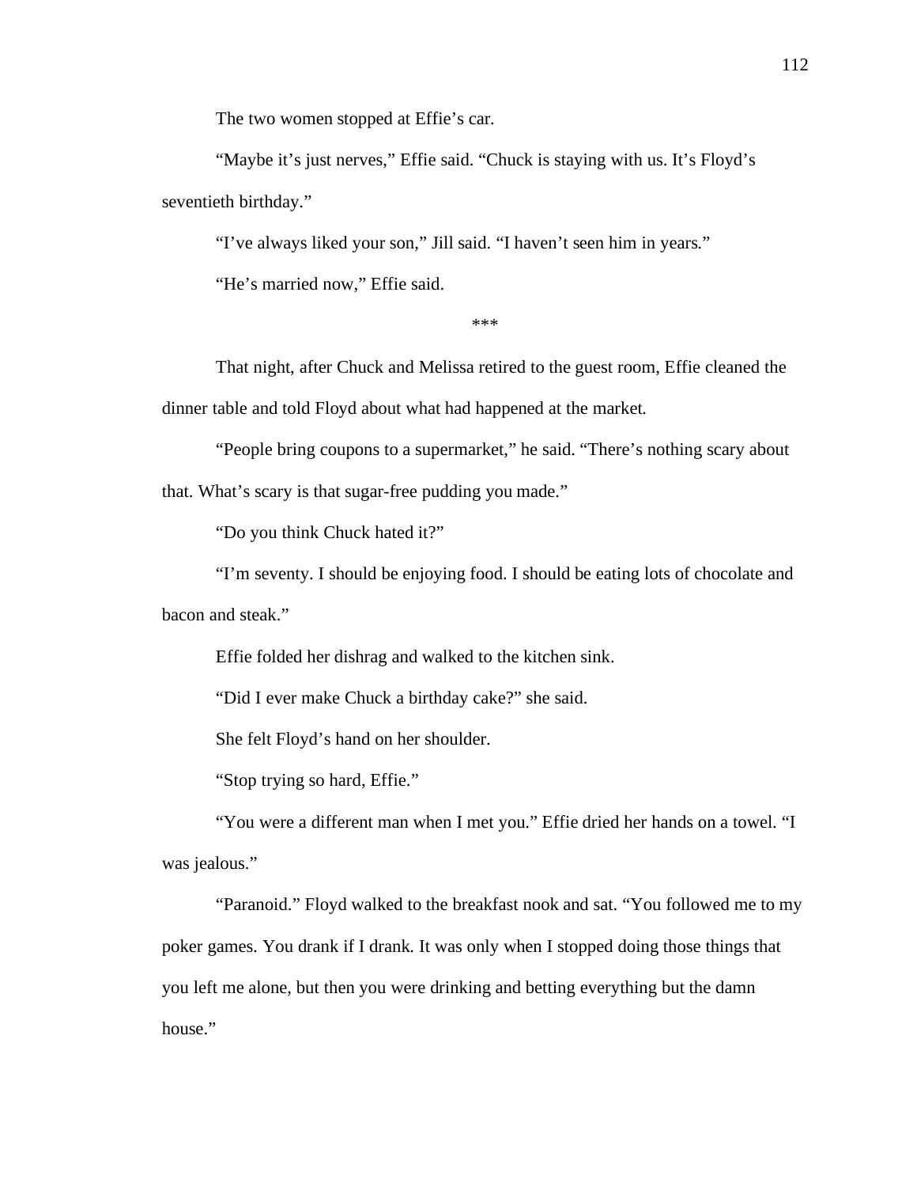The two women stopped at Effie's car.

"Maybe it's just nerves," Effie said. "Chuck is staying with us. It's Floyd's seventieth birthday."

"I've always liked your son," Jill said. "I haven't seen him in years."

"He's married now," Effie said.

***

That night, after Chuck and Melissa retired to the guest room, Effie cleaned the dinner table and told Floyd about what had happened at the market.

"People bring coupons to a supermarket," he said. "There's nothing scary about that. What's scary is that sugar-free pudding you made."

"Do you think Chuck hated it?"

"I'm seventy. I should be enjoying food. I should be eating lots of chocolate and bacon and steak."

Effie folded her dishrag and walked to the kitchen sink.

"Did I ever make Chuck a birthday cake?" she said.

She felt Floyd's hand on her shoulder.

"Stop trying so hard, Effie."

"You were a different man when I met you." Effie dried her hands on a towel. "I was jealous."

"Paranoid." Floyd walked to the breakfast nook and sat. "You followed me to my poker games. You drank if I drank. It was only when I stopped doing those things that you left me alone, but then you were drinking and betting everything but the damn house."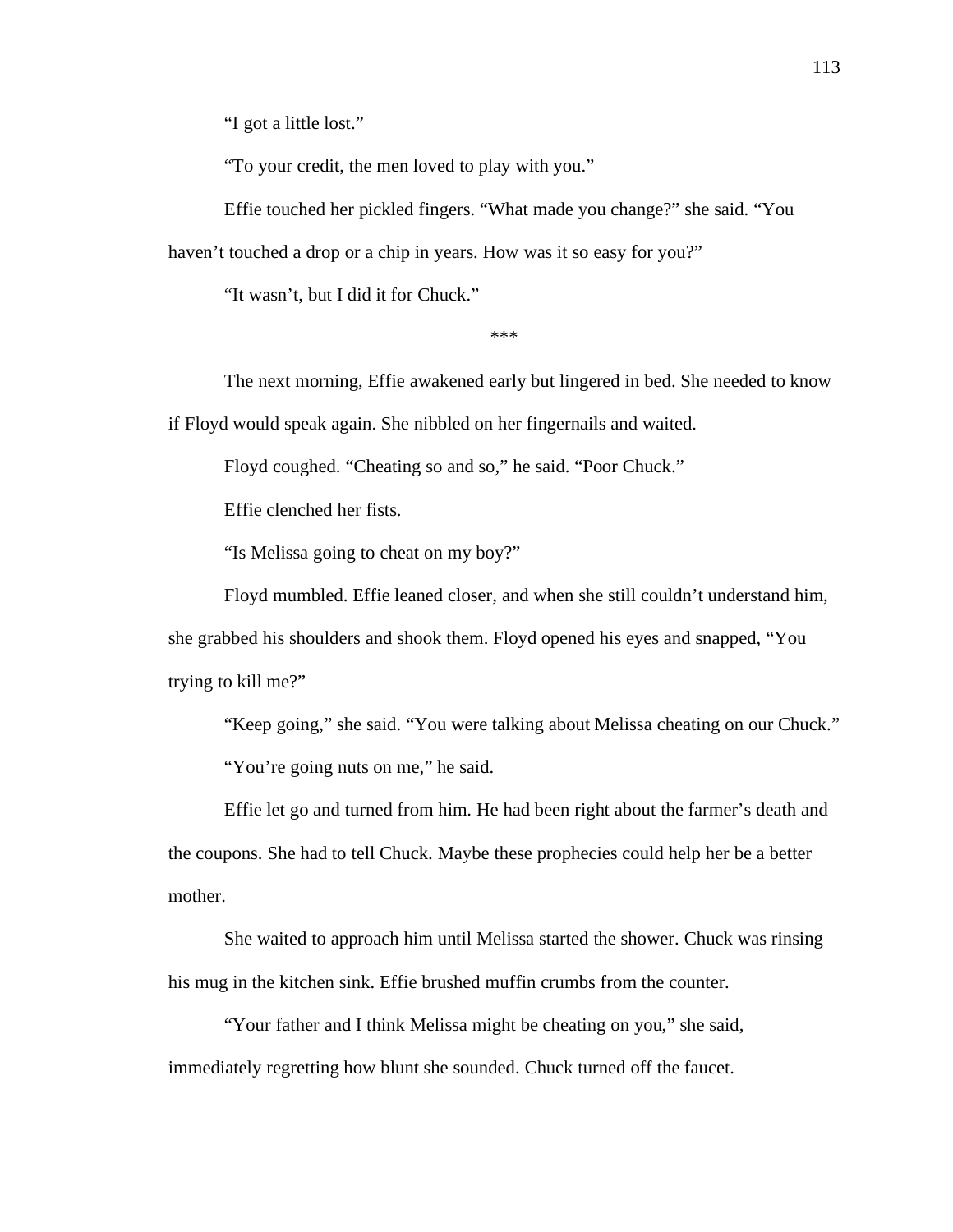"I got a little lost."

"To your credit, the men loved to play with you."

Effie touched her pickled fingers. "What made you change?" she said. "You haven't touched a drop or a chip in years. How was it so easy for you?"

"It wasn't, but I did it for Chuck."

***

The next morning, Effie awakened early but lingered in bed. She needed to know if Floyd would speak again. She nibbled on her fingernails and waited.

Floyd coughed. "Cheating so and so," he said. "Poor Chuck."

Effie clenched her fists.

"Is Melissa going to cheat on my boy?"

Floyd mumbled. Effie leaned closer, and when she still couldn't understand him, she grabbed his shoulders and shook them. Floyd opened his eyes and snapped, "You trying to kill me?"

"Keep going," she said. "You were talking about Melissa cheating on our Chuck."

"You're going nuts on me," he said.

Effie let go and turned from him. He had been right about the farmer's death and the coupons. She had to tell Chuck. Maybe these prophecies could help her be a better mother.

She waited to approach him until Melissa started the shower. Chuck was rinsing his mug in the kitchen sink. Effie brushed muffin crumbs from the counter.

"Your father and I think Melissa might be cheating on you," she said, immediately regretting how blunt she sounded. Chuck turned off the faucet.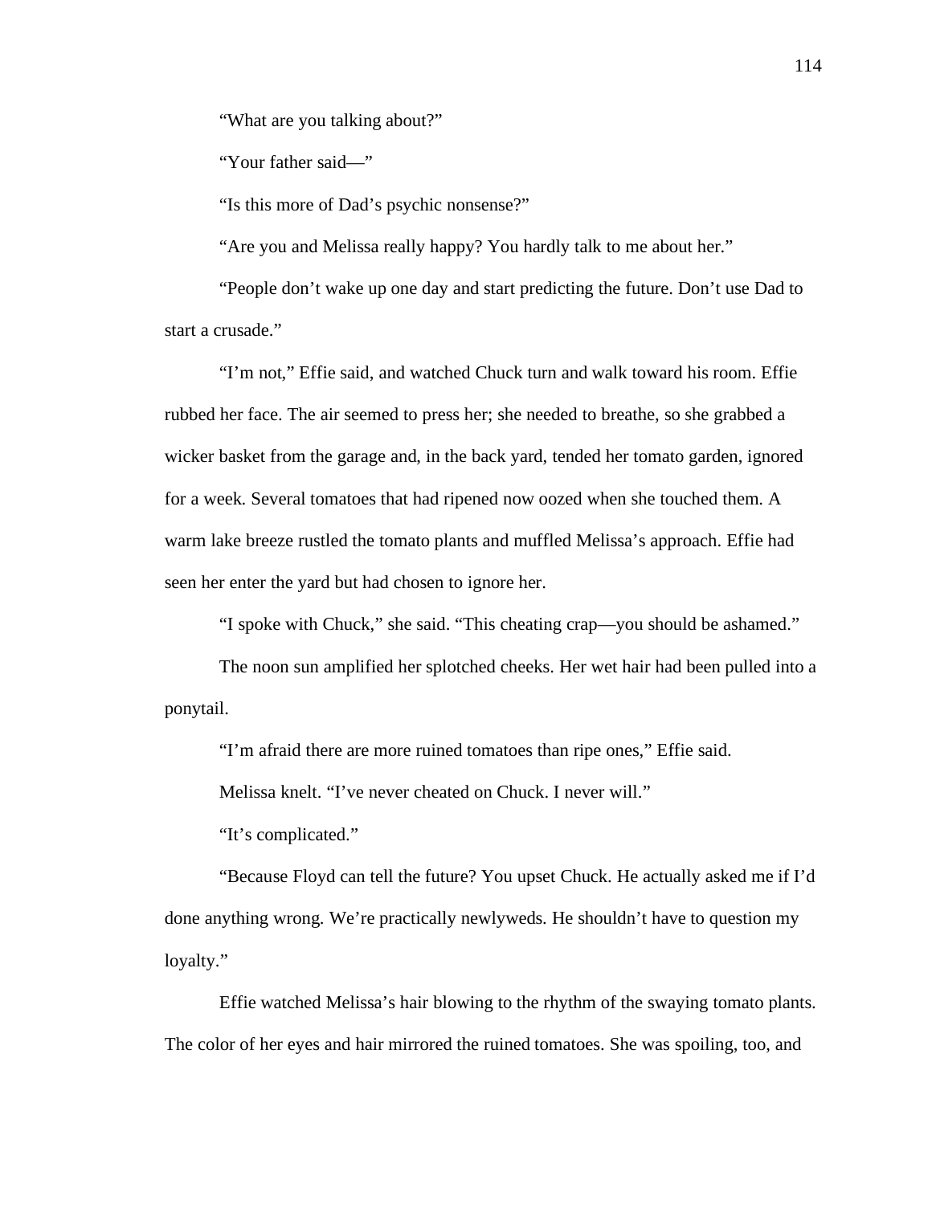"What are you talking about?"

"Your father said—"

"Is this more of Dad's psychic nonsense?"

"Are you and Melissa really happy? You hardly talk to me about her."

"People don't wake up one day and start predicting the future. Don't use Dad to start a crusade."

"I'm not," Effie said, and watched Chuck turn and walk toward his room. Effie rubbed her face. The air seemed to press her; she needed to breathe, so she grabbed a wicker basket from the garage and, in the back yard, tended her tomato garden, ignored for a week. Several tomatoes that had ripened now oozed when she touched them. A warm lake breeze rustled the tomato plants and muffled Melissa's approach. Effie had seen her enter the yard but had chosen to ignore her.

"I spoke with Chuck," she said. "This cheating crap—you should be ashamed."

The noon sun amplified her splotched cheeks. Her wet hair had been pulled into a ponytail.

"I'm afraid there are more ruined tomatoes than ripe ones," Effie said.

Melissa knelt. "I've never cheated on Chuck. I never will."

"It's complicated."

"Because Floyd can tell the future? You upset Chuck. He actually asked me if I'd done anything wrong. We're practically newlyweds. He shouldn't have to question my loyalty."

Effie watched Melissa's hair blowing to the rhythm of the swaying tomato plants. The color of her eyes and hair mirrored the ruined tomatoes. She was spoiling, too, and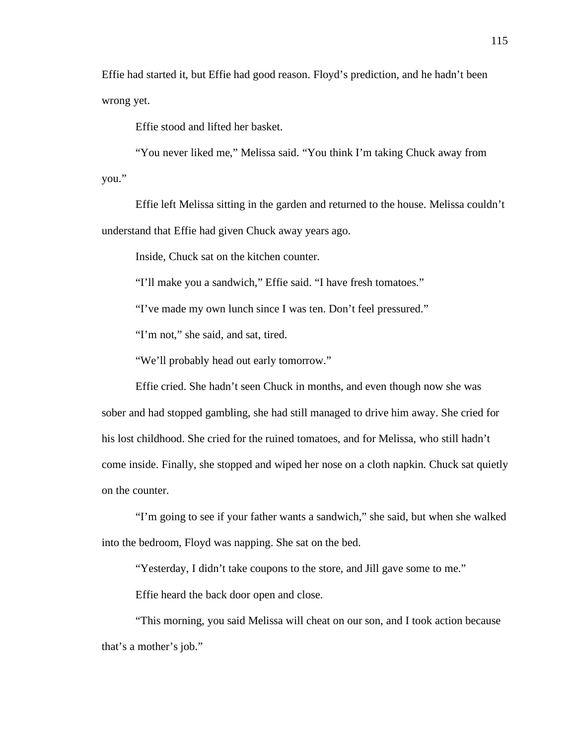Effie had started it, but Effie had good reason. Floyd's prediction, and he hadn't been wrong yet.

Effie stood and lifted her basket.

"You never liked me," Melissa said. "You think I'm taking Chuck away from you."

Effie left Melissa sitting in the garden and returned to the house. Melissa couldn't understand that Effie had given Chuck away years ago.

Inside, Chuck sat on the kitchen counter.

"I'll make you a sandwich," Effie said. "I have fresh tomatoes."

"I've made my own lunch since I was ten. Don't feel pressured."

"I'm not," she said, and sat, tired.

"We'll probably head out early tomorrow."

Effie cried. She hadn't seen Chuck in months, and even though now she was sober and had stopped gambling, she had still managed to drive him away. She cried for his lost childhood. She cried for the ruined tomatoes, and for Melissa, who still hadn't come inside. Finally, she stopped and wiped her nose on a cloth napkin. Chuck sat quietly on the counter.

"I'm going to see if your father wants a sandwich," she said, but when she walked into the bedroom, Floyd was napping. She sat on the bed.

"Yesterday, I didn't take coupons to the store, and Jill gave some to me."

Effie heard the back door open and close.

"This morning, you said Melissa will cheat on our son, and I took action because that's a mother's job."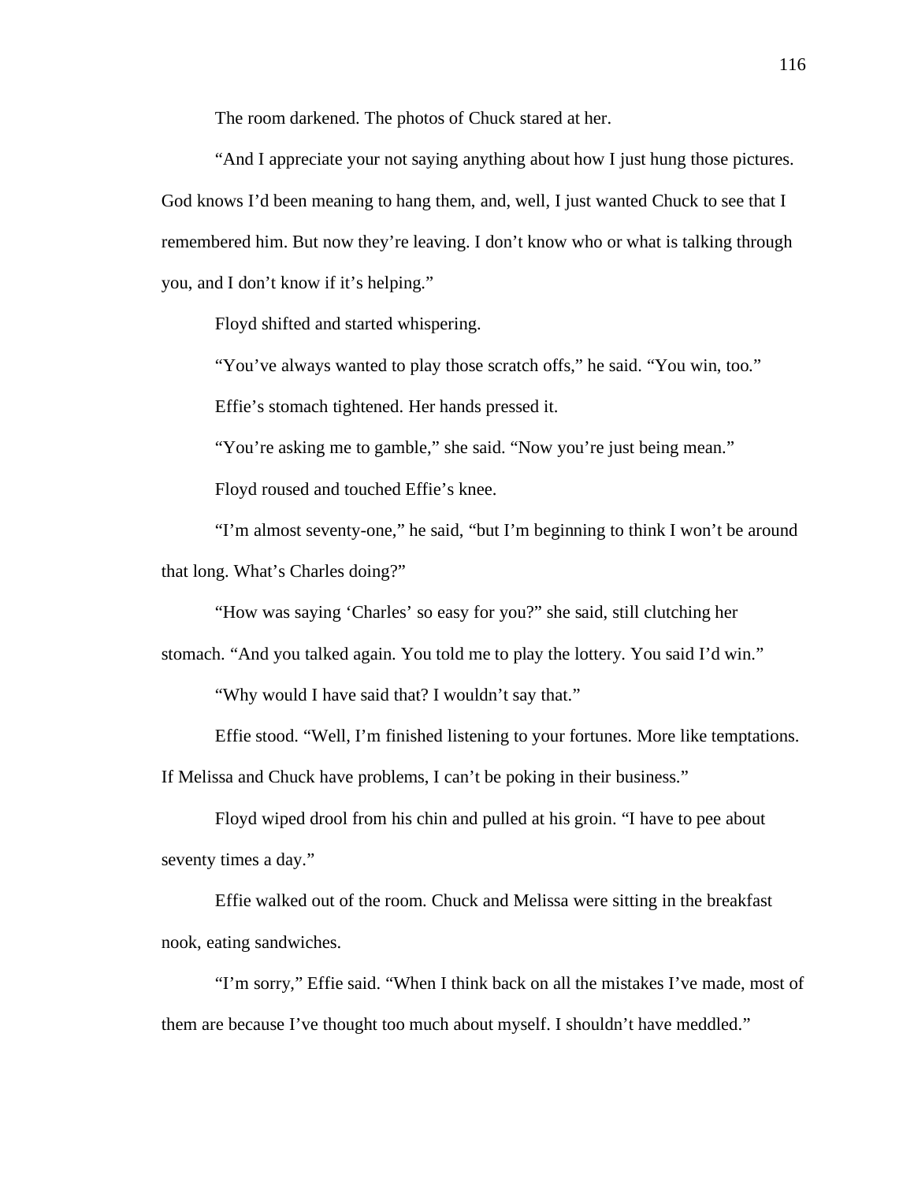The room darkened. The photos of Chuck stared at her.

"And I appreciate your not saying anything about how I just hung those pictures. God knows I'd been meaning to hang them, and, well, I just wanted Chuck to see that I remembered him. But now they're leaving. I don't know who or what is talking through you, and I don't know if it's helping."

Floyd shifted and started whispering.

"You've always wanted to play those scratch offs," he said. "You win, too."

Effie's stomach tightened. Her hands pressed it.

"You're asking me to gamble," she said. "Now you're just being mean."

Floyd roused and touched Effie's knee.

"I'm almost seventy-one," he said, "but I'm beginning to think I won't be around that long. What's Charles doing?"

"How was saying 'Charles' so easy for you?" she said, still clutching her stomach. "And you talked again. You told me to play the lottery. You said I'd win."

"Why would I have said that? I wouldn't say that."

Effie stood. "Well, I'm finished listening to your fortunes. More like temptations. If Melissa and Chuck have problems, I can't be poking in their business."

Floyd wiped drool from his chin and pulled at his groin. "I have to pee about seventy times a day."

Effie walked out of the room. Chuck and Melissa were sitting in the breakfast nook, eating sandwiches.

"I'm sorry," Effie said. "When I think back on all the mistakes I've made, most of them are because I've thought too much about myself. I shouldn't have meddled."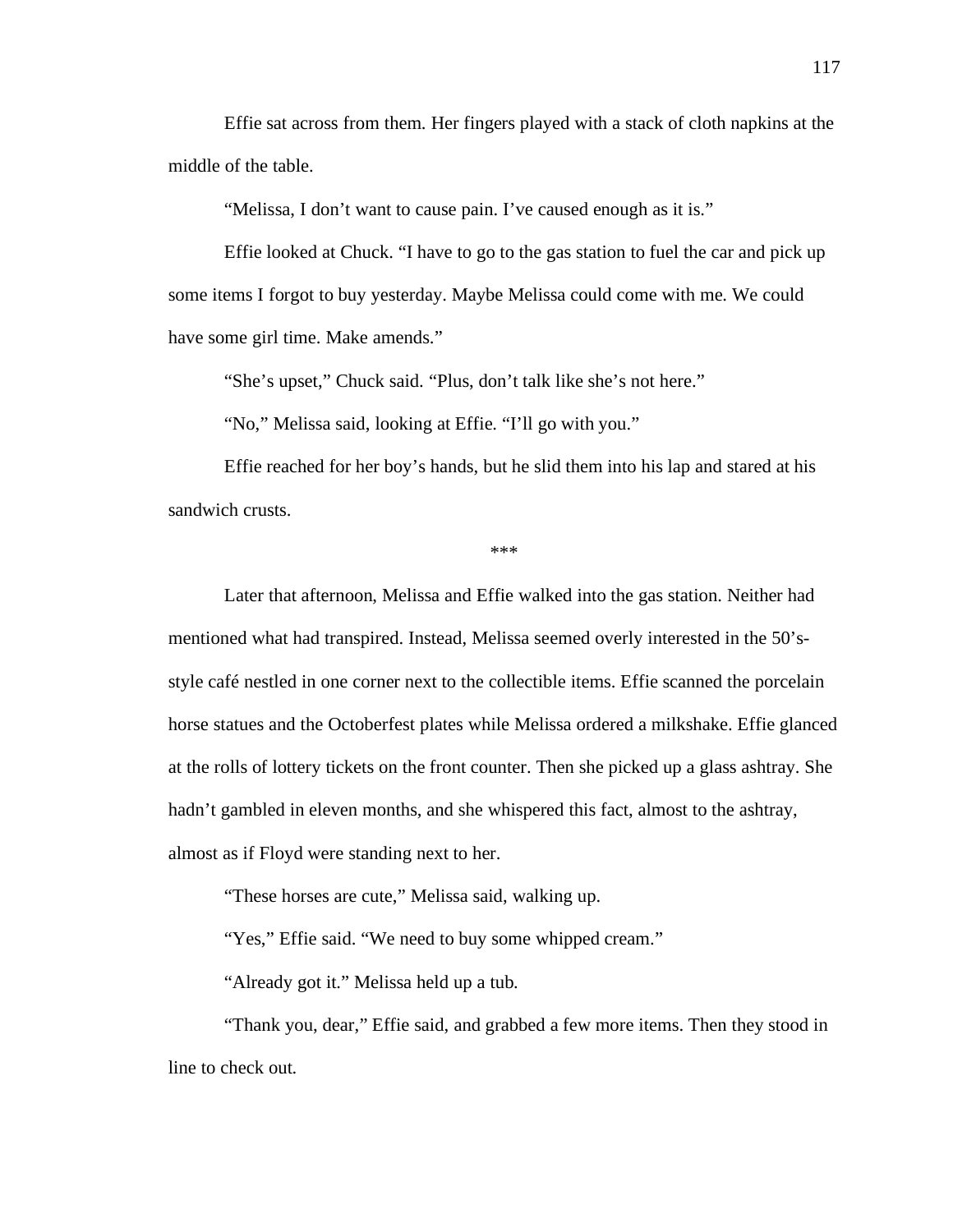Effie sat across from them. Her fingers played with a stack of cloth napkins at the middle of the table.

"Melissa, I don't want to cause pain. I've caused enough as it is."

Effie looked at Chuck. "I have to go to the gas station to fuel the car and pick up some items I forgot to buy yesterday. Maybe Melissa could come with me. We could have some girl time. Make amends."

"She's upset," Chuck said. "Plus, don't talk like she's not here."

"No," Melissa said, looking at Effie. "I'll go with you."

Effie reached for her boy's hands, but he slid them into his lap and stared at his sandwich crusts.

***

Later that afternoon, Melissa and Effie walked into the gas station. Neither had mentioned what had transpired. Instead, Melissa seemed overly interested in the 50's-style café nestled in one corner next to the collectible items. Effie scanned the porcelain horse statues and the Octoberfest plates while Melissa ordered a milkshake. Effie glanced at the rolls of lottery tickets on the front counter. Then she picked up a glass ashtray. She hadn't gambled in eleven months, and she whispered this fact, almost to the ashtray, almost as if Floyd were standing next to her.

"These horses are cute," Melissa said, walking up.

"Yes," Effie said. "We need to buy some whipped cream."

"Already got it." Melissa held up a tub.

"Thank you, dear," Effie said, and grabbed a few more items. Then they stood in line to check out.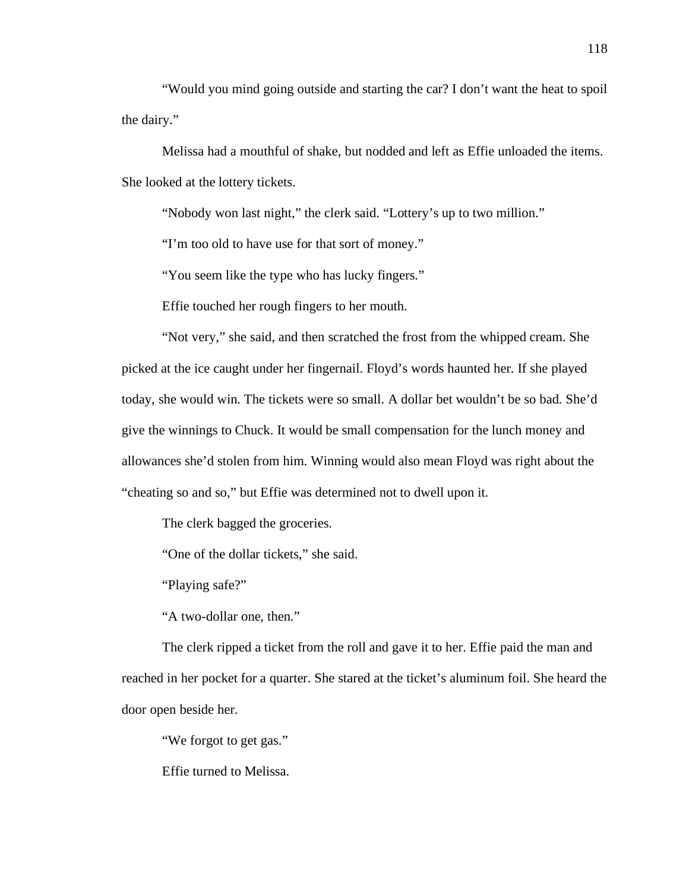"Would you mind going outside and starting the car? I don't want the heat to spoil the dairy."

Melissa had a mouthful of shake, but nodded and left as Effie unloaded the items. She looked at the lottery tickets.

"Nobody won last night," the clerk said. "Lottery's up to two million."

"I'm too old to have use for that sort of money."

"You seem like the type who has lucky fingers."

Effie touched her rough fingers to her mouth.

"Not very," she said, and then scratched the frost from the whipped cream. She picked at the ice caught under her fingernail. Floyd's words haunted her. If she played today, she would win. The tickets were so small. A dollar bet wouldn't be so bad. She'd give the winnings to Chuck. It would be small compensation for the lunch money and allowances she'd stolen from him. Winning would also mean Floyd was right about the "cheating so and so," but Effie was determined not to dwell upon it.

The clerk bagged the groceries.

"One of the dollar tickets," she said.

"Playing safe?"

"A two-dollar one, then."

The clerk ripped a ticket from the roll and gave it to her. Effie paid the man and reached in her pocket for a quarter. She stared at the ticket's aluminum foil. She heard the door open beside her.

"We forgot to get gas."

Effie turned to Melissa.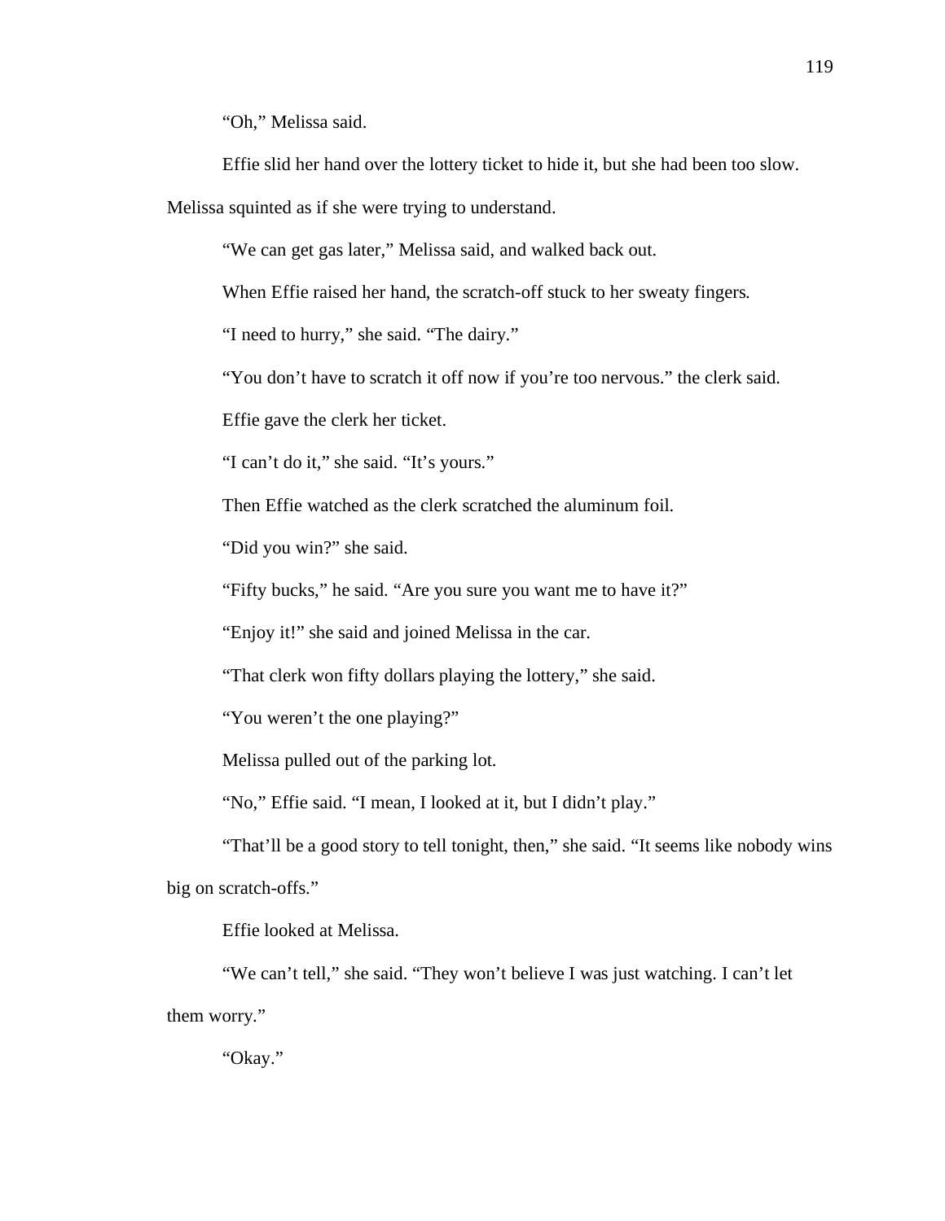“Oh,” Melissa said.

Effie slid her hand over the lottery ticket to hide it, but she had been too slow. Melissa squinted as if she were trying to understand.

“We can get gas later,” Melissa said, and walked back out.

When Effie raised her hand, the scratch-off stuck to her sweaty fingers.

“I need to hurry,” she said. “The dairy.”

“You don’t have to scratch it off now if you’re too nervous.” the clerk said.

Effie gave the clerk her ticket.

“I can’t do it,” she said. “It’s yours.”

Then Effie watched as the clerk scratched the aluminum foil.

“Did you win?” she said.

“Fifty bucks,” he said. “Are you sure you want me to have it?”

“Enjoy it!” she said and joined Melissa in the car.

“That clerk won fifty dollars playing the lottery,” she said.

“You weren’t the one playing?”

Melissa pulled out of the parking lot.

“No,” Effie said. “I mean, I looked at it, but I didn’t play.”

“That’ll be a good story to tell tonight, then,” she said. “It seems like nobody wins big on scratch-offs.”

Effie looked at Melissa.

“We can’t tell,” she said. “They won’t believe I was just watching. I can’t let them worry.”

“Okay.”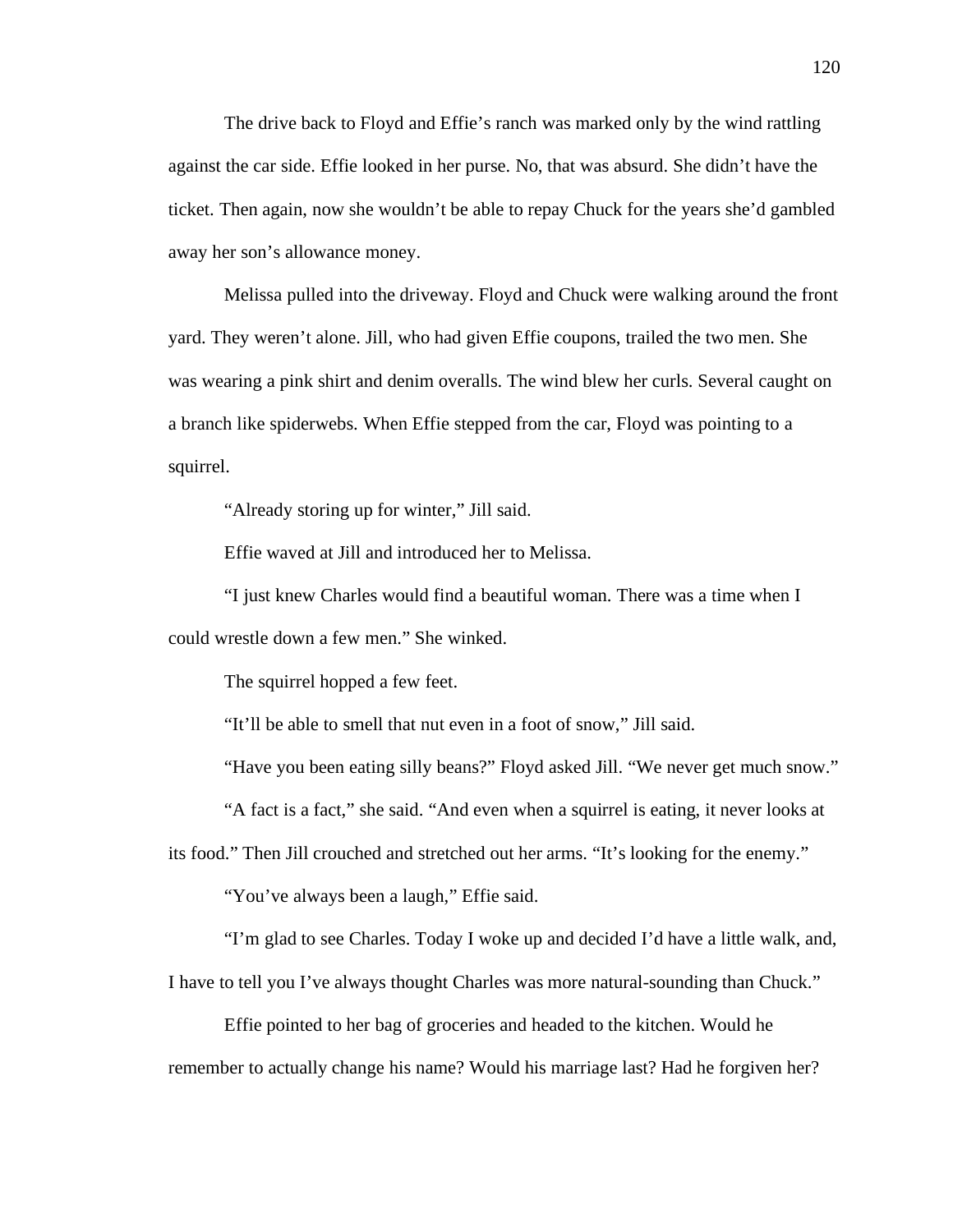The drive back to Floyd and Effie's ranch was marked only by the wind rattling against the car side. Effie looked in her purse. No, that was absurd. She didn't have the ticket. Then again, now she wouldn't be able to repay Chuck for the years she'd gambled away her son's allowance money.

Melissa pulled into the driveway. Floyd and Chuck were walking around the front yard. They weren't alone. Jill, who had given Effie coupons, trailed the two men. She was wearing a pink shirt and denim overalls. The wind blew her curls. Several caught on a branch like spiderwebs. When Effie stepped from the car, Floyd was pointing to a squirrel.

"Already storing up for winter," Jill said.

Effie waved at Jill and introduced her to Melissa.

"I just knew Charles would find a beautiful woman. There was a time when I could wrestle down a few men." She winked.

The squirrel hopped a few feet.

"It'll be able to smell that nut even in a foot of snow," Jill said.

"Have you been eating silly beans?" Floyd asked Jill. "We never get much snow."

"A fact is a fact," she said. "And even when a squirrel is eating, it never looks at its food." Then Jill crouched and stretched out her arms. "It's looking for the enemy."

"You've always been a laugh," Effie said.

"I'm glad to see Charles. Today I woke up and decided I'd have a little walk, and, I have to tell you I've always thought Charles was more natural-sounding than Chuck."

Effie pointed to her bag of groceries and headed to the kitchen. Would he remember to actually change his name? Would his marriage last? Had he forgiven her?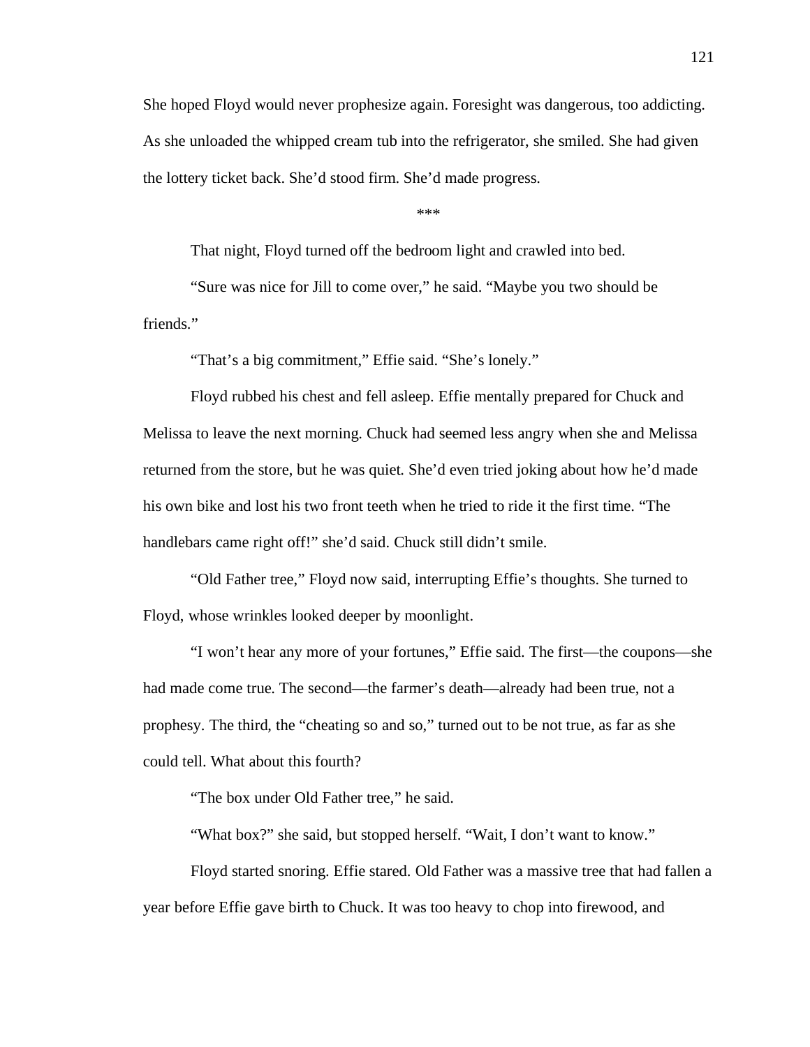She hoped Floyd would never prophesize again. Foresight was dangerous, too addicting. As she unloaded the whipped cream tub into the refrigerator, she smiled. She had given the lottery ticket back. She'd stood firm. She'd made progress.

***

That night, Floyd turned off the bedroom light and crawled into bed.

"Sure was nice for Jill to come over," he said. "Maybe you two should be friends."

"That's a big commitment," Effie said. "She's lonely."

Floyd rubbed his chest and fell asleep. Effie mentally prepared for Chuck and Melissa to leave the next morning. Chuck had seemed less angry when she and Melissa returned from the store, but he was quiet. She'd even tried joking about how he'd made his own bike and lost his two front teeth when he tried to ride it the first time. "The handlebars came right off!" she'd said. Chuck still didn't smile.

"Old Father tree," Floyd now said, interrupting Effie's thoughts. She turned to Floyd, whose wrinkles looked deeper by moonlight.

"I won't hear any more of your fortunes," Effie said. The first—the coupons—she had made come true. The second—the farmer's death—already had been true, not a prophesy. The third, the "cheating so and so," turned out to be not true, as far as she could tell. What about this fourth?

"The box under Old Father tree," he said.

"What box?" she said, but stopped herself. "Wait, I don't want to know."

Floyd started snoring. Effie stared. Old Father was a massive tree that had fallen a year before Effie gave birth to Chuck. It was too heavy to chop into firewood, and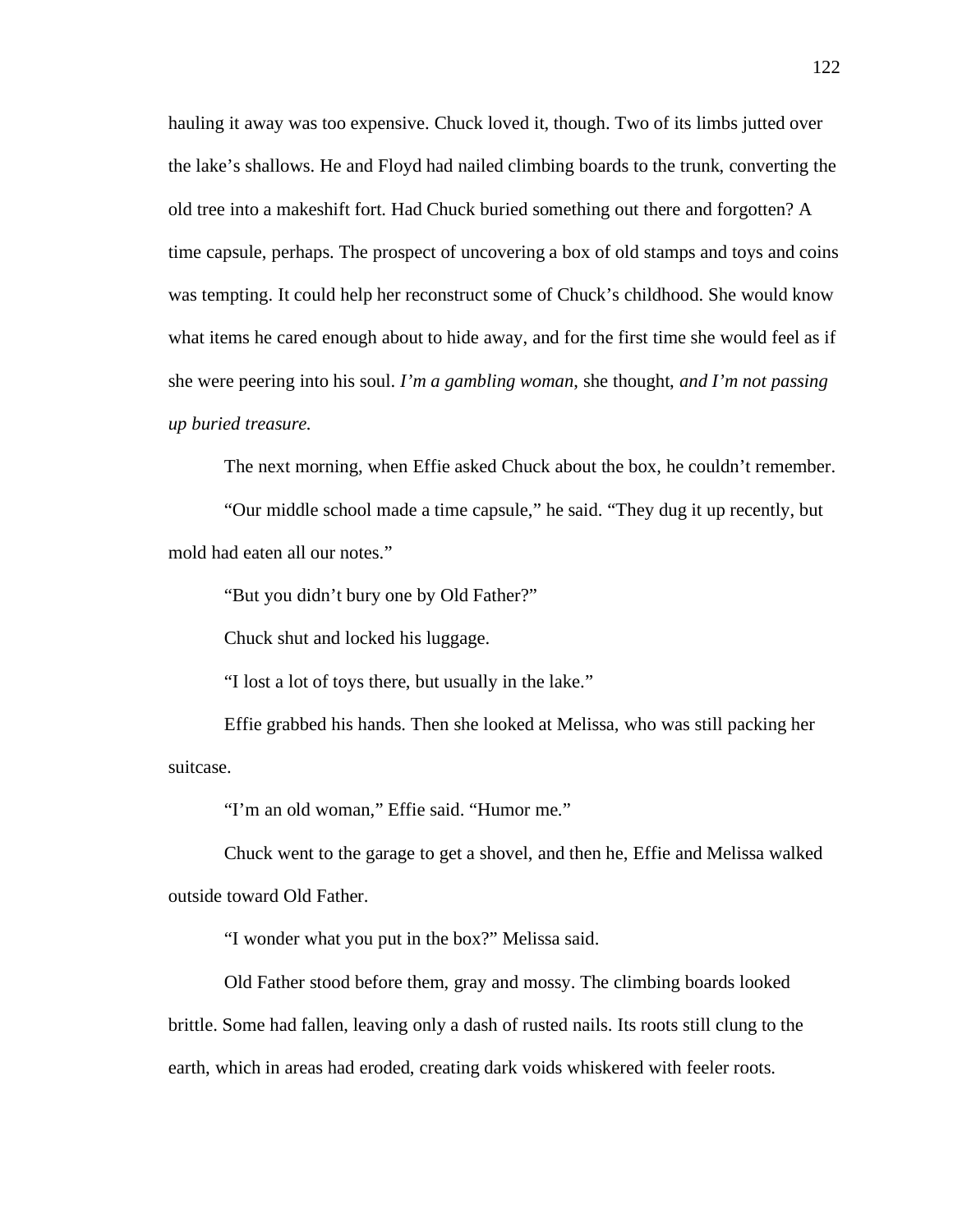hauling it away was too expensive. Chuck loved it, though. Two of its limbs jutted over the lake's shallows. He and Floyd had nailed climbing boards to the trunk, converting the old tree into a makeshift fort. Had Chuck buried something out there and forgotten? A time capsule, perhaps. The prospect of uncovering a box of old stamps and toys and coins was tempting. It could help her reconstruct some of Chuck's childhood. She would know what items he cared enough about to hide away, and for the first time she would feel as if she were peering into his soul. *I'm a gambling woman,* she thought, *and I'm not passing up buried treasure.*

The next morning, when Effie asked Chuck about the box, he couldn't remember.

"Our middle school made a time capsule," he said. "They dug it up recently, but mold had eaten all our notes."

"But you didn't bury one by Old Father?"

Chuck shut and locked his luggage.

"I lost a lot of toys there, but usually in the lake."

Effie grabbed his hands. Then she looked at Melissa, who was still packing her suitcase.

"I'm an old woman," Effie said. "Humor me."

Chuck went to the garage to get a shovel, and then he, Effie and Melissa walked outside toward Old Father.

"I wonder what you put in the box?" Melissa said.

Old Father stood before them, gray and mossy. The climbing boards looked brittle. Some had fallen, leaving only a dash of rusted nails. Its roots still clung to the earth, which in areas had eroded, creating dark voids whiskered with feeler roots.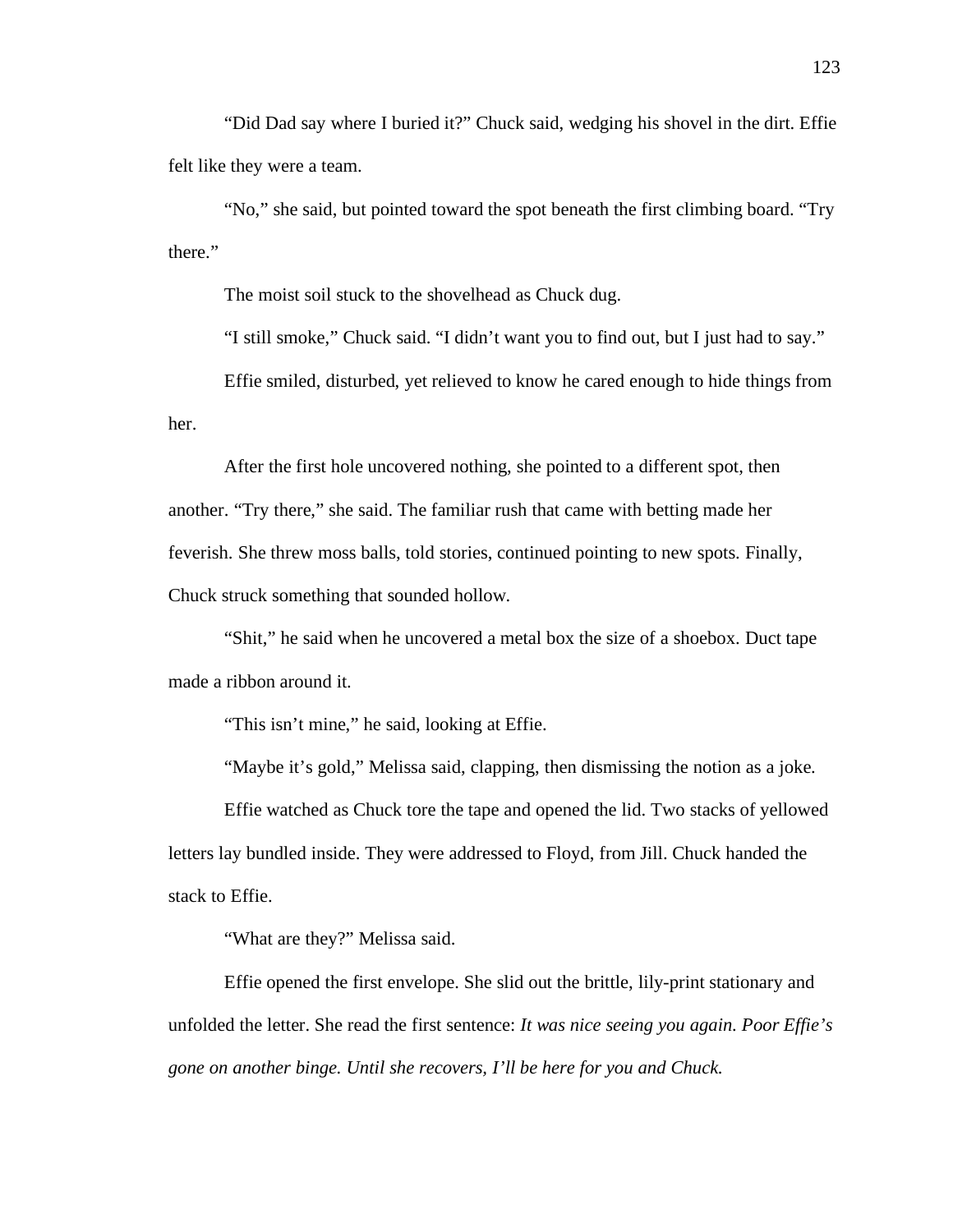"Did Dad say where I buried it?" Chuck said, wedging his shovel in the dirt. Effie felt like they were a team.

"No," she said, but pointed toward the spot beneath the first climbing board. "Try there."

The moist soil stuck to the shovelhead as Chuck dug.

"I still smoke," Chuck said. "I didn't want you to find out, but I just had to say."

Effie smiled, disturbed, yet relieved to know he cared enough to hide things from her.

After the first hole uncovered nothing, she pointed to a different spot, then another. "Try there," she said. The familiar rush that came with betting made her feverish. She threw moss balls, told stories, continued pointing to new spots. Finally, Chuck struck something that sounded hollow.

"Shit," he said when he uncovered a metal box the size of a shoebox. Duct tape made a ribbon around it.

"This isn't mine," he said, looking at Effie.

"Maybe it's gold," Melissa said, clapping, then dismissing the notion as a joke.

Effie watched as Chuck tore the tape and opened the lid. Two stacks of yellowed letters lay bundled inside. They were addressed to Floyd, from Jill. Chuck handed the stack to Effie.

"What are they?" Melissa said.

Effie opened the first envelope. She slid out the brittle, lily-print stationary and unfolded the letter. She read the first sentence: *It was nice seeing you again. Poor Effie's gone on another binge. Until she recovers, I'll be here for you and Chuck.*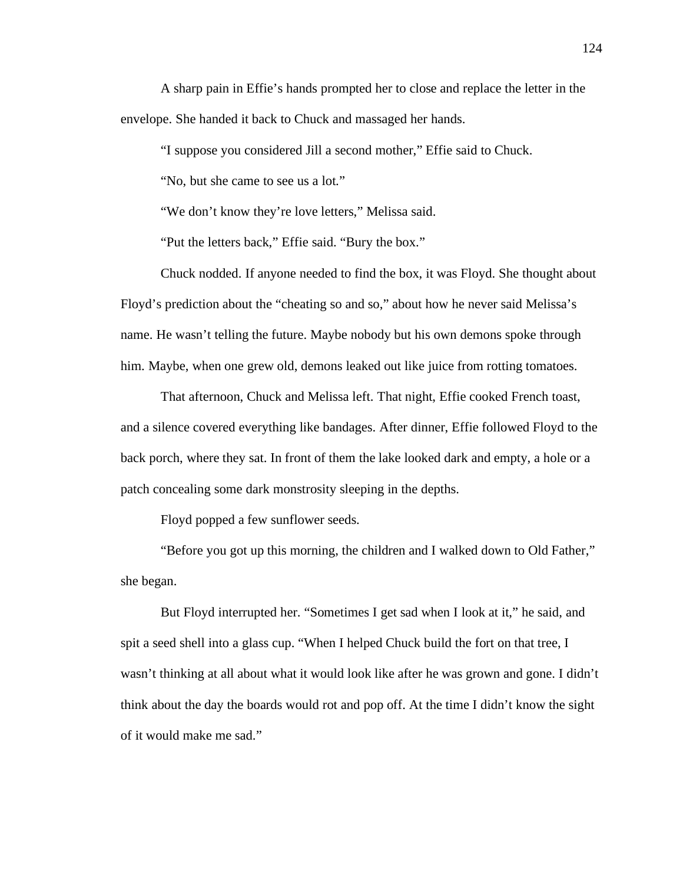A sharp pain in Effie's hands prompted her to close and replace the letter in the envelope. She handed it back to Chuck and massaged her hands.

"I suppose you considered Jill a second mother," Effie said to Chuck.

"No, but she came to see us a lot."

"We don't know they're love letters," Melissa said.

"Put the letters back," Effie said. "Bury the box."

Chuck nodded. If anyone needed to find the box, it was Floyd. She thought about Floyd's prediction about the "cheating so and so," about how he never said Melissa's name. He wasn't telling the future. Maybe nobody but his own demons spoke through him. Maybe, when one grew old, demons leaked out like juice from rotting tomatoes.

That afternoon, Chuck and Melissa left. That night, Effie cooked French toast, and a silence covered everything like bandages. After dinner, Effie followed Floyd to the back porch, where they sat. In front of them the lake looked dark and empty, a hole or a patch concealing some dark monstrosity sleeping in the depths.

Floyd popped a few sunflower seeds.

"Before you got up this morning, the children and I walked down to Old Father," she began.

But Floyd interrupted her. "Sometimes I get sad when I look at it," he said, and spit a seed shell into a glass cup. "When I helped Chuck build the fort on that tree, I wasn't thinking at all about what it would look like after he was grown and gone. I didn't think about the day the boards would rot and pop off. At the time I didn't know the sight of it would make me sad."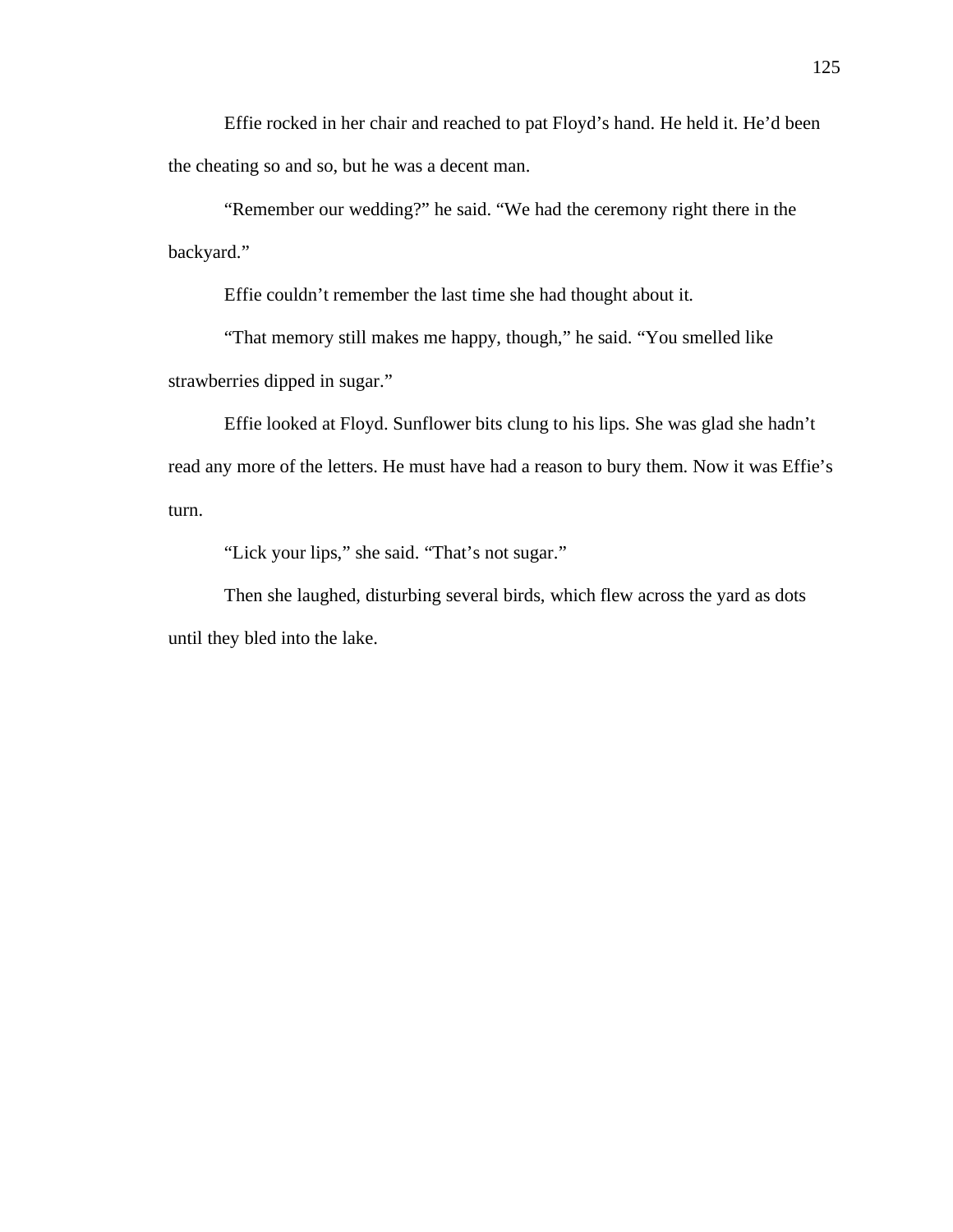Effie rocked in her chair and reached to pat Floyd's hand. He held it. He'd been the cheating so and so, but he was a decent man.

"Remember our wedding?" he said. "We had the ceremony right there in the backyard."

Effie couldn't remember the last time she had thought about it.

"That memory still makes me happy, though," he said. "You smelled like strawberries dipped in sugar."

Effie looked at Floyd. Sunflower bits clung to his lips. She was glad she hadn't read any more of the letters. He must have had a reason to bury them. Now it was Effie's turn.

"Lick your lips," she said. "That's not sugar."

Then she laughed, disturbing several birds, which flew across the yard as dots until they bled into the lake.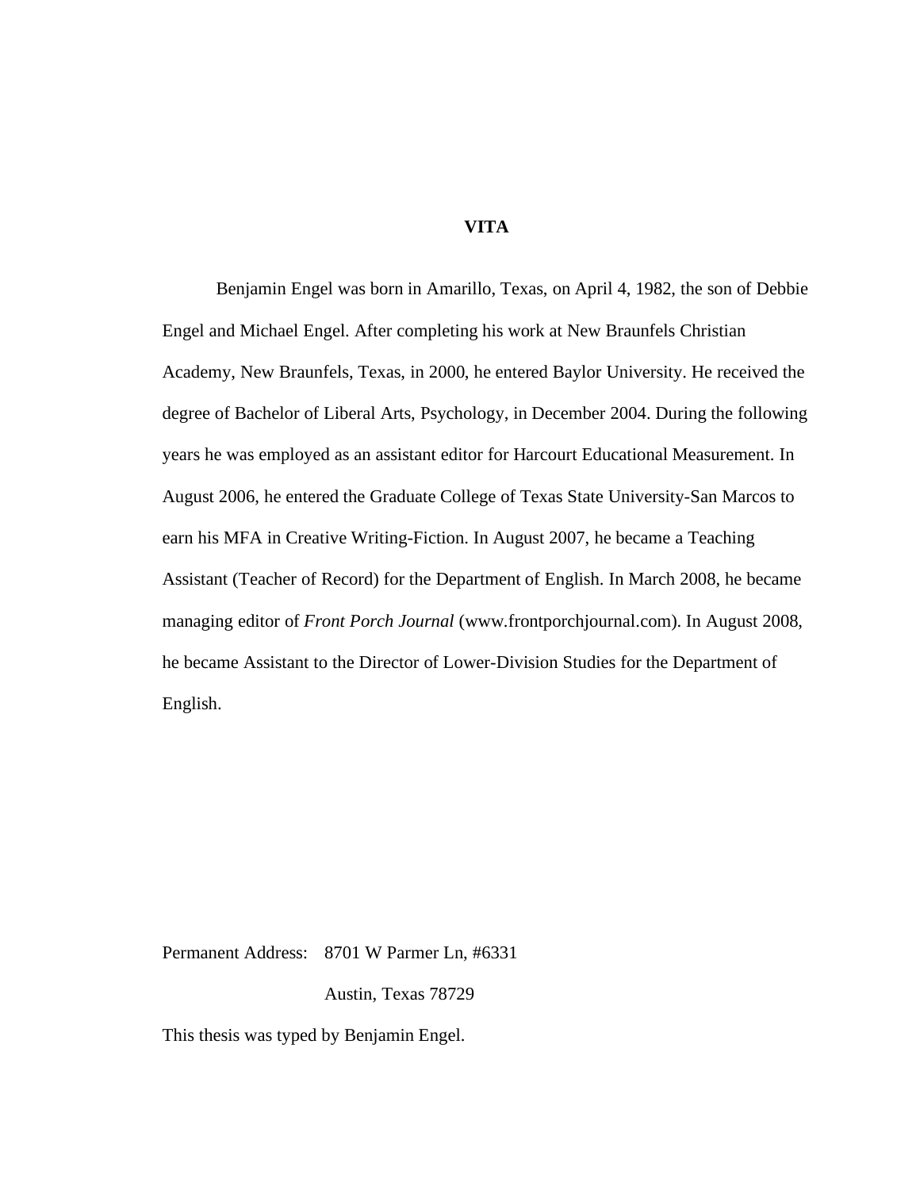# VITA

Benjamin Engel was born in Amarillo, Texas, on April 4, 1982, the son of Debbie Engel and Michael Engel. After completing his work at New Braunfels Christian Academy, New Braunfels, Texas, in 2000, he entered Baylor University. He received the degree of Bachelor of Liberal Arts, Psychology, in December 2004. During the following years he was employed as an assistant editor for Harcourt Educational Measurement. In August 2006, he entered the Graduate College of Texas State University-San Marcos to earn his MFA in Creative Writing-Fiction. In August 2007, he became a Teaching Assistant (Teacher of Record) for the Department of English. In March 2008, he became managing editor of *Front Porch Journal* (www.frontporchjournal.com). In August 2008, he became Assistant to the Director of Lower-Division Studies for the Department of English.

Permanent Address: 8701 W Parmer Ln, #6331

Austin, Texas 78729

This thesis was typed by Benjamin Engel.